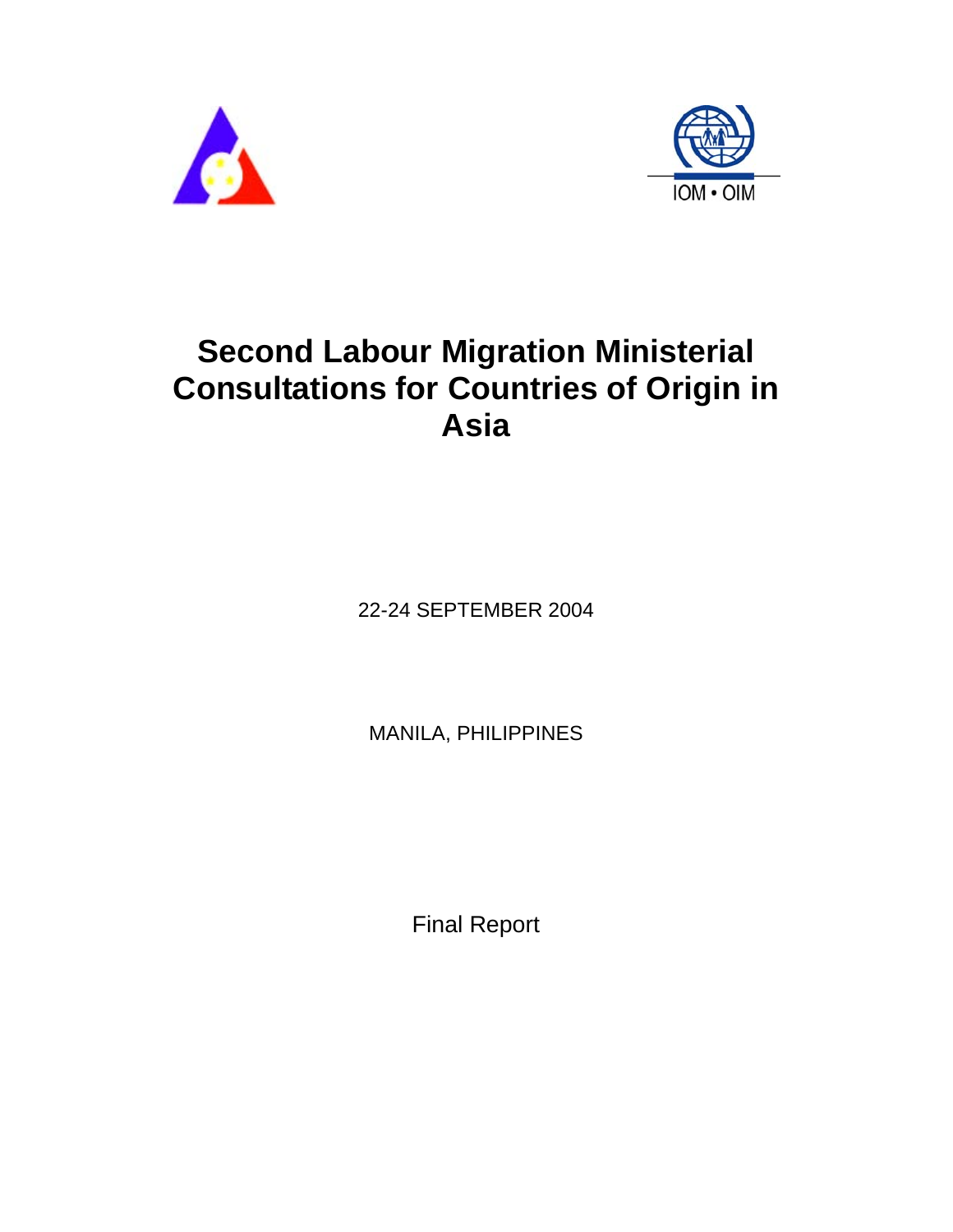IOM • OIM

# Second Labour Migration Ministerial Consultations for Countries of Origin in Asia

22-24 SEPTEMBER 2004

MANILA, PHILIPPINES

Final Report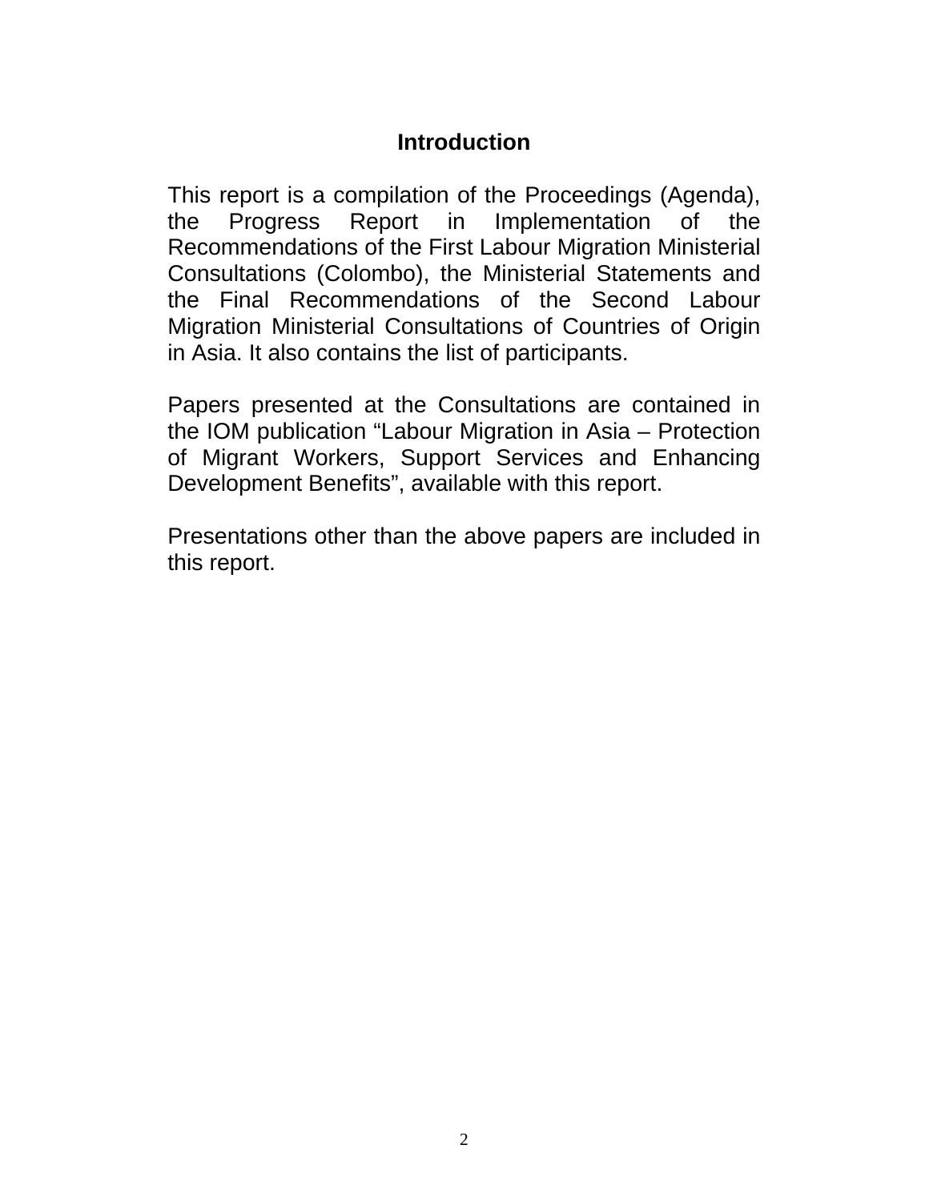# Introduction

This report is a compilation of the Proceedings (Agenda), the Progress Report in Implementation of the Recommendations of the First Labour Migration Ministerial Consultations (Colombo), the Ministerial Statements and the Final Recommendations of the Second Labour Migration Ministerial Consultations of Countries of Origin in Asia. It also contains the list of participants.

Papers presented at the Consultations are contained in the IOM publication "Labour Migration in Asia – Protection of Migrant Workers, Support Services and Enhancing Development Benefits", available with this report.

Presentations other than the above papers are included in this report.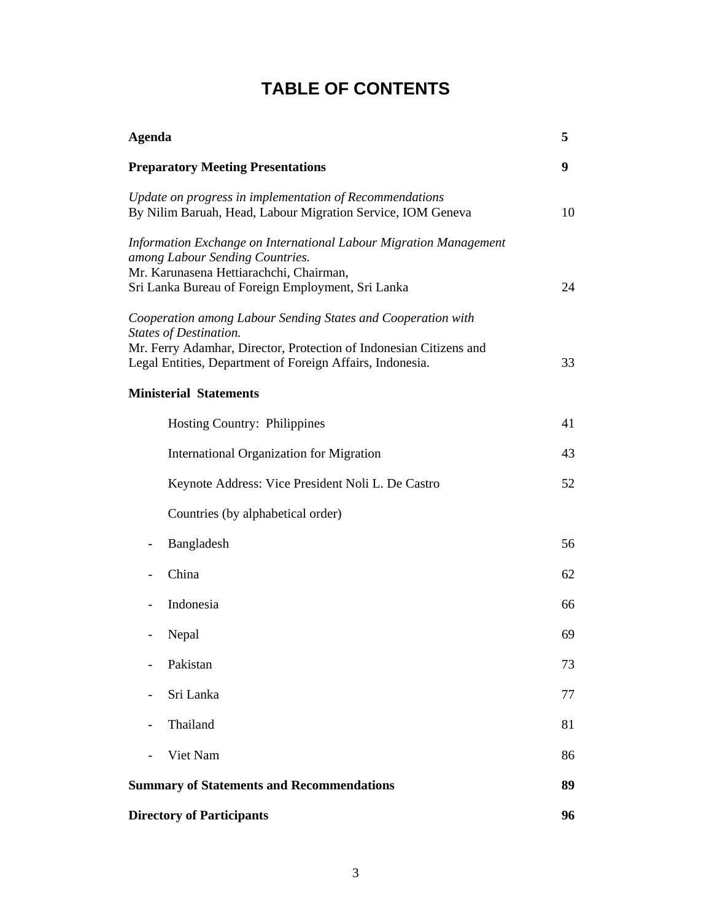# TABLE OF CONTENTS

| | |
|---|---|
| **Agenda** | **5** |
| **Preparatory Meeting Presentations** | **9** |
| *Update on progress in implementation of Recommendations* By Nilim Baruah, Head, Labour Migration Service, IOM Geneva | 10 |
| *Information Exchange on International Labour Migration Management among Labour Sending Countries.* Mr. Karunasena Hettiarachchi, Chairman, Sri Lanka Bureau of Foreign Employment, Sri Lanka | 24 |
| *Cooperation among Labour Sending States and Cooperation with States of Destination.* Mr. Ferry Adamhar, Director, Protection of Indonesian Citizens and Legal Entities, Department of Foreign Affairs, Indonesia. | 33 |
| **Ministerial Statements** | |
| Hosting Country: Philippines | 41 |
| International Organization for Migration | 43 |
| Keynote Address: Vice President Noli L. De Castro | 52 |
| Countries (by alphabetical order) | |
| - Bangladesh | 56 |
| - China | 62 |
| - Indonesia | 66 |
| - Nepal | 69 |
| - Pakistan | 73 |
| - Sri Lanka | 77 |
| - Thailand | 81 |
| - Viet Nam | 86 |
| **Summary of Statements and Recommendations** | **89** |
| **Directory of Participants** | **96** |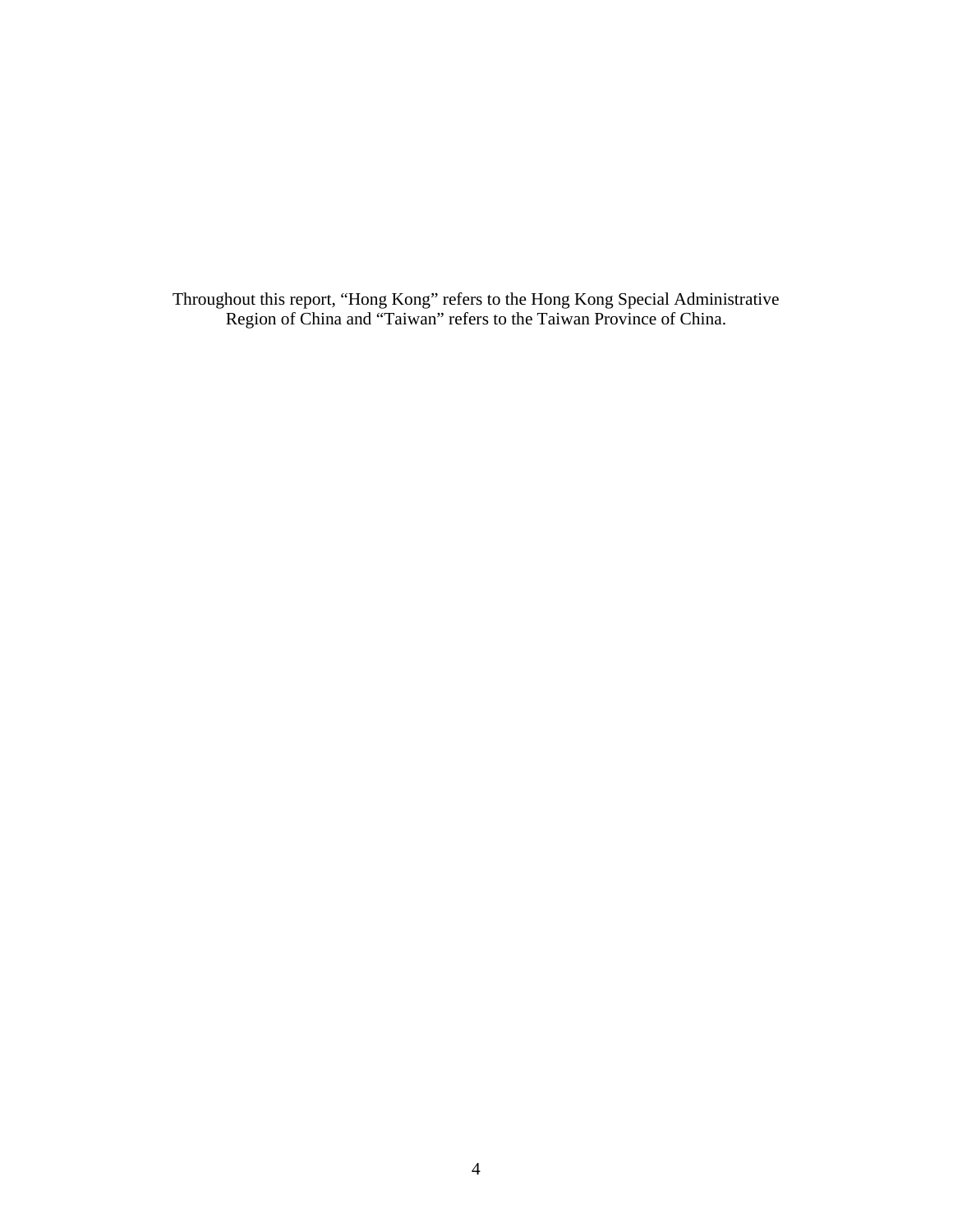Throughout this report, "Hong Kong" refers to the Hong Kong Special Administrative Region of China and "Taiwan" refers to the Taiwan Province of China.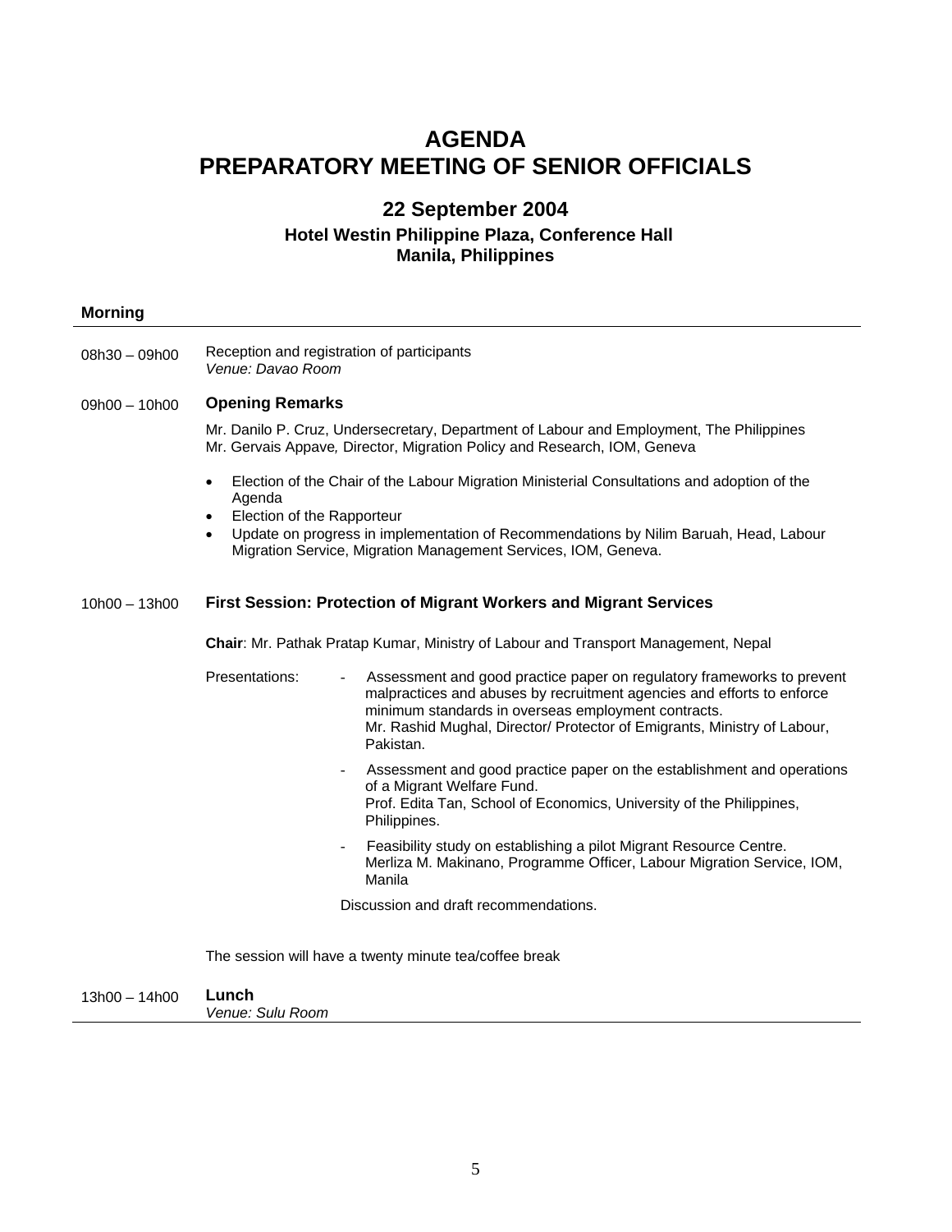# AGENDA
# PREPARATORY MEETING OF SENIOR OFFICIALS

## 22 September 2004

### Hotel Westin Philippine Plaza, Conference Hall
### Manila, Philippines

**Morning**

---

08h30 – 09h00 Reception and registration of participants
*Venue: Davao Room*

09h00 – 10h00 **Opening Remarks**

Mr. Danilo P. Cruz, Undersecretary, Department of Labour and Employment, The Philippines
Mr. Gervais Appave*,* Director, Migration Policy and Research, IOM, Geneva

- Election of the Chair of the Labour Migration Ministerial Consultations and adoption of the Agenda
- Election of the Rapporteur
- Update on progress in implementation of Recommendations by Nilim Baruah, Head, Labour Migration Service, Migration Management Services, IOM, Geneva.

10h00 – 13h00 **First Session: Protection of Migrant Workers and Migrant Services**

**Chair**: Mr. Pathak Pratap Kumar, Ministry of Labour and Transport Management, Nepal

Presentations:

- Assessment and good practice paper on regulatory frameworks to prevent malpractices and abuses by recruitment agencies and efforts to enforce minimum standards in overseas employment contracts.
  Mr. Rashid Mughal, Director/ Protector of Emigrants, Ministry of Labour, Pakistan.
- Assessment and good practice paper on the establishment and operations of a Migrant Welfare Fund.
  Prof. Edita Tan, School of Economics, University of the Philippines, Philippines.
- Feasibility study on establishing a pilot Migrant Resource Centre.
  Merliza M. Makinano, Programme Officer, Labour Migration Service, IOM, Manila

Discussion and draft recommendations.

The session will have a twenty minute tea/coffee break

13h00 – 14h00 **Lunch**
*Venue: Sulu Room*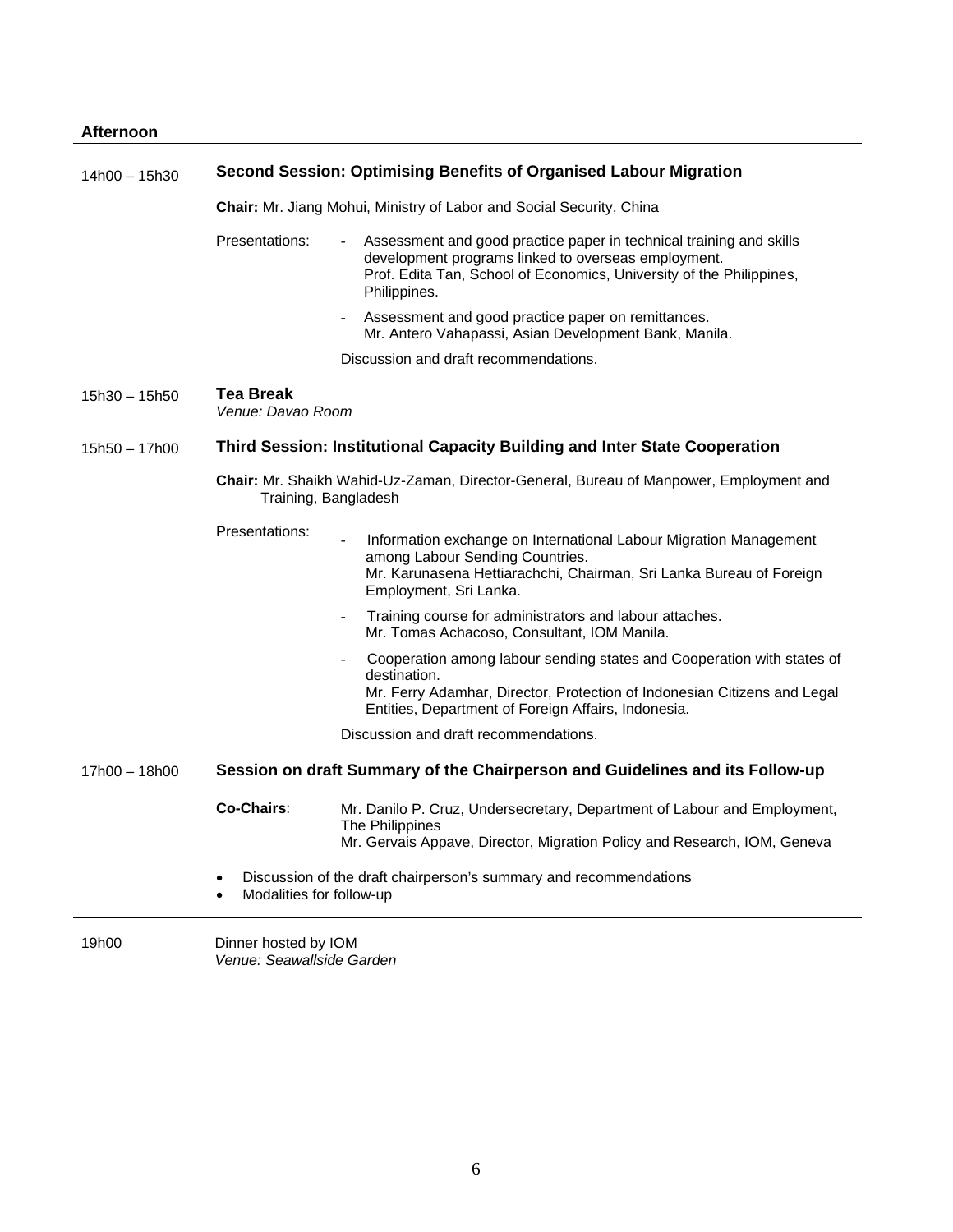**Afternoon**

| | |
|---|---|
| 14h00 – 15h30 | **Second Session: Optimising Benefits of Organised Labour Migration** |

**Chair:** Mr. Jiang Mohui, Ministry of Labor and Social Security, China

Presentations:

- Assessment and good practice paper in technical training and skills development programs linked to overseas employment.
  Prof. Edita Tan, School of Economics, University of the Philippines, Philippines.
- Assessment and good practice paper on remittances.
  Mr. Antero Vahapassi, Asian Development Bank, Manila.

Discussion and draft recommendations.

| | |
|---|---|
| 15h30 – 15h50 | **Tea Break** *Venue: Davao Room* |
| 15h50 – 17h00 | **Third Session: Institutional Capacity Building and Inter State Cooperation** |

**Chair:** Mr. Shaikh Wahid-Uz-Zaman, Director-General, Bureau of Manpower, Employment and Training, Bangladesh

Presentations:

- Information exchange on International Labour Migration Management among Labour Sending Countries.
  Mr. Karunasena Hettiarachchi, Chairman, Sri Lanka Bureau of Foreign Employment, Sri Lanka.
- Training course for administrators and labour attaches.
  Mr. Tomas Achacoso, Consultant, IOM Manila.
- Cooperation among labour sending states and Cooperation with states of destination.
  Mr. Ferry Adamhar, Director, Protection of Indonesian Citizens and Legal Entities, Department of Foreign Affairs, Indonesia.

Discussion and draft recommendations.

| | |
|---|---|
| 17h00 – 18h00 | **Session on draft Summary of the Chairperson and Guidelines and its Follow-up** |

**Co-Chairs**: Mr. Danilo P. Cruz, Undersecretary, Department of Labour and Employment, The Philippines
Mr. Gervais Appave, Director, Migration Policy and Research, IOM, Geneva

- Discussion of the draft chairperson's summary and recommendations
- Modalities for follow-up

| | |
|---|---|
| 19h00 | Dinner hosted by IOM *Venue: Seawallside Garden* |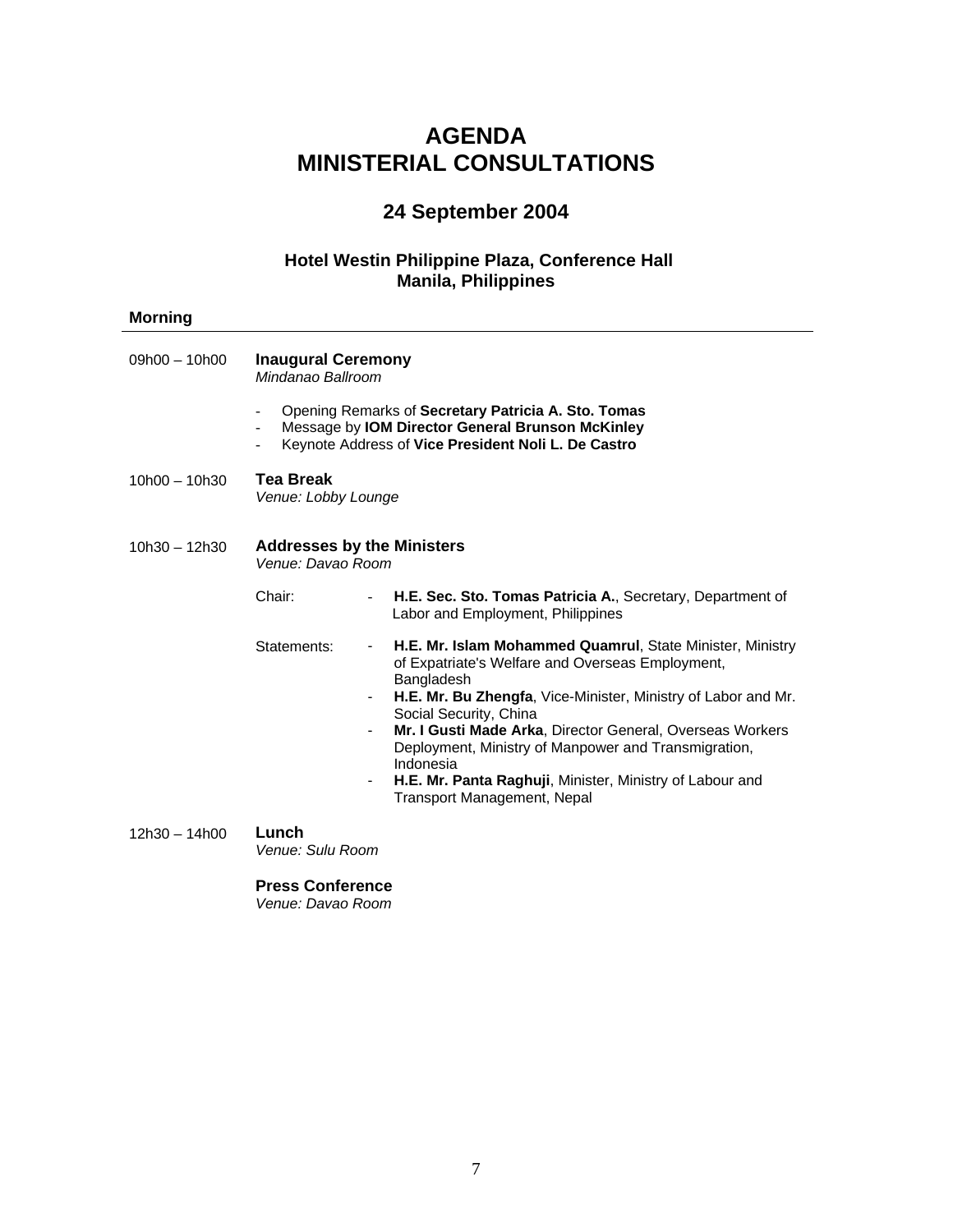# AGENDA
# MINISTERIAL CONSULTATIONS

## 24 September 2004

### Hotel Westin Philippine Plaza, Conference Hall
### Manila, Philippines

**Morning**

---

09h00 – 10h00 **Inaugural Ceremony**
*Mindanao Ballroom*

- Opening Remarks of **Secretary Patricia A. Sto. Tomas**
- Message by **IOM Director General Brunson McKinley**
- Keynote Address of **Vice President Noli L. De Castro**

10h00 – 10h30 **Tea Break**
*Venue: Lobby Lounge*

10h30 – 12h30 **Addresses by the Ministers**
*Venue: Davao Room*

Chair:
- **H.E. Sec. Sto. Tomas Patricia A.**, Secretary, Department of Labor and Employment, Philippines

Statements:
- **H.E. Mr. Islam Mohammed Quamrul**, State Minister, Ministry of Expatriate's Welfare and Overseas Employment, Bangladesh
- **H.E. Mr. Bu Zhengfa**, Vice-Minister, Ministry of Labor and Mr. Social Security, China
- **Mr. I Gusti Made Arka**, Director General, Overseas Workers Deployment, Ministry of Manpower and Transmigration, Indonesia
- **H.E. Mr. Panta Raghuji**, Minister, Ministry of Labour and Transport Management, Nepal

12h30 – 14h00 **Lunch**
*Venue: Sulu Room*

**Press Conference**
*Venue: Davao Room*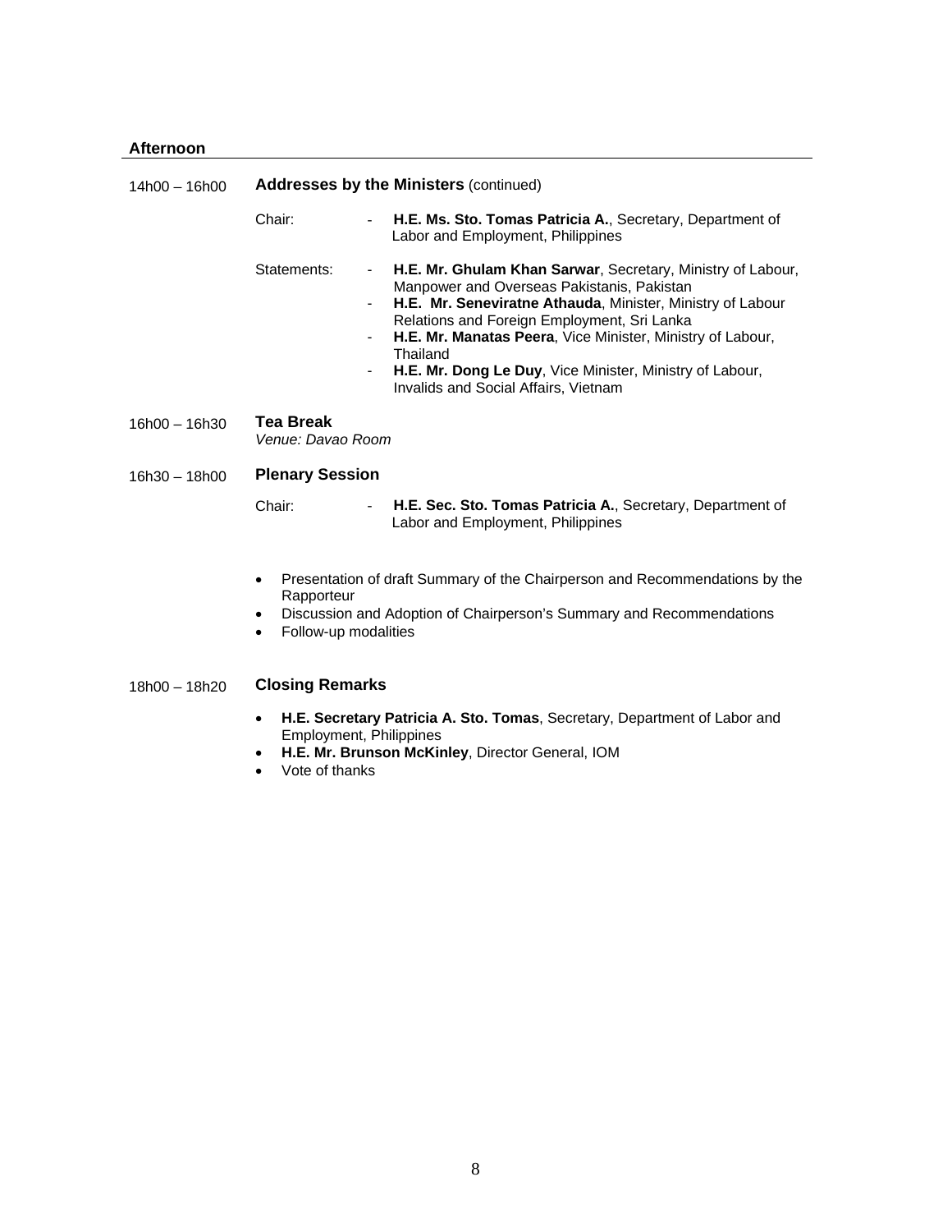**Afternoon**

14h00 – 16h00 **Addresses by the Ministers** (continued)

Chair:
- **H.E. Ms. Sto. Tomas Patricia A.**, Secretary, Department of Labor and Employment, Philippines

Statements:
- **H.E. Mr. Ghulam Khan Sarwar**, Secretary, Ministry of Labour, Manpower and Overseas Pakistanis, Pakistan
- **H.E. Mr. Seneviratne Athauda**, Minister, Ministry of Labour Relations and Foreign Employment, Sri Lanka
- **H.E. Mr. Manatas Peera**, Vice Minister, Ministry of Labour, Thailand
- **H.E. Mr. Dong Le Duy**, Vice Minister, Ministry of Labour, Invalids and Social Affairs, Vietnam

16h00 – 16h30 **Tea Break**
*Venue: Davao Room*

16h30 – 18h00 **Plenary Session**

Chair:
- **H.E. Sec. Sto. Tomas Patricia A.**, Secretary, Department of Labor and Employment, Philippines

- Presentation of draft Summary of the Chairperson and Recommendations by the Rapporteur
- Discussion and Adoption of Chairperson's Summary and Recommendations
- Follow-up modalities

18h00 – 18h20 **Closing Remarks**

- **H.E. Secretary Patricia A. Sto. Tomas**, Secretary, Department of Labor and Employment, Philippines
- **H.E. Mr. Brunson McKinley**, Director General, IOM
- Vote of thanks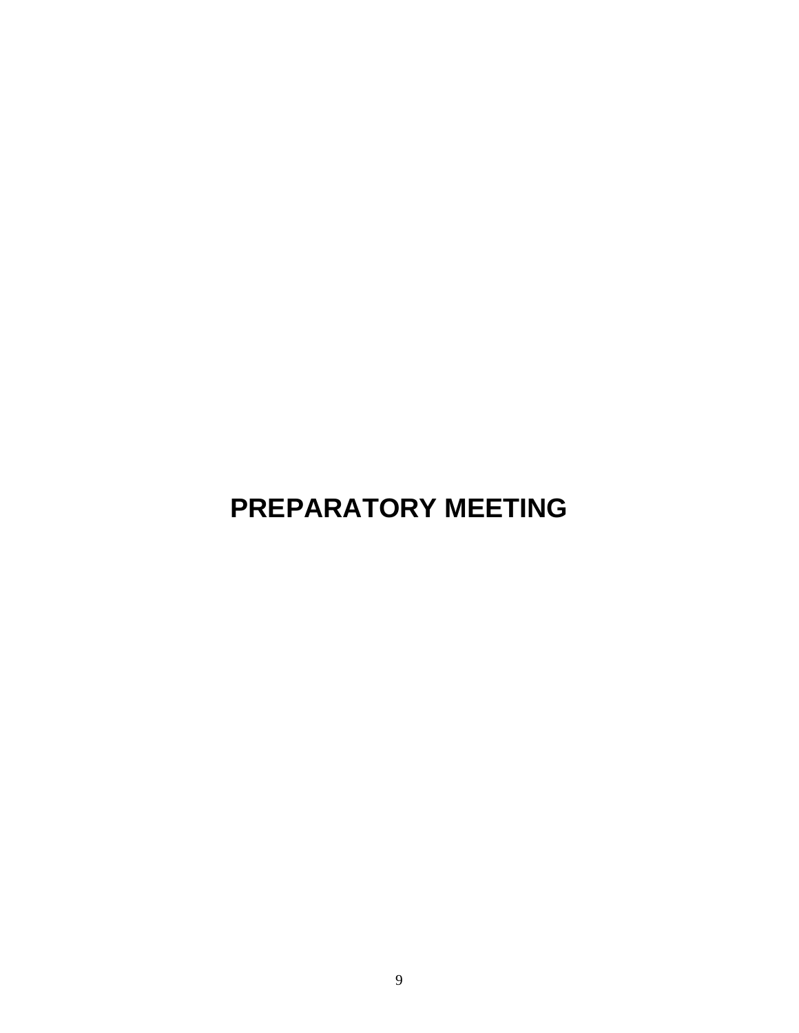# PREPARATORY MEETING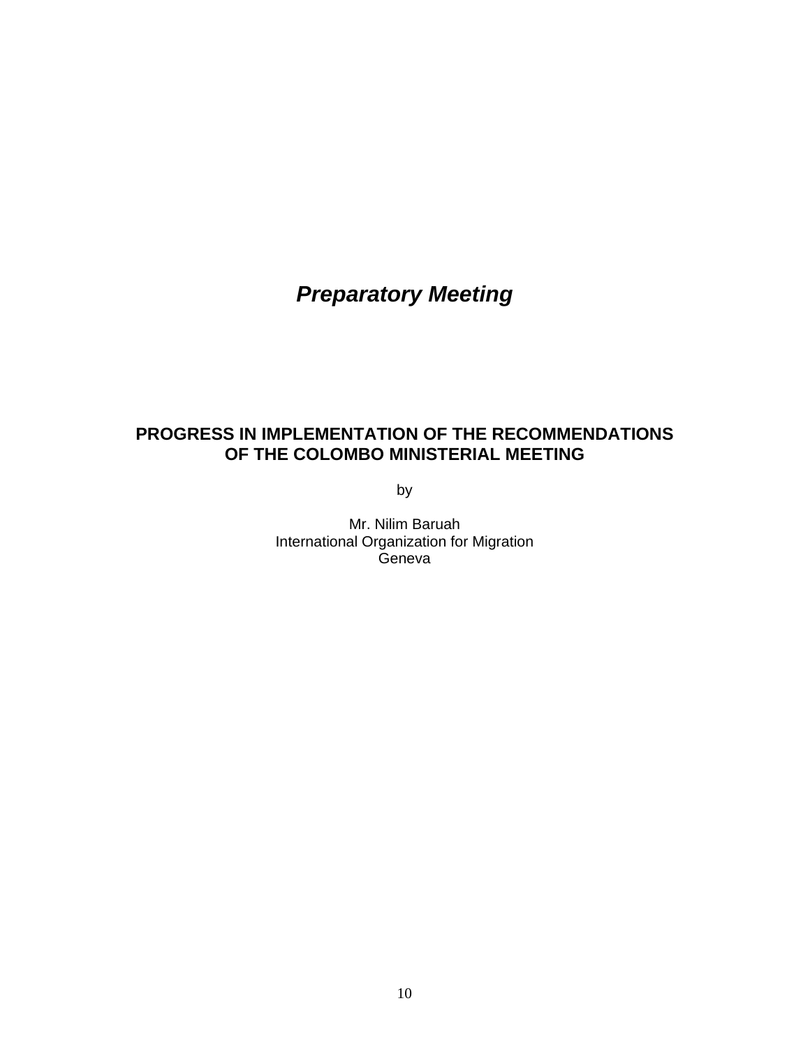## *Preparatory Meeting*

### PROGRESS IN IMPLEMENTATION OF THE RECOMMENDATIONS OF THE COLOMBO MINISTERIAL MEETING

by

Mr. Nilim Baruah
International Organization for Migration
Geneva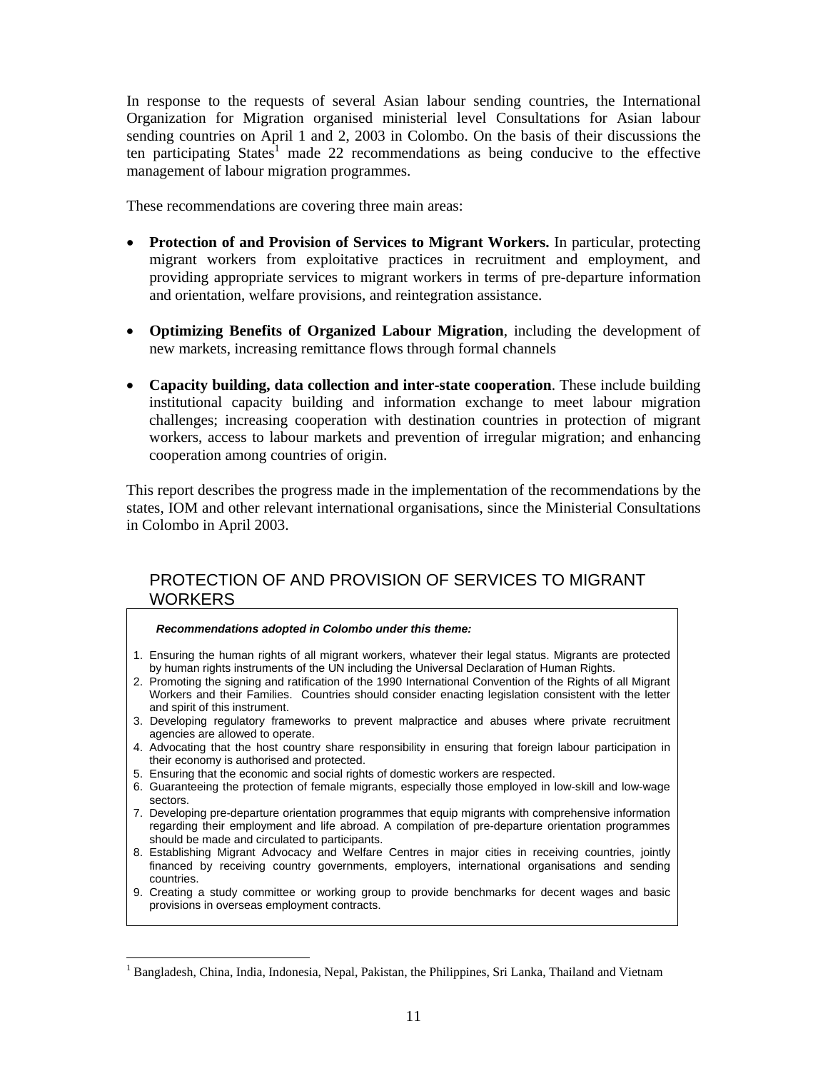In response to the requests of several Asian labour sending countries, the International Organization for Migration organised ministerial level Consultations for Asian labour sending countries on April 1 and 2, 2003 in Colombo. On the basis of their discussions the ten participating States[1] made 22 recommendations as being conducive to the effective management of labour migration programmes.

These recommendations are covering three main areas:

- **Protection of and Provision of Services to Migrant Workers.** In particular, protecting migrant workers from exploitative practices in recruitment and employment, and providing appropriate services to migrant workers in terms of pre-departure information and orientation, welfare provisions, and reintegration assistance.
- **Optimizing Benefits of Organized Labour Migration**, including the development of new markets, increasing remittance flows through formal channels
- **Capacity building, data collection and inter-state cooperation**. These include building institutional capacity building and information exchange to meet labour migration challenges; increasing cooperation with destination countries in protection of migrant workers, access to labour markets and prevention of irregular migration; and enhancing cooperation among countries of origin.

This report describes the progress made in the implementation of the recommendations by the states, IOM and other relevant international organisations, since the Ministerial Consultations in Colombo in April 2003.

## PROTECTION OF AND PROVISION OF SERVICES TO MIGRANT WORKERS

***Recommendations adopted in Colombo under this theme:***

1. Ensuring the human rights of all migrant workers, whatever their legal status. Migrants are protected by human rights instruments of the UN including the Universal Declaration of Human Rights.
2. Promoting the signing and ratification of the 1990 International Convention of the Rights of all Migrant Workers and their Families. Countries should consider enacting legislation consistent with the letter and spirit of this instrument.
3. Developing regulatory frameworks to prevent malpractice and abuses where private recruitment agencies are allowed to operate.
4. Advocating that the host country share responsibility in ensuring that foreign labour participation in their economy is authorised and protected.
5. Ensuring that the economic and social rights of domestic workers are respected.
6. Guaranteeing the protection of female migrants, especially those employed in low-skill and low-wage sectors.
7. Developing pre-departure orientation programmes that equip migrants with comprehensive information regarding their employment and life abroad. A compilation of pre-departure orientation programmes should be made and circulated to participants.
8. Establishing Migrant Advocacy and Welfare Centres in major cities in receiving countries, jointly financed by receiving country governments, employers, international organisations and sending countries.
9. Creating a study committee or working group to provide benchmarks for decent wages and basic provisions in overseas employment contracts.

[1] Bangladesh, China, India, Indonesia, Nepal, Pakistan, the Philippines, Sri Lanka, Thailand and Vietnam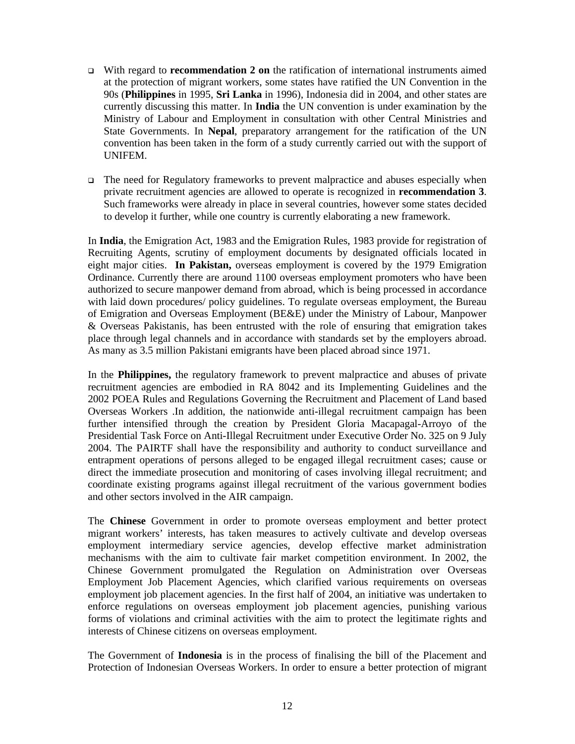- With regard to **recommendation 2 on** the ratification of international instruments aimed at the protection of migrant workers, some states have ratified the UN Convention in the 90s (**Philippines** in 1995, **Sri Lanka** in 1996), Indonesia did in 2004, and other states are currently discussing this matter. In **India** the UN convention is under examination by the Ministry of Labour and Employment in consultation with other Central Ministries and State Governments. In **Nepal**, preparatory arrangement for the ratification of the UN convention has been taken in the form of a study currently carried out with the support of UNIFEM.

- The need for Regulatory frameworks to prevent malpractice and abuses especially when private recruitment agencies are allowed to operate is recognized in **recommendation 3**. Such frameworks were already in place in several countries, however some states decided to develop it further, while one country is currently elaborating a new framework.

In **India**, the Emigration Act, 1983 and the Emigration Rules, 1983 provide for registration of Recruiting Agents, scrutiny of employment documents by designated officials located in eight major cities. **In Pakistan,** overseas employment is covered by the 1979 Emigration Ordinance. Currently there are around 1100 overseas employment promoters who have been authorized to secure manpower demand from abroad, which is being processed in accordance with laid down procedures/ policy guidelines. To regulate overseas employment, the Bureau of Emigration and Overseas Employment (BE&E) under the Ministry of Labour, Manpower & Overseas Pakistanis, has been entrusted with the role of ensuring that emigration takes place through legal channels and in accordance with standards set by the employers abroad. As many as 3.5 million Pakistani emigrants have been placed abroad since 1971.

In the **Philippines,** the regulatory framework to prevent malpractice and abuses of private recruitment agencies are embodied in RA 8042 and its Implementing Guidelines and the 2002 POEA Rules and Regulations Governing the Recruitment and Placement of Land based Overseas Workers .In addition, the nationwide anti-illegal recruitment campaign has been further intensified through the creation by President Gloria Macapagal-Arroyo of the Presidential Task Force on Anti-Illegal Recruitment under Executive Order No. 325 on 9 July 2004. The PAIRTF shall have the responsibility and authority to conduct surveillance and entrapment operations of persons alleged to be engaged illegal recruitment cases; cause or direct the immediate prosecution and monitoring of cases involving illegal recruitment; and coordinate existing programs against illegal recruitment of the various government bodies and other sectors involved in the AIR campaign.

The **Chinese** Government in order to promote overseas employment and better protect migrant workers' interests, has taken measures to actively cultivate and develop overseas employment intermediary service agencies, develop effective market administration mechanisms with the aim to cultivate fair market competition environment. In 2002, the Chinese Government promulgated the Regulation on Administration over Overseas Employment Job Placement Agencies, which clarified various requirements on overseas employment job placement agencies. In the first half of 2004, an initiative was undertaken to enforce regulations on overseas employment job placement agencies, punishing various forms of violations and criminal activities with the aim to protect the legitimate rights and interests of Chinese citizens on overseas employment.

The Government of **Indonesia** is in the process of finalising the bill of the Placement and Protection of Indonesian Overseas Workers. In order to ensure a better protection of migrant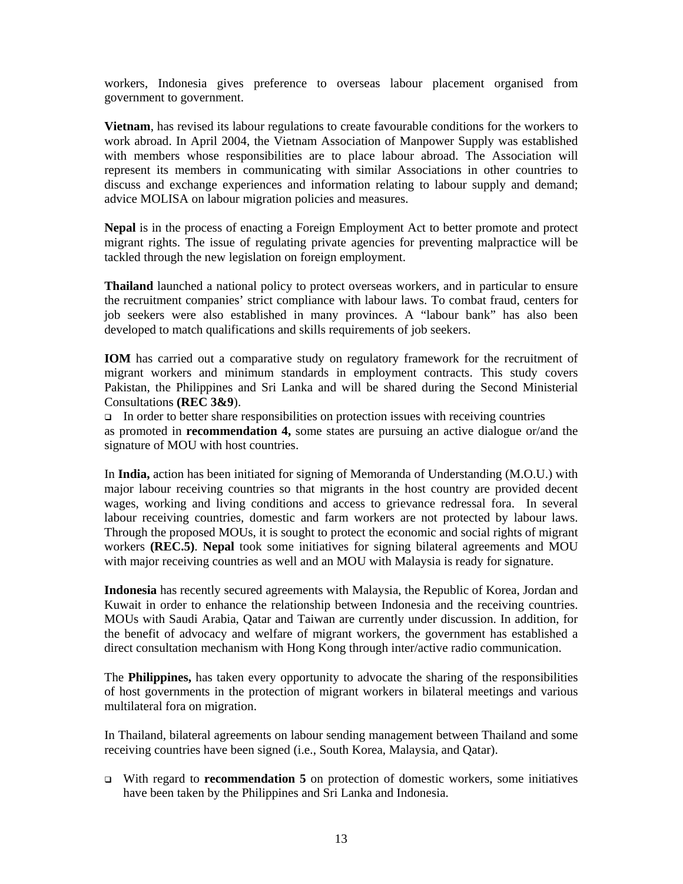workers, Indonesia gives preference to overseas labour placement organised from government to government.

**Vietnam**, has revised its labour regulations to create favourable conditions for the workers to work abroad. In April 2004, the Vietnam Association of Manpower Supply was established with members whose responsibilities are to place labour abroad. The Association will represent its members in communicating with similar Associations in other countries to discuss and exchange experiences and information relating to labour supply and demand; advice MOLISA on labour migration policies and measures.

**Nepal** is in the process of enacting a Foreign Employment Act to better promote and protect migrant rights. The issue of regulating private agencies for preventing malpractice will be tackled through the new legislation on foreign employment.

**Thailand** launched a national policy to protect overseas workers, and in particular to ensure the recruitment companies' strict compliance with labour laws. To combat fraud, centers for job seekers were also established in many provinces. A "labour bank" has also been developed to match qualifications and skills requirements of job seekers.

**IOM** has carried out a comparative study on regulatory framework for the recruitment of migrant workers and minimum standards in employment contracts. This study covers Pakistan, the Philippines and Sri Lanka and will be shared during the Second Ministerial Consultations **(REC 3&9)**.

- In order to better share responsibilities on protection issues with receiving countries as promoted in **recommendation 4,** some states are pursuing an active dialogue or/and the signature of MOU with host countries.

In **India,** action has been initiated for signing of Memoranda of Understanding (M.O.U.) with major labour receiving countries so that migrants in the host country are provided decent wages, working and living conditions and access to grievance redressal fora. In several labour receiving countries, domestic and farm workers are not protected by labour laws. Through the proposed MOUs, it is sought to protect the economic and social rights of migrant workers **(REC.5)**. **Nepal** took some initiatives for signing bilateral agreements and MOU with major receiving countries as well and an MOU with Malaysia is ready for signature.

**Indonesia** has recently secured agreements with Malaysia, the Republic of Korea, Jordan and Kuwait in order to enhance the relationship between Indonesia and the receiving countries. MOUs with Saudi Arabia, Qatar and Taiwan are currently under discussion. In addition, for the benefit of advocacy and welfare of migrant workers, the government has established a direct consultation mechanism with Hong Kong through inter/active radio communication.

The **Philippines,** has taken every opportunity to advocate the sharing of the responsibilities of host governments in the protection of migrant workers in bilateral meetings and various multilateral fora on migration.

In Thailand, bilateral agreements on labour sending management between Thailand and some receiving countries have been signed (i.e., South Korea, Malaysia, and Qatar).

- With regard to **recommendation 5** on protection of domestic workers, some initiatives have been taken by the Philippines and Sri Lanka and Indonesia.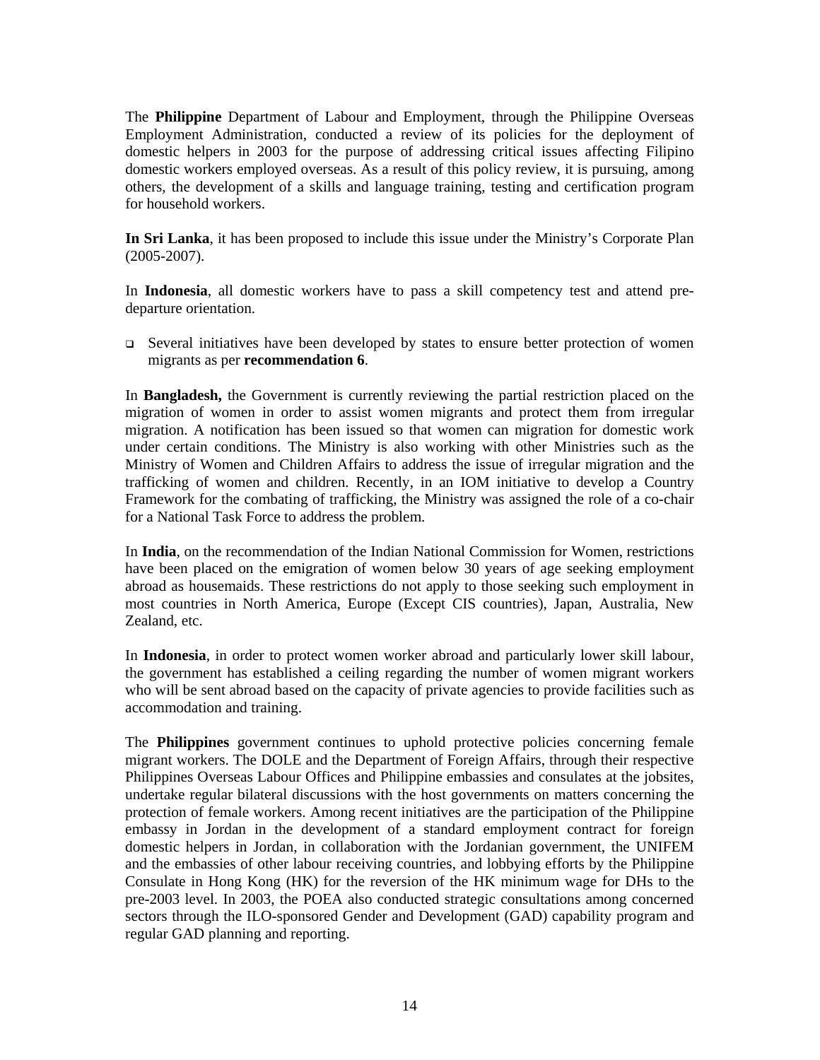The **Philippine** Department of Labour and Employment, through the Philippine Overseas Employment Administration, conducted a review of its policies for the deployment of domestic helpers in 2003 for the purpose of addressing critical issues affecting Filipino domestic workers employed overseas. As a result of this policy review, it is pursuing, among others, the development of a skills and language training, testing and certification program for household workers.

**In Sri Lanka**, it has been proposed to include this issue under the Ministry's Corporate Plan (2005-2007).

In **Indonesia**, all domestic workers have to pass a skill competency test and attend pre-departure orientation.

- Several initiatives have been developed by states to ensure better protection of women migrants as per **recommendation 6**.

In **Bangladesh,** the Government is currently reviewing the partial restriction placed on the migration of women in order to assist women migrants and protect them from irregular migration. A notification has been issued so that women can migration for domestic work under certain conditions. The Ministry is also working with other Ministries such as the Ministry of Women and Children Affairs to address the issue of irregular migration and the trafficking of women and children. Recently, in an IOM initiative to develop a Country Framework for the combating of trafficking, the Ministry was assigned the role of a co-chair for a National Task Force to address the problem.

In **India**, on the recommendation of the Indian National Commission for Women, restrictions have been placed on the emigration of women below 30 years of age seeking employment abroad as housemaids. These restrictions do not apply to those seeking such employment in most countries in North America, Europe (Except CIS countries), Japan, Australia, New Zealand, etc.

In **Indonesia**, in order to protect women worker abroad and particularly lower skill labour, the government has established a ceiling regarding the number of women migrant workers who will be sent abroad based on the capacity of private agencies to provide facilities such as accommodation and training.

The **Philippines** government continues to uphold protective policies concerning female migrant workers. The DOLE and the Department of Foreign Affairs, through their respective Philippines Overseas Labour Offices and Philippine embassies and consulates at the jobsites, undertake regular bilateral discussions with the host governments on matters concerning the protection of female workers. Among recent initiatives are the participation of the Philippine embassy in Jordan in the development of a standard employment contract for foreign domestic helpers in Jordan, in collaboration with the Jordanian government, the UNIFEM and the embassies of other labour receiving countries, and lobbying efforts by the Philippine Consulate in Hong Kong (HK) for the reversion of the HK minimum wage for DHs to the pre-2003 level. In 2003, the POEA also conducted strategic consultations among concerned sectors through the ILO-sponsored Gender and Development (GAD) capability program and regular GAD planning and reporting.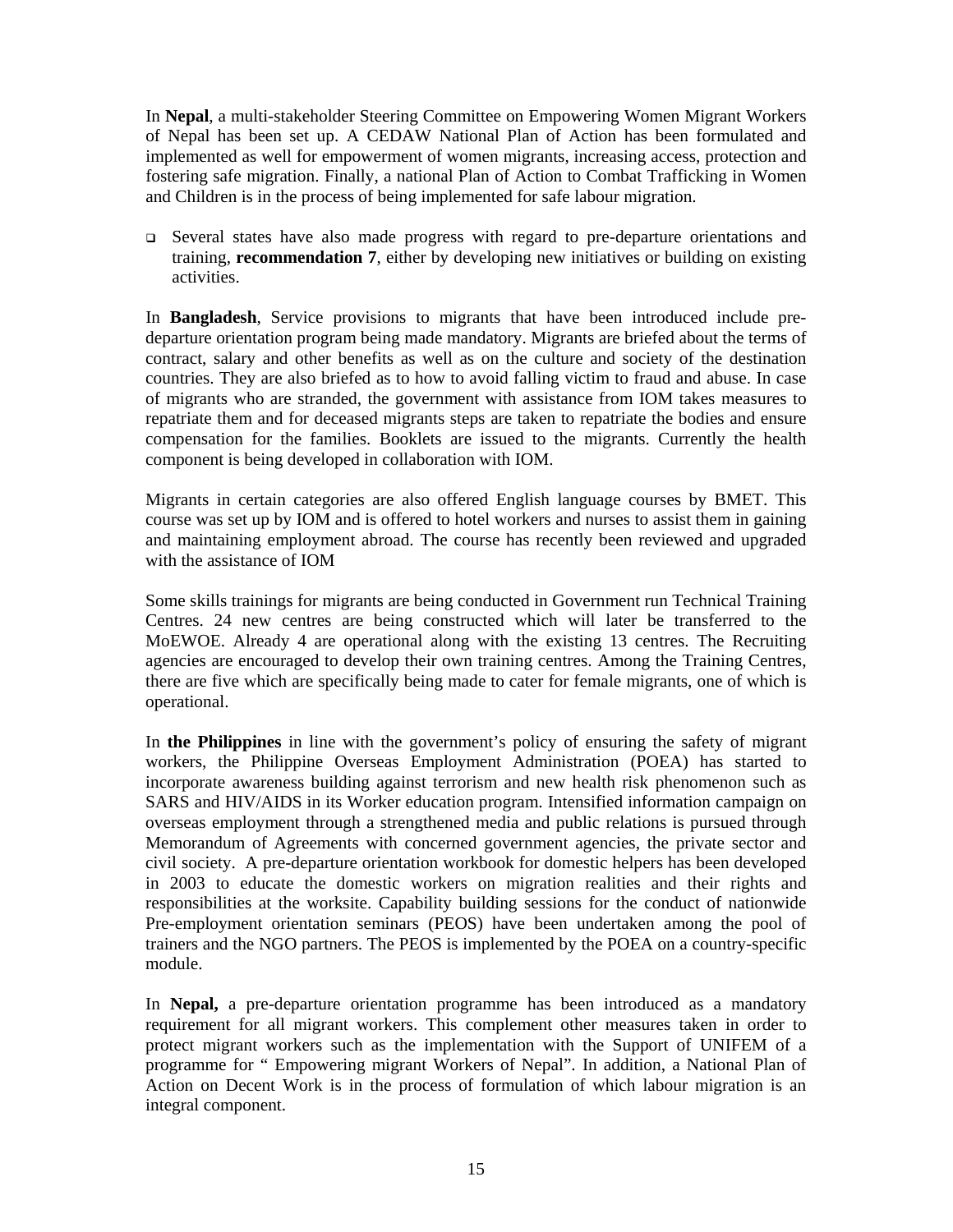In **Nepal**, a multi-stakeholder Steering Committee on Empowering Women Migrant Workers of Nepal has been set up. A CEDAW National Plan of Action has been formulated and implemented as well for empowerment of women migrants, increasing access, protection and fostering safe migration. Finally, a national Plan of Action to Combat Trafficking in Women and Children is in the process of being implemented for safe labour migration.

- Several states have also made progress with regard to pre-departure orientations and training, **recommendation 7**, either by developing new initiatives or building on existing activities.

In **Bangladesh**, Service provisions to migrants that have been introduced include pre-departure orientation program being made mandatory. Migrants are briefed about the terms of contract, salary and other benefits as well as on the culture and society of the destination countries. They are also briefed as to how to avoid falling victim to fraud and abuse. In case of migrants who are stranded, the government with assistance from IOM takes measures to repatriate them and for deceased migrants steps are taken to repatriate the bodies and ensure compensation for the families. Booklets are issued to the migrants. Currently the health component is being developed in collaboration with IOM.

Migrants in certain categories are also offered English language courses by BMET. This course was set up by IOM and is offered to hotel workers and nurses to assist them in gaining and maintaining employment abroad. The course has recently been reviewed and upgraded with the assistance of IOM

Some skills trainings for migrants are being conducted in Government run Technical Training Centres. 24 new centres are being constructed which will later be transferred to the MoEWOE. Already 4 are operational along with the existing 13 centres. The Recruiting agencies are encouraged to develop their own training centres. Among the Training Centres, there are five which are specifically being made to cater for female migrants, one of which is operational.

In **the Philippines** in line with the government's policy of ensuring the safety of migrant workers, the Philippine Overseas Employment Administration (POEA) has started to incorporate awareness building against terrorism and new health risk phenomenon such as SARS and HIV/AIDS in its Worker education program. Intensified information campaign on overseas employment through a strengthened media and public relations is pursued through Memorandum of Agreements with concerned government agencies, the private sector and civil society. A pre-departure orientation workbook for domestic helpers has been developed in 2003 to educate the domestic workers on migration realities and their rights and responsibilities at the worksite. Capability building sessions for the conduct of nationwide Pre-employment orientation seminars (PEOS) have been undertaken among the pool of trainers and the NGO partners. The PEOS is implemented by the POEA on a country-specific module.

In **Nepal,** a pre-departure orientation programme has been introduced as a mandatory requirement for all migrant workers. This complement other measures taken in order to protect migrant workers such as the implementation with the Support of UNIFEM of a programme for " Empowering migrant Workers of Nepal". In addition, a National Plan of Action on Decent Work is in the process of formulation of which labour migration is an integral component.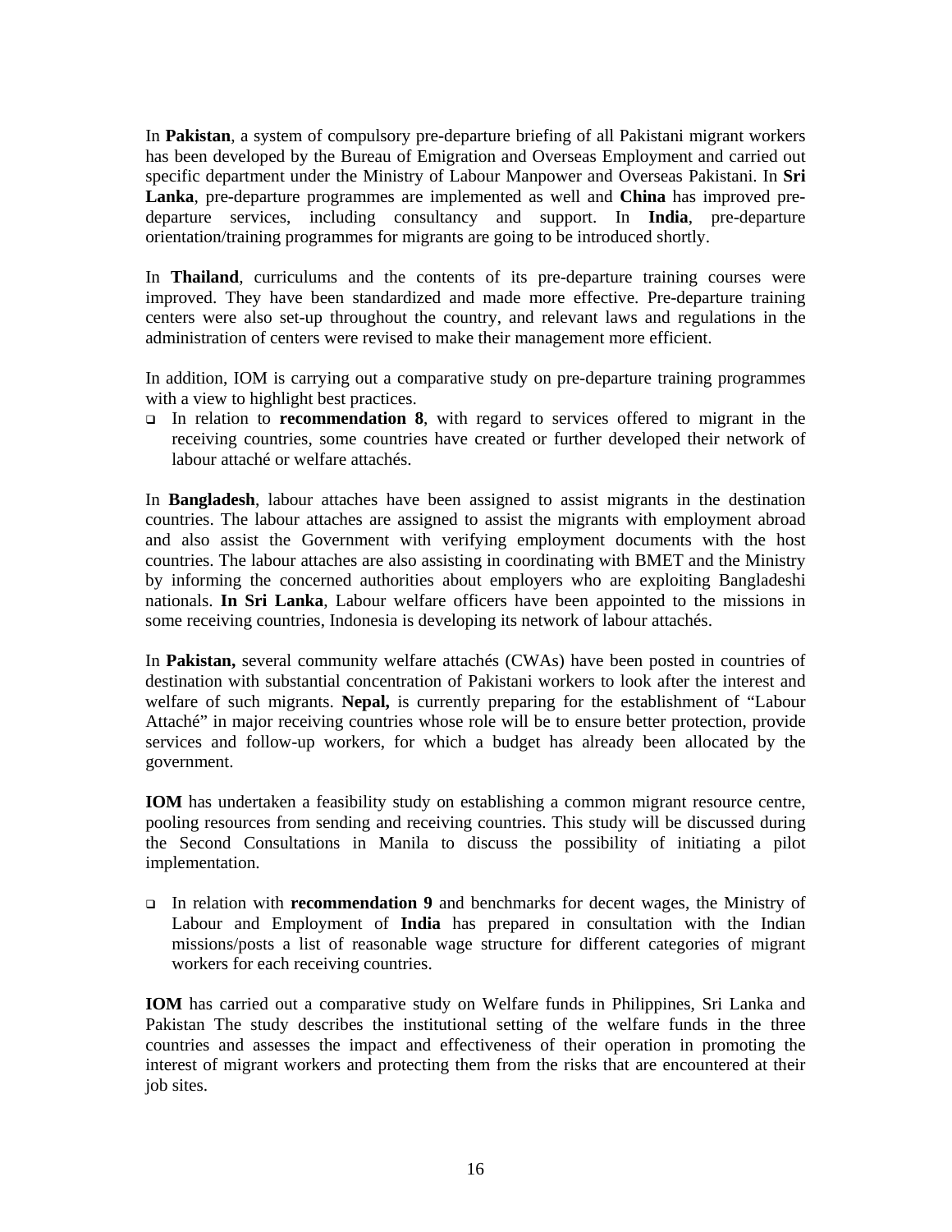In **Pakistan**, a system of compulsory pre-departure briefing of all Pakistani migrant workers has been developed by the Bureau of Emigration and Overseas Employment and carried out specific department under the Ministry of Labour Manpower and Overseas Pakistani. In **Sri Lanka**, pre-departure programmes are implemented as well and **China** has improved pre-departure services, including consultancy and support. In **India**, pre-departure orientation/training programmes for migrants are going to be introduced shortly.

In **Thailand**, curriculums and the contents of its pre-departure training courses were improved. They have been standardized and made more effective. Pre-departure training centers were also set-up throughout the country, and relevant laws and regulations in the administration of centers were revised to make their management more efficient.

In addition, IOM is carrying out a comparative study on pre-departure training programmes with a view to highlight best practices.

- In relation to **recommendation 8**, with regard to services offered to migrant in the receiving countries, some countries have created or further developed their network of labour attaché or welfare attachés.

In **Bangladesh**, labour attaches have been assigned to assist migrants in the destination countries. The labour attaches are assigned to assist the migrants with employment abroad and also assist the Government with verifying employment documents with the host countries. The labour attaches are also assisting in coordinating with BMET and the Ministry by informing the concerned authorities about employers who are exploiting Bangladeshi nationals. **In Sri Lanka**, Labour welfare officers have been appointed to the missions in some receiving countries, Indonesia is developing its network of labour attachés.

In **Pakistan,** several community welfare attachés (CWAs) have been posted in countries of destination with substantial concentration of Pakistani workers to look after the interest and welfare of such migrants. **Nepal,** is currently preparing for the establishment of "Labour Attaché" in major receiving countries whose role will be to ensure better protection, provide services and follow-up workers, for which a budget has already been allocated by the government.

**IOM** has undertaken a feasibility study on establishing a common migrant resource centre, pooling resources from sending and receiving countries. This study will be discussed during the Second Consultations in Manila to discuss the possibility of initiating a pilot implementation.

- In relation with **recommendation 9** and benchmarks for decent wages, the Ministry of Labour and Employment of **India** has prepared in consultation with the Indian missions/posts a list of reasonable wage structure for different categories of migrant workers for each receiving countries.

**IOM** has carried out a comparative study on Welfare funds in Philippines, Sri Lanka and Pakistan The study describes the institutional setting of the welfare funds in the three countries and assesses the impact and effectiveness of their operation in promoting the interest of migrant workers and protecting them from the risks that are encountered at their job sites.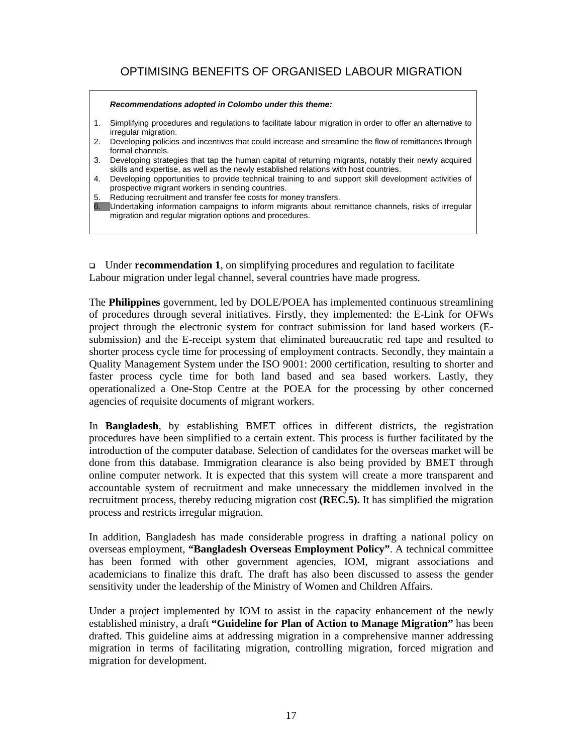# OPTIMISING BENEFITS OF ORGANISED LABOUR MIGRATION

> ***Recommendations adopted in Colombo under this theme:***
>
> 1. Simplifying procedures and regulations to facilitate labour migration in order to offer an alternative to irregular migration.
> 2. Developing policies and incentives that could increase and streamline the flow of remittances through formal channels.
> 3. Developing strategies that tap the human capital of returning migrants, notably their newly acquired skills and expertise, as well as the newly established relations with host countries.
> 4. Developing opportunities to provide technical training to and support skill development activities of prospective migrant workers in sending countries.
> 5. Reducing recruitment and transfer fee costs for money transfers.
> 6. Undertaking information campaigns to inform migrants about remittance channels, risks of irregular migration and regular migration options and procedures.

- Under **recommendation 1**, on simplifying procedures and regulation to facilitate Labour migration under legal channel, several countries have made progress.

The **Philippines** government, led by DOLE/POEA has implemented continuous streamlining of procedures through several initiatives. Firstly, they implemented: the E-Link for OFWs project through the electronic system for contract submission for land based workers (E-submission) and the E-receipt system that eliminated bureaucratic red tape and resulted to shorter process cycle time for processing of employment contracts. Secondly, they maintain a Quality Management System under the ISO 9001: 2000 certification, resulting to shorter and faster process cycle time for both land based and sea based workers. Lastly, they operationalized a One-Stop Centre at the POEA for the processing by other concerned agencies of requisite documents of migrant workers.

In **Bangladesh**, by establishing BMET offices in different districts, the registration procedures have been simplified to a certain extent. This process is further facilitated by the introduction of the computer database. Selection of candidates for the overseas market will be done from this database. Immigration clearance is also being provided by BMET through online computer network. It is expected that this system will create a more transparent and accountable system of recruitment and make unnecessary the middlemen involved in the recruitment process, thereby reducing migration cost **(REC.5).** It has simplified the migration process and restricts irregular migration.

In addition, Bangladesh has made considerable progress in drafting a national policy on overseas employment, **"Bangladesh Overseas Employment Policy"**. A technical committee has been formed with other government agencies, IOM, migrant associations and academicians to finalize this draft. The draft has also been discussed to assess the gender sensitivity under the leadership of the Ministry of Women and Children Affairs.

Under a project implemented by IOM to assist in the capacity enhancement of the newly established ministry, a draft **"Guideline for Plan of Action to Manage Migration"** has been drafted. This guideline aims at addressing migration in a comprehensive manner addressing migration in terms of facilitating migration, controlling migration, forced migration and migration for development.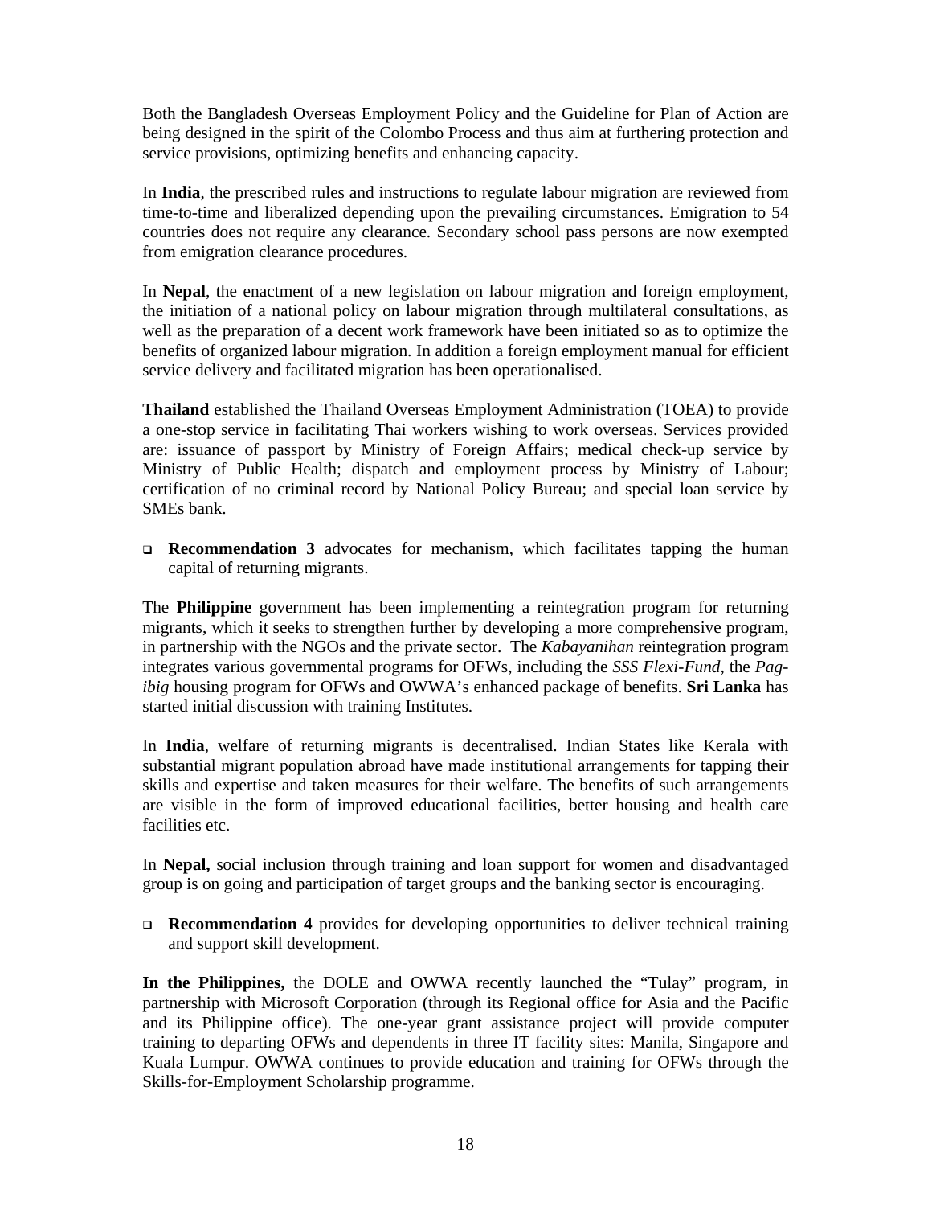Both the Bangladesh Overseas Employment Policy and the Guideline for Plan of Action are being designed in the spirit of the Colombo Process and thus aim at furthering protection and service provisions, optimizing benefits and enhancing capacity.

In **India**, the prescribed rules and instructions to regulate labour migration are reviewed from time-to-time and liberalized depending upon the prevailing circumstances. Emigration to 54 countries does not require any clearance. Secondary school pass persons are now exempted from emigration clearance procedures.

In **Nepal**, the enactment of a new legislation on labour migration and foreign employment, the initiation of a national policy on labour migration through multilateral consultations, as well as the preparation of a decent work framework have been initiated so as to optimize the benefits of organized labour migration. In addition a foreign employment manual for efficient service delivery and facilitated migration has been operationalised.

**Thailand** established the Thailand Overseas Employment Administration (TOEA) to provide a one-stop service in facilitating Thai workers wishing to work overseas. Services provided are: issuance of passport by Ministry of Foreign Affairs; medical check-up service by Ministry of Public Health; dispatch and employment process by Ministry of Labour; certification of no criminal record by National Policy Bureau; and special loan service by SMEs bank.

- **Recommendation 3** advocates for mechanism, which facilitates tapping the human capital of returning migrants.

The **Philippine** government has been implementing a reintegration program for returning migrants, which it seeks to strengthen further by developing a more comprehensive program, in partnership with the NGOs and the private sector. The *Kabayanihan* reintegration program integrates various governmental programs for OFWs, including the *SSS Flexi-Fund*, the *Pag-ibig* housing program for OFWs and OWWA's enhanced package of benefits. **Sri Lanka** has started initial discussion with training Institutes.

In **India**, welfare of returning migrants is decentralised. Indian States like Kerala with substantial migrant population abroad have made institutional arrangements for tapping their skills and expertise and taken measures for their welfare. The benefits of such arrangements are visible in the form of improved educational facilities, better housing and health care facilities etc.

In **Nepal,** social inclusion through training and loan support for women and disadvantaged group is on going and participation of target groups and the banking sector is encouraging.

- **Recommendation 4** provides for developing opportunities to deliver technical training and support skill development.

**In the Philippines,** the DOLE and OWWA recently launched the "Tulay" program, in partnership with Microsoft Corporation (through its Regional office for Asia and the Pacific and its Philippine office). The one-year grant assistance project will provide computer training to departing OFWs and dependents in three IT facility sites: Manila, Singapore and Kuala Lumpur. OWWA continues to provide education and training for OFWs through the Skills-for-Employment Scholarship programme.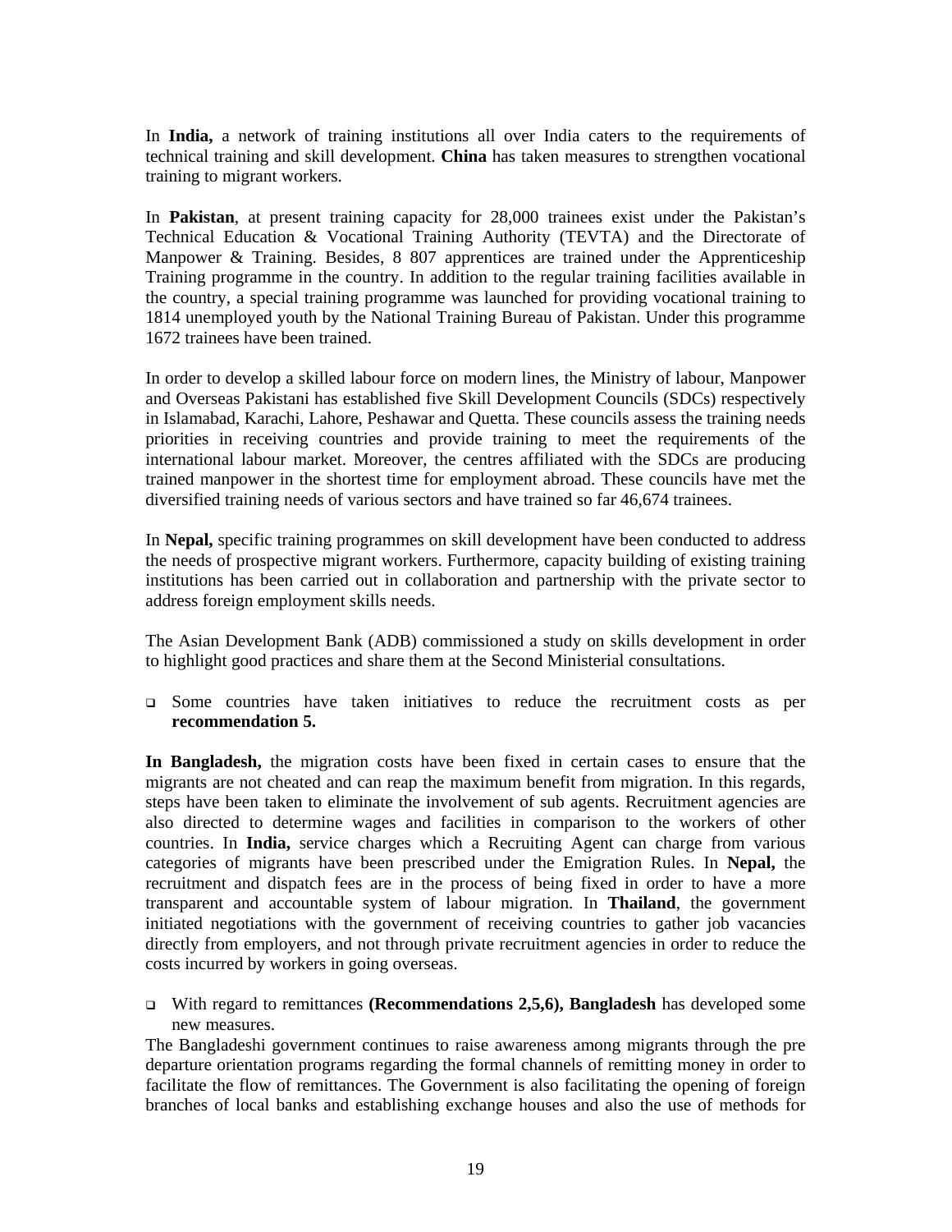In **India,** a network of training institutions all over India caters to the requirements of technical training and skill development. **China** has taken measures to strengthen vocational training to migrant workers.

In **Pakistan**, at present training capacity for 28,000 trainees exist under the Pakistan's Technical Education & Vocational Training Authority (TEVTA) and the Directorate of Manpower & Training. Besides, 8 807 apprentices are trained under the Apprenticeship Training programme in the country. In addition to the regular training facilities available in the country, a special training programme was launched for providing vocational training to 1814 unemployed youth by the National Training Bureau of Pakistan. Under this programme 1672 trainees have been trained.

In order to develop a skilled labour force on modern lines, the Ministry of labour, Manpower and Overseas Pakistani has established five Skill Development Councils (SDCs) respectively in Islamabad, Karachi, Lahore, Peshawar and Quetta. These councils assess the training needs priorities in receiving countries and provide training to meet the requirements of the international labour market. Moreover, the centres affiliated with the SDCs are producing trained manpower in the shortest time for employment abroad. These councils have met the diversified training needs of various sectors and have trained so far 46,674 trainees.

In **Nepal,** specific training programmes on skill development have been conducted to address the needs of prospective migrant workers. Furthermore, capacity building of existing training institutions has been carried out in collaboration and partnership with the private sector to address foreign employment skills needs.

The Asian Development Bank (ADB) commissioned a study on skills development in order to highlight good practices and share them at the Second Ministerial consultations.

- Some countries have taken initiatives to reduce the recruitment costs as per **recommendation 5.**

**In Bangladesh,** the migration costs have been fixed in certain cases to ensure that the migrants are not cheated and can reap the maximum benefit from migration. In this regards, steps have been taken to eliminate the involvement of sub agents. Recruitment agencies are also directed to determine wages and facilities in comparison to the workers of other countries. In **India,** service charges which a Recruiting Agent can charge from various categories of migrants have been prescribed under the Emigration Rules. In **Nepal,** the recruitment and dispatch fees are in the process of being fixed in order to have a more transparent and accountable system of labour migration. In **Thailand**, the government initiated negotiations with the government of receiving countries to gather job vacancies directly from employers, and not through private recruitment agencies in order to reduce the costs incurred by workers in going overseas.

- With regard to remittances **(Recommendations 2,5,6), Bangladesh** has developed some new measures.

The Bangladeshi government continues to raise awareness among migrants through the pre departure orientation programs regarding the formal channels of remitting money in order to facilitate the flow of remittances. The Government is also facilitating the opening of foreign branches of local banks and establishing exchange houses and also the use of methods for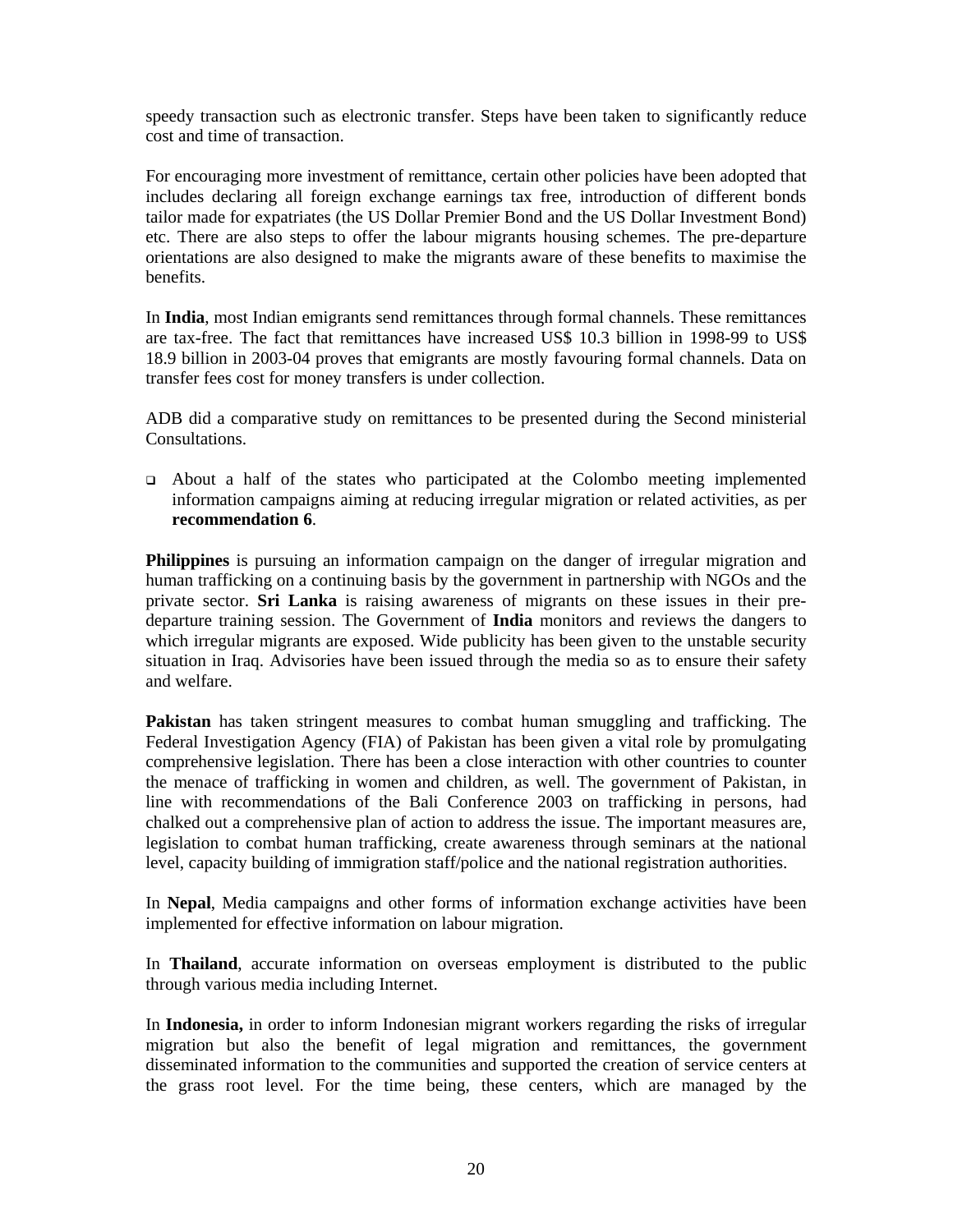speedy transaction such as electronic transfer. Steps have been taken to significantly reduce cost and time of transaction.

For encouraging more investment of remittance, certain other policies have been adopted that includes declaring all foreign exchange earnings tax free, introduction of different bonds tailor made for expatriates (the US Dollar Premier Bond and the US Dollar Investment Bond) etc. There are also steps to offer the labour migrants housing schemes. The pre-departure orientations are also designed to make the migrants aware of these benefits to maximise the benefits.

In **India**, most Indian emigrants send remittances through formal channels. These remittances are tax-free. The fact that remittances have increased US$ 10.3 billion in 1998-99 to US$ 18.9 billion in 2003-04 proves that emigrants are mostly favouring formal channels. Data on transfer fees cost for money transfers is under collection.

ADB did a comparative study on remittances to be presented during the Second ministerial Consultations.

- About a half of the states who participated at the Colombo meeting implemented information campaigns aiming at reducing irregular migration or related activities, as per **recommendation 6**.

**Philippines** is pursuing an information campaign on the danger of irregular migration and human trafficking on a continuing basis by the government in partnership with NGOs and the private sector. **Sri Lanka** is raising awareness of migrants on these issues in their pre-departure training session. The Government of **India** monitors and reviews the dangers to which irregular migrants are exposed. Wide publicity has been given to the unstable security situation in Iraq. Advisories have been issued through the media so as to ensure their safety and welfare.

**Pakistan** has taken stringent measures to combat human smuggling and trafficking. The Federal Investigation Agency (FIA) of Pakistan has been given a vital role by promulgating comprehensive legislation. There has been a close interaction with other countries to counter the menace of trafficking in women and children, as well. The government of Pakistan, in line with recommendations of the Bali Conference 2003 on trafficking in persons, had chalked out a comprehensive plan of action to address the issue. The important measures are, legislation to combat human trafficking, create awareness through seminars at the national level, capacity building of immigration staff/police and the national registration authorities.

In **Nepal**, Media campaigns and other forms of information exchange activities have been implemented for effective information on labour migration.

In **Thailand**, accurate information on overseas employment is distributed to the public through various media including Internet.

In **Indonesia,** in order to inform Indonesian migrant workers regarding the risks of irregular migration but also the benefit of legal migration and remittances, the government disseminated information to the communities and supported the creation of service centers at the grass root level. For the time being, these centers, which are managed by the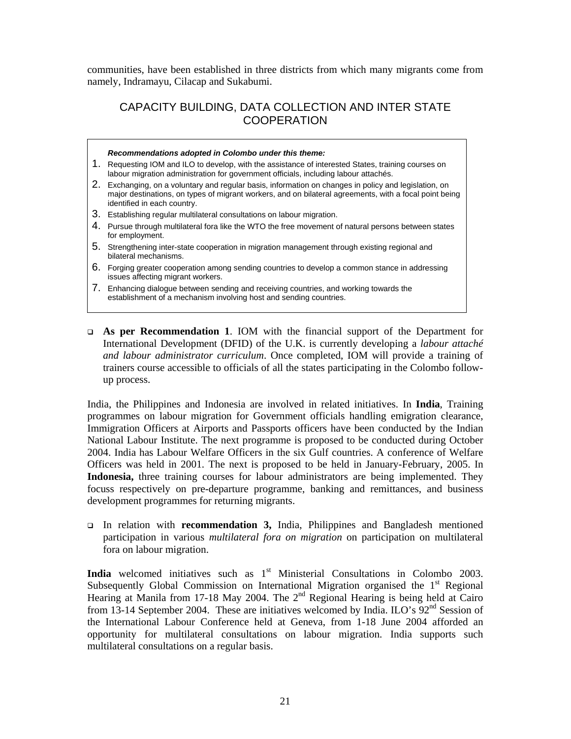communities, have been established in three districts from which many migrants come from namely, Indramayu, Cilacap and Sukabumi.

## CAPACITY BUILDING, DATA COLLECTION AND INTER STATE COOPERATION

***Recommendations adopted in Colombo under this theme:***

1. Requesting IOM and ILO to develop, with the assistance of interested States, training courses on labour migration administration for government officials, including labour attachés.
2. Exchanging, on a voluntary and regular basis, information on changes in policy and legislation, on major destinations, on types of migrant workers, and on bilateral agreements, with a focal point being identified in each country.
3. Establishing regular multilateral consultations on labour migration.
4. Pursue through multilateral fora like the WTO the free movement of natural persons between states for employment.
5. Strengthening inter-state cooperation in migration management through existing regional and bilateral mechanisms.
6. Forging greater cooperation among sending countries to develop a common stance in addressing issues affecting migrant workers.
7. Enhancing dialogue between sending and receiving countries, and working towards the establishment of a mechanism involving host and sending countries.

- **As per Recommendation 1**. IOM with the financial support of the Department for International Development (DFID) of the U.K. is currently developing a *labour attaché and labour administrator curriculum*. Once completed, IOM will provide a training of trainers course accessible to officials of all the states participating in the Colombo follow-up process.

India, the Philippines and Indonesia are involved in related initiatives. In **India**, Training programmes on labour migration for Government officials handling emigration clearance, Immigration Officers at Airports and Passports officers have been conducted by the Indian National Labour Institute. The next programme is proposed to be conducted during October 2004. India has Labour Welfare Officers in the six Gulf countries. A conference of Welfare Officers was held in 2001. The next is proposed to be held in January-February, 2005. In **Indonesia,** three training courses for labour administrators are being implemented. They focuss respectively on pre-departure programme, banking and remittances, and business development programmes for returning migrants.

- In relation with **recommendation 3,** India, Philippines and Bangladesh mentioned participation in various *multilateral fora on migration* on participation on multilateral fora on labour migration.

**India** welcomed initiatives such as 1st Ministerial Consultations in Colombo 2003. Subsequently Global Commission on International Migration organised the 1st Regional Hearing at Manila from 17-18 May 2004. The 2nd Regional Hearing is being held at Cairo from 13-14 September 2004. These are initiatives welcomed by India. ILO's 92nd Session of the International Labour Conference held at Geneva, from 1-18 June 2004 afforded an opportunity for multilateral consultations on labour migration. India supports such multilateral consultations on a regular basis.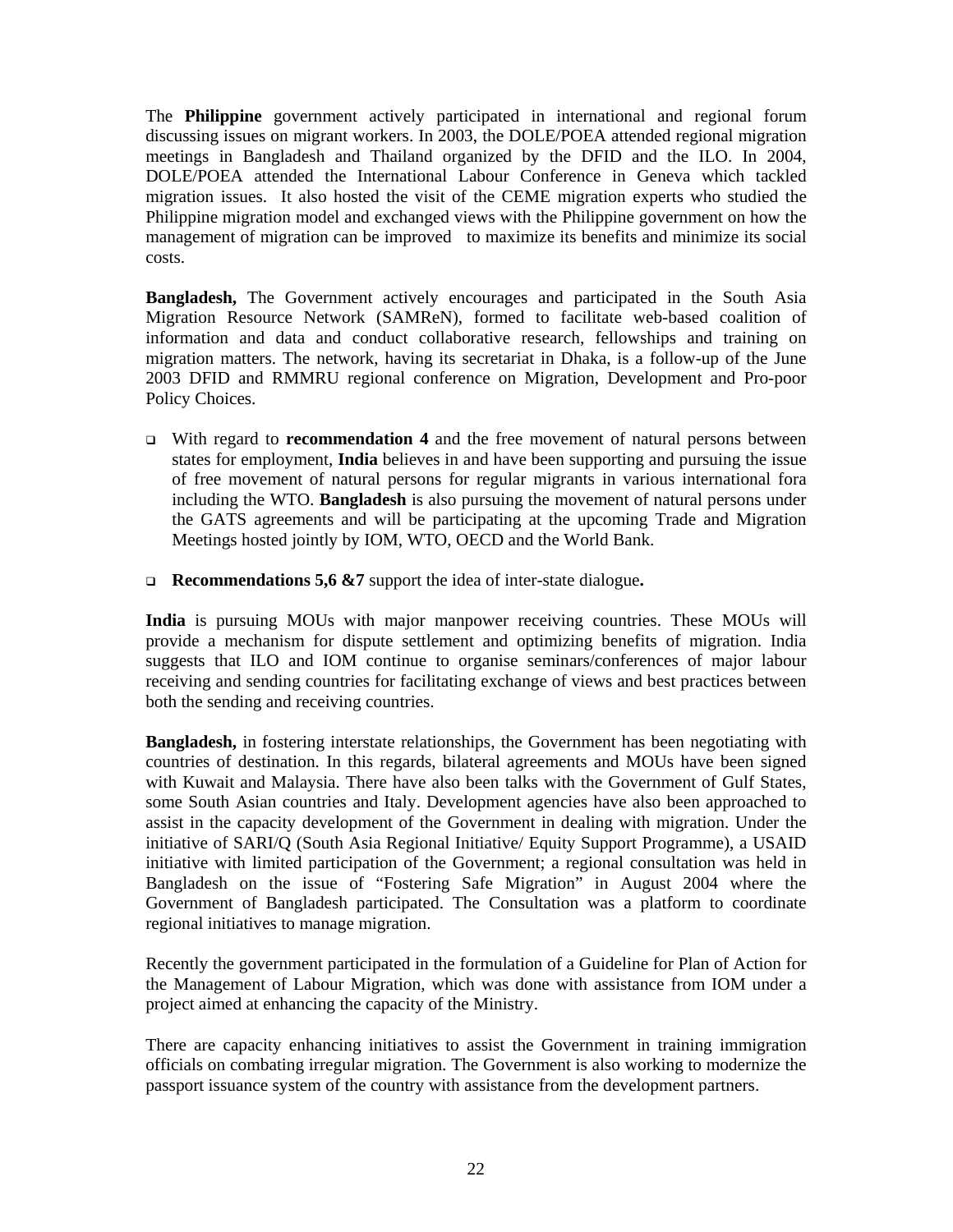The **Philippine** government actively participated in international and regional forum discussing issues on migrant workers. In 2003, the DOLE/POEA attended regional migration meetings in Bangladesh and Thailand organized by the DFID and the ILO. In 2004, DOLE/POEA attended the International Labour Conference in Geneva which tackled migration issues. It also hosted the visit of the CEME migration experts who studied the Philippine migration model and exchanged views with the Philippine government on how the management of migration can be improved to maximize its benefits and minimize its social costs.

**Bangladesh,** The Government actively encourages and participated in the South Asia Migration Resource Network (SAMReN), formed to facilitate web-based coalition of information and data and conduct collaborative research, fellowships and training on migration matters. The network, having its secretariat in Dhaka, is a follow-up of the June 2003 DFID and RMMRU regional conference on Migration, Development and Pro-poor Policy Choices.

- With regard to **recommendation 4** and the free movement of natural persons between states for employment, **India** believes in and have been supporting and pursuing the issue of free movement of natural persons for regular migrants in various international fora including the WTO. **Bangladesh** is also pursuing the movement of natural persons under the GATS agreements and will be participating at the upcoming Trade and Migration Meetings hosted jointly by IOM, WTO, OECD and the World Bank.

- **Recommendations 5,6 &7** support the idea of inter-state dialogue**.**

**India** is pursuing MOUs with major manpower receiving countries. These MOUs will provide a mechanism for dispute settlement and optimizing benefits of migration. India suggests that ILO and IOM continue to organise seminars/conferences of major labour receiving and sending countries for facilitating exchange of views and best practices between both the sending and receiving countries.

**Bangladesh,** in fostering interstate relationships, the Government has been negotiating with countries of destination. In this regards, bilateral agreements and MOUs have been signed with Kuwait and Malaysia. There have also been talks with the Government of Gulf States, some South Asian countries and Italy. Development agencies have also been approached to assist in the capacity development of the Government in dealing with migration. Under the initiative of SARI/Q (South Asia Regional Initiative/ Equity Support Programme), a USAID initiative with limited participation of the Government; a regional consultation was held in Bangladesh on the issue of "Fostering Safe Migration" in August 2004 where the Government of Bangladesh participated. The Consultation was a platform to coordinate regional initiatives to manage migration.

Recently the government participated in the formulation of a Guideline for Plan of Action for the Management of Labour Migration, which was done with assistance from IOM under a project aimed at enhancing the capacity of the Ministry.

There are capacity enhancing initiatives to assist the Government in training immigration officials on combating irregular migration. The Government is also working to modernize the passport issuance system of the country with assistance from the development partners.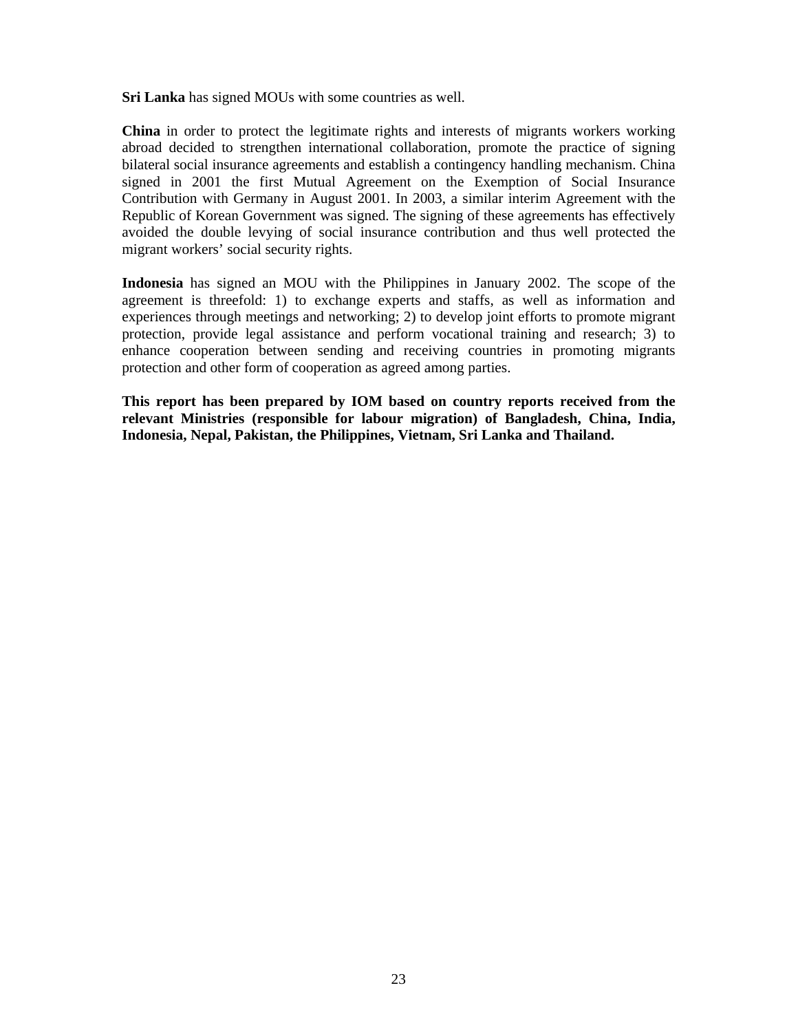**Sri Lanka** has signed MOUs with some countries as well.

**China** in order to protect the legitimate rights and interests of migrants workers working abroad decided to strengthen international collaboration, promote the practice of signing bilateral social insurance agreements and establish a contingency handling mechanism. China signed in 2001 the first Mutual Agreement on the Exemption of Social Insurance Contribution with Germany in August 2001. In 2003, a similar interim Agreement with the Republic of Korean Government was signed. The signing of these agreements has effectively avoided the double levying of social insurance contribution and thus well protected the migrant workers' social security rights.

**Indonesia** has signed an MOU with the Philippines in January 2002. The scope of the agreement is threefold: 1) to exchange experts and staffs, as well as information and experiences through meetings and networking; 2) to develop joint efforts to promote migrant protection, provide legal assistance and perform vocational training and research; 3) to enhance cooperation between sending and receiving countries in promoting migrants protection and other form of cooperation as agreed among parties.

**This report has been prepared by IOM based on country reports received from the relevant Ministries (responsible for labour migration) of Bangladesh, China, India, Indonesia, Nepal, Pakistan, the Philippines, Vietnam, Sri Lanka and Thailand.**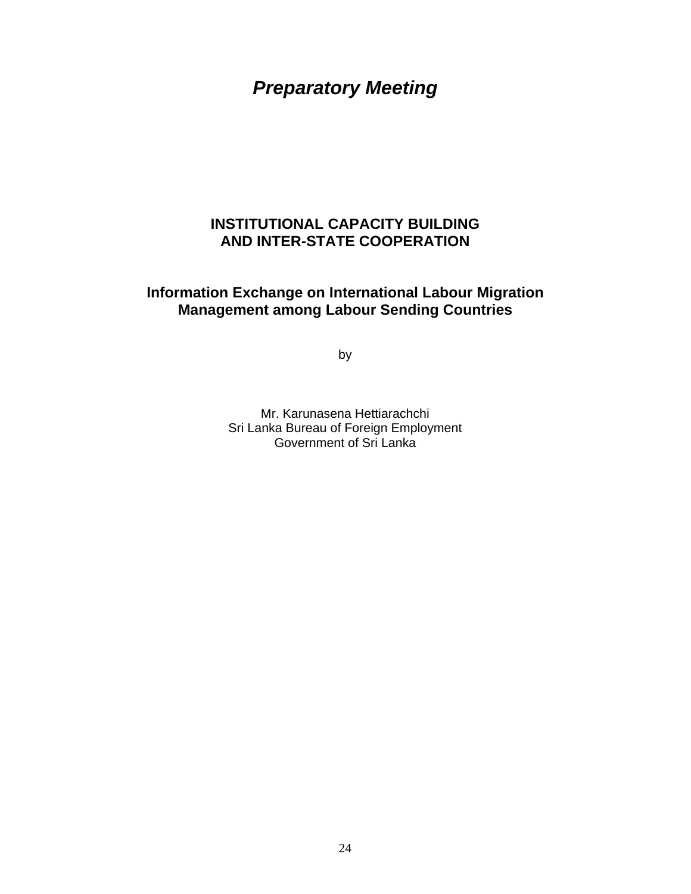# *Preparatory Meeting*

## INSTITUTIONAL CAPACITY BUILDING AND INTER-STATE COOPERATION

### Information Exchange on International Labour Migration Management among Labour Sending Countries

by

Mr. Karunasena Hettiarachchi
Sri Lanka Bureau of Foreign Employment
Government of Sri Lanka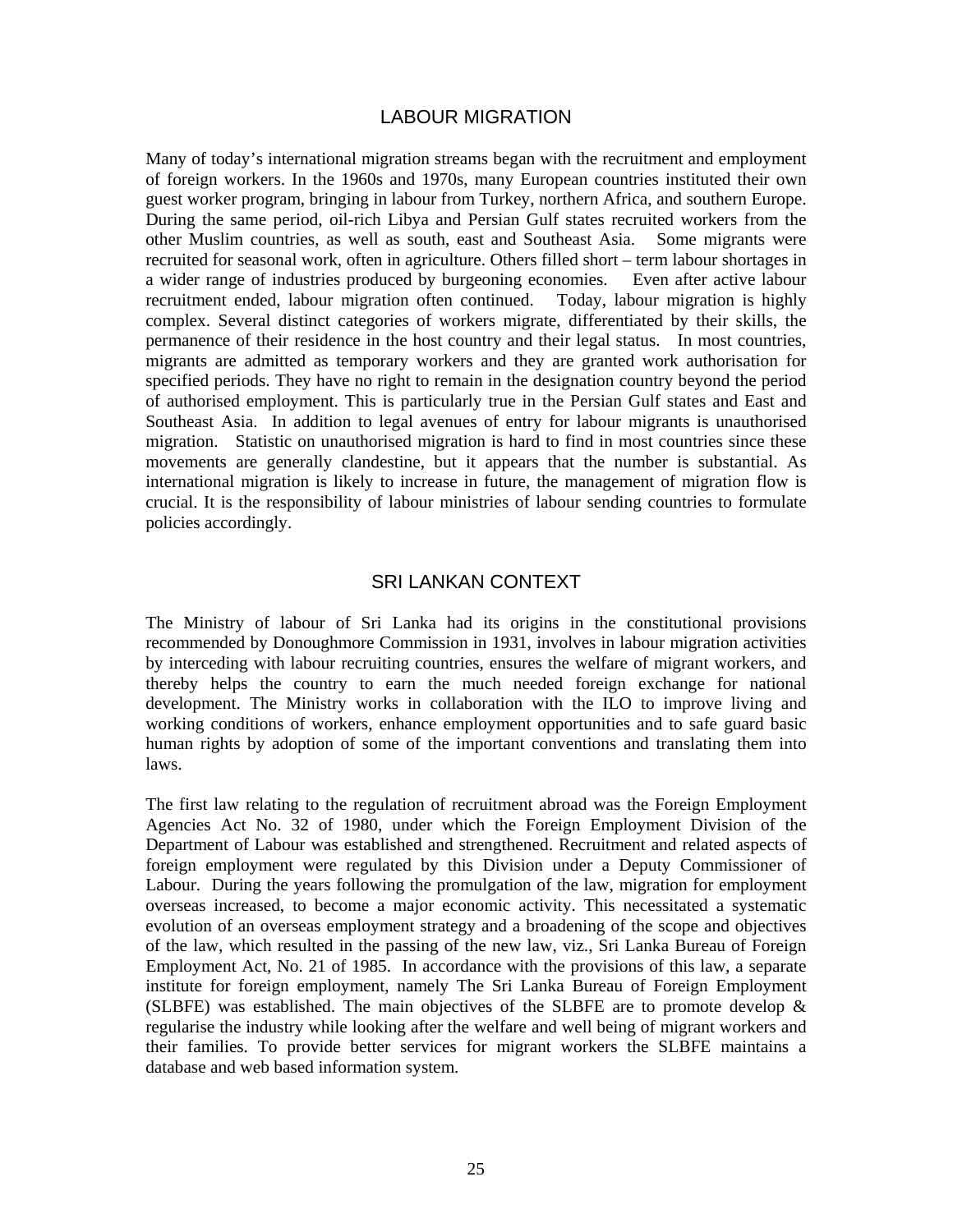## LABOUR MIGRATION

Many of today's international migration streams began with the recruitment and employment of foreign workers. In the 1960s and 1970s, many European countries instituted their own guest worker program, bringing in labour from Turkey, northern Africa, and southern Europe. During the same period, oil-rich Libya and Persian Gulf states recruited workers from the other Muslim countries, as well as south, east and Southeast Asia. Some migrants were recruited for seasonal work, often in agriculture. Others filled short – term labour shortages in a wider range of industries produced by burgeoning economies. Even after active labour recruitment ended, labour migration often continued. Today, labour migration is highly complex. Several distinct categories of workers migrate, differentiated by their skills, the permanence of their residence in the host country and their legal status. In most countries, migrants are admitted as temporary workers and they are granted work authorisation for specified periods. They have no right to remain in the designation country beyond the period of authorised employment. This is particularly true in the Persian Gulf states and East and Southeast Asia. In addition to legal avenues of entry for labour migrants is unauthorised migration. Statistic on unauthorised migration is hard to find in most countries since these movements are generally clandestine, but it appears that the number is substantial. As international migration is likely to increase in future, the management of migration flow is crucial. It is the responsibility of labour ministries of labour sending countries to formulate policies accordingly.

## SRI LANKAN CONTEXT

The Ministry of labour of Sri Lanka had its origins in the constitutional provisions recommended by Donoughmore Commission in 1931, involves in labour migration activities by interceding with labour recruiting countries, ensures the welfare of migrant workers, and thereby helps the country to earn the much needed foreign exchange for national development. The Ministry works in collaboration with the ILO to improve living and working conditions of workers, enhance employment opportunities and to safe guard basic human rights by adoption of some of the important conventions and translating them into laws.

The first law relating to the regulation of recruitment abroad was the Foreign Employment Agencies Act No. 32 of 1980, under which the Foreign Employment Division of the Department of Labour was established and strengthened. Recruitment and related aspects of foreign employment were regulated by this Division under a Deputy Commissioner of Labour. During the years following the promulgation of the law, migration for employment overseas increased, to become a major economic activity. This necessitated a systematic evolution of an overseas employment strategy and a broadening of the scope and objectives of the law, which resulted in the passing of the new law, viz., Sri Lanka Bureau of Foreign Employment Act, No. 21 of 1985. In accordance with the provisions of this law, a separate institute for foreign employment, namely The Sri Lanka Bureau of Foreign Employment (SLBFE) was established. The main objectives of the SLBFE are to promote develop & regularise the industry while looking after the welfare and well being of migrant workers and their families. To provide better services for migrant workers the SLBFE maintains a database and web based information system.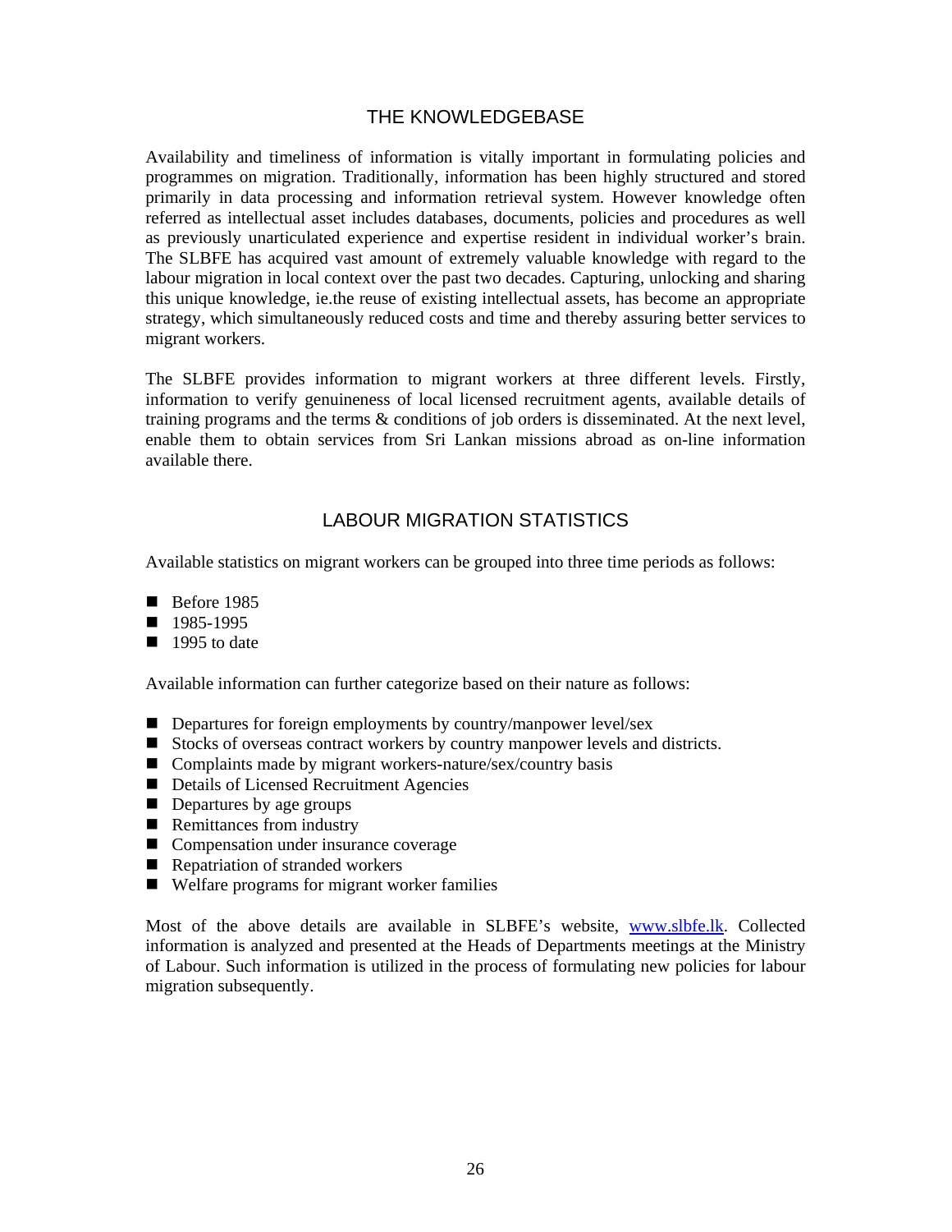## THE KNOWLEDGEBASE

Availability and timeliness of information is vitally important in formulating policies and programmes on migration. Traditionally, information has been highly structured and stored primarily in data processing and information retrieval system. However knowledge often referred as intellectual asset includes databases, documents, policies and procedures as well as previously unarticulated experience and expertise resident in individual worker's brain. The SLBFE has acquired vast amount of extremely valuable knowledge with regard to the labour migration in local context over the past two decades. Capturing, unlocking and sharing this unique knowledge, ie.the reuse of existing intellectual assets, has become an appropriate strategy, which simultaneously reduced costs and time and thereby assuring better services to migrant workers.

The SLBFE provides information to migrant workers at three different levels. Firstly, information to verify genuineness of local licensed recruitment agents, available details of training programs and the terms & conditions of job orders is disseminated. At the next level, enable them to obtain services from Sri Lankan missions abroad as on-line information available there.

## LABOUR MIGRATION STATISTICS

Available statistics on migrant workers can be grouped into three time periods as follows:

- Before 1985
- 1985-1995
- 1995 to date

Available information can further categorize based on their nature as follows:

- Departures for foreign employments by country/manpower level/sex
- Stocks of overseas contract workers by country manpower levels and districts.
- Complaints made by migrant workers-nature/sex/country basis
- Details of Licensed Recruitment Agencies
- Departures by age groups
- Remittances from industry
- Compensation under insurance coverage
- Repatriation of stranded workers
- Welfare programs for migrant worker families

Most of the above details are available in SLBFE's website, [www.slbfe.lk](http://www.slbfe.lk). Collected information is analyzed and presented at the Heads of Departments meetings at the Ministry of Labour. Such information is utilized in the process of formulating new policies for labour migration subsequently.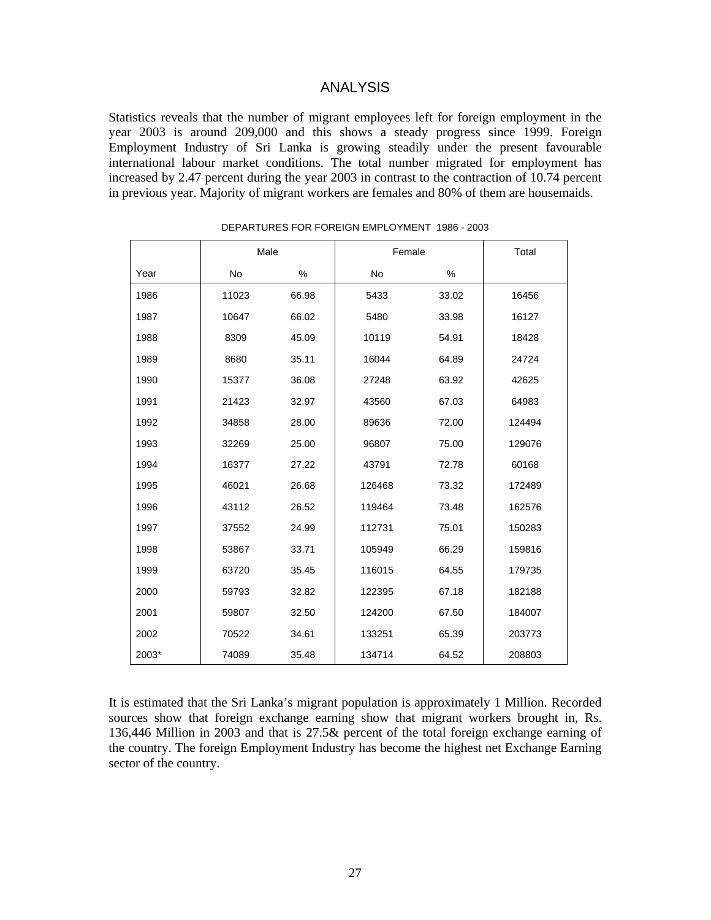# ANALYSIS

Statistics reveals that the number of migrant employees left for foreign employment in the year 2003 is around 209,000 and this shows a steady progress since 1999. Foreign Employment Industry of Sri Lanka is growing steadily under the present favourable international labour market conditions. The total number migrated for employment has increased by 2.47 percent during the year 2003 in contrast to the contraction of 10.74 percent in previous year. Majority of migrant workers are females and 80% of them are housemaids.

DEPARTURES FOR FOREIGN EMPLOYMENT 1986 - 2003

| | Male | | Female | | Total |
|---|---|---|---|---|---|
| Year | No | % | No | % | |
| 1986 | 11023 | 66.98 | 5433 | 33.02 | 16456 |
| 1987 | 10647 | 66.02 | 5480 | 33.98 | 16127 |
| 1988 | 8309 | 45.09 | 10119 | 54.91 | 18428 |
| 1989 | 8680 | 35.11 | 16044 | 64.89 | 24724 |
| 1990 | 15377 | 36.08 | 27248 | 63.92 | 42625 |
| 1991 | 21423 | 32.97 | 43560 | 67.03 | 64983 |
| 1992 | 34858 | 28.00 | 89636 | 72.00 | 124494 |
| 1993 | 32269 | 25.00 | 96807 | 75.00 | 129076 |
| 1994 | 16377 | 27.22 | 43791 | 72.78 | 60168 |
| 1995 | 46021 | 26.68 | 126468 | 73.32 | 172489 |
| 1996 | 43112 | 26.52 | 119464 | 73.48 | 162576 |
| 1997 | 37552 | 24.99 | 112731 | 75.01 | 150283 |
| 1998 | 53867 | 33.71 | 105949 | 66.29 | 159816 |
| 1999 | 63720 | 35.45 | 116015 | 64.55 | 179735 |
| 2000 | 59793 | 32.82 | 122395 | 67.18 | 182188 |
| 2001 | 59807 | 32.50 | 124200 | 67.50 | 184007 |
| 2002 | 70522 | 34.61 | 133251 | 65.39 | 203773 |
| 2003* | 74089 | 35.48 | 134714 | 64.52 | 208803 |

It is estimated that the Sri Lanka's migrant population is approximately 1 Million. Recorded sources show that foreign exchange earning show that migrant workers brought in, Rs. 136,446 Million in 2003 and that is 27.5& percent of the total foreign exchange earning of the country. The foreign Employment Industry has become the highest net Exchange Earning sector of the country.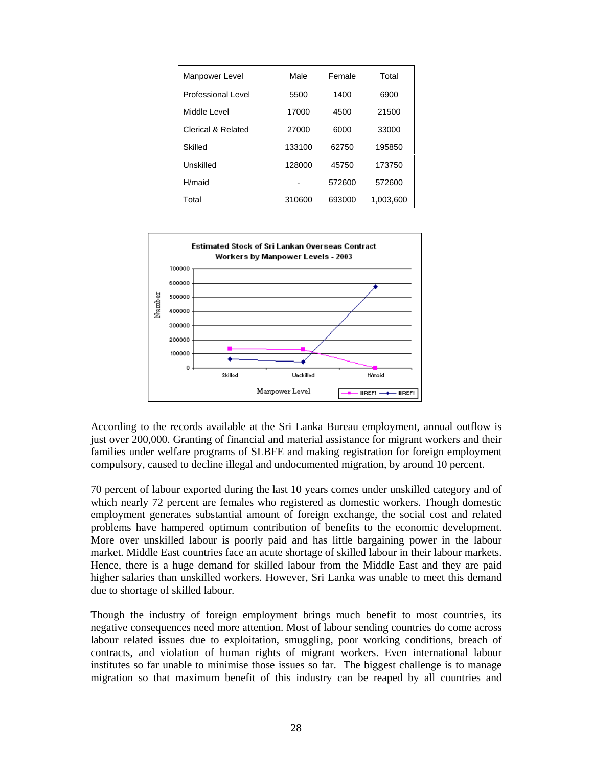| Manpower Level | Male | Female | Total |
|---|---|---|---|
| Professional Level | 5500 | 1400 | 6900 |
| Middle Level | 17000 | 4500 | 21500 |
| Clerical & Related | 27000 | 6000 | 33000 |
| Skilled | 133100 | 62750 | 195850 |
| Unskilled | 128000 | 45750 | 173750 |
| H/maid | - | 572600 | 572600 |
| Total | 310600 | 693000 | 1,003,600 |

According to the records available at the Sri Lanka Bureau employment, annual outflow is just over 200,000. Granting of financial and material assistance for migrant workers and their families under welfare programs of SLBFE and making registration for foreign employment compulsory, caused to decline illegal and undocumented migration, by around 10 percent.

70 percent of labour exported during the last 10 years comes under unskilled category and of which nearly 72 percent are females who registered as domestic workers. Though domestic employment generates substantial amount of foreign exchange, the social cost and related problems have hampered optimum contribution of benefits to the economic development. More over unskilled labour is poorly paid and has little bargaining power in the labour market. Middle East countries face an acute shortage of skilled labour in their labour markets. Hence, there is a huge demand for skilled labour from the Middle East and they are paid higher salaries than unskilled workers. However, Sri Lanka was unable to meet this demand due to shortage of skilled labour.

Though the industry of foreign employment brings much benefit to most countries, its negative consequences need more attention. Most of labour sending countries do come across labour related issues due to exploitation, smuggling, poor working conditions, breach of contracts, and violation of human rights of migrant workers. Even international labour institutes so far unable to minimise those issues so far. The biggest challenge is to manage migration so that maximum benefit of this industry can be reaped by all countries and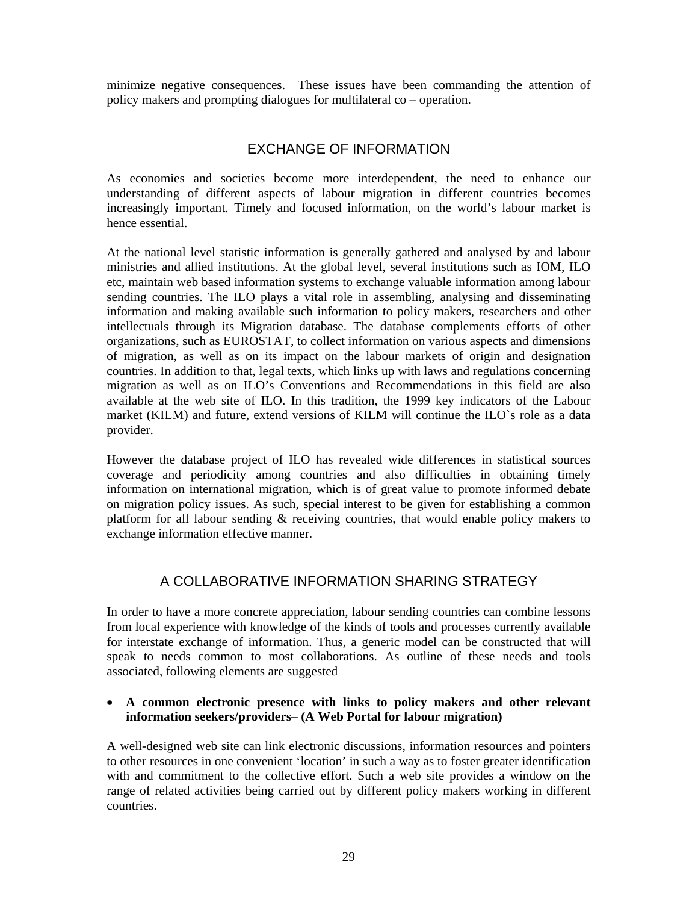minimize negative consequences. These issues have been commanding the attention of policy makers and prompting dialogues for multilateral co – operation.

## EXCHANGE OF INFORMATION

As economies and societies become more interdependent, the need to enhance our understanding of different aspects of labour migration in different countries becomes increasingly important. Timely and focused information, on the world's labour market is hence essential.

At the national level statistic information is generally gathered and analysed by and labour ministries and allied institutions. At the global level, several institutions such as IOM, ILO etc, maintain web based information systems to exchange valuable information among labour sending countries. The ILO plays a vital role in assembling, analysing and disseminating information and making available such information to policy makers, researchers and other intellectuals through its Migration database. The database complements efforts of other organizations, such as EUROSTAT, to collect information on various aspects and dimensions of migration, as well as on its impact on the labour markets of origin and designation countries. In addition to that, legal texts, which links up with laws and regulations concerning migration as well as on ILO's Conventions and Recommendations in this field are also available at the web site of ILO. In this tradition, the 1999 key indicators of the Labour market (KILM) and future, extend versions of KILM will continue the ILO`s role as a data provider.

However the database project of ILO has revealed wide differences in statistical sources coverage and periodicity among countries and also difficulties in obtaining timely information on international migration, which is of great value to promote informed debate on migration policy issues. As such, special interest to be given for establishing a common platform for all labour sending & receiving countries, that would enable policy makers to exchange information effective manner.

## A COLLABORATIVE INFORMATION SHARING STRATEGY

In order to have a more concrete appreciation, labour sending countries can combine lessons from local experience with knowledge of the kinds of tools and processes currently available for interstate exchange of information. Thus, a generic model can be constructed that will speak to needs common to most collaborations. As outline of these needs and tools associated, following elements are suggested

- **A common electronic presence with links to policy makers and other relevant information seekers/providers– (A Web Portal for labour migration)**

A well-designed web site can link electronic discussions, information resources and pointers to other resources in one convenient 'location' in such a way as to foster greater identification with and commitment to the collective effort. Such a web site provides a window on the range of related activities being carried out by different policy makers working in different countries.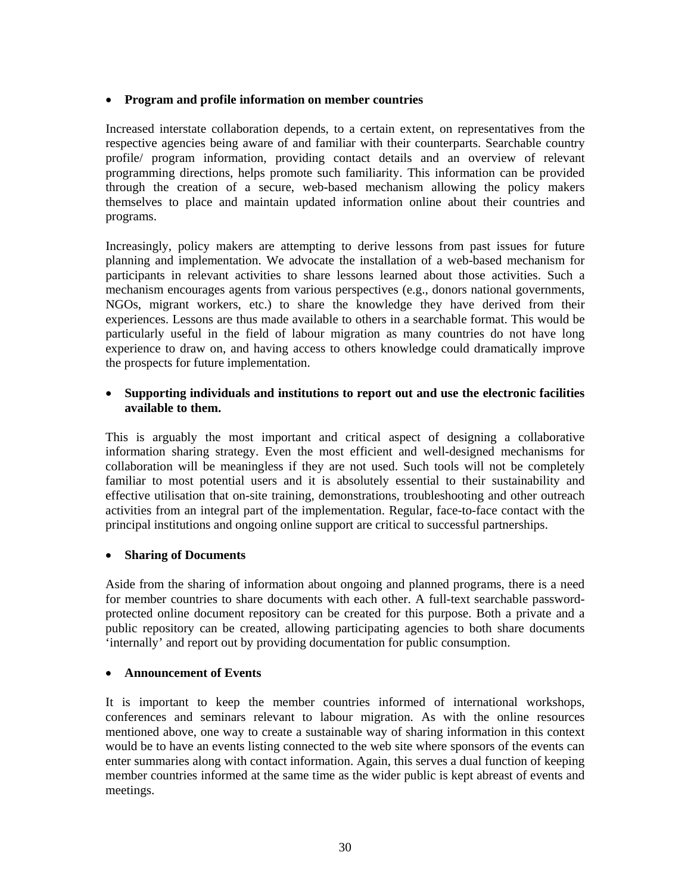- **Program and profile information on member countries**

Increased interstate collaboration depends, to a certain extent, on representatives from the respective agencies being aware of and familiar with their counterparts. Searchable country profile/ program information, providing contact details and an overview of relevant programming directions, helps promote such familiarity. This information can be provided through the creation of a secure, web-based mechanism allowing the policy makers themselves to place and maintain updated information online about their countries and programs.

Increasingly, policy makers are attempting to derive lessons from past issues for future planning and implementation. We advocate the installation of a web-based mechanism for participants in relevant activities to share lessons learned about those activities. Such a mechanism encourages agents from various perspectives (e.g., donors national governments, NGOs, migrant workers, etc.) to share the knowledge they have derived from their experiences. Lessons are thus made available to others in a searchable format. This would be particularly useful in the field of labour migration as many countries do not have long experience to draw on, and having access to others knowledge could dramatically improve the prospects for future implementation.

- **Supporting individuals and institutions to report out and use the electronic facilities available to them.**

This is arguably the most important and critical aspect of designing a collaborative information sharing strategy. Even the most efficient and well-designed mechanisms for collaboration will be meaningless if they are not used. Such tools will not be completely familiar to most potential users and it is absolutely essential to their sustainability and effective utilisation that on-site training, demonstrations, troubleshooting and other outreach activities from an integral part of the implementation. Regular, face-to-face contact with the principal institutions and ongoing online support are critical to successful partnerships.

- **Sharing of Documents**

Aside from the sharing of information about ongoing and planned programs, there is a need for member countries to share documents with each other. A full-text searchable password-protected online document repository can be created for this purpose. Both a private and a public repository can be created, allowing participating agencies to both share documents 'internally' and report out by providing documentation for public consumption.

- **Announcement of Events**

It is important to keep the member countries informed of international workshops, conferences and seminars relevant to labour migration. As with the online resources mentioned above, one way to create a sustainable way of sharing information in this context would be to have an events listing connected to the web site where sponsors of the events can enter summaries along with contact information. Again, this serves a dual function of keeping member countries informed at the same time as the wider public is kept abreast of events and meetings.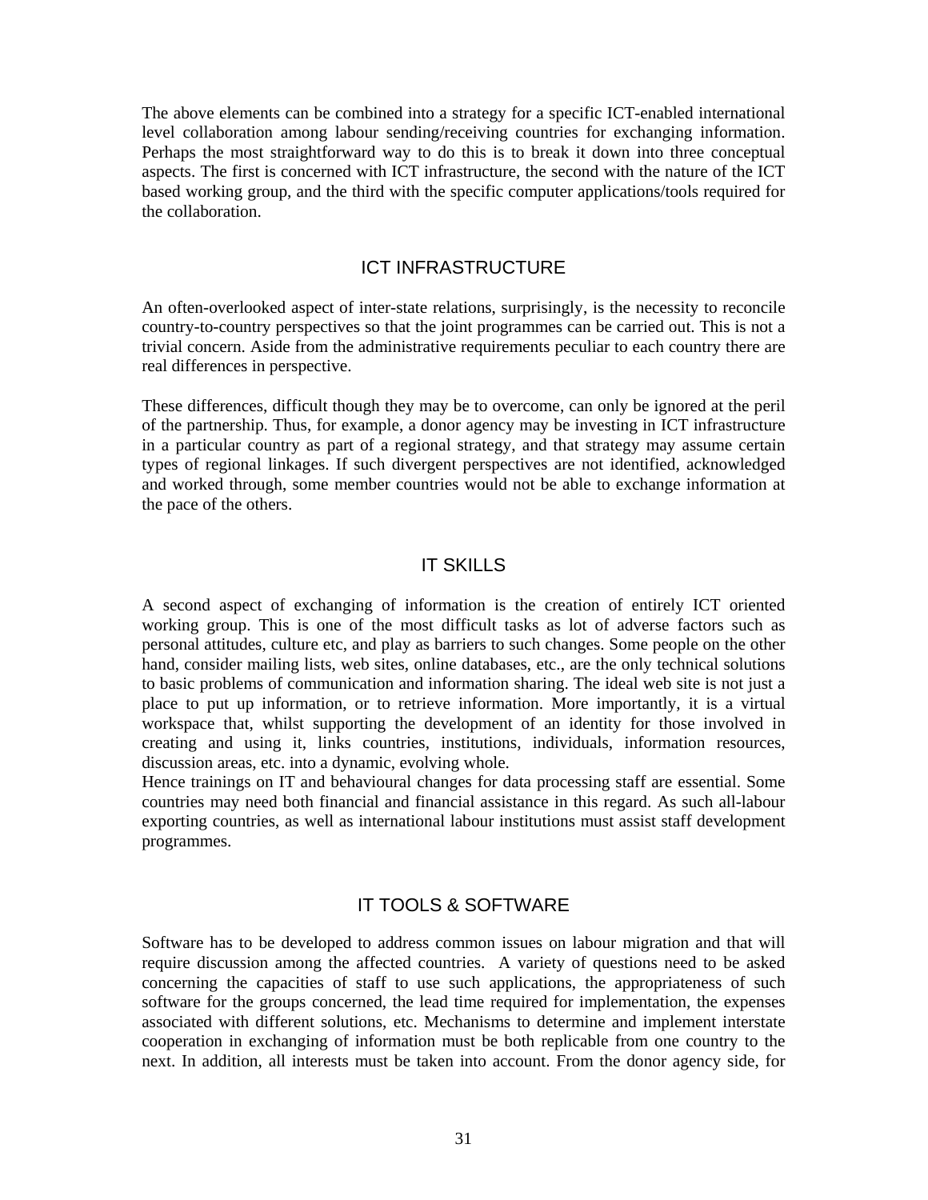The above elements can be combined into a strategy for a specific ICT-enabled international level collaboration among labour sending/receiving countries for exchanging information. Perhaps the most straightforward way to do this is to break it down into three conceptual aspects. The first is concerned with ICT infrastructure, the second with the nature of the ICT based working group, and the third with the specific computer applications/tools required for the collaboration.

## ICT INFRASTRUCTURE

An often-overlooked aspect of inter-state relations, surprisingly, is the necessity to reconcile country-to-country perspectives so that the joint programmes can be carried out. This is not a trivial concern. Aside from the administrative requirements peculiar to each country there are real differences in perspective.

These differences, difficult though they may be to overcome, can only be ignored at the peril of the partnership. Thus, for example, a donor agency may be investing in ICT infrastructure in a particular country as part of a regional strategy, and that strategy may assume certain types of regional linkages. If such divergent perspectives are not identified, acknowledged and worked through, some member countries would not be able to exchange information at the pace of the others.

## IT SKILLS

A second aspect of exchanging of information is the creation of entirely ICT oriented working group. This is one of the most difficult tasks as lot of adverse factors such as personal attitudes, culture etc, and play as barriers to such changes. Some people on the other hand, consider mailing lists, web sites, online databases, etc., are the only technical solutions to basic problems of communication and information sharing. The ideal web site is not just a place to put up information, or to retrieve information. More importantly, it is a virtual workspace that, whilst supporting the development of an identity for those involved in creating and using it, links countries, institutions, individuals, information resources, discussion areas, etc. into a dynamic, evolving whole.
Hence trainings on IT and behavioural changes for data processing staff are essential. Some countries may need both financial and financial assistance in this regard. As such all-labour exporting countries, as well as international labour institutions must assist staff development programmes.

## IT TOOLS & SOFTWARE

Software has to be developed to address common issues on labour migration and that will require discussion among the affected countries. A variety of questions need to be asked concerning the capacities of staff to use such applications, the appropriateness of such software for the groups concerned, the lead time required for implementation, the expenses associated with different solutions, etc. Mechanisms to determine and implement interstate cooperation in exchanging of information must be both replicable from one country to the next. In addition, all interests must be taken into account. From the donor agency side, for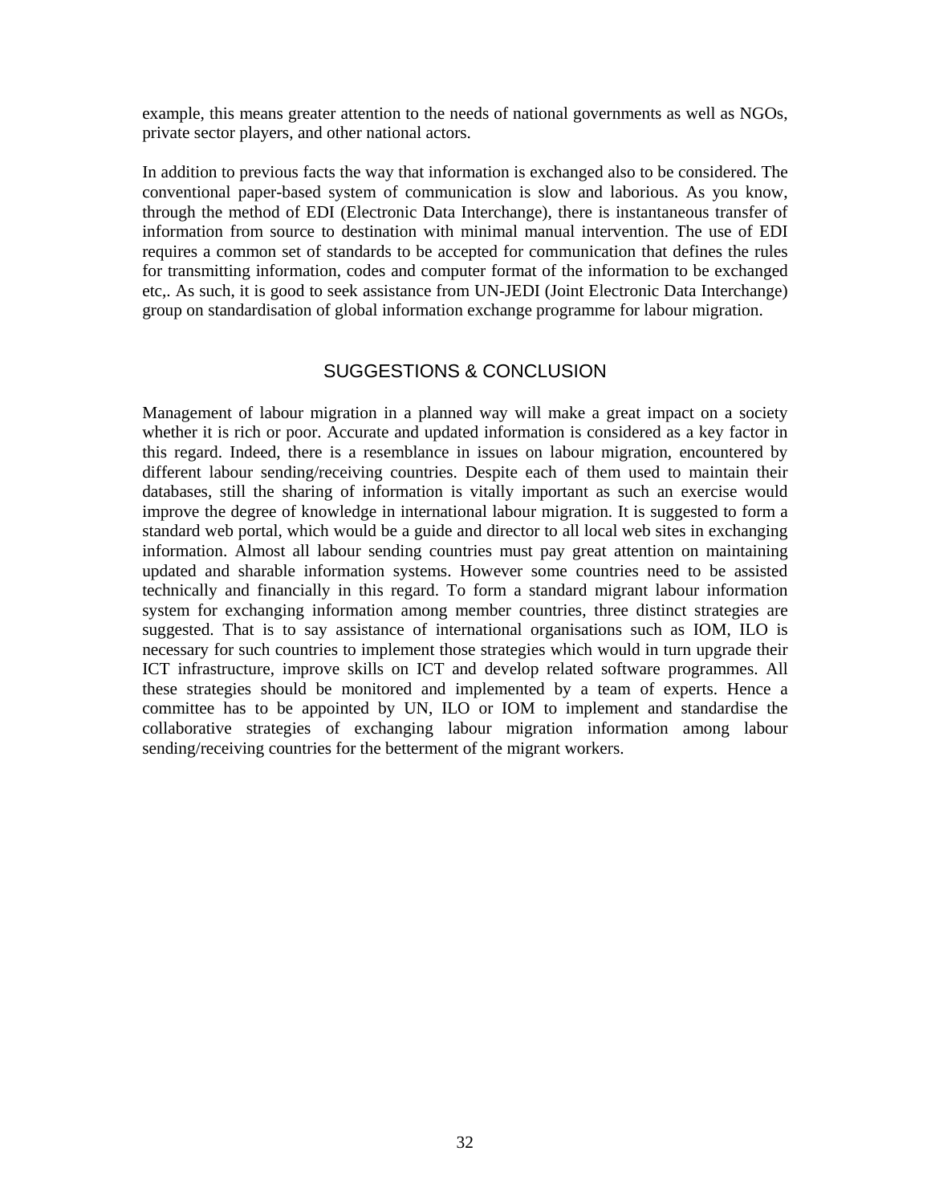example, this means greater attention to the needs of national governments as well as NGOs, private sector players, and other national actors.

In addition to previous facts the way that information is exchanged also to be considered. The conventional paper-based system of communication is slow and laborious. As you know, through the method of EDI (Electronic Data Interchange), there is instantaneous transfer of information from source to destination with minimal manual intervention. The use of EDI requires a common set of standards to be accepted for communication that defines the rules for transmitting information, codes and computer format of the information to be exchanged etc,. As such, it is good to seek assistance from UN-JEDI (Joint Electronic Data Interchange) group on standardisation of global information exchange programme for labour migration.

## SUGGESTIONS & CONCLUSION

Management of labour migration in a planned way will make a great impact on a society whether it is rich or poor. Accurate and updated information is considered as a key factor in this regard. Indeed, there is a resemblance in issues on labour migration, encountered by different labour sending/receiving countries. Despite each of them used to maintain their databases, still the sharing of information is vitally important as such an exercise would improve the degree of knowledge in international labour migration. It is suggested to form a standard web portal, which would be a guide and director to all local web sites in exchanging information. Almost all labour sending countries must pay great attention on maintaining updated and sharable information systems. However some countries need to be assisted technically and financially in this regard. To form a standard migrant labour information system for exchanging information among member countries, three distinct strategies are suggested. That is to say assistance of international organisations such as IOM, ILO is necessary for such countries to implement those strategies which would in turn upgrade their ICT infrastructure, improve skills on ICT and develop related software programmes. All these strategies should be monitored and implemented by a team of experts. Hence a committee has to be appointed by UN, ILO or IOM to implement and standardise the collaborative strategies of exchanging labour migration information among labour sending/receiving countries for the betterment of the migrant workers.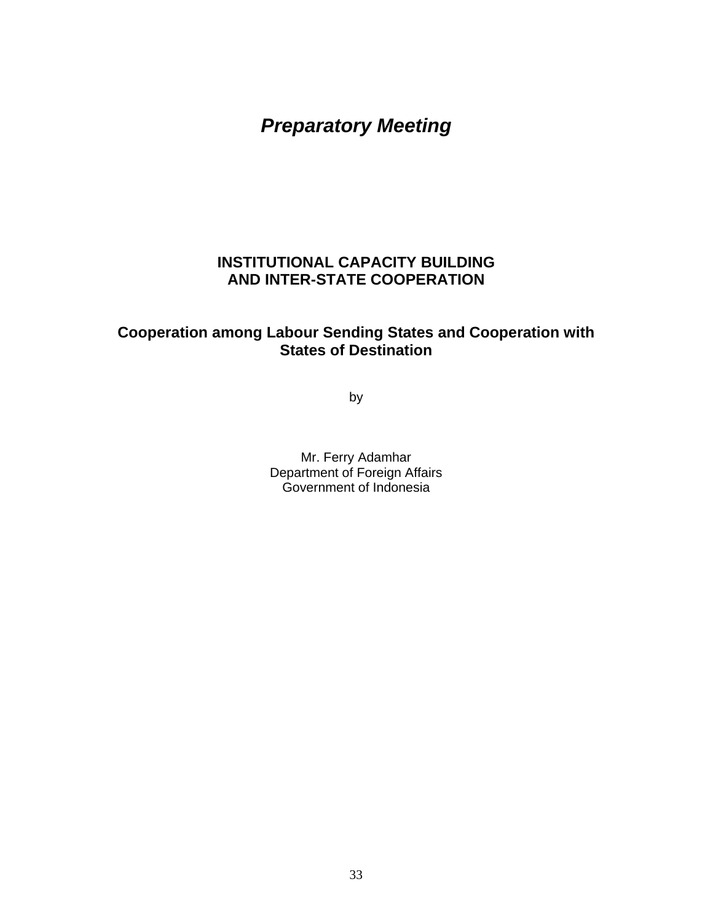# *Preparatory Meeting*

## INSTITUTIONAL CAPACITY BUILDING AND INTER-STATE COOPERATION

### Cooperation among Labour Sending States and Cooperation with States of Destination

by

Mr. Ferry Adamhar
Department of Foreign Affairs
Government of Indonesia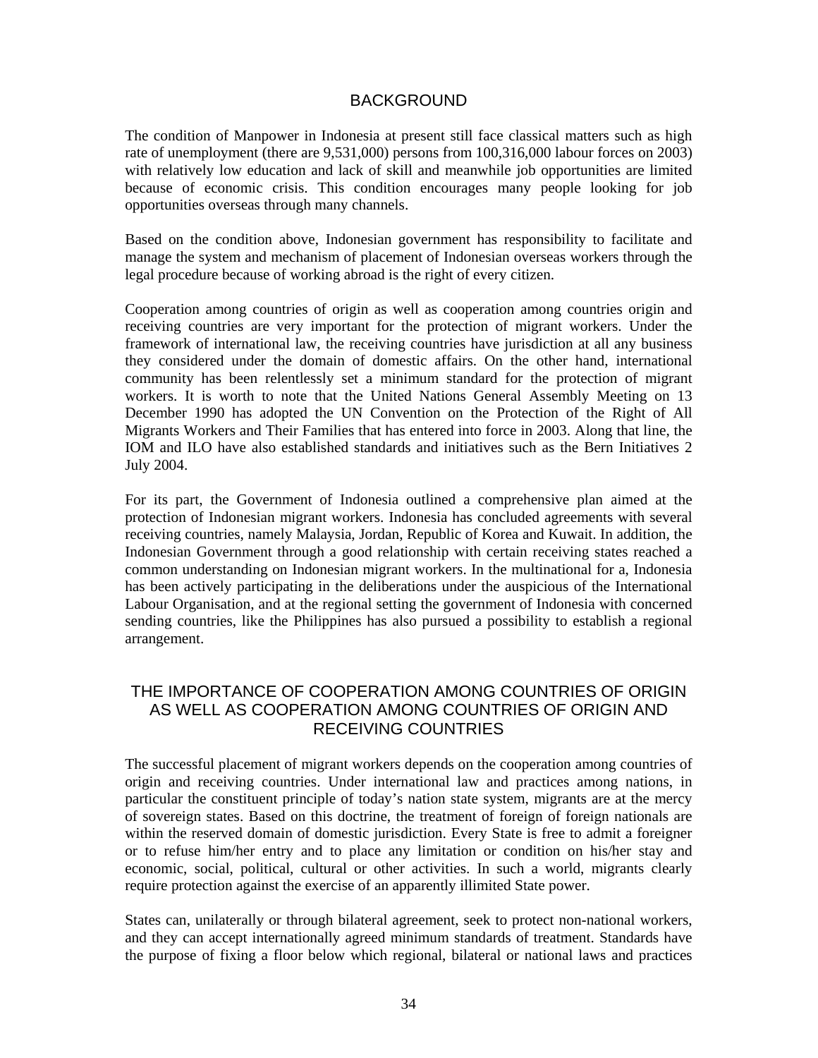## BACKGROUND

The condition of Manpower in Indonesia at present still face classical matters such as high rate of unemployment (there are 9,531,000) persons from 100,316,000 labour forces on 2003) with relatively low education and lack of skill and meanwhile job opportunities are limited because of economic crisis. This condition encourages many people looking for job opportunities overseas through many channels.

Based on the condition above, Indonesian government has responsibility to facilitate and manage the system and mechanism of placement of Indonesian overseas workers through the legal procedure because of working abroad is the right of every citizen.

Cooperation among countries of origin as well as cooperation among countries origin and receiving countries are very important for the protection of migrant workers. Under the framework of international law, the receiving countries have jurisdiction at all any business they considered under the domain of domestic affairs. On the other hand, international community has been relentlessly set a minimum standard for the protection of migrant workers. It is worth to note that the United Nations General Assembly Meeting on 13 December 1990 has adopted the UN Convention on the Protection of the Right of All Migrants Workers and Their Families that has entered into force in 2003. Along that line, the IOM and ILO have also established standards and initiatives such as the Bern Initiatives 2 July 2004.

For its part, the Government of Indonesia outlined a comprehensive plan aimed at the protection of Indonesian migrant workers. Indonesia has concluded agreements with several receiving countries, namely Malaysia, Jordan, Republic of Korea and Kuwait. In addition, the Indonesian Government through a good relationship with certain receiving states reached a common understanding on Indonesian migrant workers. In the multinational for a, Indonesia has been actively participating in the deliberations under the auspicious of the International Labour Organisation, and at the regional setting the government of Indonesia with concerned sending countries, like the Philippines has also pursued a possibility to establish a regional arrangement.

## THE IMPORTANCE OF COOPERATION AMONG COUNTRIES OF ORIGIN AS WELL AS COOPERATION AMONG COUNTRIES OF ORIGIN AND RECEIVING COUNTRIES

The successful placement of migrant workers depends on the cooperation among countries of origin and receiving countries. Under international law and practices among nations, in particular the constituent principle of today's nation state system, migrants are at the mercy of sovereign states. Based on this doctrine, the treatment of foreign of foreign nationals are within the reserved domain of domestic jurisdiction. Every State is free to admit a foreigner or to refuse him/her entry and to place any limitation or condition on his/her stay and economic, social, political, cultural or other activities. In such a world, migrants clearly require protection against the exercise of an apparently illimited State power.

States can, unilaterally or through bilateral agreement, seek to protect non-national workers, and they can accept internationally agreed minimum standards of treatment. Standards have the purpose of fixing a floor below which regional, bilateral or national laws and practices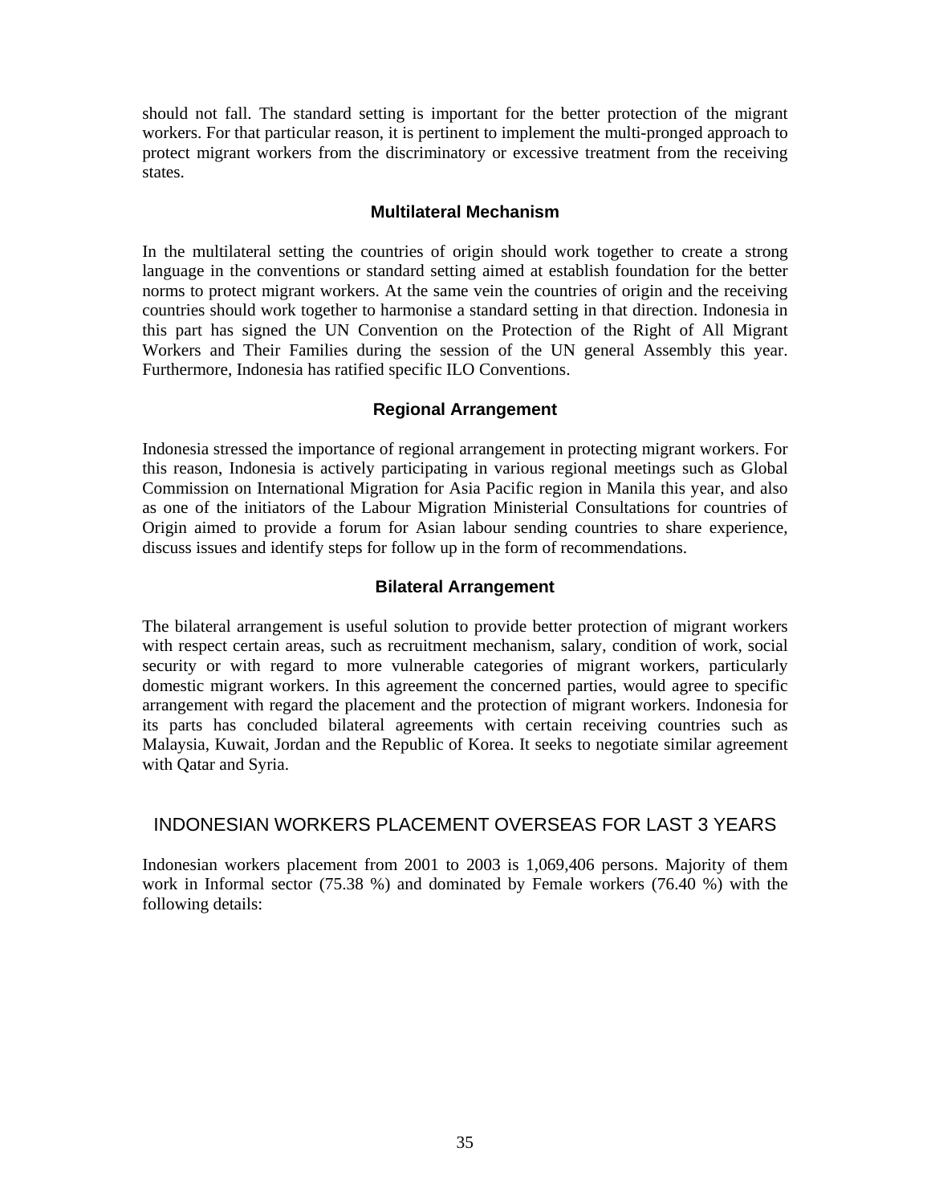should not fall. The standard setting is important for the better protection of the migrant workers. For that particular reason, it is pertinent to implement the multi-pronged approach to protect migrant workers from the discriminatory or excessive treatment from the receiving states.

### Multilateral Mechanism

In the multilateral setting the countries of origin should work together to create a strong language in the conventions or standard setting aimed at establish foundation for the better norms to protect migrant workers. At the same vein the countries of origin and the receiving countries should work together to harmonise a standard setting in that direction. Indonesia in this part has signed the UN Convention on the Protection of the Right of All Migrant Workers and Their Families during the session of the UN general Assembly this year. Furthermore, Indonesia has ratified specific ILO Conventions.

### Regional Arrangement

Indonesia stressed the importance of regional arrangement in protecting migrant workers. For this reason, Indonesia is actively participating in various regional meetings such as Global Commission on International Migration for Asia Pacific region in Manila this year, and also as one of the initiators of the Labour Migration Ministerial Consultations for countries of Origin aimed to provide a forum for Asian labour sending countries to share experience, discuss issues and identify steps for follow up in the form of recommendations.

### Bilateral Arrangement

The bilateral arrangement is useful solution to provide better protection of migrant workers with respect certain areas, such as recruitment mechanism, salary, condition of work, social security or with regard to more vulnerable categories of migrant workers, particularly domestic migrant workers. In this agreement the concerned parties, would agree to specific arrangement with regard the placement and the protection of migrant workers. Indonesia for its parts has concluded bilateral agreements with certain receiving countries such as Malaysia, Kuwait, Jordan and the Republic of Korea. It seeks to negotiate similar agreement with Qatar and Syria.

## INDONESIAN WORKERS PLACEMENT OVERSEAS FOR LAST 3 YEARS

Indonesian workers placement from 2001 to 2003 is 1,069,406 persons. Majority of them work in Informal sector (75.38 %) and dominated by Female workers (76.40 %) with the following details: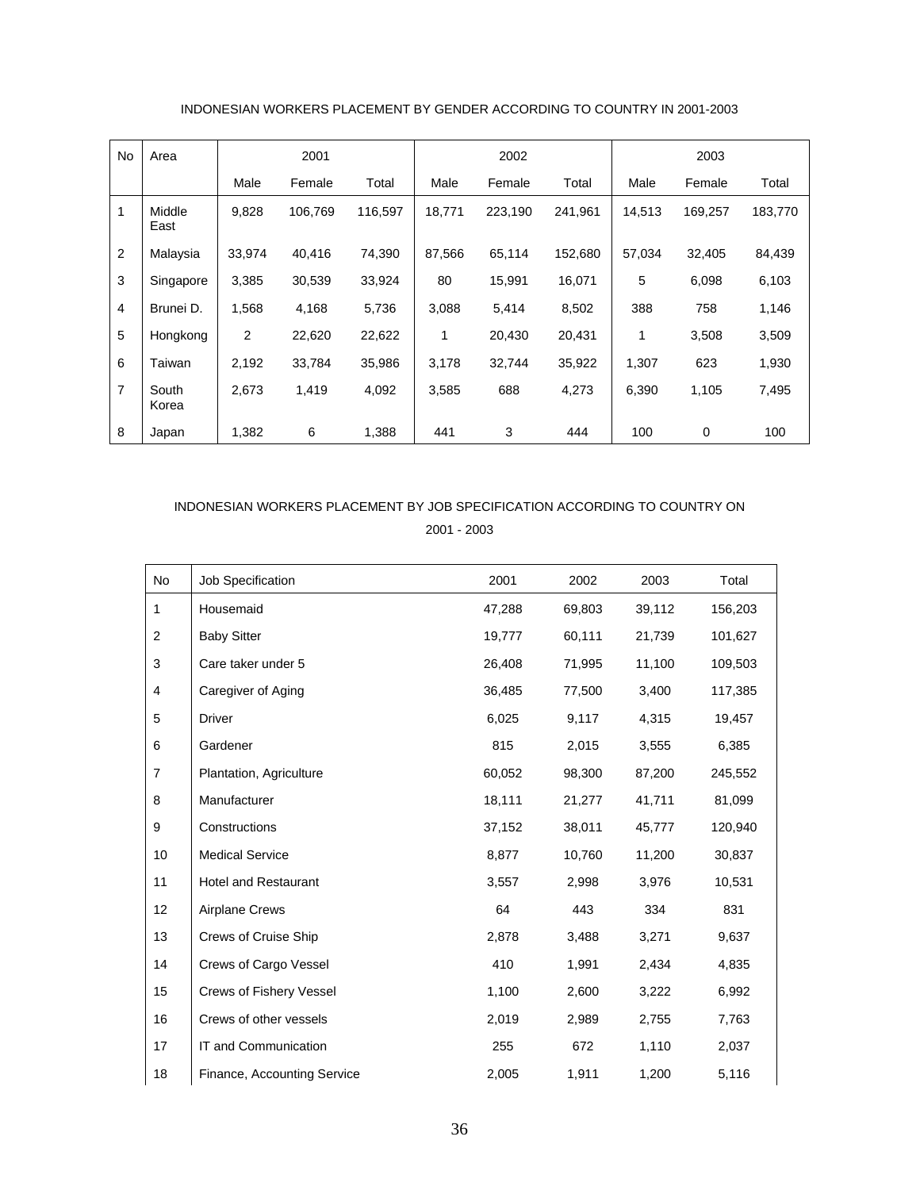INDONESIAN WORKERS PLACEMENT BY GENDER ACCORDING TO COUNTRY IN 2001-2003

| No | Area | 2001 | | | 2002 | | | 2003 | | |
|---|---|---|---|---|---|---|---|---|---|---|
| | | Male | Female | Total | Male | Female | Total | Male | Female | Total |
| 1 | Middle East | 9,828 | 106,769 | 116,597 | 18,771 | 223,190 | 241,961 | 14,513 | 169,257 | 183,770 |
| 2 | Malaysia | 33,974 | 40,416 | 74,390 | 87,566 | 65,114 | 152,680 | 57,034 | 32,405 | 84,439 |
| 3 | Singapore | 3,385 | 30,539 | 33,924 | 80 | 15,991 | 16,071 | 5 | 6,098 | 6,103 |
| 4 | Brunei D. | 1,568 | 4,168 | 5,736 | 3,088 | 5,414 | 8,502 | 388 | 758 | 1,146 |
| 5 | Hongkong | 2 | 22,620 | 22,622 | 1 | 20,430 | 20,431 | 1 | 3,508 | 3,509 |
| 6 | Taiwan | 2,192 | 33,784 | 35,986 | 3,178 | 32,744 | 35,922 | 1,307 | 623 | 1,930 |
| 7 | South Korea | 2,673 | 1,419 | 4,092 | 3,585 | 688 | 4,273 | 6,390 | 1,105 | 7,495 |
| 8 | Japan | 1,382 | 6 | 1,388 | 441 | 3 | 444 | 100 | 0 | 100 |

INDONESIAN WORKERS PLACEMENT BY JOB SPECIFICATION ACCORDING TO COUNTRY ON 2001 - 2003

| No | Job Specification | 2001 | 2002 | 2003 | Total |
|---|---|---|---|---|---|
| 1 | Housemaid | 47,288 | 69,803 | 39,112 | 156,203 |
| 2 | Baby Sitter | 19,777 | 60,111 | 21,739 | 101,627 |
| 3 | Care taker under 5 | 26,408 | 71,995 | 11,100 | 109,503 |
| 4 | Caregiver of Aging | 36,485 | 77,500 | 3,400 | 117,385 |
| 5 | Driver | 6,025 | 9,117 | 4,315 | 19,457 |
| 6 | Gardener | 815 | 2,015 | 3,555 | 6,385 |
| 7 | Plantation, Agriculture | 60,052 | 98,300 | 87,200 | 245,552 |
| 8 | Manufacturer | 18,111 | 21,277 | 41,711 | 81,099 |
| 9 | Constructions | 37,152 | 38,011 | 45,777 | 120,940 |
| 10 | Medical Service | 8,877 | 10,760 | 11,200 | 30,837 |
| 11 | Hotel and Restaurant | 3,557 | 2,998 | 3,976 | 10,531 |
| 12 | Airplane Crews | 64 | 443 | 334 | 831 |
| 13 | Crews of Cruise Ship | 2,878 | 3,488 | 3,271 | 9,637 |
| 14 | Crews of Cargo Vessel | 410 | 1,991 | 2,434 | 4,835 |
| 15 | Crews of Fishery Vessel | 1,100 | 2,600 | 3,222 | 6,992 |
| 16 | Crews of other vessels | 2,019 | 2,989 | 2,755 | 7,763 |
| 17 | IT and Communication | 255 | 672 | 1,110 | 2,037 |
| 18 | Finance, Accounting Service | 2,005 | 1,911 | 1,200 | 5,116 |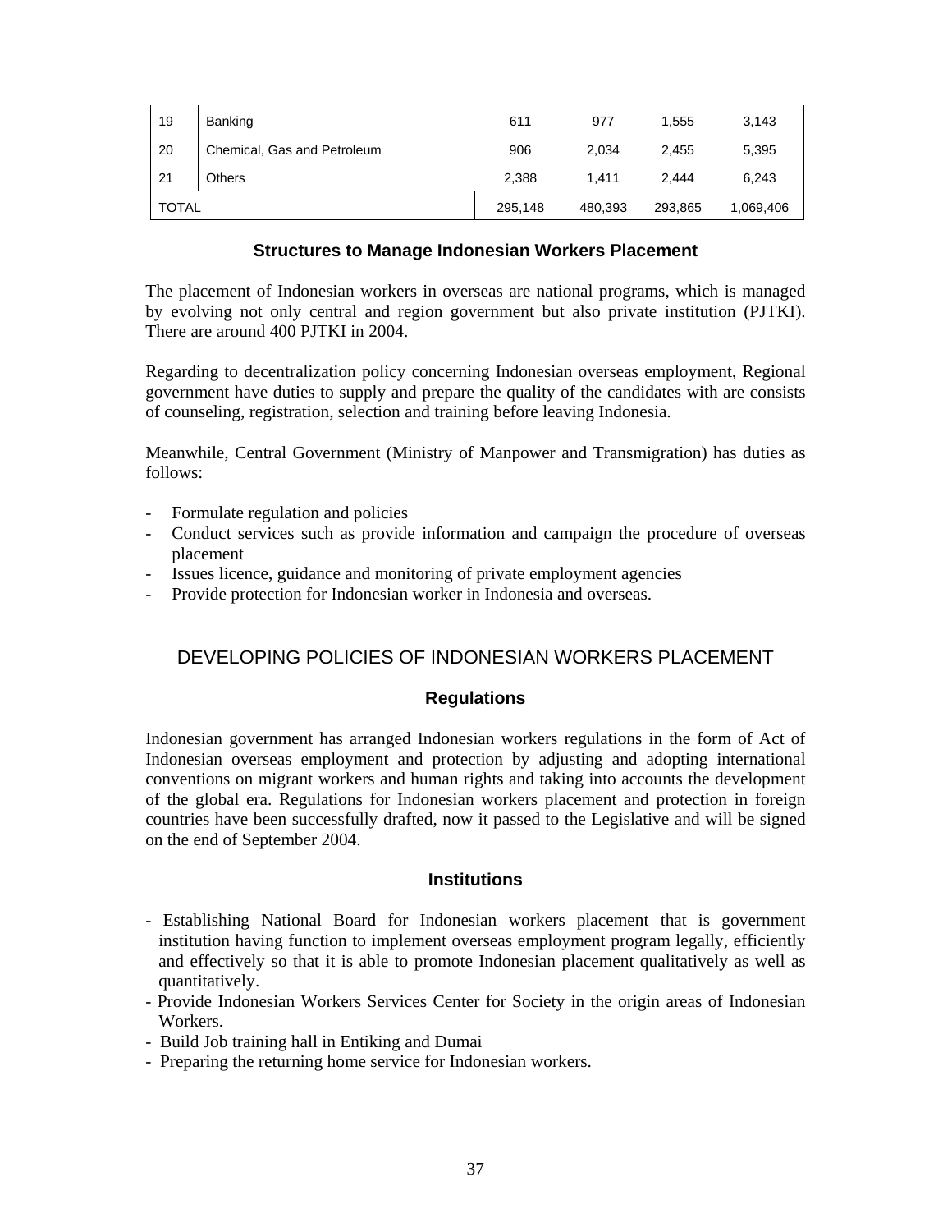| 19 | Banking | 611 | 977 | 1,555 | 3,143 |
|---|---|---|---|---|---|
| 20 | Chemical, Gas and Petroleum | 906 | 2,034 | 2,455 | 5,395 |
| 21 | Others | 2,388 | 1,411 | 2,444 | 6,243 |
| TOTAL | | 295,148 | 480,393 | 293,865 | 1,069,406 |

### Structures to Manage Indonesian Workers Placement

The placement of Indonesian workers in overseas are national programs, which is managed by evolving not only central and region government but also private institution (PJTKI). There are around 400 PJTKI in 2004.

Regarding to decentralization policy concerning Indonesian overseas employment, Regional government have duties to supply and prepare the quality of the candidates with are consists of counseling, registration, selection and training before leaving Indonesia.

Meanwhile, Central Government (Ministry of Manpower and Transmigration) has duties as follows:

- Formulate regulation and policies
- Conduct services such as provide information and campaign the procedure of overseas placement
- Issues licence, guidance and monitoring of private employment agencies
- Provide protection for Indonesian worker in Indonesia and overseas.

## DEVELOPING POLICIES OF INDONESIAN WORKERS PLACEMENT

### Regulations

Indonesian government has arranged Indonesian workers regulations in the form of Act of Indonesian overseas employment and protection by adjusting and adopting international conventions on migrant workers and human rights and taking into accounts the development of the global era. Regulations for Indonesian workers placement and protection in foreign countries have been successfully drafted, now it passed to the Legislative and will be signed on the end of September 2004.

### Institutions

- Establishing National Board for Indonesian workers placement that is government institution having function to implement overseas employment program legally, efficiently and effectively so that it is able to promote Indonesian placement qualitatively as well as quantitatively.
- Provide Indonesian Workers Services Center for Society in the origin areas of Indonesian Workers.
- Build Job training hall in Entiking and Dumai
- Preparing the returning home service for Indonesian workers.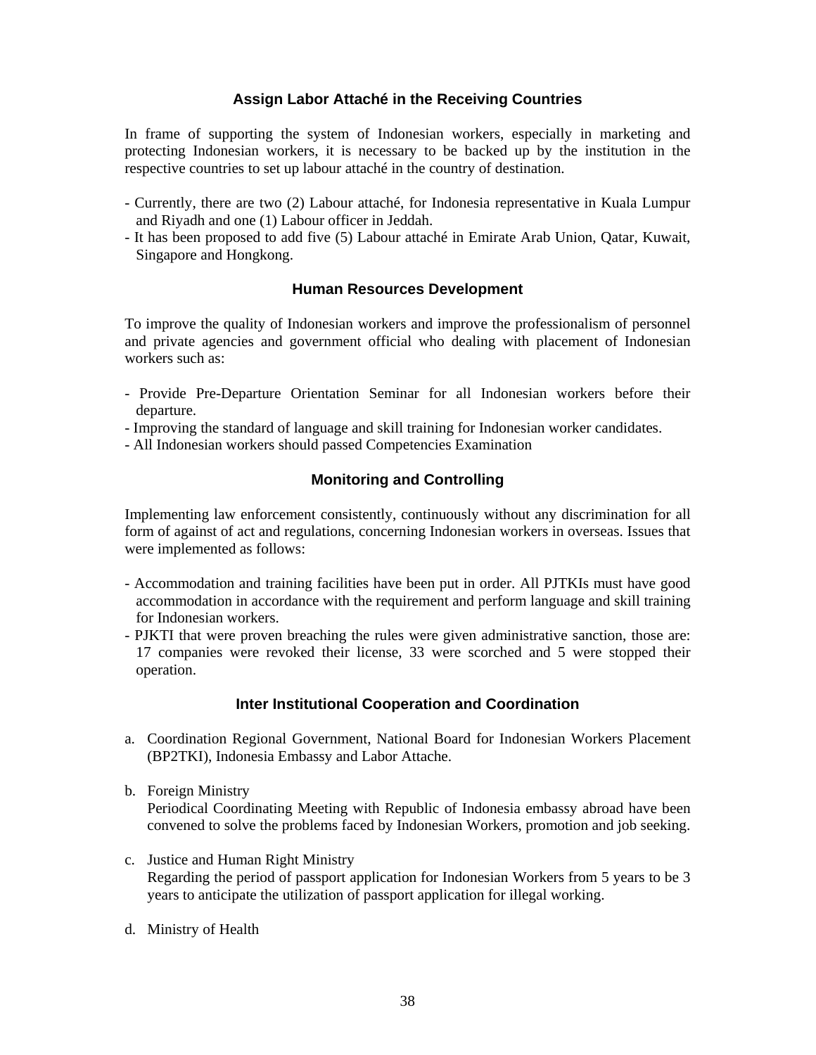### Assign Labor Attaché in the Receiving Countries

In frame of supporting the system of Indonesian workers, especially in marketing and protecting Indonesian workers, it is necessary to be backed up by the institution in the respective countries to set up labour attaché in the country of destination.

- Currently, there are two (2) Labour attaché, for Indonesia representative in Kuala Lumpur and Riyadh and one (1) Labour officer in Jeddah.
- It has been proposed to add five (5) Labour attaché in Emirate Arab Union, Qatar, Kuwait, Singapore and Hongkong.

### Human Resources Development

To improve the quality of Indonesian workers and improve the professionalism of personnel and private agencies and government official who dealing with placement of Indonesian workers such as:

- Provide Pre-Departure Orientation Seminar for all Indonesian workers before their departure.
- Improving the standard of language and skill training for Indonesian worker candidates.
- All Indonesian workers should passed Competencies Examination

### Monitoring and Controlling

Implementing law enforcement consistently, continuously without any discrimination for all form of against of act and regulations, concerning Indonesian workers in overseas. Issues that were implemented as follows:

- Accommodation and training facilities have been put in order. All PJTKIs must have good accommodation in accordance with the requirement and perform language and skill training for Indonesian workers.
- PJKTI that were proven breaching the rules were given administrative sanction, those are: 17 companies were revoked their license, 33 were scorched and 5 were stopped their operation.

### Inter Institutional Cooperation and Coordination

a. Coordination Regional Government, National Board for Indonesian Workers Placement (BP2TKI), Indonesia Embassy and Labor Attache.

b. Foreign Ministry
   Periodical Coordinating Meeting with Republic of Indonesia embassy abroad have been convened to solve the problems faced by Indonesian Workers, promotion and job seeking.

c. Justice and Human Right Ministry
   Regarding the period of passport application for Indonesian Workers from 5 years to be 3 years to anticipate the utilization of passport application for illegal working.

d. Ministry of Health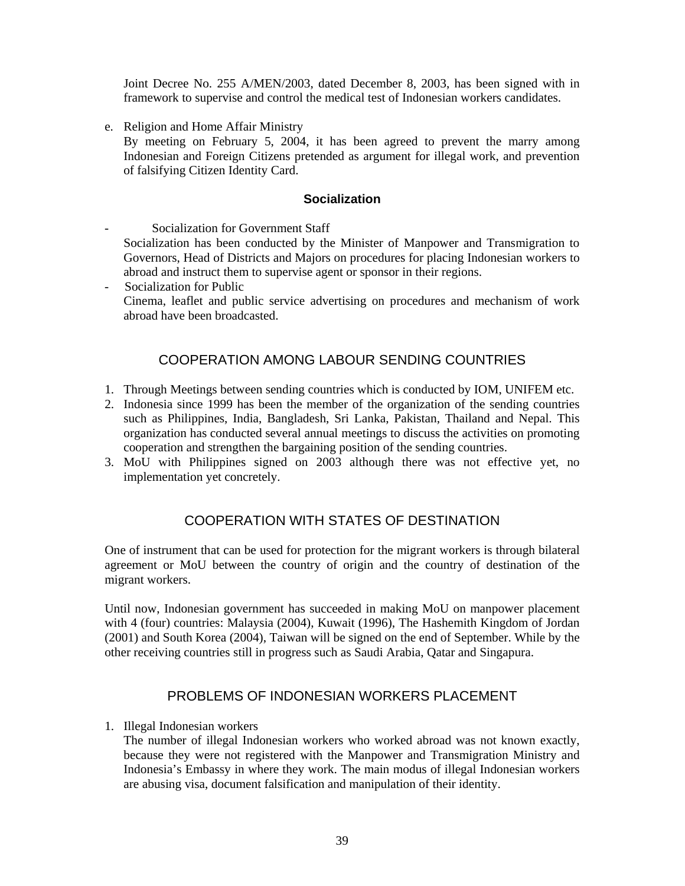Joint Decree No. 255 A/MEN/2003, dated December 8, 2003, has been signed with in framework to supervise and control the medical test of Indonesian workers candidates.

e. Religion and Home Affair Ministry
   By meeting on February 5, 2004, it has been agreed to prevent the marry among Indonesian and Foreign Citizens pretended as argument for illegal work, and prevention of falsifying Citizen Identity Card.

### Socialization

- Socialization for Government Staff
  Socialization has been conducted by the Minister of Manpower and Transmigration to Governors, Head of Districts and Majors on procedures for placing Indonesian workers to abroad and instruct them to supervise agent or sponsor in their regions.
- Socialization for Public
  Cinema, leaflet and public service advertising on procedures and mechanism of work abroad have been broadcasted.

## COOPERATION AMONG LABOUR SENDING COUNTRIES

1. Through Meetings between sending countries which is conducted by IOM, UNIFEM etc.
2. Indonesia since 1999 has been the member of the organization of the sending countries such as Philippines, India, Bangladesh, Sri Lanka, Pakistan, Thailand and Nepal. This organization has conducted several annual meetings to discuss the activities on promoting cooperation and strengthen the bargaining position of the sending countries.
3. MoU with Philippines signed on 2003 although there was not effective yet, no implementation yet concretely.

## COOPERATION WITH STATES OF DESTINATION

One of instrument that can be used for protection for the migrant workers is through bilateral agreement or MoU between the country of origin and the country of destination of the migrant workers.

Until now, Indonesian government has succeeded in making MoU on manpower placement with 4 (four) countries: Malaysia (2004), Kuwait (1996), The Hashemith Kingdom of Jordan (2001) and South Korea (2004), Taiwan will be signed on the end of September. While by the other receiving countries still in progress such as Saudi Arabia, Qatar and Singapura.

## PROBLEMS OF INDONESIAN WORKERS PLACEMENT

1. Illegal Indonesian workers
   The number of illegal Indonesian workers who worked abroad was not known exactly, because they were not registered with the Manpower and Transmigration Ministry and Indonesia's Embassy in where they work. The main modus of illegal Indonesian workers are abusing visa, document falsification and manipulation of their identity.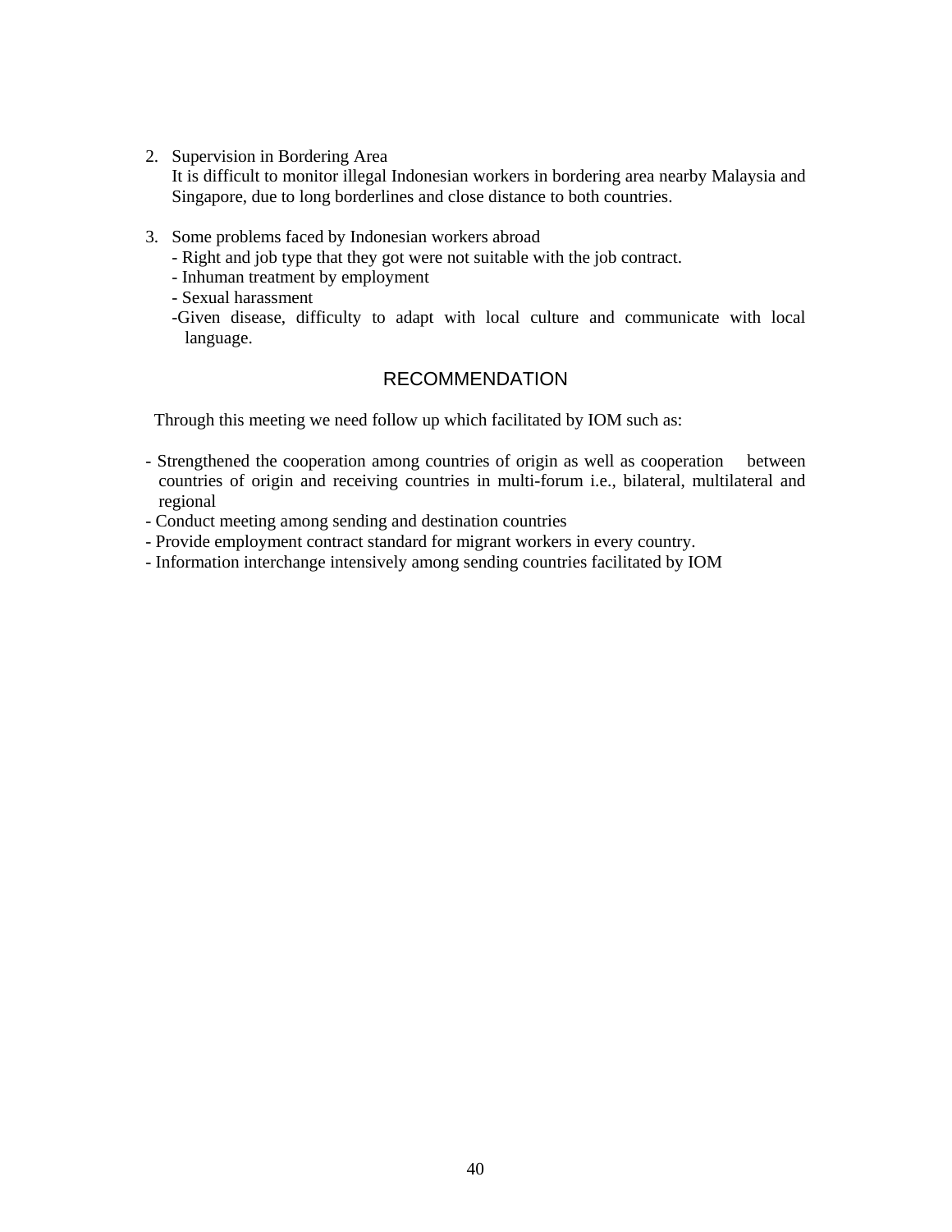2. Supervision in Bordering Area
   It is difficult to monitor illegal Indonesian workers in bordering area nearby Malaysia and Singapore, due to long borderlines and close distance to both countries.

3. Some problems faced by Indonesian workers abroad
   - Right and job type that they got were not suitable with the job contract.
   - Inhuman treatment by employment
   - Sexual harassment
   - Given disease, difficulty to adapt with local culture and communicate with local language.

## RECOMMENDATION

Through this meeting we need follow up which facilitated by IOM such as:

- Strengthened the cooperation among countries of origin as well as cooperation between countries of origin and receiving countries in multi-forum i.e., bilateral, multilateral and regional
- Conduct meeting among sending and destination countries
- Provide employment contract standard for migrant workers in every country.
- Information interchange intensively among sending countries facilitated by IOM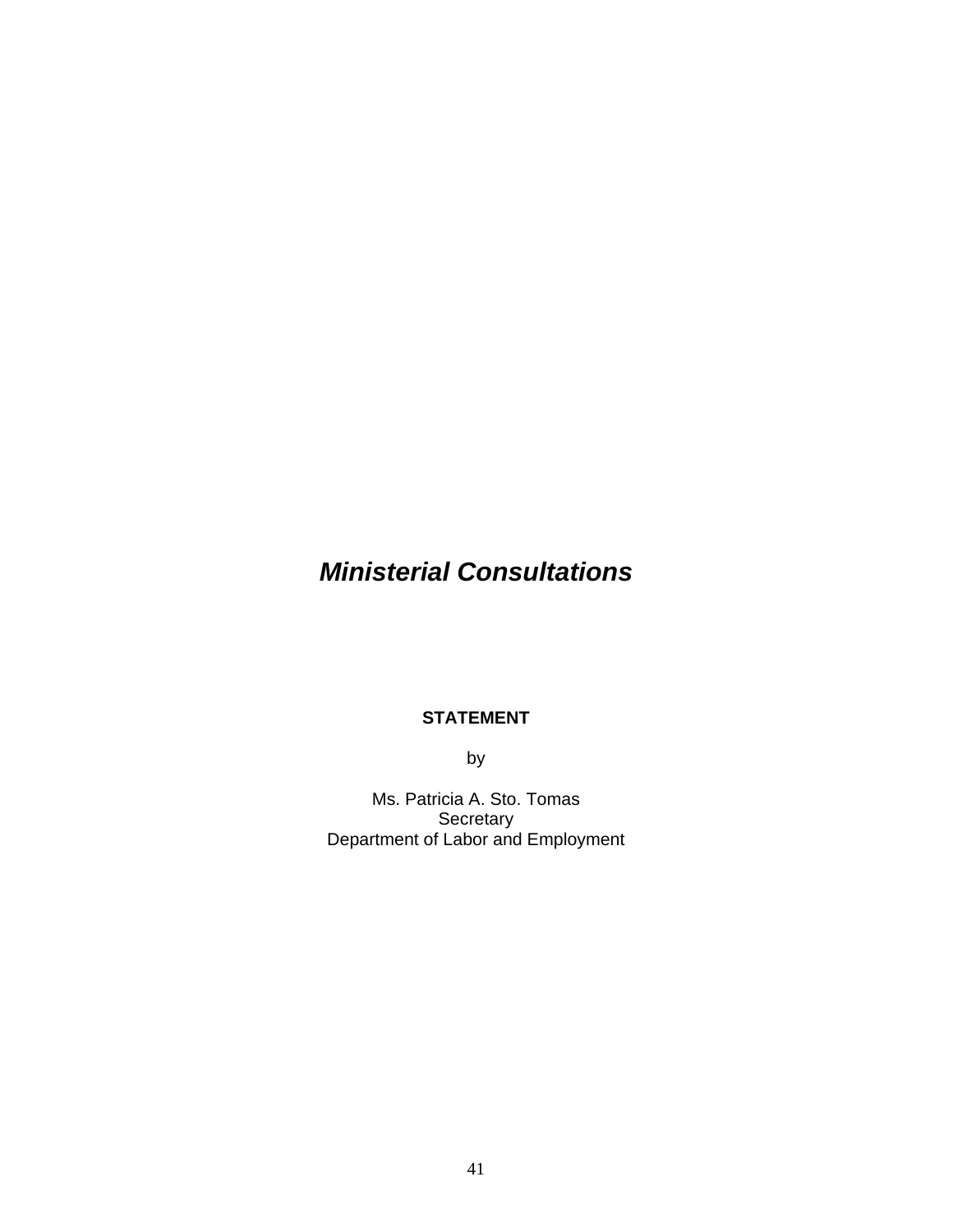# ***Ministerial Consultations***

**STATEMENT**

by

Ms. Patricia A. Sto. Tomas
Secretary
Department of Labor and Employment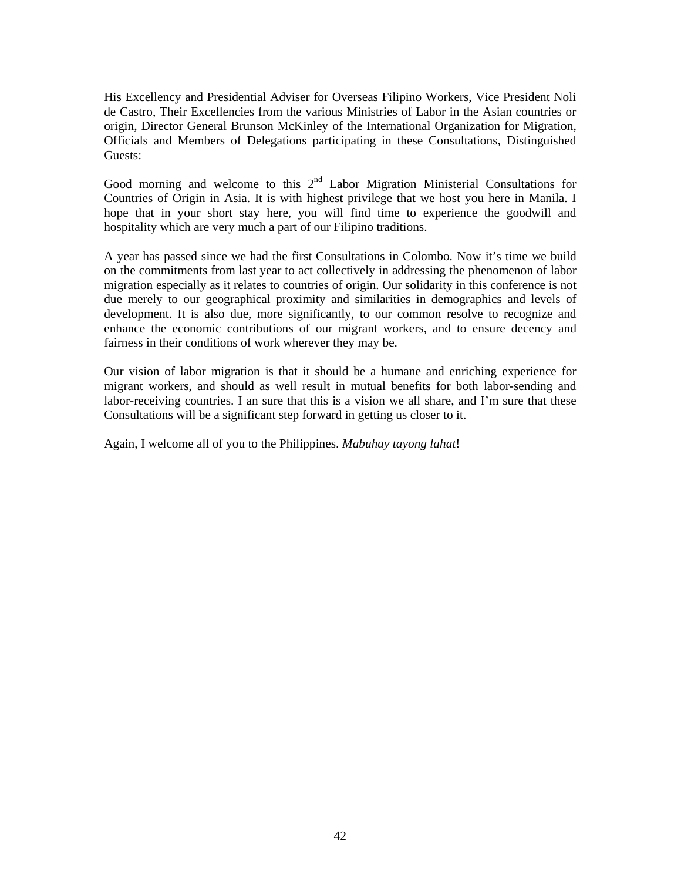His Excellency and Presidential Adviser for Overseas Filipino Workers, Vice President Noli de Castro, Their Excellencies from the various Ministries of Labor in the Asian countries or origin, Director General Brunson McKinley of the International Organization for Migration, Officials and Members of Delegations participating in these Consultations, Distinguished Guests:

Good morning and welcome to this 2nd Labor Migration Ministerial Consultations for Countries of Origin in Asia. It is with highest privilege that we host you here in Manila. I hope that in your short stay here, you will find time to experience the goodwill and hospitality which are very much a part of our Filipino traditions.

A year has passed since we had the first Consultations in Colombo. Now it's time we build on the commitments from last year to act collectively in addressing the phenomenon of labor migration especially as it relates to countries of origin. Our solidarity in this conference is not due merely to our geographical proximity and similarities in demographics and levels of development. It is also due, more significantly, to our common resolve to recognize and enhance the economic contributions of our migrant workers, and to ensure decency and fairness in their conditions of work wherever they may be.

Our vision of labor migration is that it should be a humane and enriching experience for migrant workers, and should as well result in mutual benefits for both labor-sending and labor-receiving countries. I an sure that this is a vision we all share, and I'm sure that these Consultations will be a significant step forward in getting us closer to it.

Again, I welcome all of you to the Philippines. *Mabuhay tayong lahat*!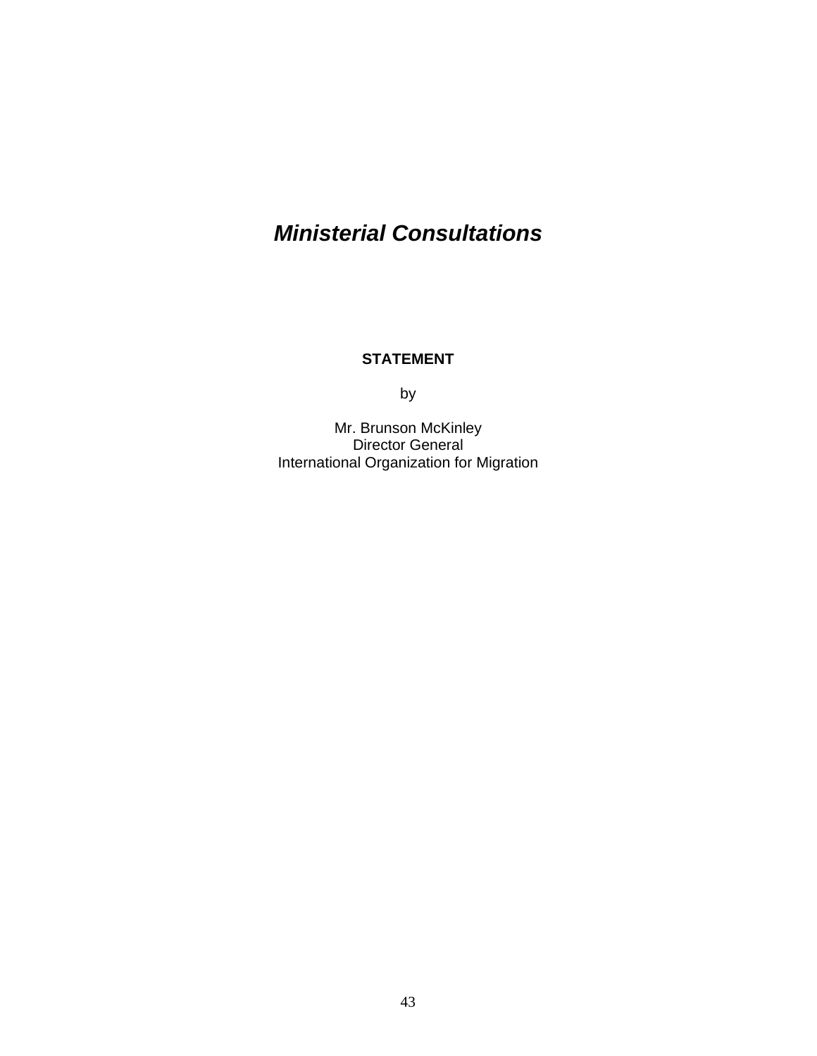# *Ministerial Consultations*

**STATEMENT**

by

Mr. Brunson McKinley
Director General
International Organization for Migration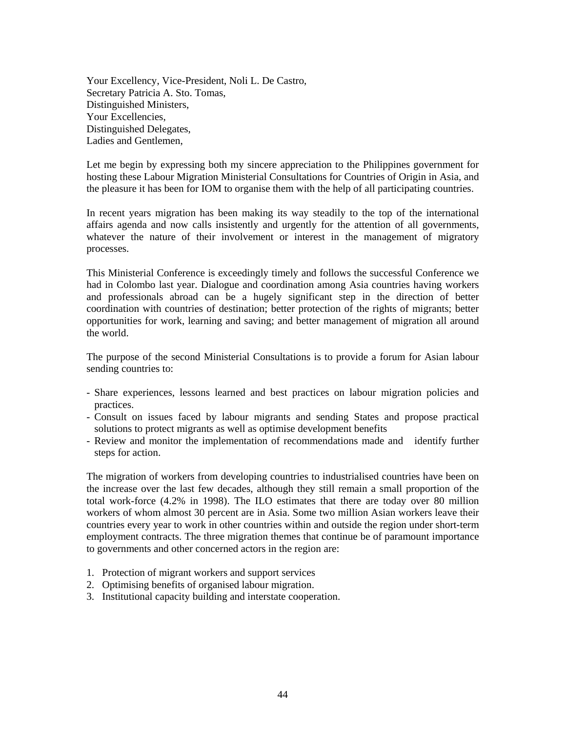Your Excellency, Vice-President, Noli L. De Castro,
Secretary Patricia A. Sto. Tomas,
Distinguished Ministers,
Your Excellencies,
Distinguished Delegates,
Ladies and Gentlemen,

Let me begin by expressing both my sincere appreciation to the Philippines government for hosting these Labour Migration Ministerial Consultations for Countries of Origin in Asia, and the pleasure it has been for IOM to organise them with the help of all participating countries.

In recent years migration has been making its way steadily to the top of the international affairs agenda and now calls insistently and urgently for the attention of all governments, whatever the nature of their involvement or interest in the management of migratory processes.

This Ministerial Conference is exceedingly timely and follows the successful Conference we had in Colombo last year. Dialogue and coordination among Asia countries having workers and professionals abroad can be a hugely significant step in the direction of better coordination with countries of destination; better protection of the rights of migrants; better opportunities for work, learning and saving; and better management of migration all around the world.

The purpose of the second Ministerial Consultations is to provide a forum for Asian labour sending countries to:

- Share experiences, lessons learned and best practices on labour migration policies and practices.
- Consult on issues faced by labour migrants and sending States and propose practical solutions to protect migrants as well as optimise development benefits
- Review and monitor the implementation of recommendations made and identify further steps for action.

The migration of workers from developing countries to industrialised countries have been on the increase over the last few decades, although they still remain a small proportion of the total work-force (4.2% in 1998). The ILO estimates that there are today over 80 million workers of whom almost 30 percent are in Asia. Some two million Asian workers leave their countries every year to work in other countries within and outside the region under short-term employment contracts. The three migration themes that continue be of paramount importance to governments and other concerned actors in the region are:

1. Protection of migrant workers and support services
2. Optimising benefits of organised labour migration.
3. Institutional capacity building and interstate cooperation.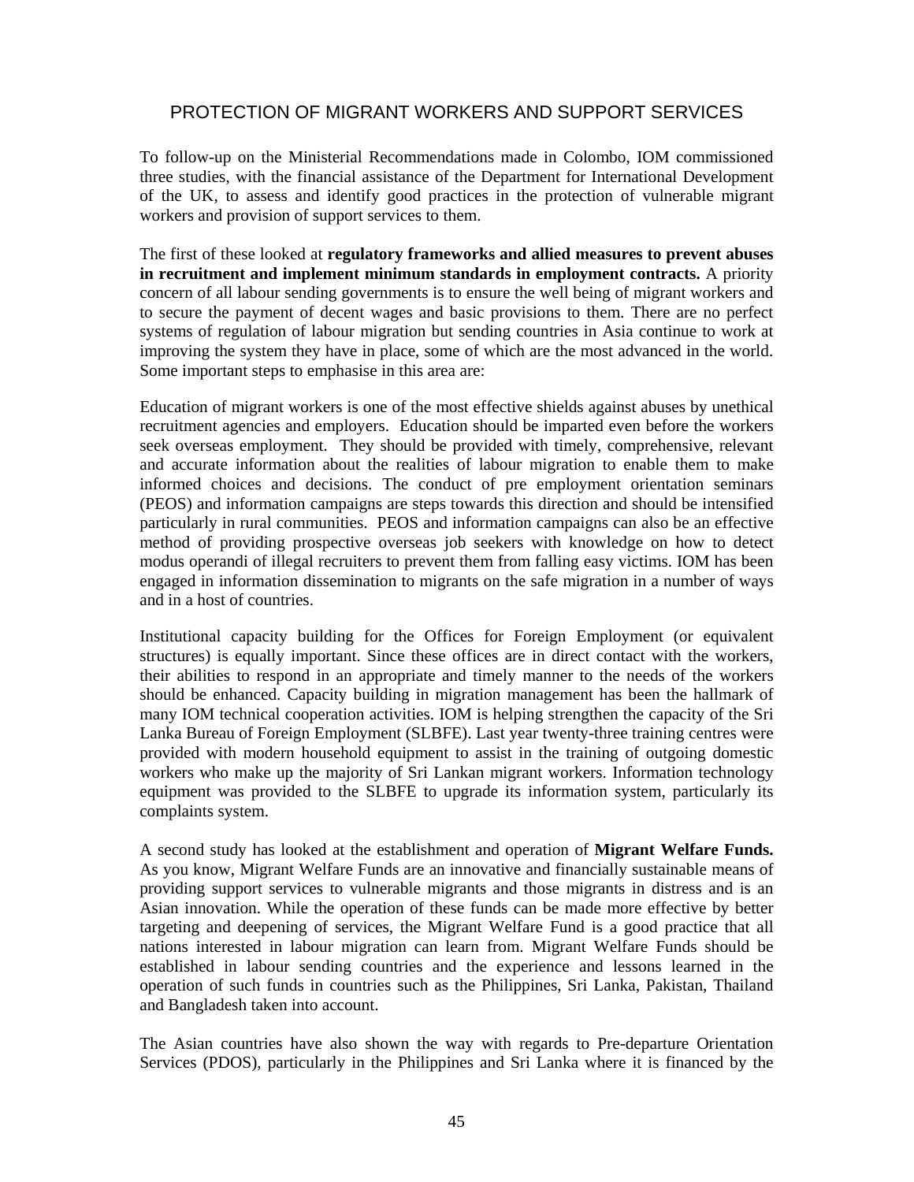## PROTECTION OF MIGRANT WORKERS AND SUPPORT SERVICES

To follow-up on the Ministerial Recommendations made in Colombo, IOM commissioned three studies, with the financial assistance of the Department for International Development of the UK, to assess and identify good practices in the protection of vulnerable migrant workers and provision of support services to them.

The first of these looked at **regulatory frameworks and allied measures to prevent abuses in recruitment and implement minimum standards in employment contracts.** A priority concern of all labour sending governments is to ensure the well being of migrant workers and to secure the payment of decent wages and basic provisions to them. There are no perfect systems of regulation of labour migration but sending countries in Asia continue to work at improving the system they have in place, some of which are the most advanced in the world. Some important steps to emphasise in this area are:

Education of migrant workers is one of the most effective shields against abuses by unethical recruitment agencies and employers. Education should be imparted even before the workers seek overseas employment. They should be provided with timely, comprehensive, relevant and accurate information about the realities of labour migration to enable them to make informed choices and decisions. The conduct of pre employment orientation seminars (PEOS) and information campaigns are steps towards this direction and should be intensified particularly in rural communities. PEOS and information campaigns can also be an effective method of providing prospective overseas job seekers with knowledge on how to detect modus operandi of illegal recruiters to prevent them from falling easy victims. IOM has been engaged in information dissemination to migrants on the safe migration in a number of ways and in a host of countries.

Institutional capacity building for the Offices for Foreign Employment (or equivalent structures) is equally important. Since these offices are in direct contact with the workers, their abilities to respond in an appropriate and timely manner to the needs of the workers should be enhanced. Capacity building in migration management has been the hallmark of many IOM technical cooperation activities. IOM is helping strengthen the capacity of the Sri Lanka Bureau of Foreign Employment (SLBFE). Last year twenty-three training centres were provided with modern household equipment to assist in the training of outgoing domestic workers who make up the majority of Sri Lankan migrant workers. Information technology equipment was provided to the SLBFE to upgrade its information system, particularly its complaints system.

A second study has looked at the establishment and operation of **Migrant Welfare Funds.** As you know, Migrant Welfare Funds are an innovative and financially sustainable means of providing support services to vulnerable migrants and those migrants in distress and is an Asian innovation. While the operation of these funds can be made more effective by better targeting and deepening of services, the Migrant Welfare Fund is a good practice that all nations interested in labour migration can learn from. Migrant Welfare Funds should be established in labour sending countries and the experience and lessons learned in the operation of such funds in countries such as the Philippines, Sri Lanka, Pakistan, Thailand and Bangladesh taken into account.

The Asian countries have also shown the way with regards to Pre-departure Orientation Services (PDOS), particularly in the Philippines and Sri Lanka where it is financed by the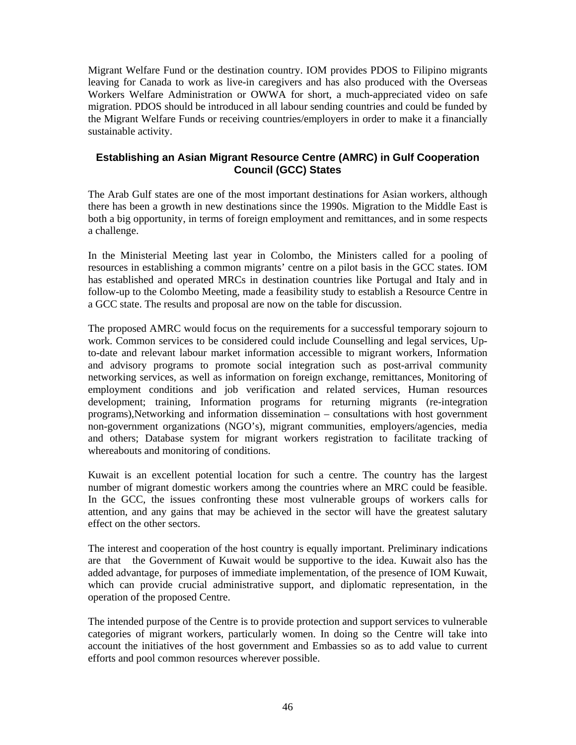Migrant Welfare Fund or the destination country. IOM provides PDOS to Filipino migrants leaving for Canada to work as live-in caregivers and has also produced with the Overseas Workers Welfare Administration or OWWA for short, a much-appreciated video on safe migration. PDOS should be introduced in all labour sending countries and could be funded by the Migrant Welfare Funds or receiving countries/employers in order to make it a financially sustainable activity.

## Establishing an Asian Migrant Resource Centre (AMRC) in Gulf Cooperation Council (GCC) States

The Arab Gulf states are one of the most important destinations for Asian workers, although there has been a growth in new destinations since the 1990s. Migration to the Middle East is both a big opportunity, in terms of foreign employment and remittances, and in some respects a challenge.

In the Ministerial Meeting last year in Colombo, the Ministers called for a pooling of resources in establishing a common migrants' centre on a pilot basis in the GCC states. IOM has established and operated MRCs in destination countries like Portugal and Italy and in follow-up to the Colombo Meeting, made a feasibility study to establish a Resource Centre in a GCC state. The results and proposal are now on the table for discussion.

The proposed AMRC would focus on the requirements for a successful temporary sojourn to work. Common services to be considered could include Counselling and legal services, Up-to-date and relevant labour market information accessible to migrant workers, Information and advisory programs to promote social integration such as post-arrival community networking services, as well as information on foreign exchange, remittances, Monitoring of employment conditions and job verification and related services, Human resources development; training, Information programs for returning migrants (re-integration programs),Networking and information dissemination – consultations with host government non-government organizations (NGO's), migrant communities, employers/agencies, media and others; Database system for migrant workers registration to facilitate tracking of whereabouts and monitoring of conditions.

Kuwait is an excellent potential location for such a centre. The country has the largest number of migrant domestic workers among the countries where an MRC could be feasible. In the GCC, the issues confronting these most vulnerable groups of workers calls for attention, and any gains that may be achieved in the sector will have the greatest salutary effect on the other sectors.

The interest and cooperation of the host country is equally important. Preliminary indications are that the Government of Kuwait would be supportive to the idea. Kuwait also has the added advantage, for purposes of immediate implementation, of the presence of IOM Kuwait, which can provide crucial administrative support, and diplomatic representation, in the operation of the proposed Centre.

The intended purpose of the Centre is to provide protection and support services to vulnerable categories of migrant workers, particularly women. In doing so the Centre will take into account the initiatives of the host government and Embassies so as to add value to current efforts and pool common resources wherever possible.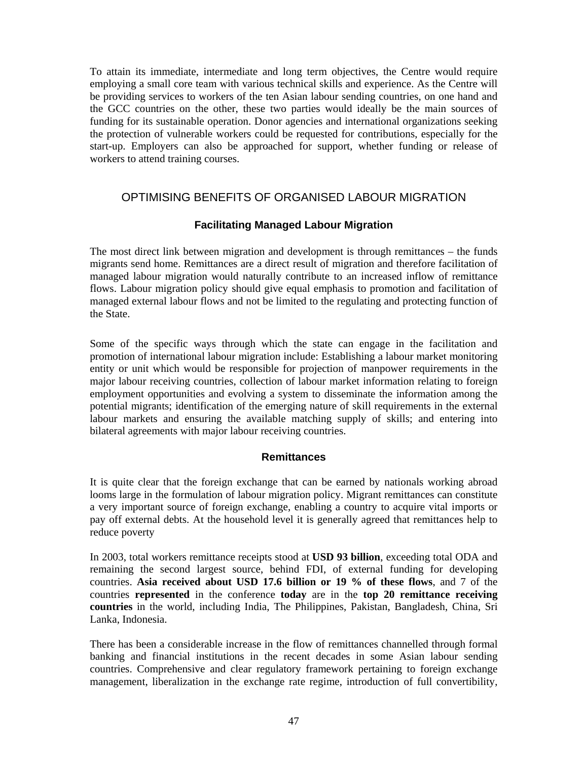To attain its immediate, intermediate and long term objectives, the Centre would require employing a small core team with various technical skills and experience. As the Centre will be providing services to workers of the ten Asian labour sending countries, on one hand and the GCC countries on the other, these two parties would ideally be the main sources of funding for its sustainable operation. Donor agencies and international organizations seeking the protection of vulnerable workers could be requested for contributions, especially for the start-up. Employers can also be approached for support, whether funding or release of workers to attend training courses.

## OPTIMISING BENEFITS OF ORGANISED LABOUR MIGRATION

### Facilitating Managed Labour Migration

The most direct link between migration and development is through remittances – the funds migrants send home. Remittances are a direct result of migration and therefore facilitation of managed labour migration would naturally contribute to an increased inflow of remittance flows. Labour migration policy should give equal emphasis to promotion and facilitation of managed external labour flows and not be limited to the regulating and protecting function of the State.

Some of the specific ways through which the state can engage in the facilitation and promotion of international labour migration include: Establishing a labour market monitoring entity or unit which would be responsible for projection of manpower requirements in the major labour receiving countries, collection of labour market information relating to foreign employment opportunities and evolving a system to disseminate the information among the potential migrants; identification of the emerging nature of skill requirements in the external labour markets and ensuring the available matching supply of skills; and entering into bilateral agreements with major labour receiving countries.

### Remittances

It is quite clear that the foreign exchange that can be earned by nationals working abroad looms large in the formulation of labour migration policy. Migrant remittances can constitute a very important source of foreign exchange, enabling a country to acquire vital imports or pay off external debts. At the household level it is generally agreed that remittances help to reduce poverty

In 2003, total workers remittance receipts stood at **USD 93 billion**, exceeding total ODA and remaining the second largest source, behind FDI, of external funding for developing countries. **Asia received about USD 17.6 billion or 19 % of these flows**, and 7 of the countries **represented** in the conference **today** are in the **top 20 remittance receiving countries** in the world, including India, The Philippines, Pakistan, Bangladesh, China, Sri Lanka, Indonesia.

There has been a considerable increase in the flow of remittances channelled through formal banking and financial institutions in the recent decades in some Asian labour sending countries. Comprehensive and clear regulatory framework pertaining to foreign exchange management, liberalization in the exchange rate regime, introduction of full convertibility,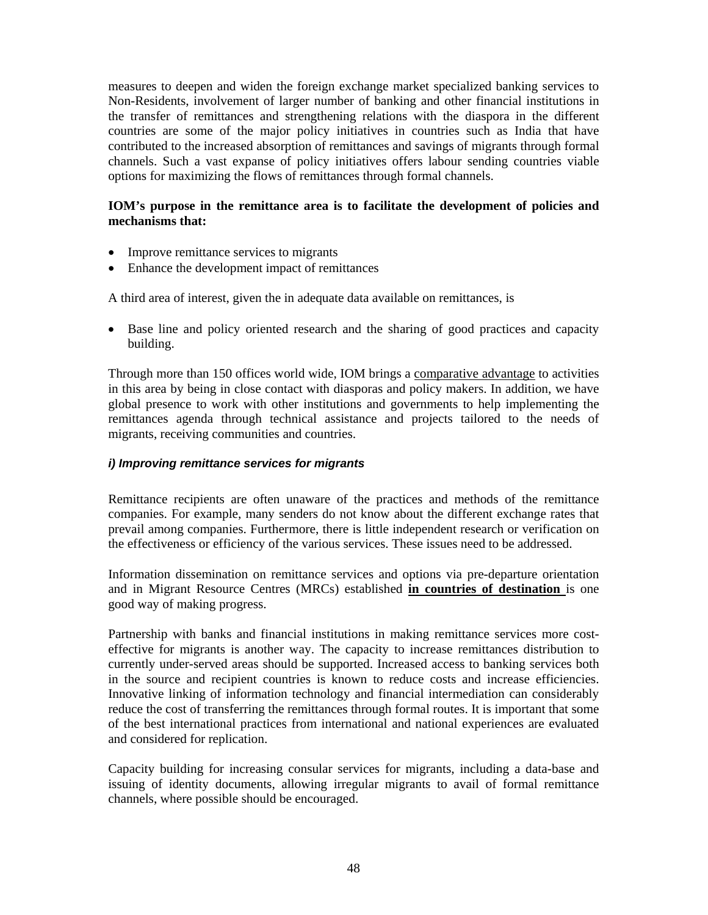measures to deepen and widen the foreign exchange market specialized banking services to Non-Residents, involvement of larger number of banking and other financial institutions in the transfer of remittances and strengthening relations with the diaspora in the different countries are some of the major policy initiatives in countries such as India that have contributed to the increased absorption of remittances and savings of migrants through formal channels. Such a vast expanse of policy initiatives offers labour sending countries viable options for maximizing the flows of remittances through formal channels.

**IOM's purpose in the remittance area is to facilitate the development of policies and mechanisms that:**

- Improve remittance services to migrants
- Enhance the development impact of remittances

A third area of interest, given the in adequate data available on remittances, is

- Base line and policy oriented research and the sharing of good practices and capacity building.

Through more than 150 offices world wide, IOM brings a <u>comparative advantage</u> to activities in this area by being in close contact with diasporas and policy makers. In addition, we have global presence to work with other institutions and governments to help implementing the remittances agenda through technical assistance and projects tailored to the needs of migrants, receiving communities and countries.

***i) Improving remittance services for migrants***

Remittance recipients are often unaware of the practices and methods of the remittance companies. For example, many senders do not know about the different exchange rates that prevail among companies. Furthermore, there is little independent research or verification on the effectiveness or efficiency of the various services. These issues need to be addressed.

Information dissemination on remittance services and options via pre-departure orientation and in Migrant Resource Centres (MRCs) established **<u>in countries of destination</u>** is one good way of making progress.

Partnership with banks and financial institutions in making remittance services more cost-effective for migrants is another way. The capacity to increase remittances distribution to currently under-served areas should be supported. Increased access to banking services both in the source and recipient countries is known to reduce costs and increase efficiencies. Innovative linking of information technology and financial intermediation can considerably reduce the cost of transferring the remittances through formal routes. It is important that some of the best international practices from international and national experiences are evaluated and considered for replication.

Capacity building for increasing consular services for migrants, including a data-base and issuing of identity documents, allowing irregular migrants to avail of formal remittance channels, where possible should be encouraged.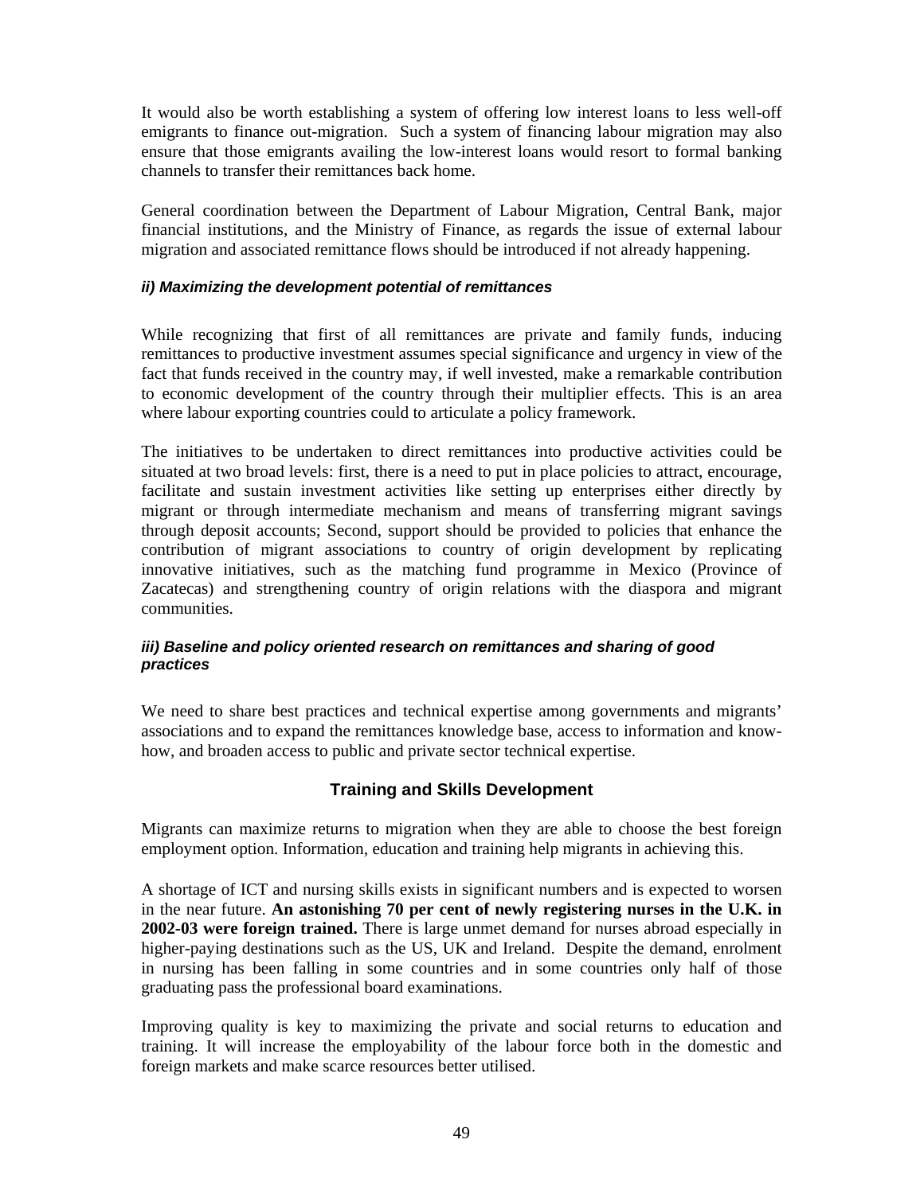It would also be worth establishing a system of offering low interest loans to less well-off emigrants to finance out-migration. Such a system of financing labour migration may also ensure that those emigrants availing the low-interest loans would resort to formal banking channels to transfer their remittances back home.

General coordination between the Department of Labour Migration, Central Bank, major financial institutions, and the Ministry of Finance, as regards the issue of external labour migration and associated remittance flows should be introduced if not already happening.

#### *ii) Maximizing the development potential of remittances*

While recognizing that first of all remittances are private and family funds, inducing remittances to productive investment assumes special significance and urgency in view of the fact that funds received in the country may, if well invested, make a remarkable contribution to economic development of the country through their multiplier effects. This is an area where labour exporting countries could to articulate a policy framework.

The initiatives to be undertaken to direct remittances into productive activities could be situated at two broad levels: first, there is a need to put in place policies to attract, encourage, facilitate and sustain investment activities like setting up enterprises either directly by migrant or through intermediate mechanism and means of transferring migrant savings through deposit accounts; Second, support should be provided to policies that enhance the contribution of migrant associations to country of origin development by replicating innovative initiatives, such as the matching fund programme in Mexico (Province of Zacatecas) and strengthening country of origin relations with the diaspora and migrant communities.

#### *iii) Baseline and policy oriented research on remittances and sharing of good practices*

We need to share best practices and technical expertise among governments and migrants' associations and to expand the remittances knowledge base, access to information and know-how, and broaden access to public and private sector technical expertise.

## Training and Skills Development

Migrants can maximize returns to migration when they are able to choose the best foreign employment option. Information, education and training help migrants in achieving this.

A shortage of ICT and nursing skills exists in significant numbers and is expected to worsen in the near future. **An astonishing 70 per cent of newly registering nurses in the U.K. in 2002-03 were foreign trained.** There is large unmet demand for nurses abroad especially in higher-paying destinations such as the US, UK and Ireland. Despite the demand, enrolment in nursing has been falling in some countries and in some countries only half of those graduating pass the professional board examinations.

Improving quality is key to maximizing the private and social returns to education and training. It will increase the employability of the labour force both in the domestic and foreign markets and make scarce resources better utilised.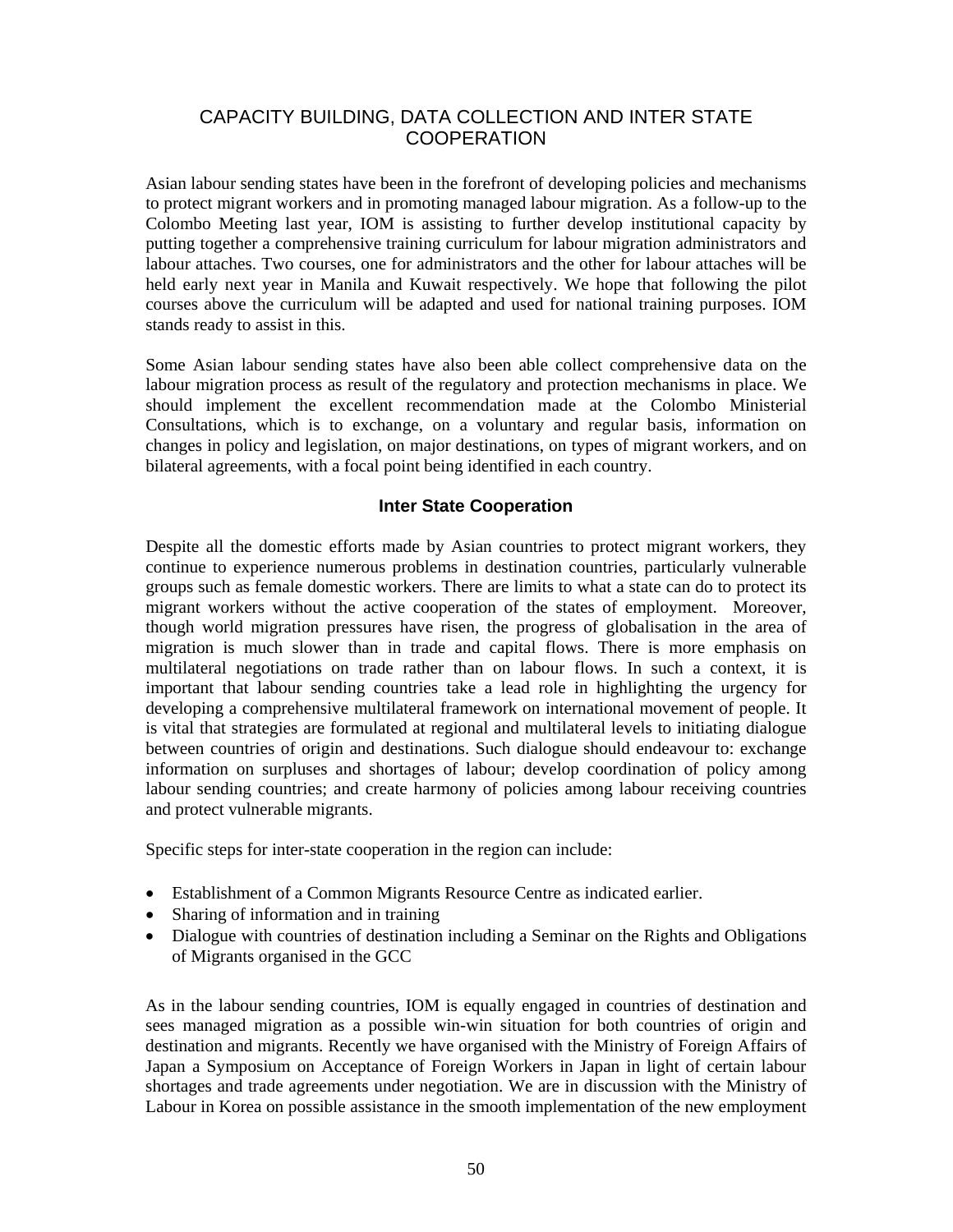## CAPACITY BUILDING, DATA COLLECTION AND INTER STATE COOPERATION

Asian labour sending states have been in the forefront of developing policies and mechanisms to protect migrant workers and in promoting managed labour migration. As a follow-up to the Colombo Meeting last year, IOM is assisting to further develop institutional capacity by putting together a comprehensive training curriculum for labour migration administrators and labour attaches. Two courses, one for administrators and the other for labour attaches will be held early next year in Manila and Kuwait respectively. We hope that following the pilot courses above the curriculum will be adapted and used for national training purposes. IOM stands ready to assist in this.

Some Asian labour sending states have also been able collect comprehensive data on the labour migration process as result of the regulatory and protection mechanisms in place. We should implement the excellent recommendation made at the Colombo Ministerial Consultations, which is to exchange, on a voluntary and regular basis, information on changes in policy and legislation, on major destinations, on types of migrant workers, and on bilateral agreements, with a focal point being identified in each country.

### Inter State Cooperation

Despite all the domestic efforts made by Asian countries to protect migrant workers, they continue to experience numerous problems in destination countries, particularly vulnerable groups such as female domestic workers. There are limits to what a state can do to protect its migrant workers without the active cooperation of the states of employment. Moreover, though world migration pressures have risen, the progress of globalisation in the area of migration is much slower than in trade and capital flows. There is more emphasis on multilateral negotiations on trade rather than on labour flows. In such a context, it is important that labour sending countries take a lead role in highlighting the urgency for developing a comprehensive multilateral framework on international movement of people. It is vital that strategies are formulated at regional and multilateral levels to initiating dialogue between countries of origin and destinations. Such dialogue should endeavour to: exchange information on surpluses and shortages of labour; develop coordination of policy among labour sending countries; and create harmony of policies among labour receiving countries and protect vulnerable migrants.

Specific steps for inter-state cooperation in the region can include:

- Establishment of a Common Migrants Resource Centre as indicated earlier.
- Sharing of information and in training
- Dialogue with countries of destination including a Seminar on the Rights and Obligations of Migrants organised in the GCC

As in the labour sending countries, IOM is equally engaged in countries of destination and sees managed migration as a possible win-win situation for both countries of origin and destination and migrants. Recently we have organised with the Ministry of Foreign Affairs of Japan a Symposium on Acceptance of Foreign Workers in Japan in light of certain labour shortages and trade agreements under negotiation. We are in discussion with the Ministry of Labour in Korea on possible assistance in the smooth implementation of the new employment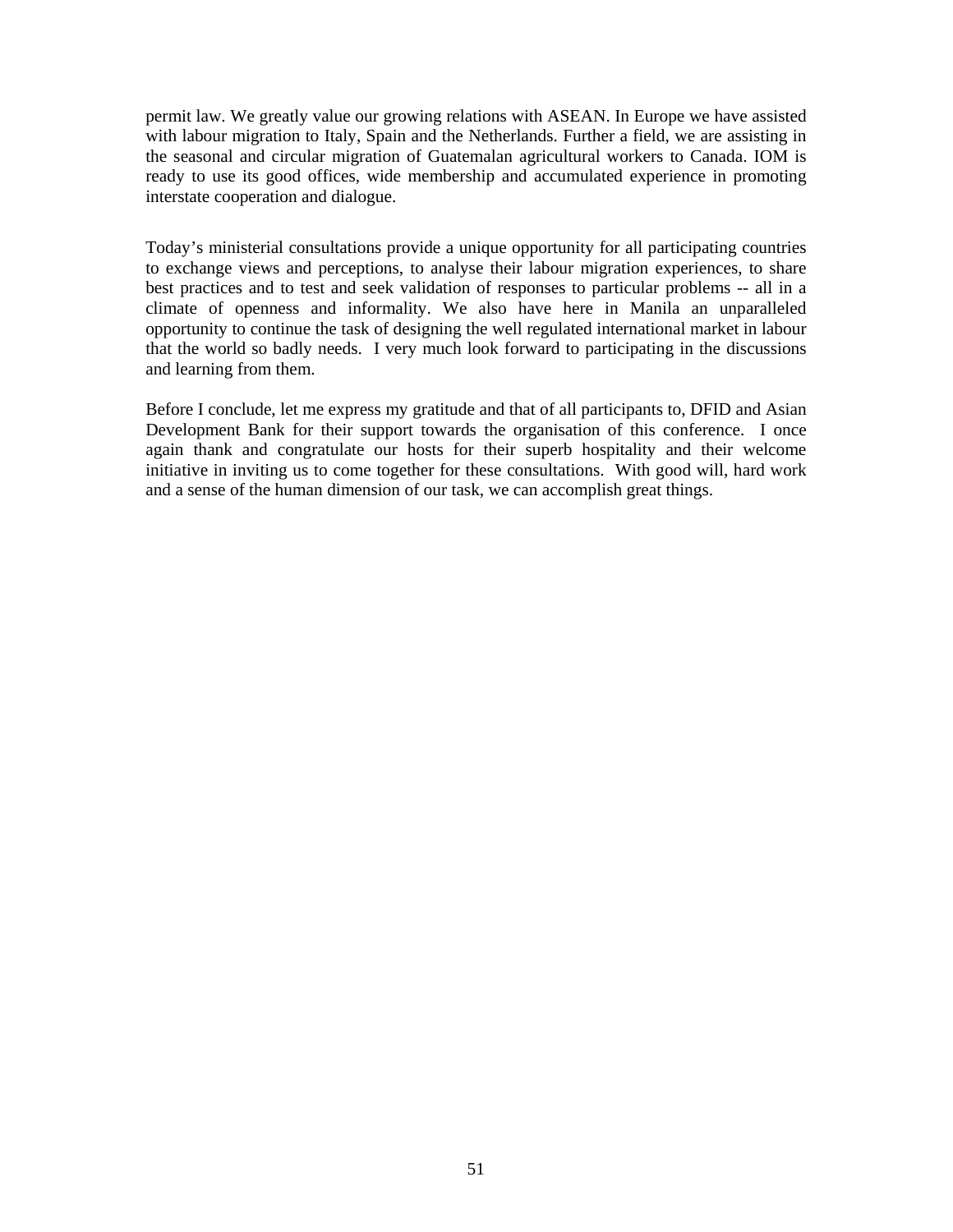permit law. We greatly value our growing relations with ASEAN. In Europe we have assisted with labour migration to Italy, Spain and the Netherlands. Further a field, we are assisting in the seasonal and circular migration of Guatemalan agricultural workers to Canada. IOM is ready to use its good offices, wide membership and accumulated experience in promoting interstate cooperation and dialogue.

Today's ministerial consultations provide a unique opportunity for all participating countries to exchange views and perceptions, to analyse their labour migration experiences, to share best practices and to test and seek validation of responses to particular problems -- all in a climate of openness and informality. We also have here in Manila an unparalleled opportunity to continue the task of designing the well regulated international market in labour that the world so badly needs. I very much look forward to participating in the discussions and learning from them.

Before I conclude, let me express my gratitude and that of all participants to, DFID and Asian Development Bank for their support towards the organisation of this conference. I once again thank and congratulate our hosts for their superb hospitality and their welcome initiative in inviting us to come together for these consultations. With good will, hard work and a sense of the human dimension of our task, we can accomplish great things.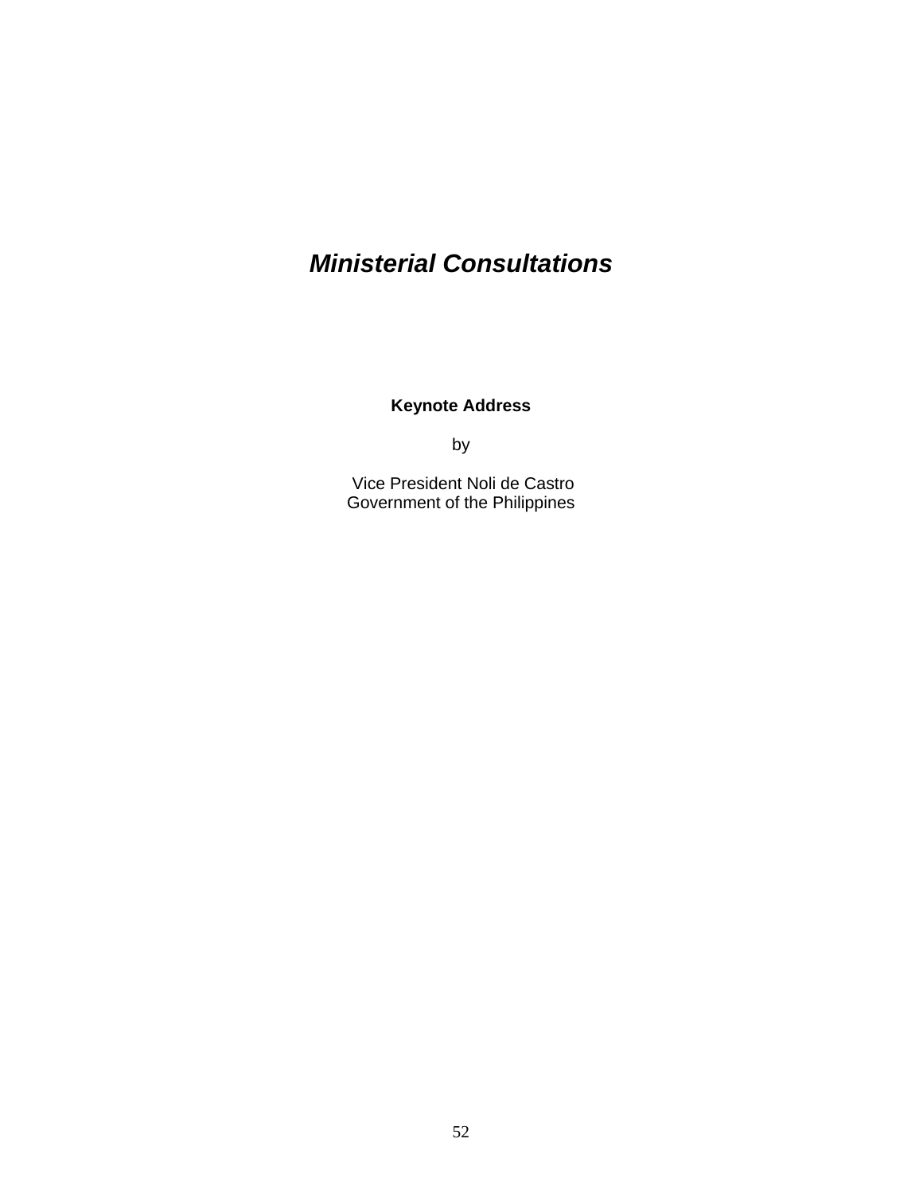# *Ministerial Consultations*

**Keynote Address**

by

Vice President Noli de Castro
Government of the Philippines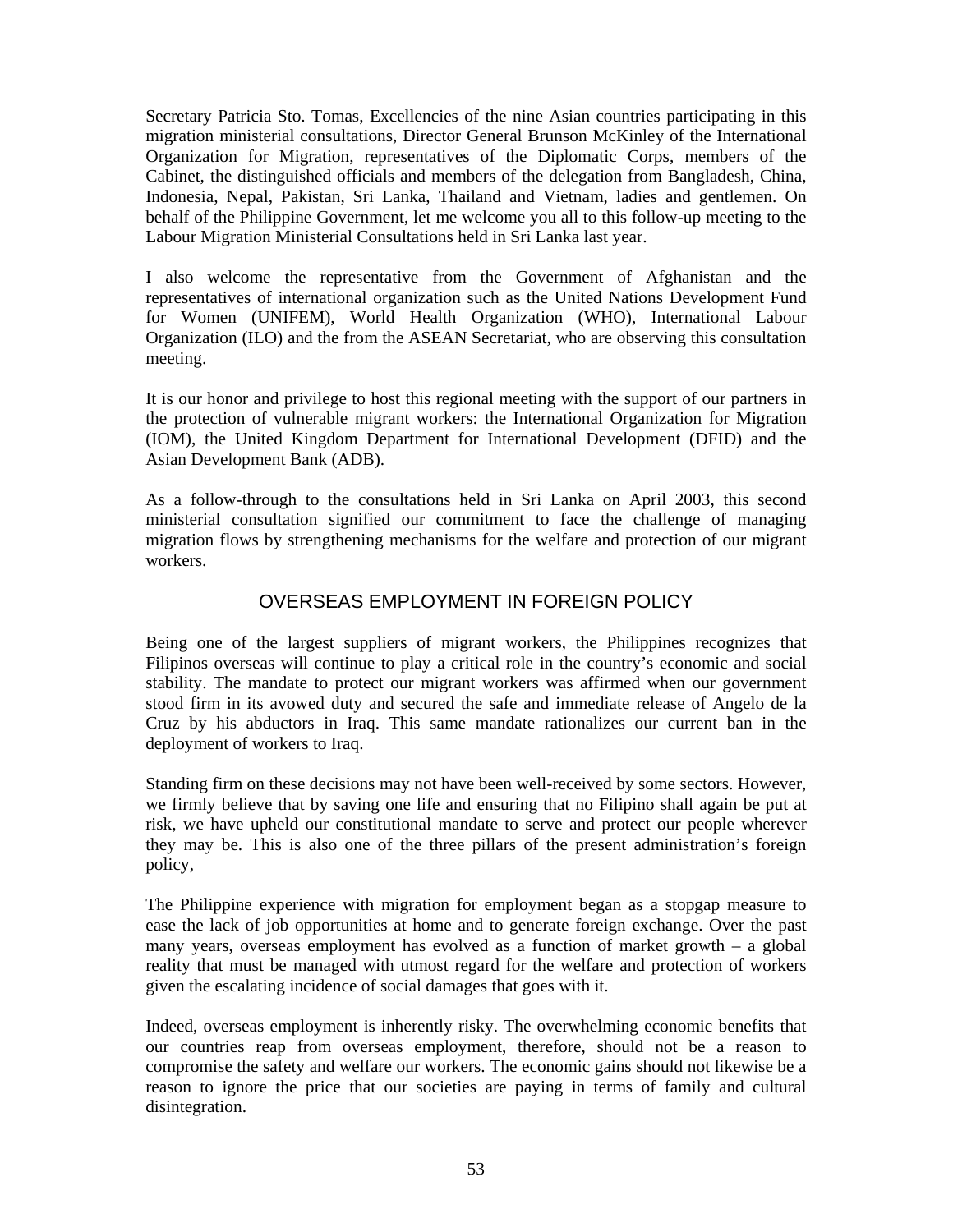Secretary Patricia Sto. Tomas, Excellencies of the nine Asian countries participating in this migration ministerial consultations, Director General Brunson McKinley of the International Organization for Migration, representatives of the Diplomatic Corps, members of the Cabinet, the distinguished officials and members of the delegation from Bangladesh, China, Indonesia, Nepal, Pakistan, Sri Lanka, Thailand and Vietnam, ladies and gentlemen. On behalf of the Philippine Government, let me welcome you all to this follow-up meeting to the Labour Migration Ministerial Consultations held in Sri Lanka last year.

I also welcome the representative from the Government of Afghanistan and the representatives of international organization such as the United Nations Development Fund for Women (UNIFEM), World Health Organization (WHO), International Labour Organization (ILO) and the from the ASEAN Secretariat, who are observing this consultation meeting.

It is our honor and privilege to host this regional meeting with the support of our partners in the protection of vulnerable migrant workers: the International Organization for Migration (IOM), the United Kingdom Department for International Development (DFID) and the Asian Development Bank (ADB).

As a follow-through to the consultations held in Sri Lanka on April 2003, this second ministerial consultation signified our commitment to face the challenge of managing migration flows by strengthening mechanisms for the welfare and protection of our migrant workers.

## OVERSEAS EMPLOYMENT IN FOREIGN POLICY

Being one of the largest suppliers of migrant workers, the Philippines recognizes that Filipinos overseas will continue to play a critical role in the country's economic and social stability. The mandate to protect our migrant workers was affirmed when our government stood firm in its avowed duty and secured the safe and immediate release of Angelo de la Cruz by his abductors in Iraq. This same mandate rationalizes our current ban in the deployment of workers to Iraq.

Standing firm on these decisions may not have been well-received by some sectors. However, we firmly believe that by saving one life and ensuring that no Filipino shall again be put at risk, we have upheld our constitutional mandate to serve and protect our people wherever they may be. This is also one of the three pillars of the present administration's foreign policy,

The Philippine experience with migration for employment began as a stopgap measure to ease the lack of job opportunities at home and to generate foreign exchange. Over the past many years, overseas employment has evolved as a function of market growth – a global reality that must be managed with utmost regard for the welfare and protection of workers given the escalating incidence of social damages that goes with it.

Indeed, overseas employment is inherently risky. The overwhelming economic benefits that our countries reap from overseas employment, therefore, should not be a reason to compromise the safety and welfare our workers. The economic gains should not likewise be a reason to ignore the price that our societies are paying in terms of family and cultural disintegration.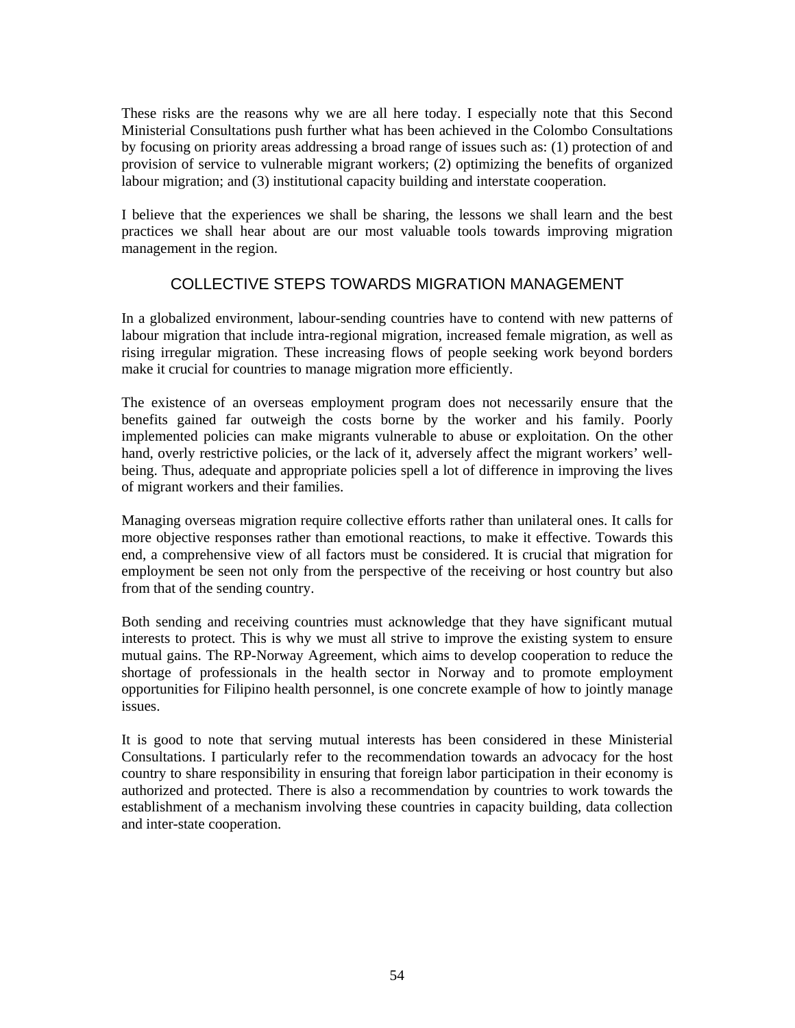These risks are the reasons why we are all here today. I especially note that this Second Ministerial Consultations push further what has been achieved in the Colombo Consultations by focusing on priority areas addressing a broad range of issues such as: (1) protection of and provision of service to vulnerable migrant workers; (2) optimizing the benefits of organized labour migration; and (3) institutional capacity building and interstate cooperation.

I believe that the experiences we shall be sharing, the lessons we shall learn and the best practices we shall hear about are our most valuable tools towards improving migration management in the region.

## COLLECTIVE STEPS TOWARDS MIGRATION MANAGEMENT

In a globalized environment, labour-sending countries have to contend with new patterns of labour migration that include intra-regional migration, increased female migration, as well as rising irregular migration. These increasing flows of people seeking work beyond borders make it crucial for countries to manage migration more efficiently.

The existence of an overseas employment program does not necessarily ensure that the benefits gained far outweigh the costs borne by the worker and his family. Poorly implemented policies can make migrants vulnerable to abuse or exploitation. On the other hand, overly restrictive policies, or the lack of it, adversely affect the migrant workers' well-being. Thus, adequate and appropriate policies spell a lot of difference in improving the lives of migrant workers and their families.

Managing overseas migration require collective efforts rather than unilateral ones. It calls for more objective responses rather than emotional reactions, to make it effective. Towards this end, a comprehensive view of all factors must be considered. It is crucial that migration for employment be seen not only from the perspective of the receiving or host country but also from that of the sending country.

Both sending and receiving countries must acknowledge that they have significant mutual interests to protect. This is why we must all strive to improve the existing system to ensure mutual gains. The RP-Norway Agreement, which aims to develop cooperation to reduce the shortage of professionals in the health sector in Norway and to promote employment opportunities for Filipino health personnel, is one concrete example of how to jointly manage issues.

It is good to note that serving mutual interests has been considered in these Ministerial Consultations. I particularly refer to the recommendation towards an advocacy for the host country to share responsibility in ensuring that foreign labor participation in their economy is authorized and protected. There is also a recommendation by countries to work towards the establishment of a mechanism involving these countries in capacity building, data collection and inter-state cooperation.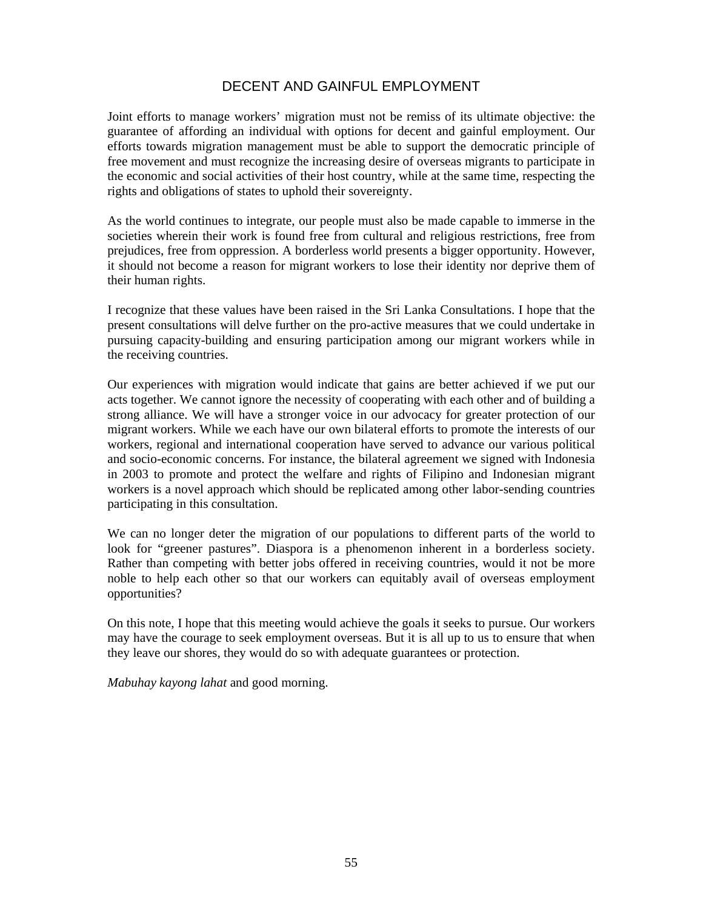## DECENT AND GAINFUL EMPLOYMENT

Joint efforts to manage workers' migration must not be remiss of its ultimate objective: the guarantee of affording an individual with options for decent and gainful employment. Our efforts towards migration management must be able to support the democratic principle of free movement and must recognize the increasing desire of overseas migrants to participate in the economic and social activities of their host country, while at the same time, respecting the rights and obligations of states to uphold their sovereignty.

As the world continues to integrate, our people must also be made capable to immerse in the societies wherein their work is found free from cultural and religious restrictions, free from prejudices, free from oppression. A borderless world presents a bigger opportunity. However, it should not become a reason for migrant workers to lose their identity nor deprive them of their human rights.

I recognize that these values have been raised in the Sri Lanka Consultations. I hope that the present consultations will delve further on the pro-active measures that we could undertake in pursuing capacity-building and ensuring participation among our migrant workers while in the receiving countries.

Our experiences with migration would indicate that gains are better achieved if we put our acts together. We cannot ignore the necessity of cooperating with each other and of building a strong alliance. We will have a stronger voice in our advocacy for greater protection of our migrant workers. While we each have our own bilateral efforts to promote the interests of our workers, regional and international cooperation have served to advance our various political and socio-economic concerns. For instance, the bilateral agreement we signed with Indonesia in 2003 to promote and protect the welfare and rights of Filipino and Indonesian migrant workers is a novel approach which should be replicated among other labor-sending countries participating in this consultation.

We can no longer deter the migration of our populations to different parts of the world to look for "greener pastures". Diaspora is a phenomenon inherent in a borderless society. Rather than competing with better jobs offered in receiving countries, would it not be more noble to help each other so that our workers can equitably avail of overseas employment opportunities?

On this note, I hope that this meeting would achieve the goals it seeks to pursue. Our workers may have the courage to seek employment overseas. But it is all up to us to ensure that when they leave our shores, they would do so with adequate guarantees or protection.

*Mabuhay kayong lahat* and good morning.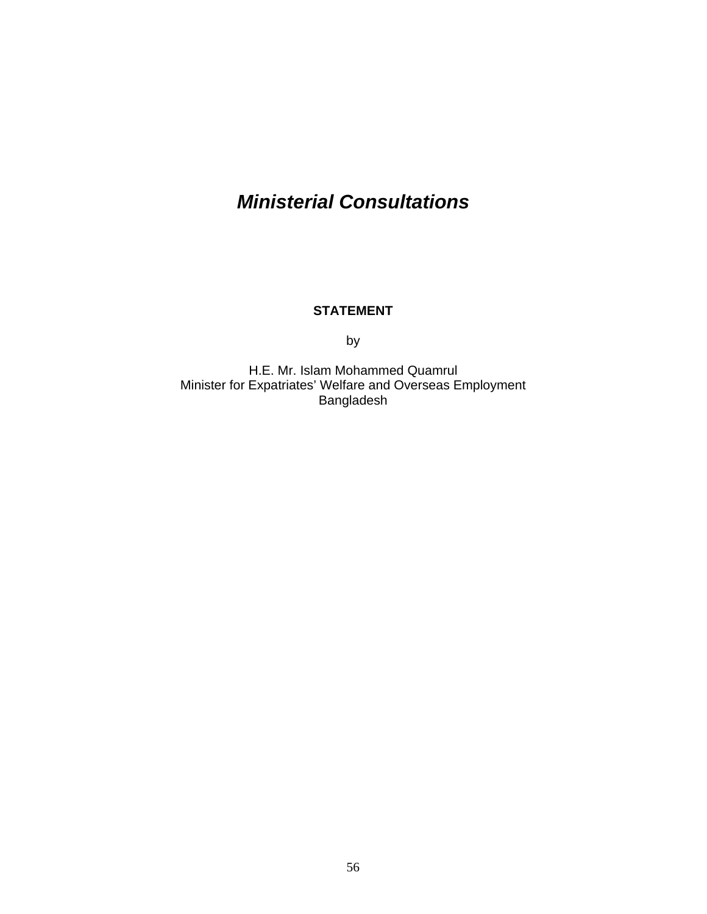# ***Ministerial Consultations***

**STATEMENT**

by

H.E. Mr. Islam Mohammed Quamrul  
Minister for Expatriates' Welfare and Overseas Employment  
Bangladesh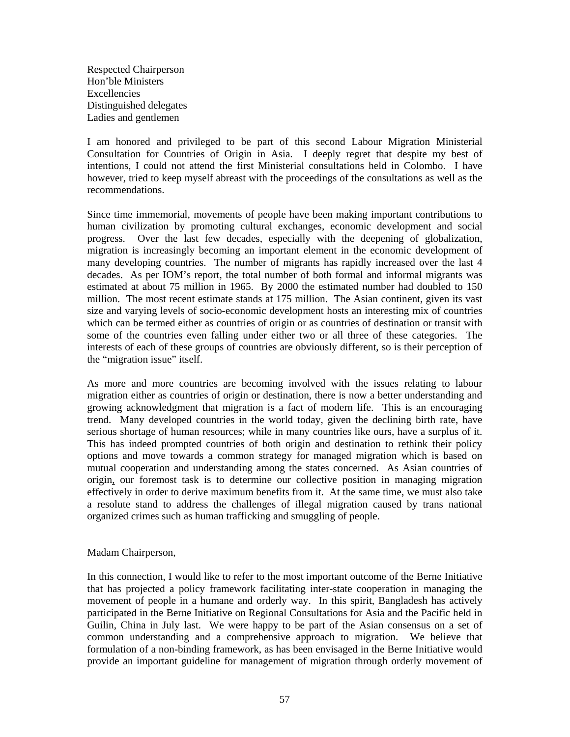Respected Chairperson
Hon'ble Ministers
Excellencies
Distinguished delegates
Ladies and gentlemen

I am honored and privileged to be part of this second Labour Migration Ministerial Consultation for Countries of Origin in Asia. I deeply regret that despite my best of intentions, I could not attend the first Ministerial consultations held in Colombo. I have however, tried to keep myself abreast with the proceedings of the consultations as well as the recommendations.

Since time immemorial, movements of people have been making important contributions to human civilization by promoting cultural exchanges, economic development and social progress. Over the last few decades, especially with the deepening of globalization, migration is increasingly becoming an important element in the economic development of many developing countries. The number of migrants has rapidly increased over the last 4 decades. As per IOM's report, the total number of both formal and informal migrants was estimated at about 75 million in 1965. By 2000 the estimated number had doubled to 150 million. The most recent estimate stands at 175 million. The Asian continent, given its vast size and varying levels of socio-economic development hosts an interesting mix of countries which can be termed either as countries of origin or as countries of destination or transit with some of the countries even falling under either two or all three of these categories. The interests of each of these groups of countries are obviously different, so is their perception of the "migration issue" itself.

As more and more countries are becoming involved with the issues relating to labour migration either as countries of origin or destination, there is now a better understanding and growing acknowledgment that migration is a fact of modern life. This is an encouraging trend. Many developed countries in the world today, given the declining birth rate, have serious shortage of human resources; while in many countries like ours, have a surplus of it. This has indeed prompted countries of both origin and destination to rethink their policy options and move towards a common strategy for managed migration which is based on mutual cooperation and understanding among the states concerned. As Asian countries of origin, our foremost task is to determine our collective position in managing migration effectively in order to derive maximum benefits from it. At the same time, we must also take a resolute stand to address the challenges of illegal migration caused by trans national organized crimes such as human trafficking and smuggling of people.

Madam Chairperson,

In this connection, I would like to refer to the most important outcome of the Berne Initiative that has projected a policy framework facilitating inter-state cooperation in managing the movement of people in a humane and orderly way. In this spirit, Bangladesh has actively participated in the Berne Initiative on Regional Consultations for Asia and the Pacific held in Guilin, China in July last. We were happy to be part of the Asian consensus on a set of common understanding and a comprehensive approach to migration. We believe that formulation of a non-binding framework, as has been envisaged in the Berne Initiative would provide an important guideline for management of migration through orderly movement of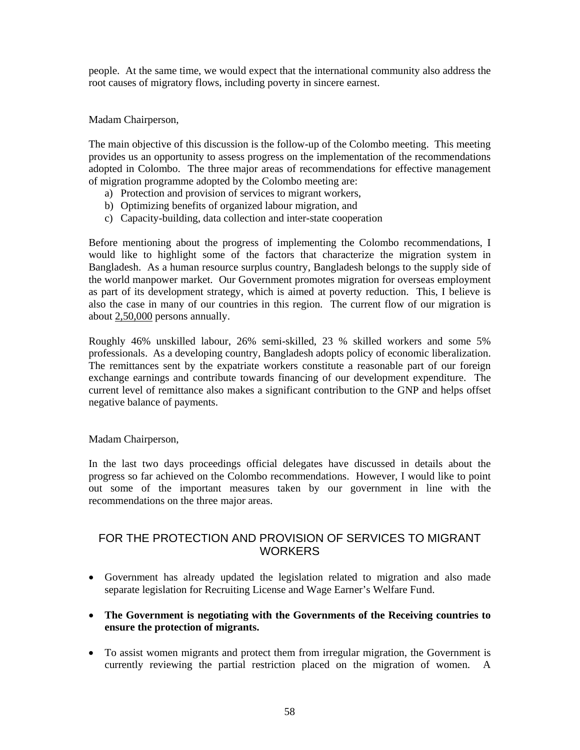people. At the same time, we would expect that the international community also address the root causes of migratory flows, including poverty in sincere earnest.

Madam Chairperson,

The main objective of this discussion is the follow-up of the Colombo meeting. This meeting provides us an opportunity to assess progress on the implementation of the recommendations adopted in Colombo. The three major areas of recommendations for effective management of migration programme adopted by the Colombo meeting are:

a) Protection and provision of services to migrant workers,
b) Optimizing benefits of organized labour migration, and
c) Capacity-building, data collection and inter-state cooperation

Before mentioning about the progress of implementing the Colombo recommendations, I would like to highlight some of the factors that characterize the migration system in Bangladesh. As a human resource surplus country, Bangladesh belongs to the supply side of the world manpower market. Our Government promotes migration for overseas employment as part of its development strategy, which is aimed at poverty reduction. This, I believe is also the case in many of our countries in this region. The current flow of our migration is about <u>2,50,000</u> persons annually.

Roughly 46% unskilled labour, 26% semi-skilled, 23 % skilled workers and some 5% professionals. As a developing country, Bangladesh adopts policy of economic liberalization. The remittances sent by the expatriate workers constitute a reasonable part of our foreign exchange earnings and contribute towards financing of our development expenditure. The current level of remittance also makes a significant contribution to the GNP and helps offset negative balance of payments.

Madam Chairperson,

In the last two days proceedings official delegates have discussed in details about the progress so far achieved on the Colombo recommendations. However, I would like to point out some of the important measures taken by our government in line with the recommendations on the three major areas.

## FOR THE PROTECTION AND PROVISION OF SERVICES TO MIGRANT WORKERS

- Government has already updated the legislation related to migration and also made separate legislation for Recruiting License and Wage Earner's Welfare Fund.

- **The Government is negotiating with the Governments of the Receiving countries to ensure the protection of migrants.**

- To assist women migrants and protect them from irregular migration, the Government is currently reviewing the partial restriction placed on the migration of women. A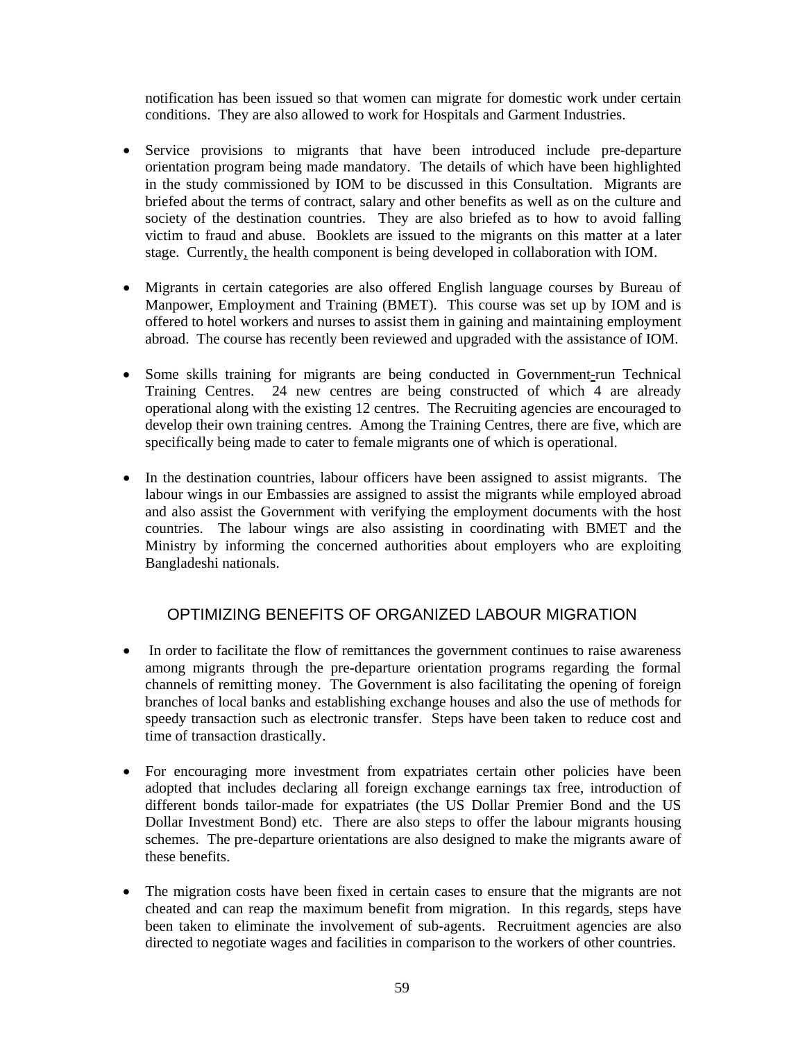notification has been issued so that women can migrate for domestic work under certain conditions. They are also allowed to work for Hospitals and Garment Industries.

- Service provisions to migrants that have been introduced include pre-departure orientation program being made mandatory. The details of which have been highlighted in the study commissioned by IOM to be discussed in this Consultation. Migrants are briefed about the terms of contract, salary and other benefits as well as on the culture and society of the destination countries. They are also briefed as to how to avoid falling victim to fraud and abuse. Booklets are issued to the migrants on this matter at a later stage. Currently, the health component is being developed in collaboration with IOM.

- Migrants in certain categories are also offered English language courses by Bureau of Manpower, Employment and Training (BMET). This course was set up by IOM and is offered to hotel workers and nurses to assist them in gaining and maintaining employment abroad. The course has recently been reviewed and upgraded with the assistance of IOM.

- Some skills training for migrants are being conducted in Government-run Technical Training Centres. 24 new centres are being constructed of which 4 are already operational along with the existing 12 centres. The Recruiting agencies are encouraged to develop their own training centres. Among the Training Centres, there are five, which are specifically being made to cater to female migrants one of which is operational.

- In the destination countries, labour officers have been assigned to assist migrants. The labour wings in our Embassies are assigned to assist the migrants while employed abroad and also assist the Government with verifying the employment documents with the host countries. The labour wings are also assisting in coordinating with BMET and the Ministry by informing the concerned authorities about employers who are exploiting Bangladeshi nationals.

## OPTIMIZING BENEFITS OF ORGANIZED LABOUR MIGRATION

- In order to facilitate the flow of remittances the government continues to raise awareness among migrants through the pre-departure orientation programs regarding the formal channels of remitting money. The Government is also facilitating the opening of foreign branches of local banks and establishing exchange houses and also the use of methods for speedy transaction such as electronic transfer. Steps have been taken to reduce cost and time of transaction drastically.

- For encouraging more investment from expatriates certain other policies have been adopted that includes declaring all foreign exchange earnings tax free, introduction of different bonds tailor-made for expatriates (the US Dollar Premier Bond and the US Dollar Investment Bond) etc. There are also steps to offer the labour migrants housing schemes. The pre-departure orientations are also designed to make the migrants aware of these benefits.

- The migration costs have been fixed in certain cases to ensure that the migrants are not cheated and can reap the maximum benefit from migration. In this regards, steps have been taken to eliminate the involvement of sub-agents. Recruitment agencies are also directed to negotiate wages and facilities in comparison to the workers of other countries.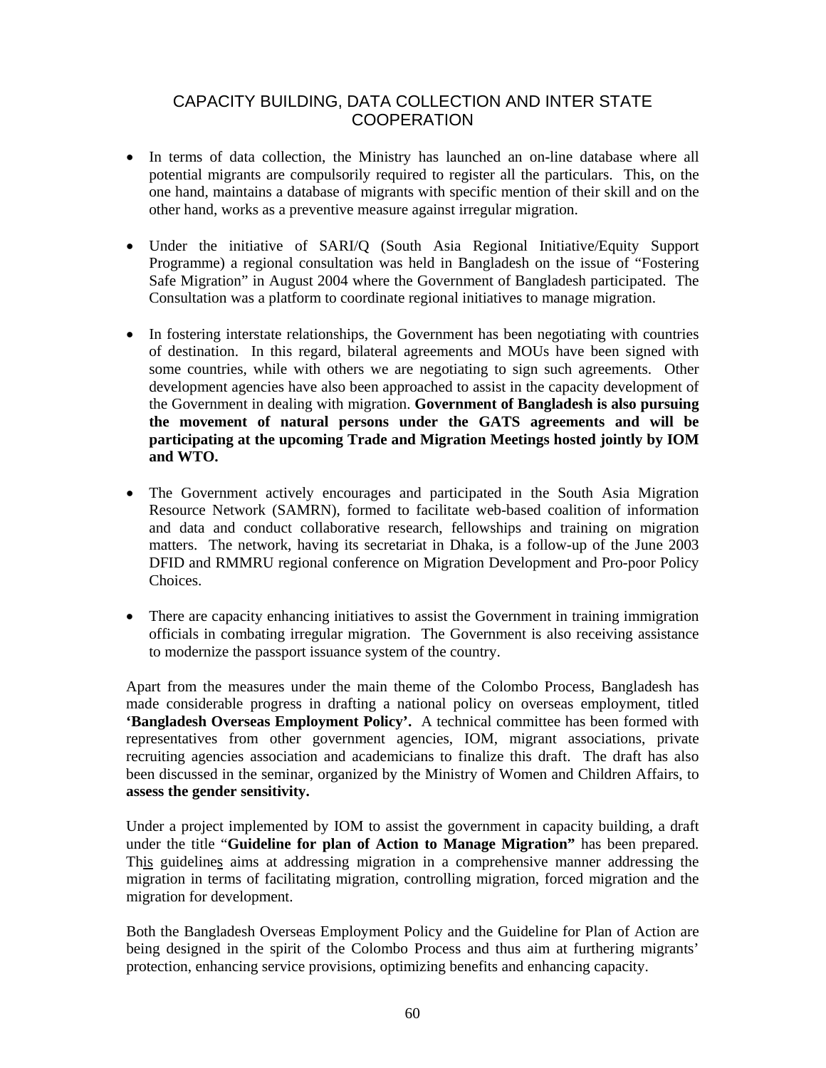## CAPACITY BUILDING, DATA COLLECTION AND INTER STATE COOPERATION

- In terms of data collection, the Ministry has launched an on-line database where all potential migrants are compulsorily required to register all the particulars. This, on the one hand, maintains a database of migrants with specific mention of their skill and on the other hand, works as a preventive measure against irregular migration.

- Under the initiative of SARI/Q (South Asia Regional Initiative/Equity Support Programme) a regional consultation was held in Bangladesh on the issue of "Fostering Safe Migration" in August 2004 where the Government of Bangladesh participated. The Consultation was a platform to coordinate regional initiatives to manage migration.

- In fostering interstate relationships, the Government has been negotiating with countries of destination. In this regard, bilateral agreements and MOUs have been signed with some countries, while with others we are negotiating to sign such agreements. Other development agencies have also been approached to assist in the capacity development of the Government in dealing with migration. **Government of Bangladesh is also pursuing the movement of natural persons under the GATS agreements and will be participating at the upcoming Trade and Migration Meetings hosted jointly by IOM and WTO.**

- The Government actively encourages and participated in the South Asia Migration Resource Network (SAMRN), formed to facilitate web-based coalition of information and data and conduct collaborative research, fellowships and training on migration matters. The network, having its secretariat in Dhaka, is a follow-up of the June 2003 DFID and RMMRU regional conference on Migration Development and Pro-poor Policy Choices.

- There are capacity enhancing initiatives to assist the Government in training immigration officials in combating irregular migration. The Government is also receiving assistance to modernize the passport issuance system of the country.

Apart from the measures under the main theme of the Colombo Process, Bangladesh has made considerable progress in drafting a national policy on overseas employment, titled **'Bangladesh Overseas Employment Policy'.** A technical committee has been formed with representatives from other government agencies, IOM, migrant associations, private recruiting agencies association and academicians to finalize this draft. The draft has also been discussed in the seminar, organized by the Ministry of Women and Children Affairs, to **assess the gender sensitivity.**

Under a project implemented by IOM to assist the government in capacity building, a draft under the title "**Guideline for plan of Action to Manage Migration"** has been prepared. This guidelines aims at addressing migration in a comprehensive manner addressing the migration in terms of facilitating migration, controlling migration, forced migration and the migration for development.

Both the Bangladesh Overseas Employment Policy and the Guideline for Plan of Action are being designed in the spirit of the Colombo Process and thus aim at furthering migrants' protection, enhancing service provisions, optimizing benefits and enhancing capacity.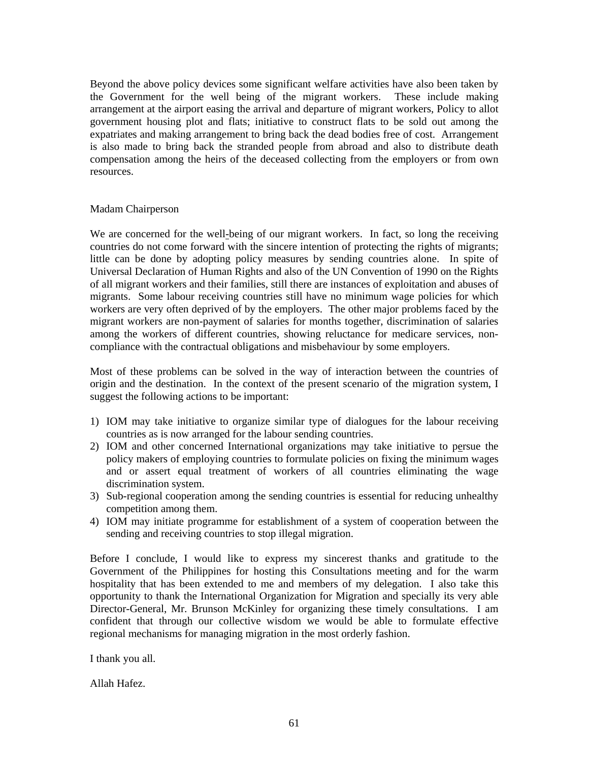Beyond the above policy devices some significant welfare activities have also been taken by the Government for the well being of the migrant workers. These include making arrangement at the airport easing the arrival and departure of migrant workers, Policy to allot government housing plot and flats; initiative to construct flats to be sold out among the expatriates and making arrangement to bring back the dead bodies free of cost. Arrangement is also made to bring back the stranded people from abroad and also to distribute death compensation among the heirs of the deceased collecting from the employers or from own resources.

Madam Chairperson

We are concerned for the well-being of our migrant workers. In fact, so long the receiving countries do not come forward with the sincere intention of protecting the rights of migrants; little can be done by adopting policy measures by sending countries alone. In spite of Universal Declaration of Human Rights and also of the UN Convention of 1990 on the Rights of all migrant workers and their families, still there are instances of exploitation and abuses of migrants. Some labour receiving countries still have no minimum wage policies for which workers are very often deprived of by the employers. The other major problems faced by the migrant workers are non-payment of salaries for months together, discrimination of salaries among the workers of different countries, showing reluctance for medicare services, non-compliance with the contractual obligations and misbehaviour by some employers.

Most of these problems can be solved in the way of interaction between the countries of origin and the destination. In the context of the present scenario of the migration system, I suggest the following actions to be important:

1) IOM may take initiative to organize similar type of dialogues for the labour receiving countries as is now arranged for the labour sending countries.
2) IOM and other concerned International organizations may take initiative to persue the policy makers of employing countries to formulate policies on fixing the minimum wages and or assert equal treatment of workers of all countries eliminating the wage discrimination system.
3) Sub-regional cooperation among the sending countries is essential for reducing unhealthy competition among them.
4) IOM may initiate programme for establishment of a system of cooperation between the sending and receiving countries to stop illegal migration.

Before I conclude, I would like to express my sincerest thanks and gratitude to the Government of the Philippines for hosting this Consultations meeting and for the warm hospitality that has been extended to me and members of my delegation. I also take this opportunity to thank the International Organization for Migration and specially its very able Director-General, Mr. Brunson McKinley for organizing these timely consultations. I am confident that through our collective wisdom we would be able to formulate effective regional mechanisms for managing migration in the most orderly fashion.

I thank you all.

Allah Hafez.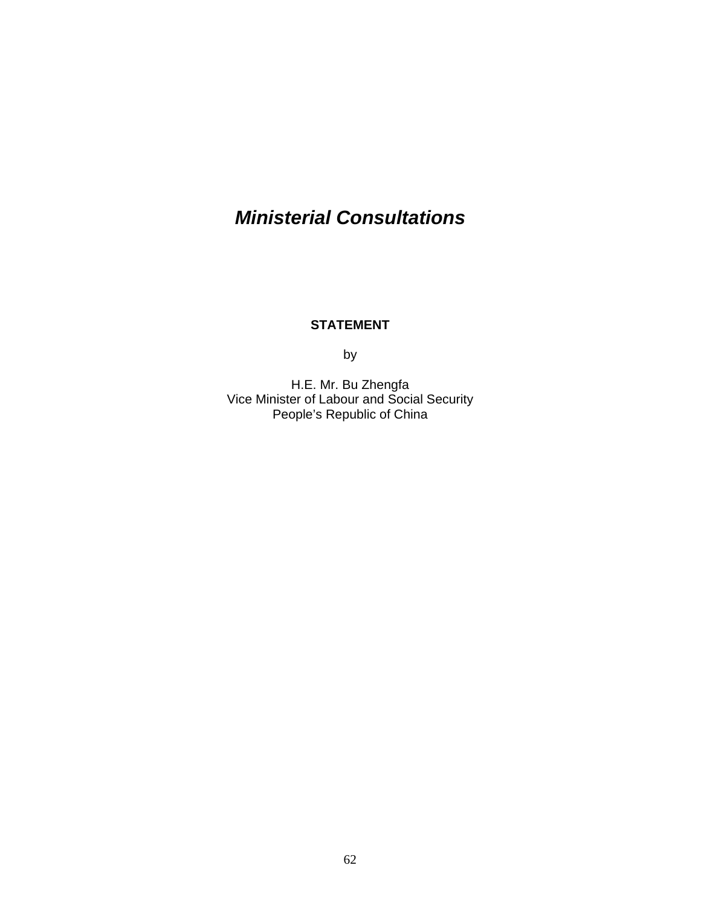# *Ministerial Consultations*

**STATEMENT**

by

H.E. Mr. Bu Zhengfa
Vice Minister of Labour and Social Security
People's Republic of China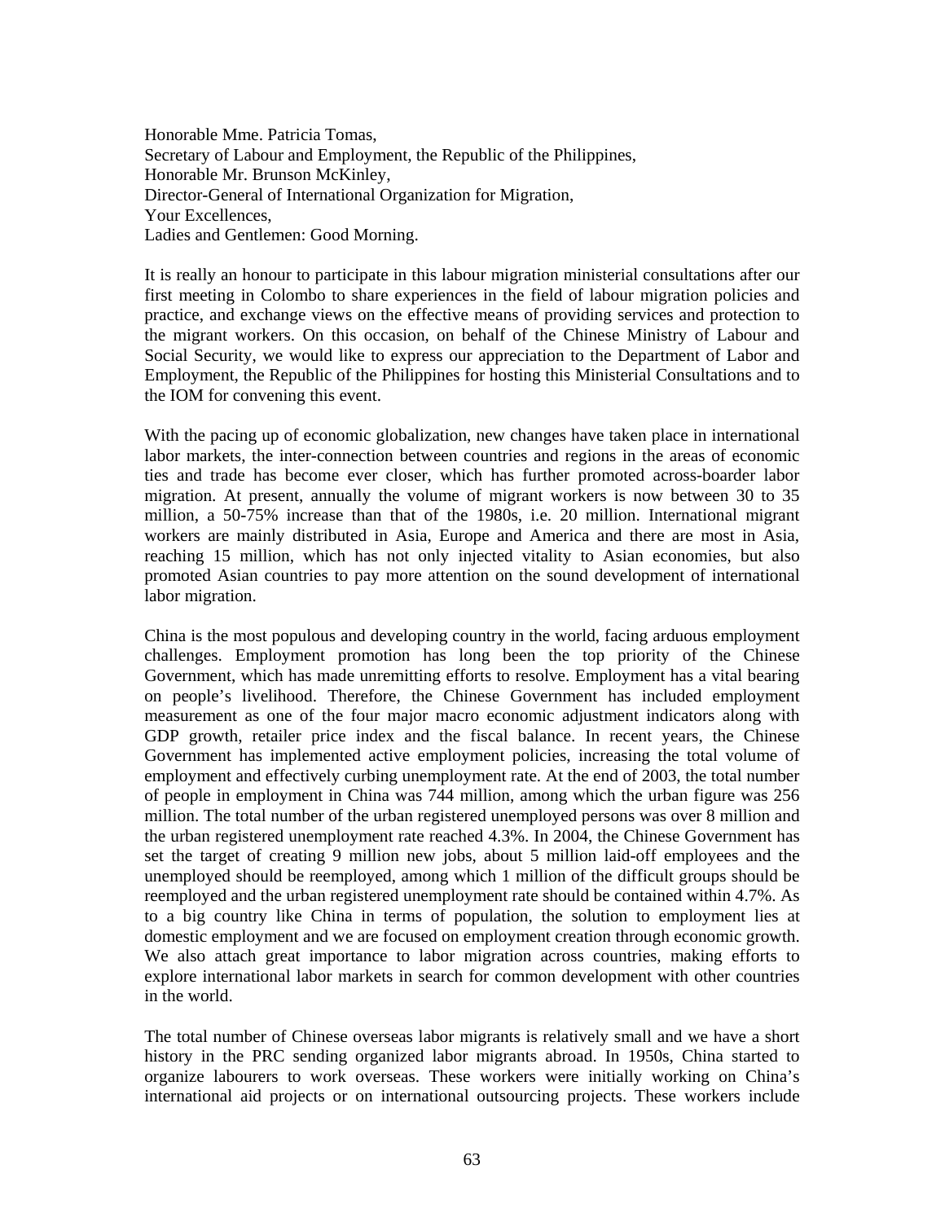Honorable Mme. Patricia Tomas,
Secretary of Labour and Employment, the Republic of the Philippines,
Honorable Mr. Brunson McKinley,
Director-General of International Organization for Migration,
Your Excellences,
Ladies and Gentlemen: Good Morning.

It is really an honour to participate in this labour migration ministerial consultations after our first meeting in Colombo to share experiences in the field of labour migration policies and practice, and exchange views on the effective means of providing services and protection to the migrant workers. On this occasion, on behalf of the Chinese Ministry of Labour and Social Security, we would like to express our appreciation to the Department of Labor and Employment, the Republic of the Philippines for hosting this Ministerial Consultations and to the IOM for convening this event.

With the pacing up of economic globalization, new changes have taken place in international labor markets, the inter-connection between countries and regions in the areas of economic ties and trade has become ever closer, which has further promoted across-boarder labor migration. At present, annually the volume of migrant workers is now between 30 to 35 million, a 50-75% increase than that of the 1980s, i.e. 20 million. International migrant workers are mainly distributed in Asia, Europe and America and there are most in Asia, reaching 15 million, which has not only injected vitality to Asian economies, but also promoted Asian countries to pay more attention on the sound development of international labor migration.

China is the most populous and developing country in the world, facing arduous employment challenges. Employment promotion has long been the top priority of the Chinese Government, which has made unremitting efforts to resolve. Employment has a vital bearing on people's livelihood. Therefore, the Chinese Government has included employment measurement as one of the four major macro economic adjustment indicators along with GDP growth, retailer price index and the fiscal balance. In recent years, the Chinese Government has implemented active employment policies, increasing the total volume of employment and effectively curbing unemployment rate. At the end of 2003, the total number of people in employment in China was 744 million, among which the urban figure was 256 million. The total number of the urban registered unemployed persons was over 8 million and the urban registered unemployment rate reached 4.3%. In 2004, the Chinese Government has set the target of creating 9 million new jobs, about 5 million laid-off employees and the unemployed should be reemployed, among which 1 million of the difficult groups should be reemployed and the urban registered unemployment rate should be contained within 4.7%. As to a big country like China in terms of population, the solution to employment lies at domestic employment and we are focused on employment creation through economic growth. We also attach great importance to labor migration across countries, making efforts to explore international labor markets in search for common development with other countries in the world.

The total number of Chinese overseas labor migrants is relatively small and we have a short history in the PRC sending organized labor migrants abroad. In 1950s, China started to organize labourers to work overseas. These workers were initially working on China's international aid projects or on international outsourcing projects. These workers include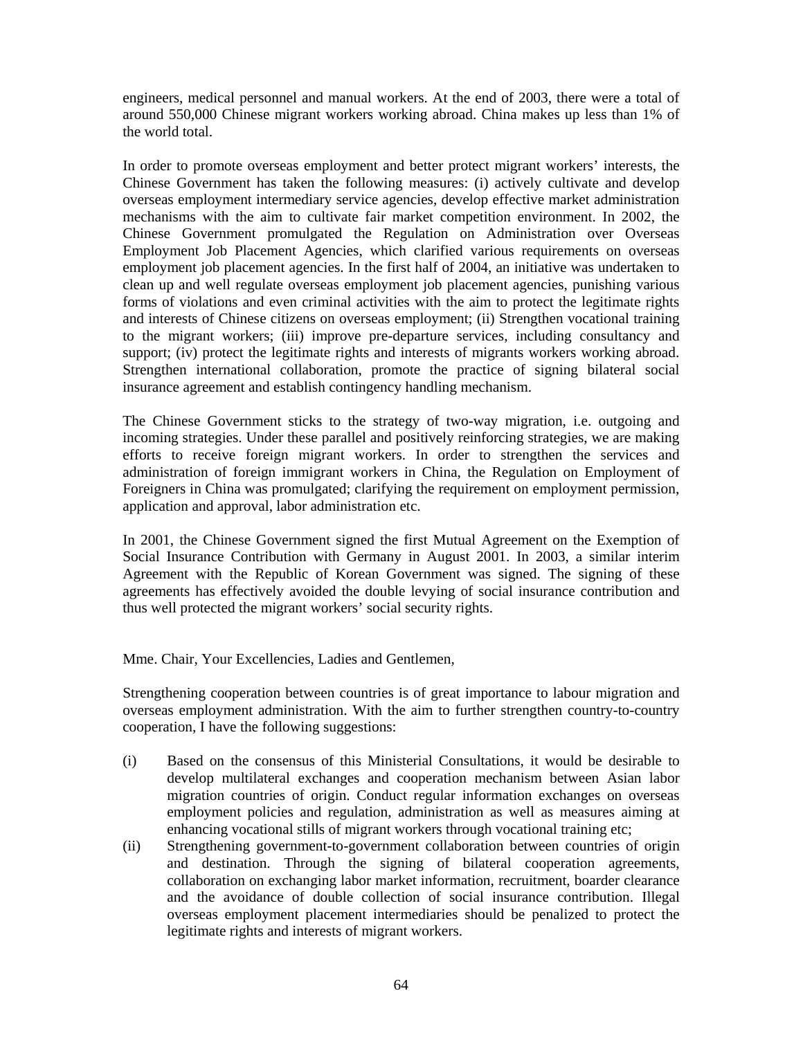engineers, medical personnel and manual workers. At the end of 2003, there were a total of around 550,000 Chinese migrant workers working abroad. China makes up less than 1% of the world total.

In order to promote overseas employment and better protect migrant workers' interests, the Chinese Government has taken the following measures: (i) actively cultivate and develop overseas employment intermediary service agencies, develop effective market administration mechanisms with the aim to cultivate fair market competition environment. In 2002, the Chinese Government promulgated the Regulation on Administration over Overseas Employment Job Placement Agencies, which clarified various requirements on overseas employment job placement agencies. In the first half of 2004, an initiative was undertaken to clean up and well regulate overseas employment job placement agencies, punishing various forms of violations and even criminal activities with the aim to protect the legitimate rights and interests of Chinese citizens on overseas employment; (ii) Strengthen vocational training to the migrant workers; (iii) improve pre-departure services, including consultancy and support; (iv) protect the legitimate rights and interests of migrants workers working abroad. Strengthen international collaboration, promote the practice of signing bilateral social insurance agreement and establish contingency handling mechanism.

The Chinese Government sticks to the strategy of two-way migration, i.e. outgoing and incoming strategies. Under these parallel and positively reinforcing strategies, we are making efforts to receive foreign migrant workers. In order to strengthen the services and administration of foreign immigrant workers in China, the Regulation on Employment of Foreigners in China was promulgated; clarifying the requirement on employment permission, application and approval, labor administration etc.

In 2001, the Chinese Government signed the first Mutual Agreement on the Exemption of Social Insurance Contribution with Germany in August 2001. In 2003, a similar interim Agreement with the Republic of Korean Government was signed. The signing of these agreements has effectively avoided the double levying of social insurance contribution and thus well protected the migrant workers' social security rights.

Mme. Chair, Your Excellencies, Ladies and Gentlemen,

Strengthening cooperation between countries is of great importance to labour migration and overseas employment administration. With the aim to further strengthen country-to-country cooperation, I have the following suggestions:

(i) Based on the consensus of this Ministerial Consultations, it would be desirable to develop multilateral exchanges and cooperation mechanism between Asian labor migration countries of origin. Conduct regular information exchanges on overseas employment policies and regulation, administration as well as measures aiming at enhancing vocational stills of migrant workers through vocational training etc;
(ii) Strengthening government-to-government collaboration between countries of origin and destination. Through the signing of bilateral cooperation agreements, collaboration on exchanging labor market information, recruitment, boarder clearance and the avoidance of double collection of social insurance contribution. Illegal overseas employment placement intermediaries should be penalized to protect the legitimate rights and interests of migrant workers.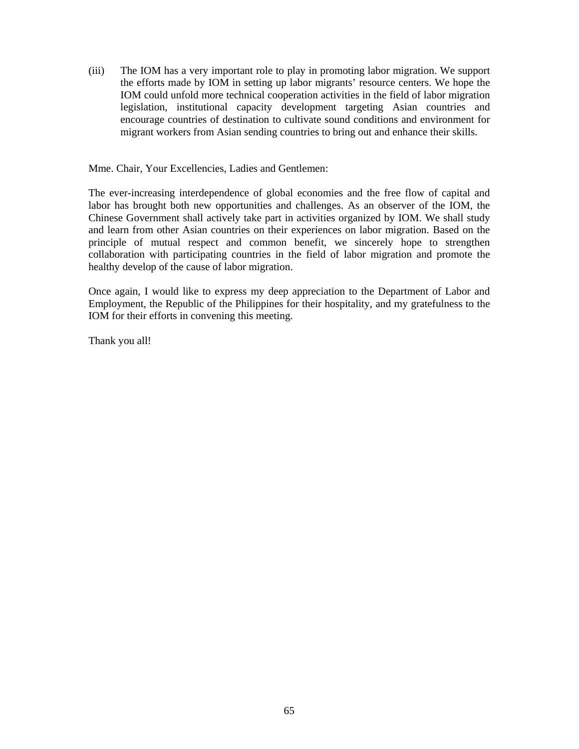(iii) The IOM has a very important role to play in promoting labor migration. We support the efforts made by IOM in setting up labor migrants' resource centers. We hope the IOM could unfold more technical cooperation activities in the field of labor migration legislation, institutional capacity development targeting Asian countries and encourage countries of destination to cultivate sound conditions and environment for migrant workers from Asian sending countries to bring out and enhance their skills.

Mme. Chair, Your Excellencies, Ladies and Gentlemen:

The ever-increasing interdependence of global economies and the free flow of capital and labor has brought both new opportunities and challenges. As an observer of the IOM, the Chinese Government shall actively take part in activities organized by IOM. We shall study and learn from other Asian countries on their experiences on labor migration. Based on the principle of mutual respect and common benefit, we sincerely hope to strengthen collaboration with participating countries in the field of labor migration and promote the healthy develop of the cause of labor migration.

Once again, I would like to express my deep appreciation to the Department of Labor and Employment, the Republic of the Philippines for their hospitality, and my gratefulness to the IOM for their efforts in convening this meeting.

Thank you all!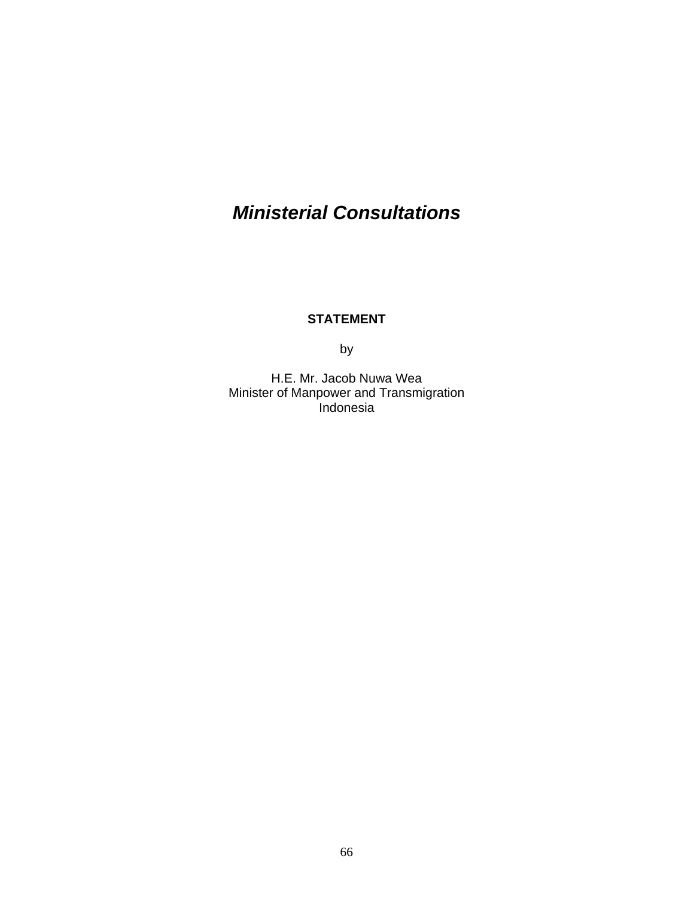# ***Ministerial Consultations***

**STATEMENT**

by

H.E. Mr. Jacob Nuwa Wea
Minister of Manpower and Transmigration
Indonesia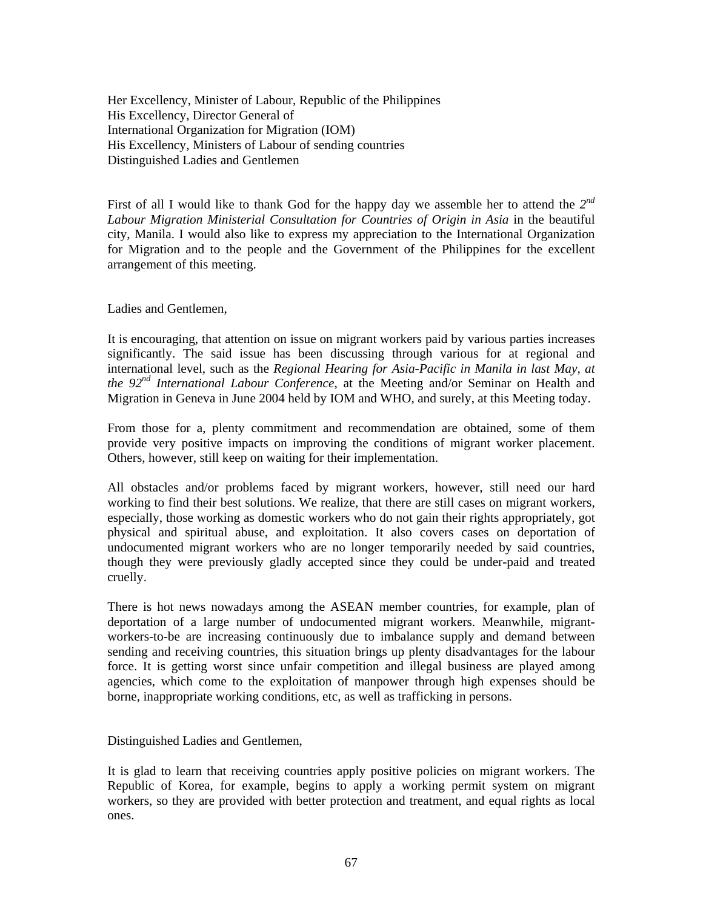Her Excellency, Minister of Labour, Republic of the Philippines
His Excellency, Director General of
International Organization for Migration (IOM)
His Excellency, Ministers of Labour of sending countries
Distinguished Ladies and Gentlemen

First of all I would like to thank God for the happy day we assemble her to attend the *2nd Labour Migration Ministerial Consultation for Countries of Origin in Asia* in the beautiful city, Manila. I would also like to express my appreciation to the International Organization for Migration and to the people and the Government of the Philippines for the excellent arrangement of this meeting.

Ladies and Gentlemen,

It is encouraging, that attention on issue on migrant workers paid by various parties increases significantly. The said issue has been discussing through various for at regional and international level, such as the *Regional Hearing for Asia-Pacific in Manila in last May, at the 92nd International Labour Conference*, at the Meeting and/or Seminar on Health and Migration in Geneva in June 2004 held by IOM and WHO, and surely, at this Meeting today.

From those for a, plenty commitment and recommendation are obtained, some of them provide very positive impacts on improving the conditions of migrant worker placement. Others, however, still keep on waiting for their implementation.

All obstacles and/or problems faced by migrant workers, however, still need our hard working to find their best solutions. We realize, that there are still cases on migrant workers, especially, those working as domestic workers who do not gain their rights appropriately, got physical and spiritual abuse, and exploitation. It also covers cases on deportation of undocumented migrant workers who are no longer temporarily needed by said countries, though they were previously gladly accepted since they could be under-paid and treated cruelly.

There is hot news nowadays among the ASEAN member countries, for example, plan of deportation of a large number of undocumented migrant workers. Meanwhile, migrant-workers-to-be are increasing continuously due to imbalance supply and demand between sending and receiving countries, this situation brings up plenty disadvantages for the labour force. It is getting worst since unfair competition and illegal business are played among agencies, which come to the exploitation of manpower through high expenses should be borne, inappropriate working conditions, etc, as well as trafficking in persons.

Distinguished Ladies and Gentlemen,

It is glad to learn that receiving countries apply positive policies on migrant workers. The Republic of Korea, for example, begins to apply a working permit system on migrant workers, so they are provided with better protection and treatment, and equal rights as local ones.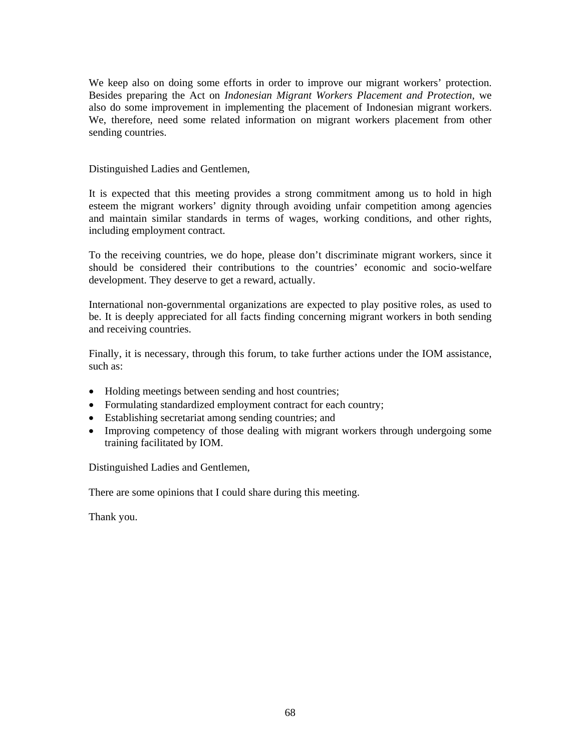We keep also on doing some efforts in order to improve our migrant workers' protection. Besides preparing the Act on *Indonesian Migrant Workers Placement and Protection*, we also do some improvement in implementing the placement of Indonesian migrant workers. We, therefore, need some related information on migrant workers placement from other sending countries.

Distinguished Ladies and Gentlemen,

It is expected that this meeting provides a strong commitment among us to hold in high esteem the migrant workers' dignity through avoiding unfair competition among agencies and maintain similar standards in terms of wages, working conditions, and other rights, including employment contract.

To the receiving countries, we do hope, please don't discriminate migrant workers, since it should be considered their contributions to the countries' economic and socio-welfare development. They deserve to get a reward, actually.

International non-governmental organizations are expected to play positive roles, as used to be. It is deeply appreciated for all facts finding concerning migrant workers in both sending and receiving countries.

Finally, it is necessary, through this forum, to take further actions under the IOM assistance, such as:

- Holding meetings between sending and host countries;
- Formulating standardized employment contract for each country;
- Establishing secretariat among sending countries; and
- Improving competency of those dealing with migrant workers through undergoing some training facilitated by IOM.

Distinguished Ladies and Gentlemen,

There are some opinions that I could share during this meeting.

Thank you.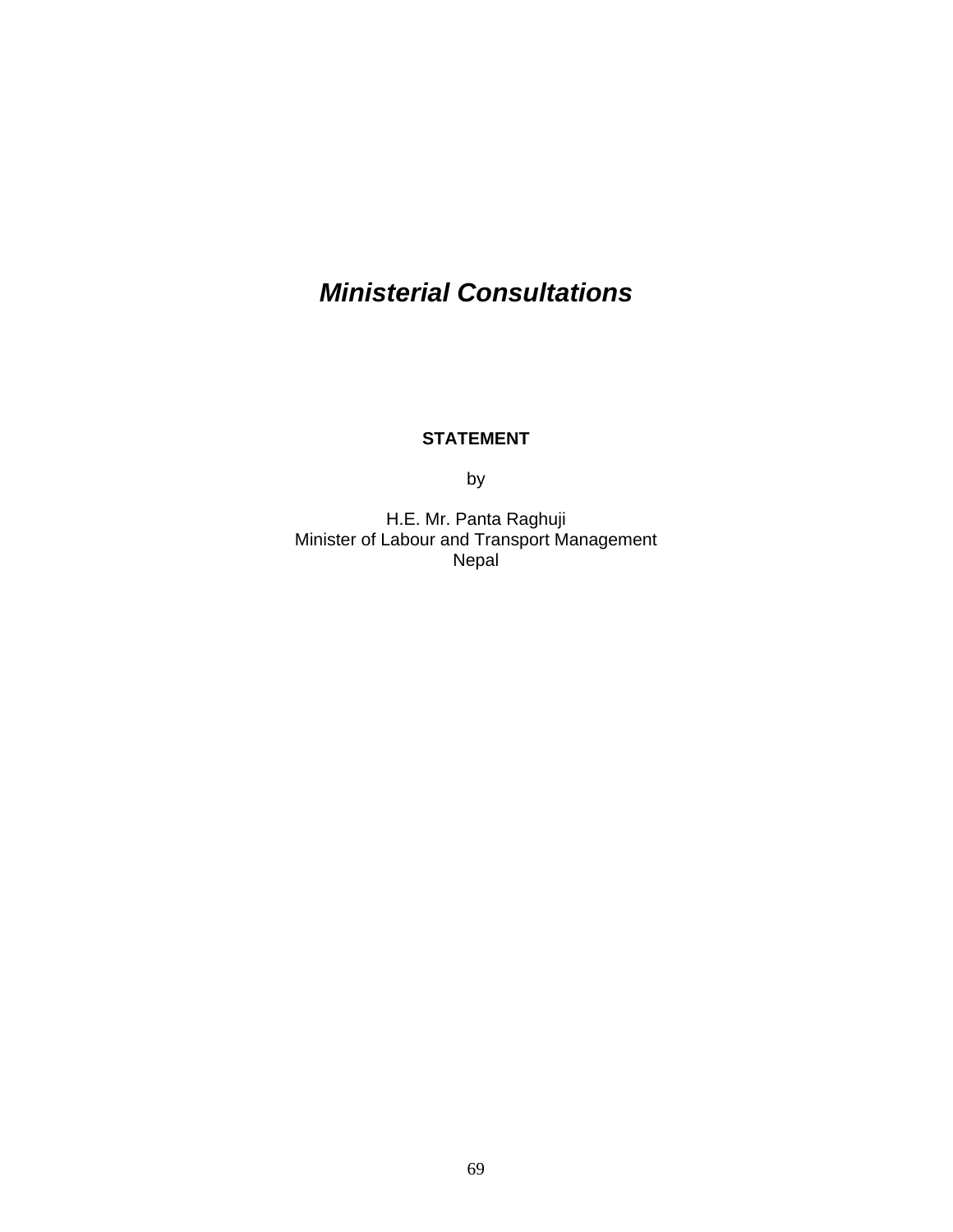# ***Ministerial Consultations***

**STATEMENT**

by

H.E. Mr. Panta Raghuji
Minister of Labour and Transport Management
Nepal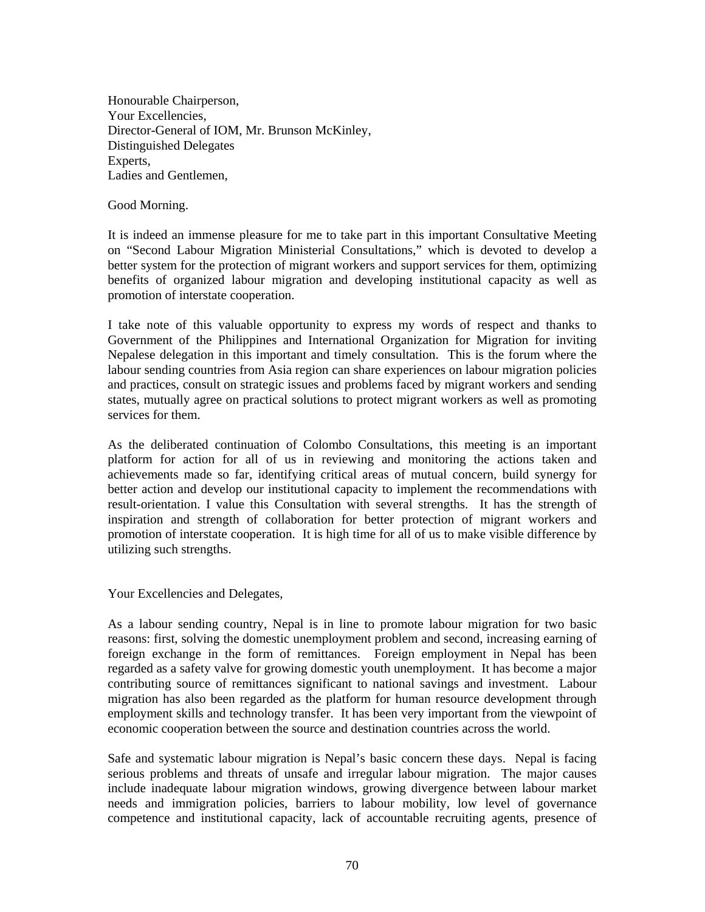Honourable Chairperson,
Your Excellencies,
Director-General of IOM, Mr. Brunson McKinley,
Distinguished Delegates
Experts,
Ladies and Gentlemen,

Good Morning.

It is indeed an immense pleasure for me to take part in this important Consultative Meeting on "Second Labour Migration Ministerial Consultations," which is devoted to develop a better system for the protection of migrant workers and support services for them, optimizing benefits of organized labour migration and developing institutional capacity as well as promotion of interstate cooperation.

I take note of this valuable opportunity to express my words of respect and thanks to Government of the Philippines and International Organization for Migration for inviting Nepalese delegation in this important and timely consultation. This is the forum where the labour sending countries from Asia region can share experiences on labour migration policies and practices, consult on strategic issues and problems faced by migrant workers and sending states, mutually agree on practical solutions to protect migrant workers as well as promoting services for them.

As the deliberated continuation of Colombo Consultations, this meeting is an important platform for action for all of us in reviewing and monitoring the actions taken and achievements made so far, identifying critical areas of mutual concern, build synergy for better action and develop our institutional capacity to implement the recommendations with result-orientation. I value this Consultation with several strengths. It has the strength of inspiration and strength of collaboration for better protection of migrant workers and promotion of interstate cooperation. It is high time for all of us to make visible difference by utilizing such strengths.

Your Excellencies and Delegates,

As a labour sending country, Nepal is in line to promote labour migration for two basic reasons: first, solving the domestic unemployment problem and second, increasing earning of foreign exchange in the form of remittances. Foreign employment in Nepal has been regarded as a safety valve for growing domestic youth unemployment. It has become a major contributing source of remittances significant to national savings and investment. Labour migration has also been regarded as the platform for human resource development through employment skills and technology transfer. It has been very important from the viewpoint of economic cooperation between the source and destination countries across the world.

Safe and systematic labour migration is Nepal's basic concern these days. Nepal is facing serious problems and threats of unsafe and irregular labour migration. The major causes include inadequate labour migration windows, growing divergence between labour market needs and immigration policies, barriers to labour mobility, low level of governance competence and institutional capacity, lack of accountable recruiting agents, presence of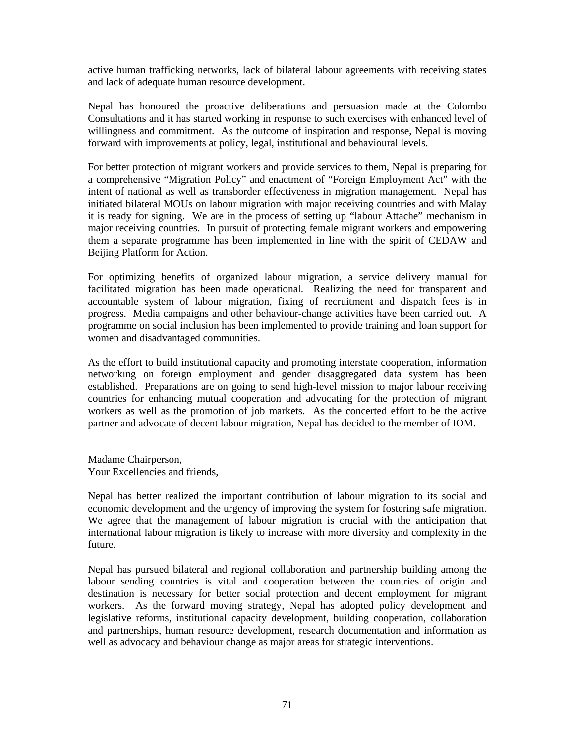active human trafficking networks, lack of bilateral labour agreements with receiving states and lack of adequate human resource development.

Nepal has honoured the proactive deliberations and persuasion made at the Colombo Consultations and it has started working in response to such exercises with enhanced level of willingness and commitment. As the outcome of inspiration and response, Nepal is moving forward with improvements at policy, legal, institutional and behavioural levels.

For better protection of migrant workers and provide services to them, Nepal is preparing for a comprehensive "Migration Policy" and enactment of "Foreign Employment Act" with the intent of national as well as transborder effectiveness in migration management. Nepal has initiated bilateral MOUs on labour migration with major receiving countries and with Malay it is ready for signing. We are in the process of setting up "labour Attache" mechanism in major receiving countries. In pursuit of protecting female migrant workers and empowering them a separate programme has been implemented in line with the spirit of CEDAW and Beijing Platform for Action.

For optimizing benefits of organized labour migration, a service delivery manual for facilitated migration has been made operational. Realizing the need for transparent and accountable system of labour migration, fixing of recruitment and dispatch fees is in progress. Media campaigns and other behaviour-change activities have been carried out. A programme on social inclusion has been implemented to provide training and loan support for women and disadvantaged communities.

As the effort to build institutional capacity and promoting interstate cooperation, information networking on foreign employment and gender disaggregated data system has been established. Preparations are on going to send high-level mission to major labour receiving countries for enhancing mutual cooperation and advocating for the protection of migrant workers as well as the promotion of job markets. As the concerted effort to be the active partner and advocate of decent labour migration, Nepal has decided to the member of IOM.

Madame Chairperson,
Your Excellencies and friends,

Nepal has better realized the important contribution of labour migration to its social and economic development and the urgency of improving the system for fostering safe migration. We agree that the management of labour migration is crucial with the anticipation that international labour migration is likely to increase with more diversity and complexity in the future.

Nepal has pursued bilateral and regional collaboration and partnership building among the labour sending countries is vital and cooperation between the countries of origin and destination is necessary for better social protection and decent employment for migrant workers. As the forward moving strategy, Nepal has adopted policy development and legislative reforms, institutional capacity development, building cooperation, collaboration and partnerships, human resource development, research documentation and information as well as advocacy and behaviour change as major areas for strategic interventions.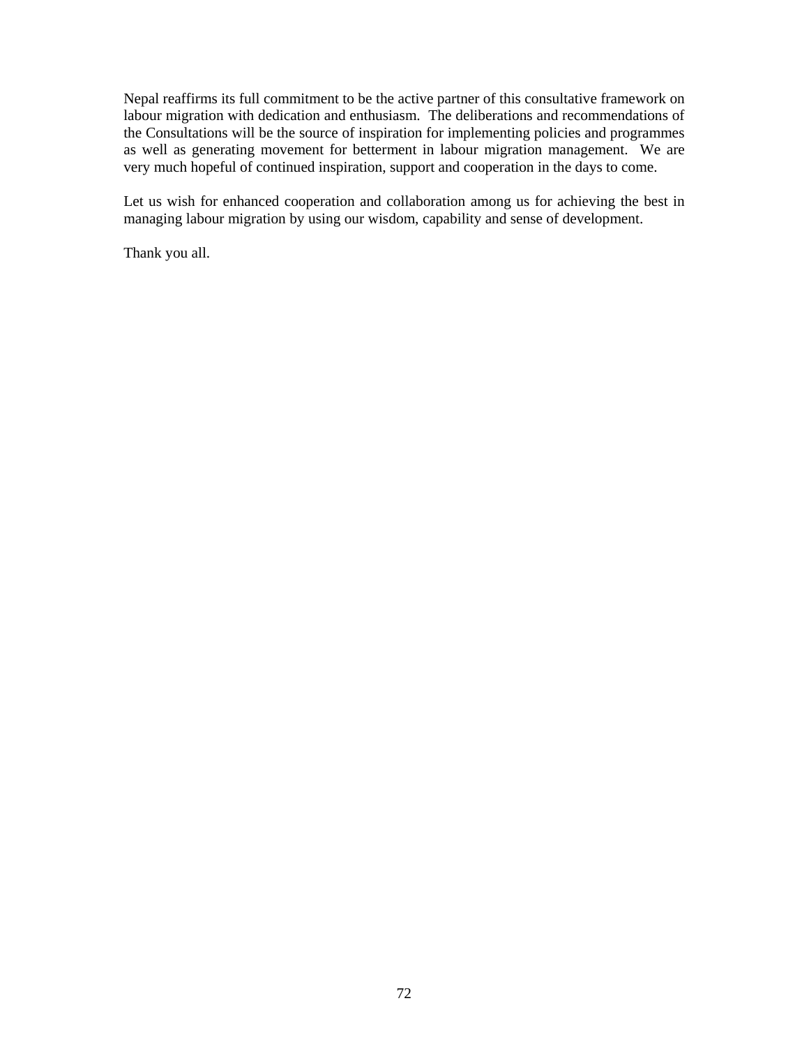Nepal reaffirms its full commitment to be the active partner of this consultative framework on labour migration with dedication and enthusiasm. The deliberations and recommendations of the Consultations will be the source of inspiration for implementing policies and programmes as well as generating movement for betterment in labour migration management. We are very much hopeful of continued inspiration, support and cooperation in the days to come.

Let us wish for enhanced cooperation and collaboration among us for achieving the best in managing labour migration by using our wisdom, capability and sense of development.

Thank you all.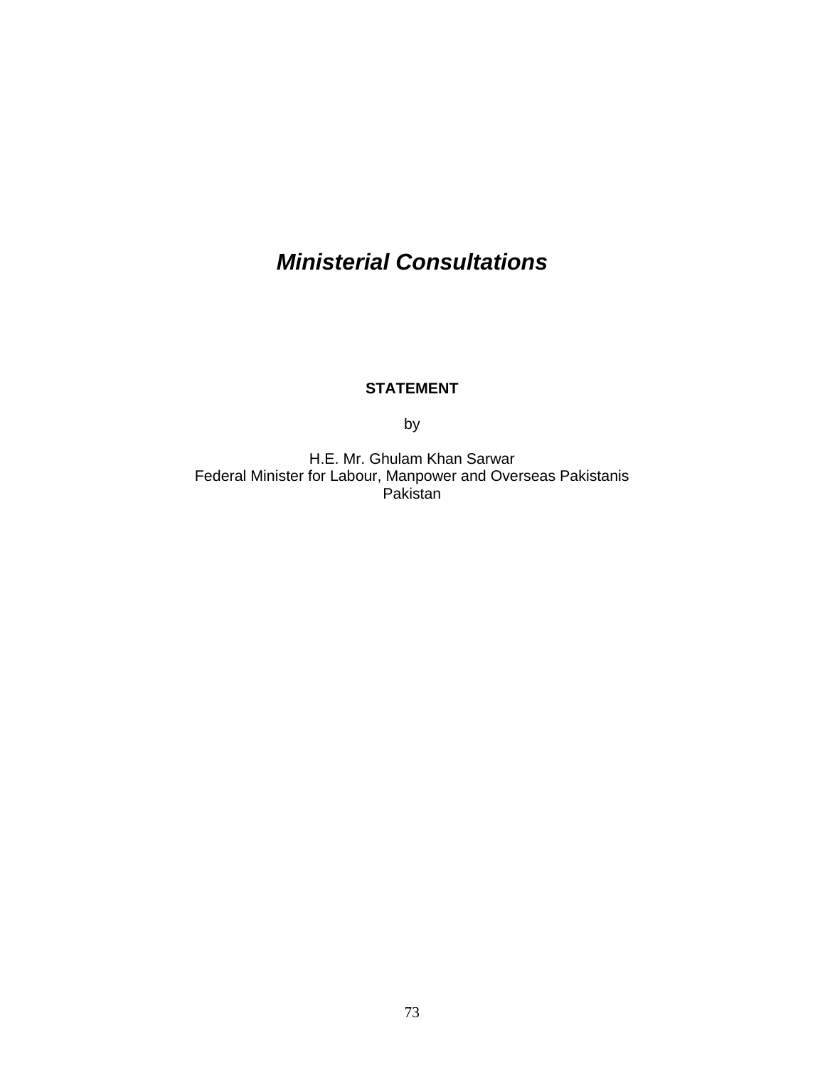# *Ministerial Consultations*

**STATEMENT**

by

H.E. Mr. Ghulam Khan Sarwar
Federal Minister for Labour, Manpower and Overseas Pakistanis
Pakistan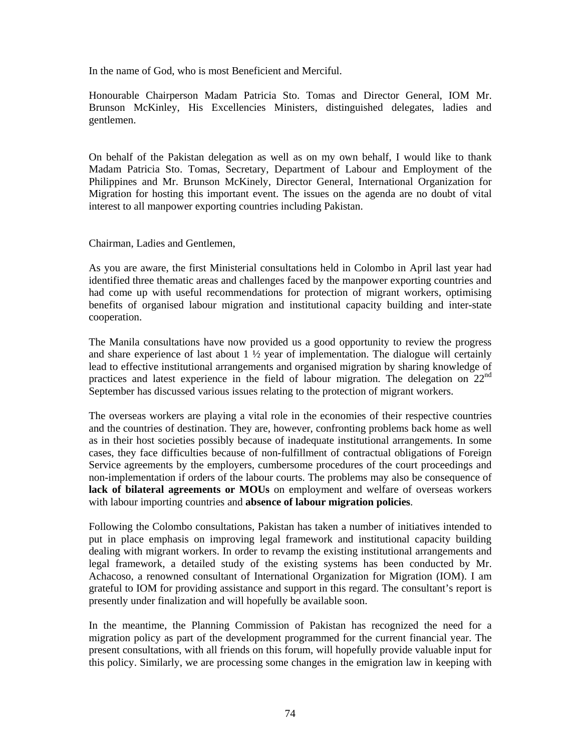In the name of God, who is most Beneficient and Merciful.

Honourable Chairperson Madam Patricia Sto. Tomas and Director General, IOM Mr. Brunson McKinley, His Excellencies Ministers, distinguished delegates, ladies and gentlemen.

On behalf of the Pakistan delegation as well as on my own behalf, I would like to thank Madam Patricia Sto. Tomas, Secretary, Department of Labour and Employment of the Philippines and Mr. Brunson McKinely, Director General, International Organization for Migration for hosting this important event. The issues on the agenda are no doubt of vital interest to all manpower exporting countries including Pakistan.

Chairman, Ladies and Gentlemen,

As you are aware, the first Ministerial consultations held in Colombo in April last year had identified three thematic areas and challenges faced by the manpower exporting countries and had come up with useful recommendations for protection of migrant workers, optimising benefits of organised labour migration and institutional capacity building and inter-state cooperation.

The Manila consultations have now provided us a good opportunity to review the progress and share experience of last about 1 ½ year of implementation. The dialogue will certainly lead to effective institutional arrangements and organised migration by sharing knowledge of practices and latest experience in the field of labour migration. The delegation on 22nd September has discussed various issues relating to the protection of migrant workers.

The overseas workers are playing a vital role in the economies of their respective countries and the countries of destination. They are, however, confronting problems back home as well as in their host societies possibly because of inadequate institutional arrangements. In some cases, they face difficulties because of non-fulfillment of contractual obligations of Foreign Service agreements by the employers, cumbersome procedures of the court proceedings and non-implementation if orders of the labour courts. The problems may also be consequence of **lack of bilateral agreements or MOUs** on employment and welfare of overseas workers with labour importing countries and **absence of labour migration policies**.

Following the Colombo consultations, Pakistan has taken a number of initiatives intended to put in place emphasis on improving legal framework and institutional capacity building dealing with migrant workers. In order to revamp the existing institutional arrangements and legal framework, a detailed study of the existing systems has been conducted by Mr. Achacoso, a renowned consultant of International Organization for Migration (IOM). I am grateful to IOM for providing assistance and support in this regard. The consultant's report is presently under finalization and will hopefully be available soon.

In the meantime, the Planning Commission of Pakistan has recognized the need for a migration policy as part of the development programmed for the current financial year. The present consultations, with all friends on this forum, will hopefully provide valuable input for this policy. Similarly, we are processing some changes in the emigration law in keeping with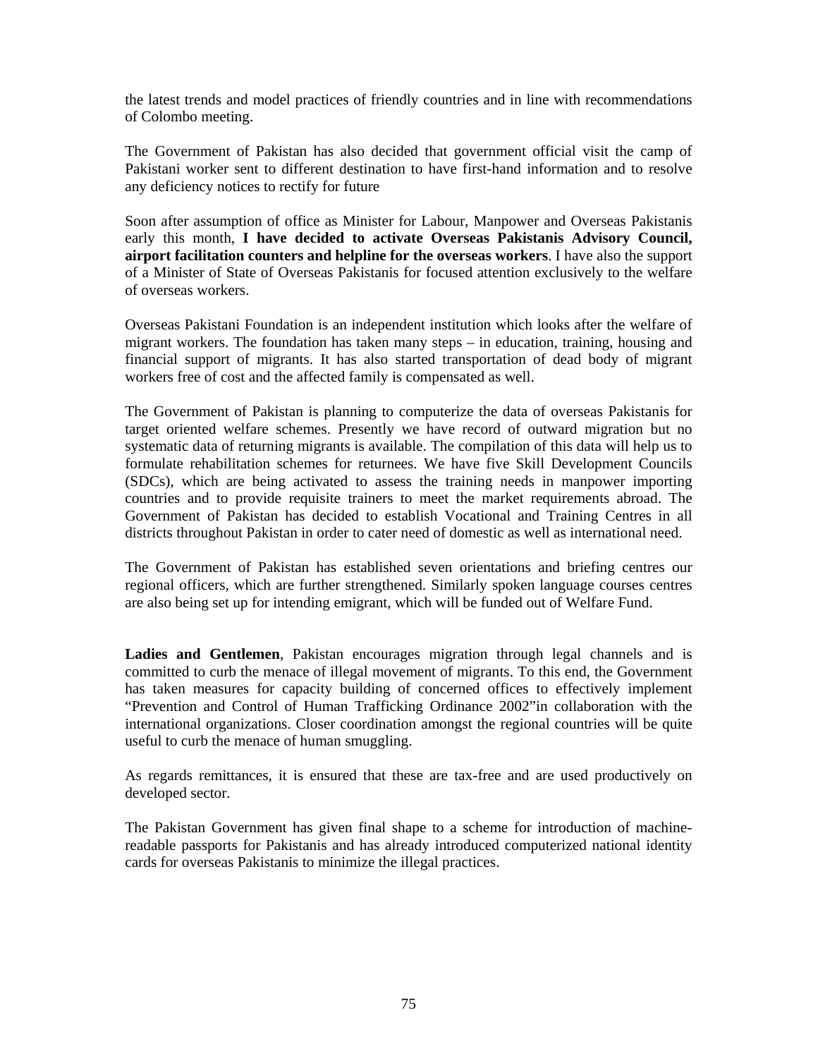the latest trends and model practices of friendly countries and in line with recommendations of Colombo meeting.

The Government of Pakistan has also decided that government official visit the camp of Pakistani worker sent to different destination to have first-hand information and to resolve any deficiency notices to rectify for future

Soon after assumption of office as Minister for Labour, Manpower and Overseas Pakistanis early this month, **I have decided to activate Overseas Pakistanis Advisory Council, airport facilitation counters and helpline for the overseas workers**. I have also the support of a Minister of State of Overseas Pakistanis for focused attention exclusively to the welfare of overseas workers.

Overseas Pakistani Foundation is an independent institution which looks after the welfare of migrant workers. The foundation has taken many steps – in education, training, housing and financial support of migrants. It has also started transportation of dead body of migrant workers free of cost and the affected family is compensated as well.

The Government of Pakistan is planning to computerize the data of overseas Pakistanis for target oriented welfare schemes. Presently we have record of outward migration but no systematic data of returning migrants is available. The compilation of this data will help us to formulate rehabilitation schemes for returnees. We have five Skill Development Councils (SDCs), which are being activated to assess the training needs in manpower importing countries and to provide requisite trainers to meet the market requirements abroad. The Government of Pakistan has decided to establish Vocational and Training Centres in all districts throughout Pakistan in order to cater need of domestic as well as international need.

The Government of Pakistan has established seven orientations and briefing centres our regional officers, which are further strengthened. Similarly spoken language courses centres are also being set up for intending emigrant, which will be funded out of Welfare Fund.

**Ladies and Gentlemen**, Pakistan encourages migration through legal channels and is committed to curb the menace of illegal movement of migrants. To this end, the Government has taken measures for capacity building of concerned offices to effectively implement "Prevention and Control of Human Trafficking Ordinance 2002"in collaboration with the international organizations. Closer coordination amongst the regional countries will be quite useful to curb the menace of human smuggling.

As regards remittances, it is ensured that these are tax-free and are used productively on developed sector.

The Pakistan Government has given final shape to a scheme for introduction of machine-readable passports for Pakistanis and has already introduced computerized national identity cards for overseas Pakistanis to minimize the illegal practices.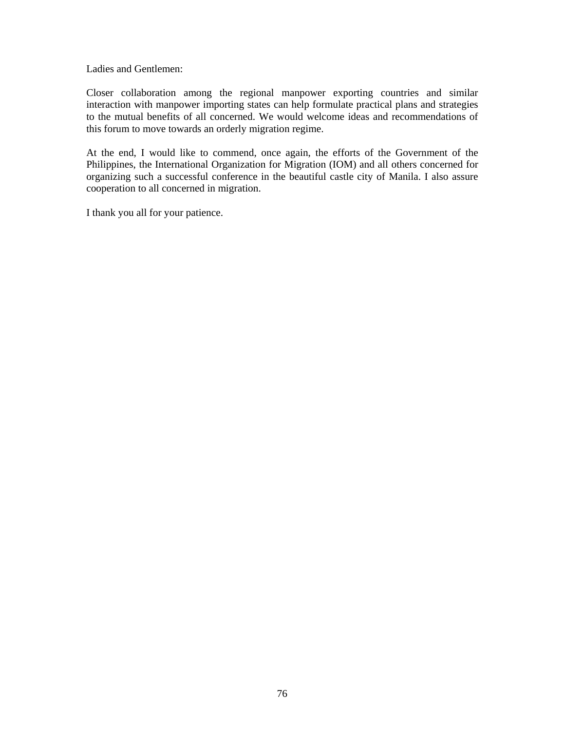Ladies and Gentlemen:

Closer collaboration among the regional manpower exporting countries and similar interaction with manpower importing states can help formulate practical plans and strategies to the mutual benefits of all concerned. We would welcome ideas and recommendations of this forum to move towards an orderly migration regime.

At the end, I would like to commend, once again, the efforts of the Government of the Philippines, the International Organization for Migration (IOM) and all others concerned for organizing such a successful conference in the beautiful castle city of Manila. I also assure cooperation to all concerned in migration.

I thank you all for your patience.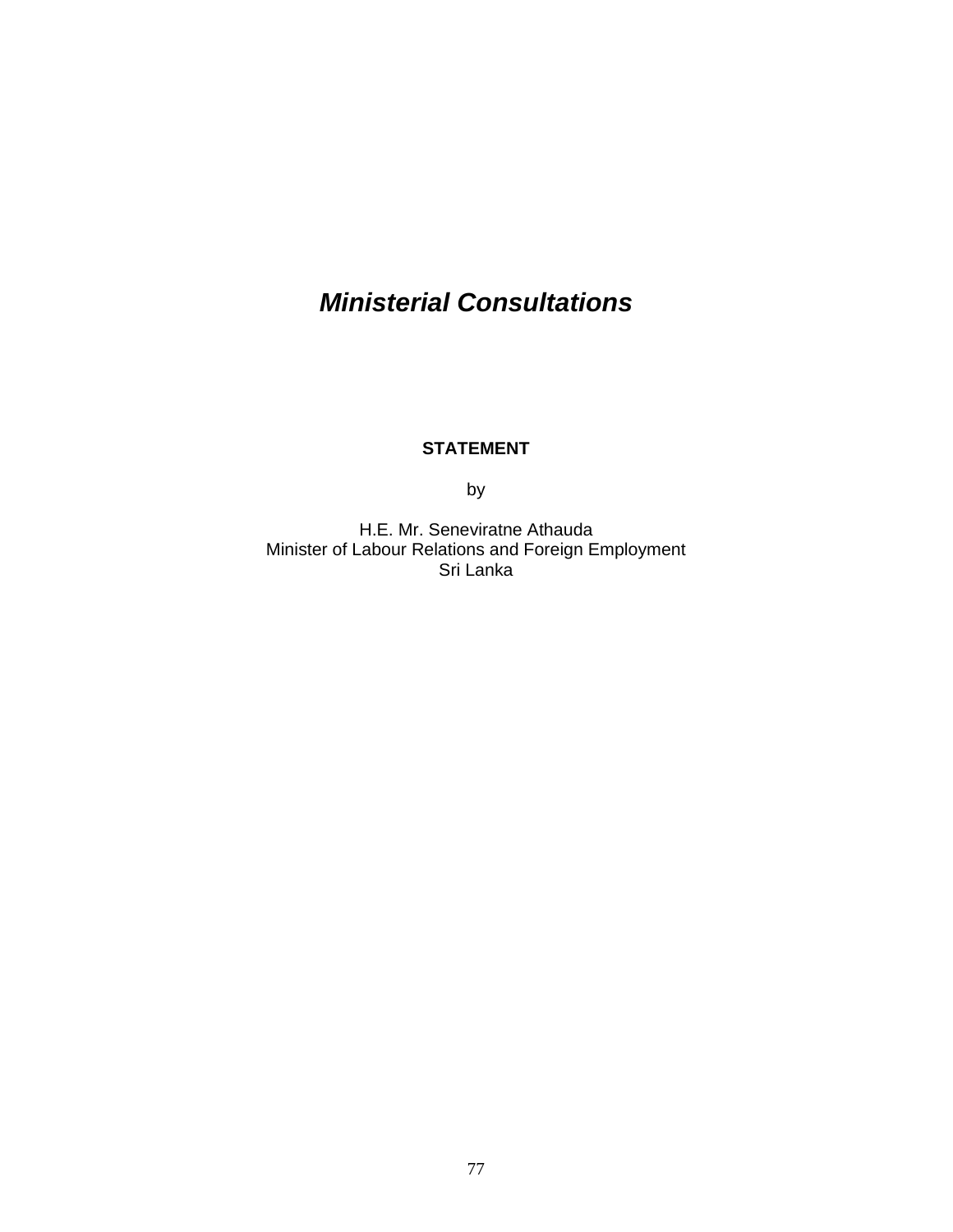# *Ministerial Consultations*

**STATEMENT**

by

H.E. Mr. Seneviratne Athauda
Minister of Labour Relations and Foreign Employment
Sri Lanka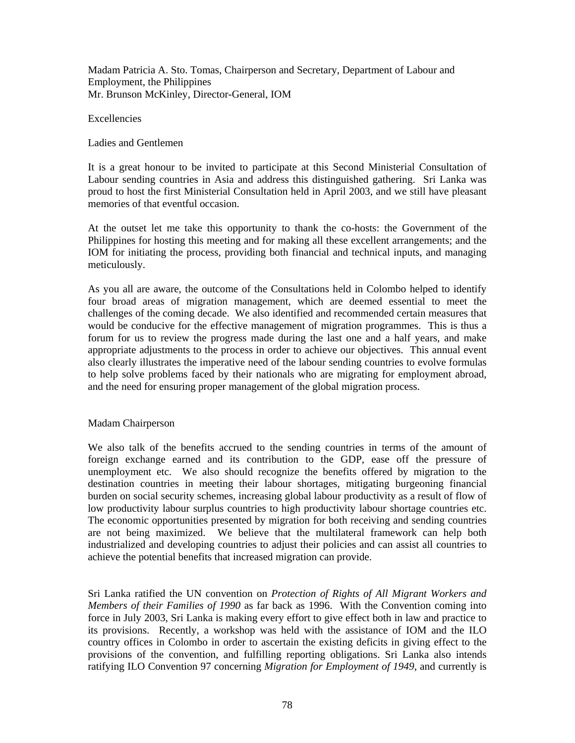Madam Patricia A. Sto. Tomas, Chairperson and Secretary, Department of Labour and Employment, the Philippines
Mr. Brunson McKinley, Director-General, IOM

Excellencies

Ladies and Gentlemen

It is a great honour to be invited to participate at this Second Ministerial Consultation of Labour sending countries in Asia and address this distinguished gathering. Sri Lanka was proud to host the first Ministerial Consultation held in April 2003, and we still have pleasant memories of that eventful occasion.

At the outset let me take this opportunity to thank the co-hosts: the Government of the Philippines for hosting this meeting and for making all these excellent arrangements; and the IOM for initiating the process, providing both financial and technical inputs, and managing meticulously.

As you all are aware, the outcome of the Consultations held in Colombo helped to identify four broad areas of migration management, which are deemed essential to meet the challenges of the coming decade. We also identified and recommended certain measures that would be conducive for the effective management of migration programmes. This is thus a forum for us to review the progress made during the last one and a half years, and make appropriate adjustments to the process in order to achieve our objectives. This annual event also clearly illustrates the imperative need of the labour sending countries to evolve formulas to help solve problems faced by their nationals who are migrating for employment abroad, and the need for ensuring proper management of the global migration process.

Madam Chairperson

We also talk of the benefits accrued to the sending countries in terms of the amount of foreign exchange earned and its contribution to the GDP, ease off the pressure of unemployment etc. We also should recognize the benefits offered by migration to the destination countries in meeting their labour shortages, mitigating burgeoning financial burden on social security schemes, increasing global labour productivity as a result of flow of low productivity labour surplus countries to high productivity labour shortage countries etc. The economic opportunities presented by migration for both receiving and sending countries are not being maximized. We believe that the multilateral framework can help both industrialized and developing countries to adjust their policies and can assist all countries to achieve the potential benefits that increased migration can provide.

Sri Lanka ratified the UN convention on *Protection of Rights of All Migrant Workers and Members of their Families of 1990* as far back as 1996. With the Convention coming into force in July 2003, Sri Lanka is making every effort to give effect both in law and practice to its provisions. Recently, a workshop was held with the assistance of IOM and the ILO country offices in Colombo in order to ascertain the existing deficits in giving effect to the provisions of the convention, and fulfilling reporting obligations. Sri Lanka also intends ratifying ILO Convention 97 concerning *Migration for Employment of 1949*, and currently is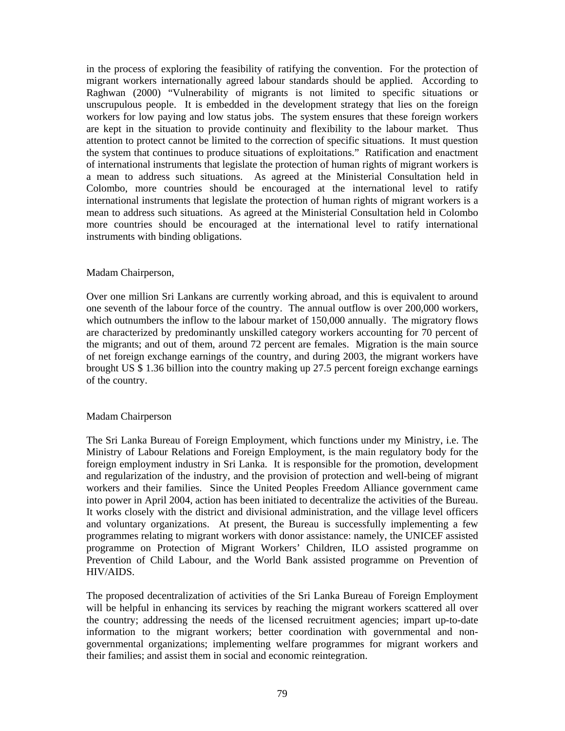in the process of exploring the feasibility of ratifying the convention. For the protection of migrant workers internationally agreed labour standards should be applied. According to Raghwan (2000) "Vulnerability of migrants is not limited to specific situations or unscrupulous people. It is embedded in the development strategy that lies on the foreign workers for low paying and low status jobs. The system ensures that these foreign workers are kept in the situation to provide continuity and flexibility to the labour market. Thus attention to protect cannot be limited to the correction of specific situations. It must question the system that continues to produce situations of exploitations." Ratification and enactment of international instruments that legislate the protection of human rights of migrant workers is a mean to address such situations. As agreed at the Ministerial Consultation held in Colombo, more countries should be encouraged at the international level to ratify international instruments that legislate the protection of human rights of migrant workers is a mean to address such situations. As agreed at the Ministerial Consultation held in Colombo more countries should be encouraged at the international level to ratify international instruments with binding obligations.

Madam Chairperson,

Over one million Sri Lankans are currently working abroad, and this is equivalent to around one seventh of the labour force of the country. The annual outflow is over 200,000 workers, which outnumbers the inflow to the labour market of 150,000 annually. The migratory flows are characterized by predominantly unskilled category workers accounting for 70 percent of the migrants; and out of them, around 72 percent are females. Migration is the main source of net foreign exchange earnings of the country, and during 2003, the migrant workers have brought US $ 1.36 billion into the country making up 27.5 percent foreign exchange earnings of the country.

Madam Chairperson

The Sri Lanka Bureau of Foreign Employment, which functions under my Ministry, i.e. The Ministry of Labour Relations and Foreign Employment, is the main regulatory body for the foreign employment industry in Sri Lanka. It is responsible for the promotion, development and regularization of the industry, and the provision of protection and well-being of migrant workers and their families. Since the United Peoples Freedom Alliance government came into power in April 2004, action has been initiated to decentralize the activities of the Bureau. It works closely with the district and divisional administration, and the village level officers and voluntary organizations. At present, the Bureau is successfully implementing a few programmes relating to migrant workers with donor assistance: namely, the UNICEF assisted programme on Protection of Migrant Workers' Children, ILO assisted programme on Prevention of Child Labour, and the World Bank assisted programme on Prevention of HIV/AIDS.

The proposed decentralization of activities of the Sri Lanka Bureau of Foreign Employment will be helpful in enhancing its services by reaching the migrant workers scattered all over the country; addressing the needs of the licensed recruitment agencies; impart up-to-date information to the migrant workers; better coordination with governmental and non-governmental organizations; implementing welfare programmes for migrant workers and their families; and assist them in social and economic reintegration.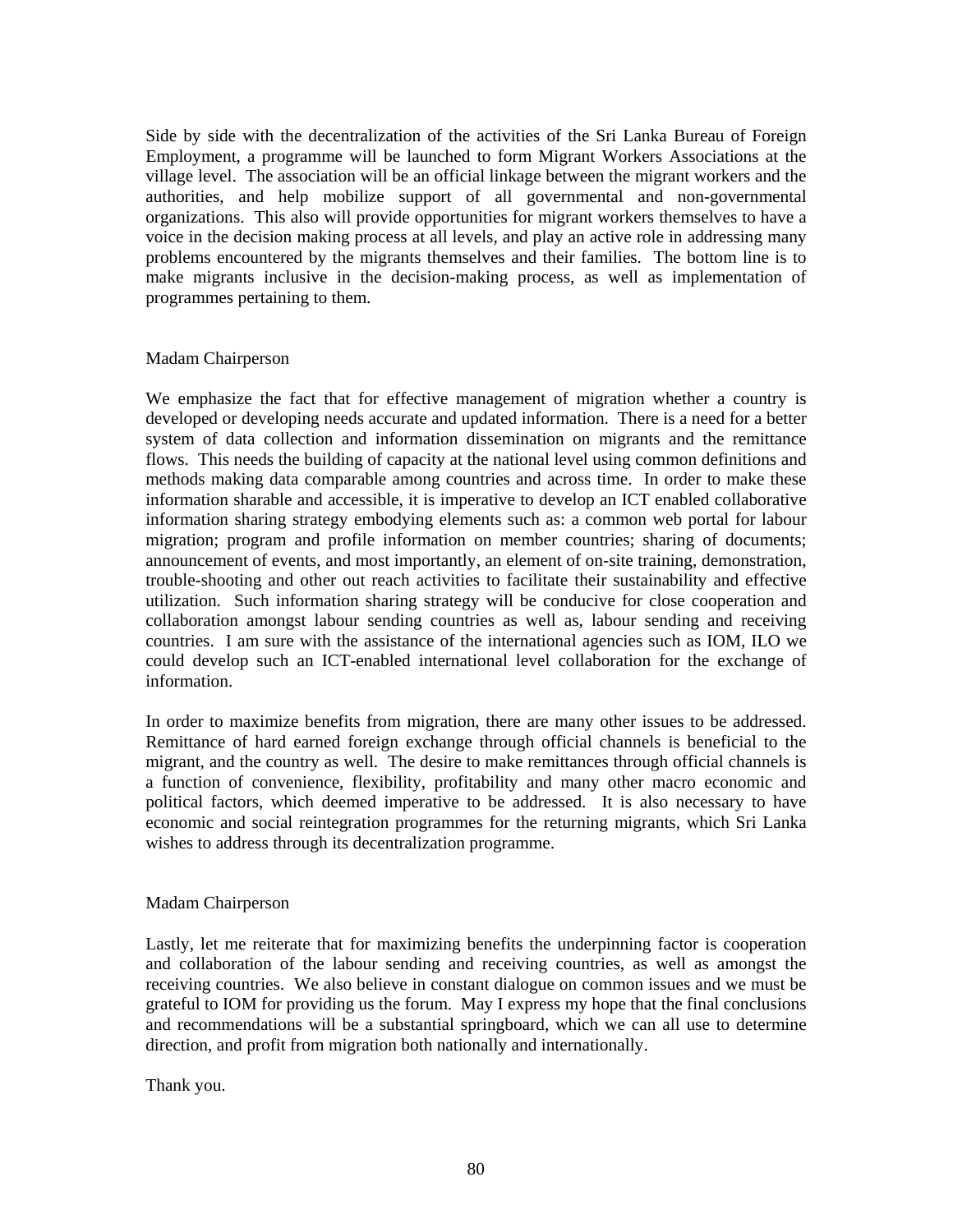Side by side with the decentralization of the activities of the Sri Lanka Bureau of Foreign Employment, a programme will be launched to form Migrant Workers Associations at the village level. The association will be an official linkage between the migrant workers and the authorities, and help mobilize support of all governmental and non-governmental organizations. This also will provide opportunities for migrant workers themselves to have a voice in the decision making process at all levels, and play an active role in addressing many problems encountered by the migrants themselves and their families. The bottom line is to make migrants inclusive in the decision-making process, as well as implementation of programmes pertaining to them.

Madam Chairperson

We emphasize the fact that for effective management of migration whether a country is developed or developing needs accurate and updated information. There is a need for a better system of data collection and information dissemination on migrants and the remittance flows. This needs the building of capacity at the national level using common definitions and methods making data comparable among countries and across time. In order to make these information sharable and accessible, it is imperative to develop an ICT enabled collaborative information sharing strategy embodying elements such as: a common web portal for labour migration; program and profile information on member countries; sharing of documents; announcement of events, and most importantly, an element of on-site training, demonstration, trouble-shooting and other out reach activities to facilitate their sustainability and effective utilization. Such information sharing strategy will be conducive for close cooperation and collaboration amongst labour sending countries as well as, labour sending and receiving countries. I am sure with the assistance of the international agencies such as IOM, ILO we could develop such an ICT-enabled international level collaboration for the exchange of information.

In order to maximize benefits from migration, there are many other issues to be addressed. Remittance of hard earned foreign exchange through official channels is beneficial to the migrant, and the country as well. The desire to make remittances through official channels is a function of convenience, flexibility, profitability and many other macro economic and political factors, which deemed imperative to be addressed. It is also necessary to have economic and social reintegration programmes for the returning migrants, which Sri Lanka wishes to address through its decentralization programme.

Madam Chairperson

Lastly, let me reiterate that for maximizing benefits the underpinning factor is cooperation and collaboration of the labour sending and receiving countries, as well as amongst the receiving countries. We also believe in constant dialogue on common issues and we must be grateful to IOM for providing us the forum. May I express my hope that the final conclusions and recommendations will be a substantial springboard, which we can all use to determine direction, and profit from migration both nationally and internationally.

Thank you.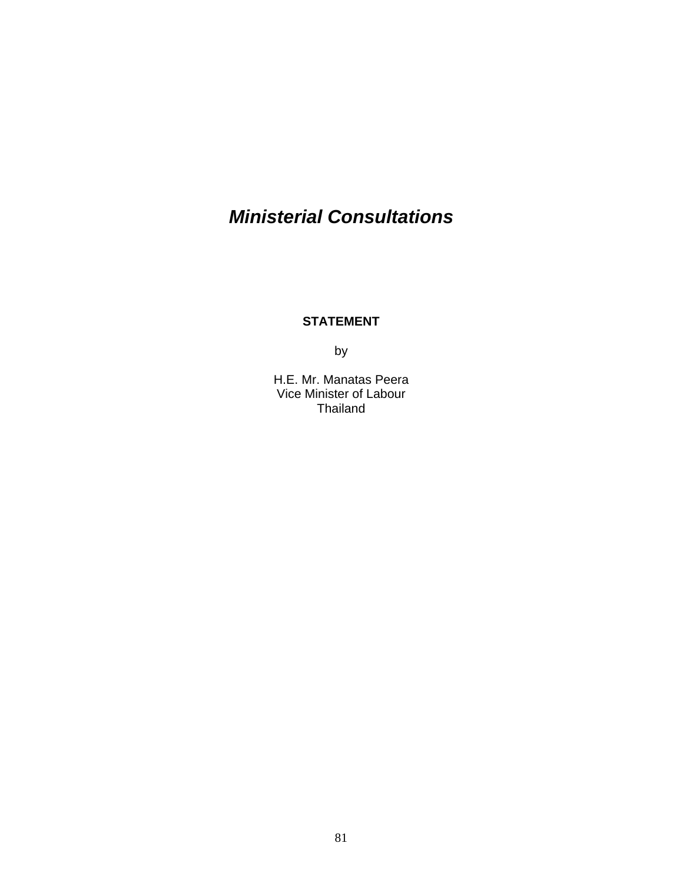# *Ministerial Consultations*

**STATEMENT**

by

H.E. Mr. Manatas Peera
Vice Minister of Labour
Thailand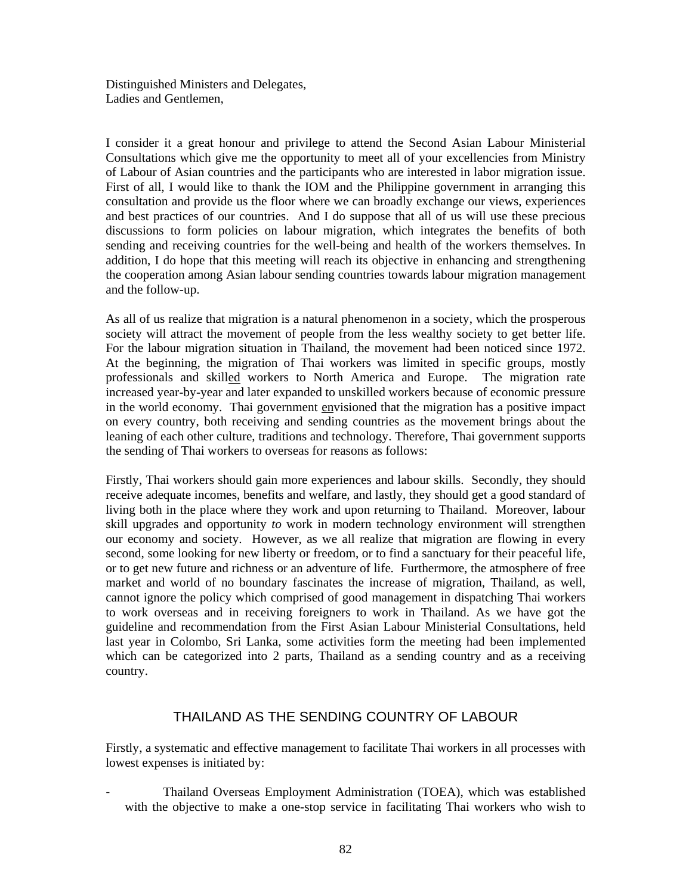Distinguished Ministers and Delegates,
Ladies and Gentlemen,

I consider it a great honour and privilege to attend the Second Asian Labour Ministerial Consultations which give me the opportunity to meet all of your excellencies from Ministry of Labour of Asian countries and the participants who are interested in labor migration issue. First of all, I would like to thank the IOM and the Philippine government in arranging this consultation and provide us the floor where we can broadly exchange our views, experiences and best practices of our countries. And I do suppose that all of us will use these precious discussions to form policies on labour migration, which integrates the benefits of both sending and receiving countries for the well-being and health of the workers themselves. In addition, I do hope that this meeting will reach its objective in enhancing and strengthening the cooperation among Asian labour sending countries towards labour migration management and the follow-up.

As all of us realize that migration is a natural phenomenon in a society, which the prosperous society will attract the movement of people from the less wealthy society to get better life. For the labour migration situation in Thailand, the movement had been noticed since 1972. At the beginning, the migration of Thai workers was limited in specific groups, mostly professionals and skilled workers to North America and Europe. The migration rate increased year-by-year and later expanded to unskilled workers because of economic pressure in the world economy. Thai government envisioned that the migration has a positive impact on every country, both receiving and sending countries as the movement brings about the leaning of each other culture, traditions and technology. Therefore, Thai government supports the sending of Thai workers to overseas for reasons as follows:

Firstly, Thai workers should gain more experiences and labour skills. Secondly, they should receive adequate incomes, benefits and welfare, and lastly, they should get a good standard of living both in the place where they work and upon returning to Thailand. Moreover, labour skill upgrades and opportunity *to* work in modern technology environment will strengthen our economy and society. However, as we all realize that migration are flowing in every second, some looking for new liberty or freedom, or to find a sanctuary for their peaceful life, or to get new future and richness or an adventure of life. Furthermore, the atmosphere of free market and world of no boundary fascinates the increase of migration, Thailand, as well, cannot ignore the policy which comprised of good management in dispatching Thai workers to work overseas and in receiving foreigners to work in Thailand. As we have got the guideline and recommendation from the First Asian Labour Ministerial Consultations, held last year in Colombo, Sri Lanka, some activities form the meeting had been implemented which can be categorized into 2 parts, Thailand as a sending country and as a receiving country.

## THAILAND AS THE SENDING COUNTRY OF LABOUR

Firstly, a systematic and effective management to facilitate Thai workers in all processes with lowest expenses is initiated by:

- Thailand Overseas Employment Administration (TOEA), which was established with the objective to make a one-stop service in facilitating Thai workers who wish to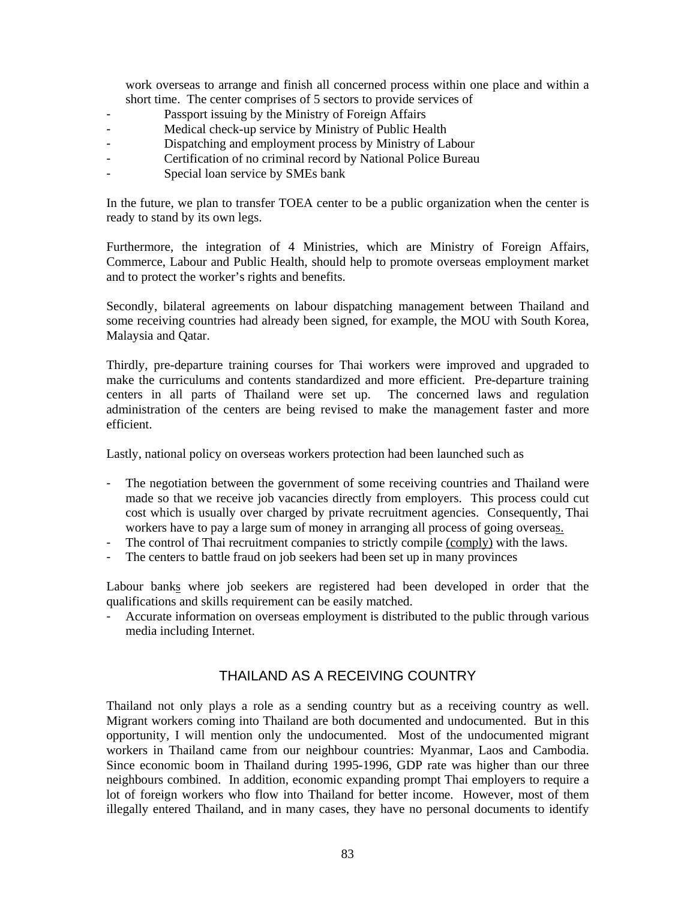work overseas to arrange and finish all concerned process within one place and within a short time. The center comprises of 5 sectors to provide services of

- Passport issuing by the Ministry of Foreign Affairs
- Medical check-up service by Ministry of Public Health
- Dispatching and employment process by Ministry of Labour
- Certification of no criminal record by National Police Bureau
- Special loan service by SMEs bank

In the future, we plan to transfer TOEA center to be a public organization when the center is ready to stand by its own legs.

Furthermore, the integration of 4 Ministries, which are Ministry of Foreign Affairs, Commerce, Labour and Public Health, should help to promote overseas employment market and to protect the worker's rights and benefits.

Secondly, bilateral agreements on labour dispatching management between Thailand and some receiving countries had already been signed, for example, the MOU with South Korea, Malaysia and Qatar.

Thirdly, pre-departure training courses for Thai workers were improved and upgraded to make the curriculums and contents standardized and more efficient. Pre-departure training centers in all parts of Thailand were set up. The concerned laws and regulation administration of the centers are being revised to make the management faster and more efficient.

Lastly, national policy on overseas workers protection had been launched such as

- The negotiation between the government of some receiving countries and Thailand were made so that we receive job vacancies directly from employers. This process could cut cost which is usually over charged by private recruitment agencies. Consequently, Thai workers have to pay a large sum of money in arranging all process of going overseas.
- The control of Thai recruitment companies to strictly compile (comply) with the laws.
- The centers to battle fraud on job seekers had been set up in many provinces

Labour banks where job seekers are registered had been developed in order that the qualifications and skills requirement can be easily matched.

- Accurate information on overseas employment is distributed to the public through various media including Internet.

## THAILAND AS A RECEIVING COUNTRY

Thailand not only plays a role as a sending country but as a receiving country as well. Migrant workers coming into Thailand are both documented and undocumented. But in this opportunity, I will mention only the undocumented. Most of the undocumented migrant workers in Thailand came from our neighbour countries: Myanmar, Laos and Cambodia. Since economic boom in Thailand during 1995-1996, GDP rate was higher than our three neighbours combined. In addition, economic expanding prompt Thai employers to require a lot of foreign workers who flow into Thailand for better income. However, most of them illegally entered Thailand, and in many cases, they have no personal documents to identify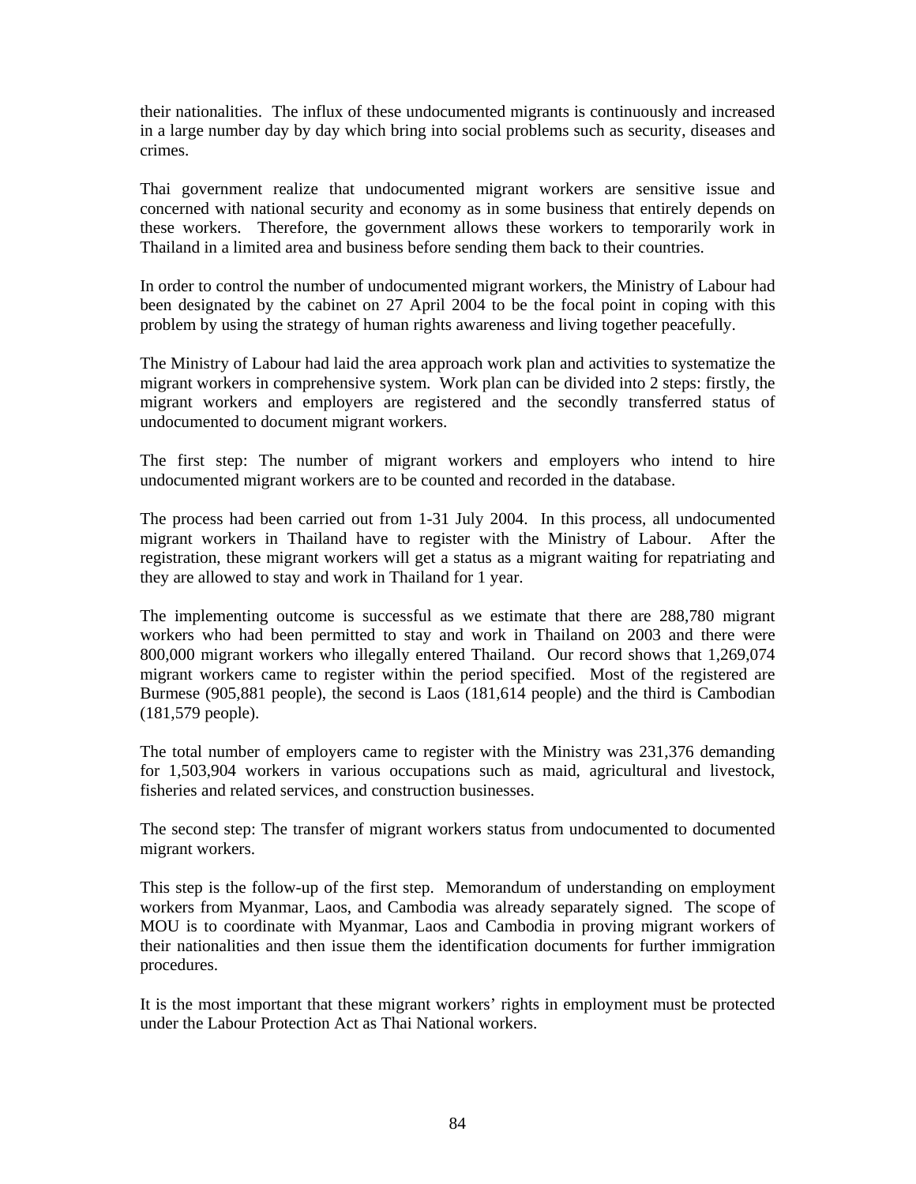their nationalities. The influx of these undocumented migrants is continuously and increased in a large number day by day which bring into social problems such as security, diseases and crimes.

Thai government realize that undocumented migrant workers are sensitive issue and concerned with national security and economy as in some business that entirely depends on these workers. Therefore, the government allows these workers to temporarily work in Thailand in a limited area and business before sending them back to their countries.

In order to control the number of undocumented migrant workers, the Ministry of Labour had been designated by the cabinet on 27 April 2004 to be the focal point in coping with this problem by using the strategy of human rights awareness and living together peacefully.

The Ministry of Labour had laid the area approach work plan and activities to systematize the migrant workers in comprehensive system. Work plan can be divided into 2 steps: firstly, the migrant workers and employers are registered and the secondly transferred status of undocumented to document migrant workers.

The first step: The number of migrant workers and employers who intend to hire undocumented migrant workers are to be counted and recorded in the database.

The process had been carried out from 1-31 July 2004. In this process, all undocumented migrant workers in Thailand have to register with the Ministry of Labour. After the registration, these migrant workers will get a status as a migrant waiting for repatriating and they are allowed to stay and work in Thailand for 1 year.

The implementing outcome is successful as we estimate that there are 288,780 migrant workers who had been permitted to stay and work in Thailand on 2003 and there were 800,000 migrant workers who illegally entered Thailand. Our record shows that 1,269,074 migrant workers came to register within the period specified. Most of the registered are Burmese (905,881 people), the second is Laos (181,614 people) and the third is Cambodian (181,579 people).

The total number of employers came to register with the Ministry was 231,376 demanding for 1,503,904 workers in various occupations such as maid, agricultural and livestock, fisheries and related services, and construction businesses.

The second step: The transfer of migrant workers status from undocumented to documented migrant workers.

This step is the follow-up of the first step. Memorandum of understanding on employment workers from Myanmar, Laos, and Cambodia was already separately signed. The scope of MOU is to coordinate with Myanmar, Laos and Cambodia in proving migrant workers of their nationalities and then issue them the identification documents for further immigration procedures.

It is the most important that these migrant workers' rights in employment must be protected under the Labour Protection Act as Thai National workers.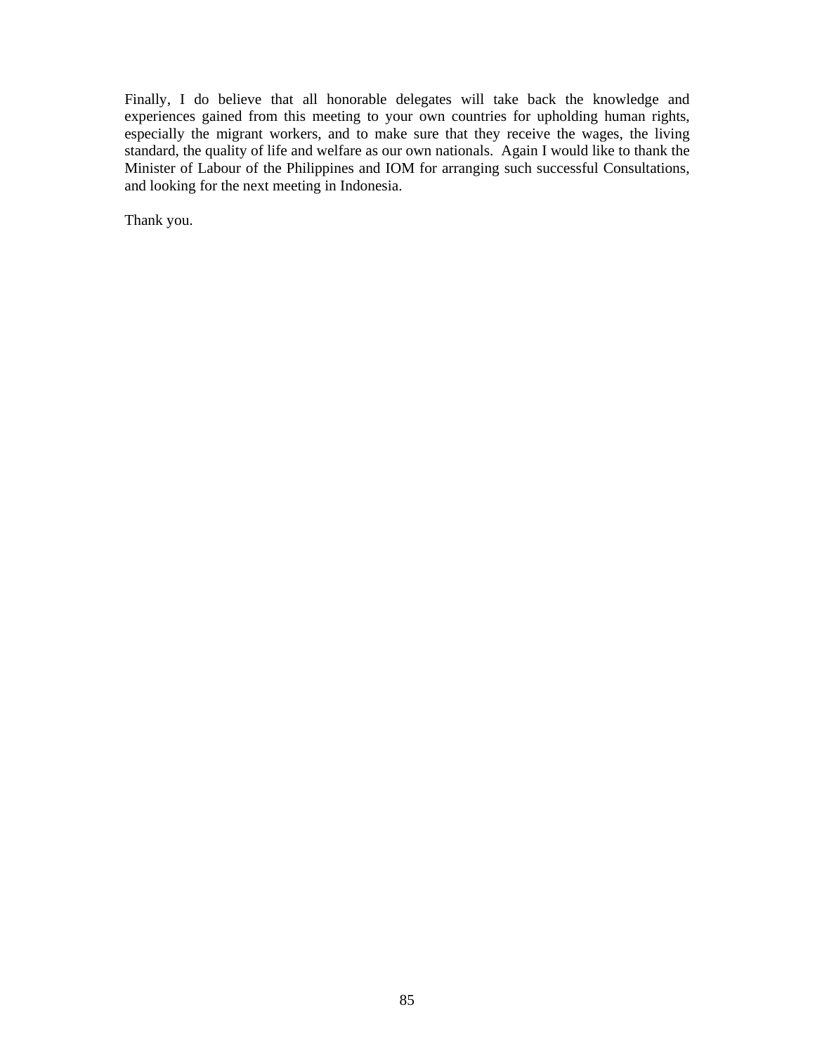Finally, I do believe that all honorable delegates will take back the knowledge and experiences gained from this meeting to your own countries for upholding human rights, especially the migrant workers, and to make sure that they receive the wages, the living standard, the quality of life and welfare as our own nationals.  Again I would like to thank the Minister of Labour of the Philippines and IOM for arranging such successful Consultations, and looking for the next meeting in Indonesia.

Thank you.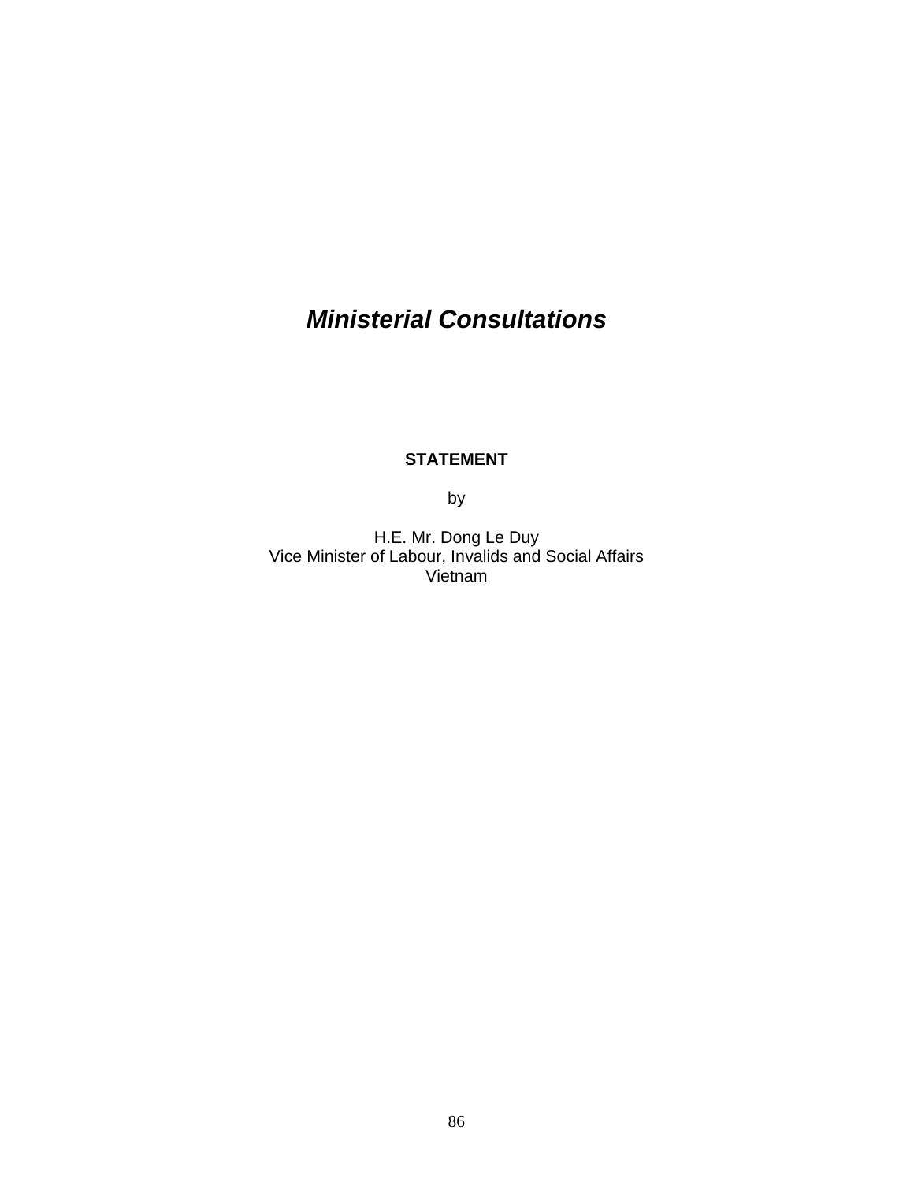# *Ministerial Consultations*

**STATEMENT**

by

H.E. Mr. Dong Le Duy
Vice Minister of Labour, Invalids and Social Affairs
Vietnam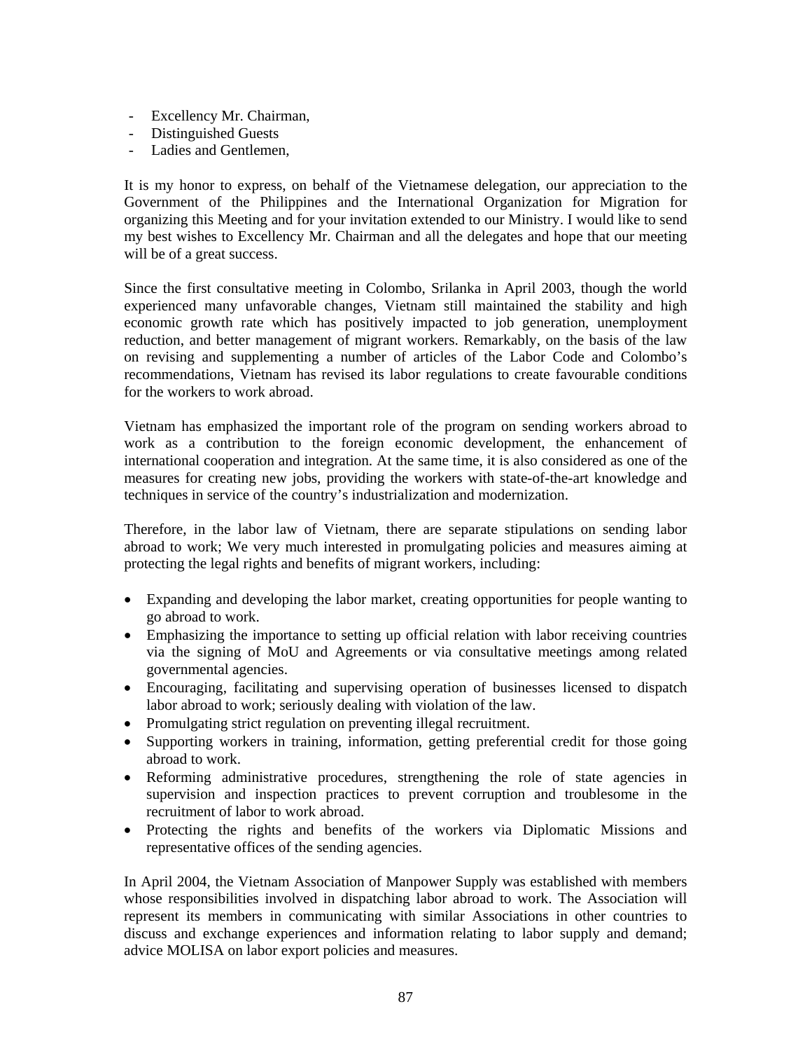- Excellency Mr. Chairman,
- Distinguished Guests
- Ladies and Gentlemen,

It is my honor to express, on behalf of the Vietnamese delegation, our appreciation to the Government of the Philippines and the International Organization for Migration for organizing this Meeting and for your invitation extended to our Ministry. I would like to send my best wishes to Excellency Mr. Chairman and all the delegates and hope that our meeting will be of a great success.

Since the first consultative meeting in Colombo, Srilanka in April 2003, though the world experienced many unfavorable changes, Vietnam still maintained the stability and high economic growth rate which has positively impacted to job generation, unemployment reduction, and better management of migrant workers. Remarkably, on the basis of the law on revising and supplementing a number of articles of the Labor Code and Colombo's recommendations, Vietnam has revised its labor regulations to create favourable conditions for the workers to work abroad.

Vietnam has emphasized the important role of the program on sending workers abroad to work as a contribution to the foreign economic development, the enhancement of international cooperation and integration. At the same time, it is also considered as one of the measures for creating new jobs, providing the workers with state-of-the-art knowledge and techniques in service of the country's industrialization and modernization.

Therefore, in the labor law of Vietnam, there are separate stipulations on sending labor abroad to work; We very much interested in promulgating policies and measures aiming at protecting the legal rights and benefits of migrant workers, including:

- Expanding and developing the labor market, creating opportunities for people wanting to go abroad to work.
- Emphasizing the importance to setting up official relation with labor receiving countries via the signing of MoU and Agreements or via consultative meetings among related governmental agencies.
- Encouraging, facilitating and supervising operation of businesses licensed to dispatch labor abroad to work; seriously dealing with violation of the law.
- Promulgating strict regulation on preventing illegal recruitment.
- Supporting workers in training, information, getting preferential credit for those going abroad to work.
- Reforming administrative procedures, strengthening the role of state agencies in supervision and inspection practices to prevent corruption and troublesome in the recruitment of labor to work abroad.
- Protecting the rights and benefits of the workers via Diplomatic Missions and representative offices of the sending agencies.

In April 2004, the Vietnam Association of Manpower Supply was established with members whose responsibilities involved in dispatching labor abroad to work. The Association will represent its members in communicating with similar Associations in other countries to discuss and exchange experiences and information relating to labor supply and demand; advice MOLISA on labor export policies and measures.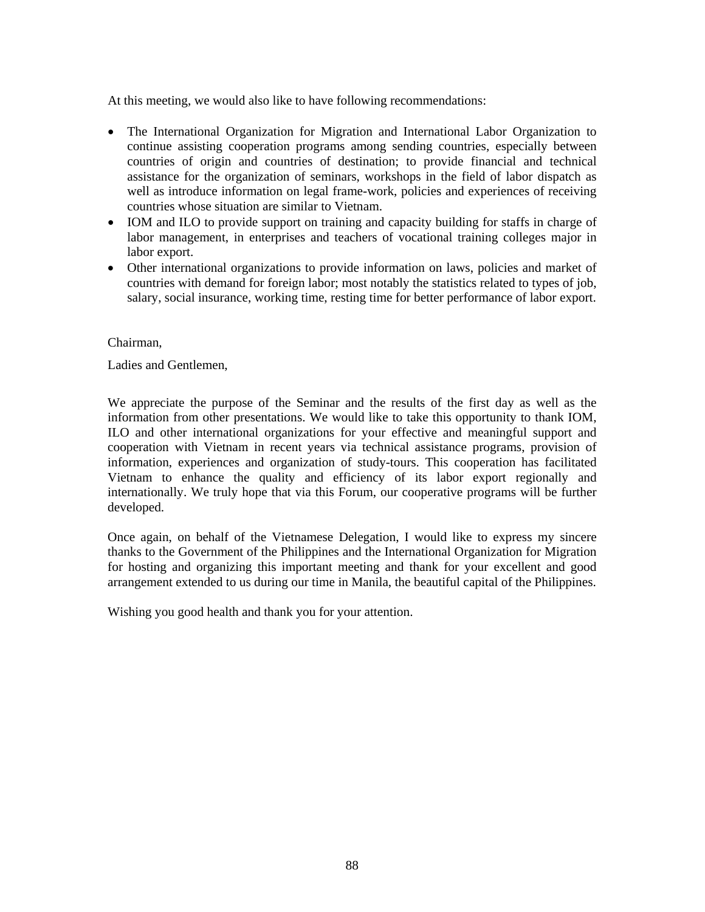At this meeting, we would also like to have following recommendations:

- The International Organization for Migration and International Labor Organization to continue assisting cooperation programs among sending countries, especially between countries of origin and countries of destination; to provide financial and technical assistance for the organization of seminars, workshops in the field of labor dispatch as well as introduce information on legal frame-work, policies and experiences of receiving countries whose situation are similar to Vietnam.
- IOM and ILO to provide support on training and capacity building for staffs in charge of labor management, in enterprises and teachers of vocational training colleges major in labor export.
- Other international organizations to provide information on laws, policies and market of countries with demand for foreign labor; most notably the statistics related to types of job, salary, social insurance, working time, resting time for better performance of labor export.

Chairman,

Ladies and Gentlemen,

We appreciate the purpose of the Seminar and the results of the first day as well as the information from other presentations. We would like to take this opportunity to thank IOM, ILO and other international organizations for your effective and meaningful support and cooperation with Vietnam in recent years via technical assistance programs, provision of information, experiences and organization of study-tours. This cooperation has facilitated Vietnam to enhance the quality and efficiency of its labor export regionally and internationally. We truly hope that via this Forum, our cooperative programs will be further developed.

Once again, on behalf of the Vietnamese Delegation, I would like to express my sincere thanks to the Government of the Philippines and the International Organization for Migration for hosting and organizing this important meeting and thank for your excellent and good arrangement extended to us during our time in Manila, the beautiful capital of the Philippines.

Wishing you good health and thank you for your attention.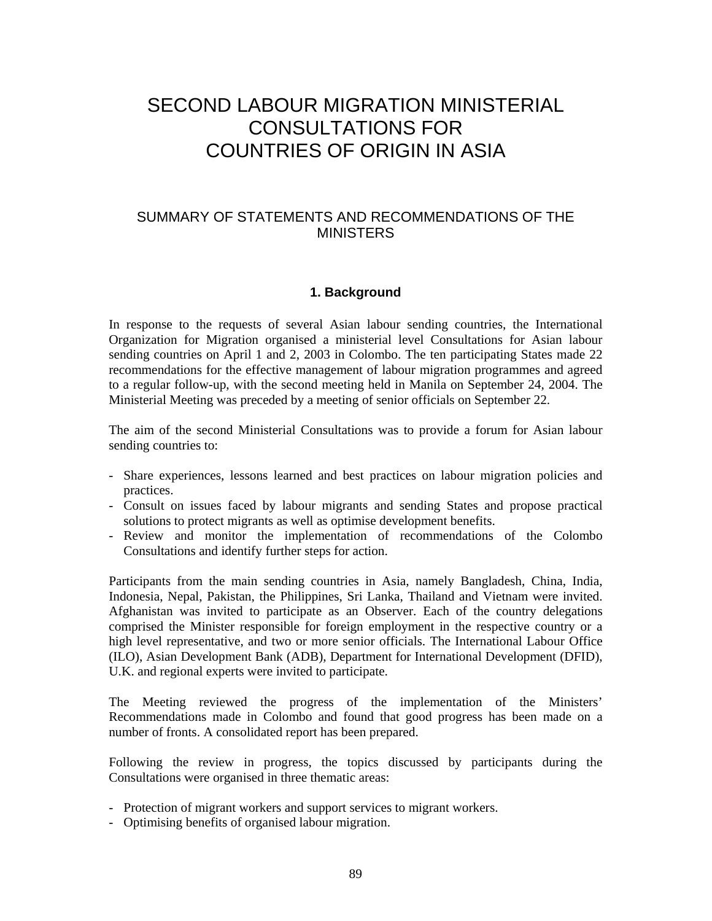# SECOND LABOUR MIGRATION MINISTERIAL CONSULTATIONS FOR COUNTRIES OF ORIGIN IN ASIA

## SUMMARY OF STATEMENTS AND RECOMMENDATIONS OF THE MINISTERS

### 1. Background

In response to the requests of several Asian labour sending countries, the International Organization for Migration organised a ministerial level Consultations for Asian labour sending countries on April 1 and 2, 2003 in Colombo. The ten participating States made 22 recommendations for the effective management of labour migration programmes and agreed to a regular follow-up, with the second meeting held in Manila on September 24, 2004. The Ministerial Meeting was preceded by a meeting of senior officials on September 22.

The aim of the second Ministerial Consultations was to provide a forum for Asian labour sending countries to:

- Share experiences, lessons learned and best practices on labour migration policies and practices.
- Consult on issues faced by labour migrants and sending States and propose practical solutions to protect migrants as well as optimise development benefits.
- Review and monitor the implementation of recommendations of the Colombo Consultations and identify further steps for action.

Participants from the main sending countries in Asia, namely Bangladesh, China, India, Indonesia, Nepal, Pakistan, the Philippines, Sri Lanka, Thailand and Vietnam were invited. Afghanistan was invited to participate as an Observer. Each of the country delegations comprised the Minister responsible for foreign employment in the respective country or a high level representative, and two or more senior officials. The International Labour Office (ILO), Asian Development Bank (ADB), Department for International Development (DFID), U.K. and regional experts were invited to participate.

The Meeting reviewed the progress of the implementation of the Ministers' Recommendations made in Colombo and found that good progress has been made on a number of fronts. A consolidated report has been prepared.

Following the review in progress, the topics discussed by participants during the Consultations were organised in three thematic areas:

- Protection of migrant workers and support services to migrant workers.
- Optimising benefits of organised labour migration.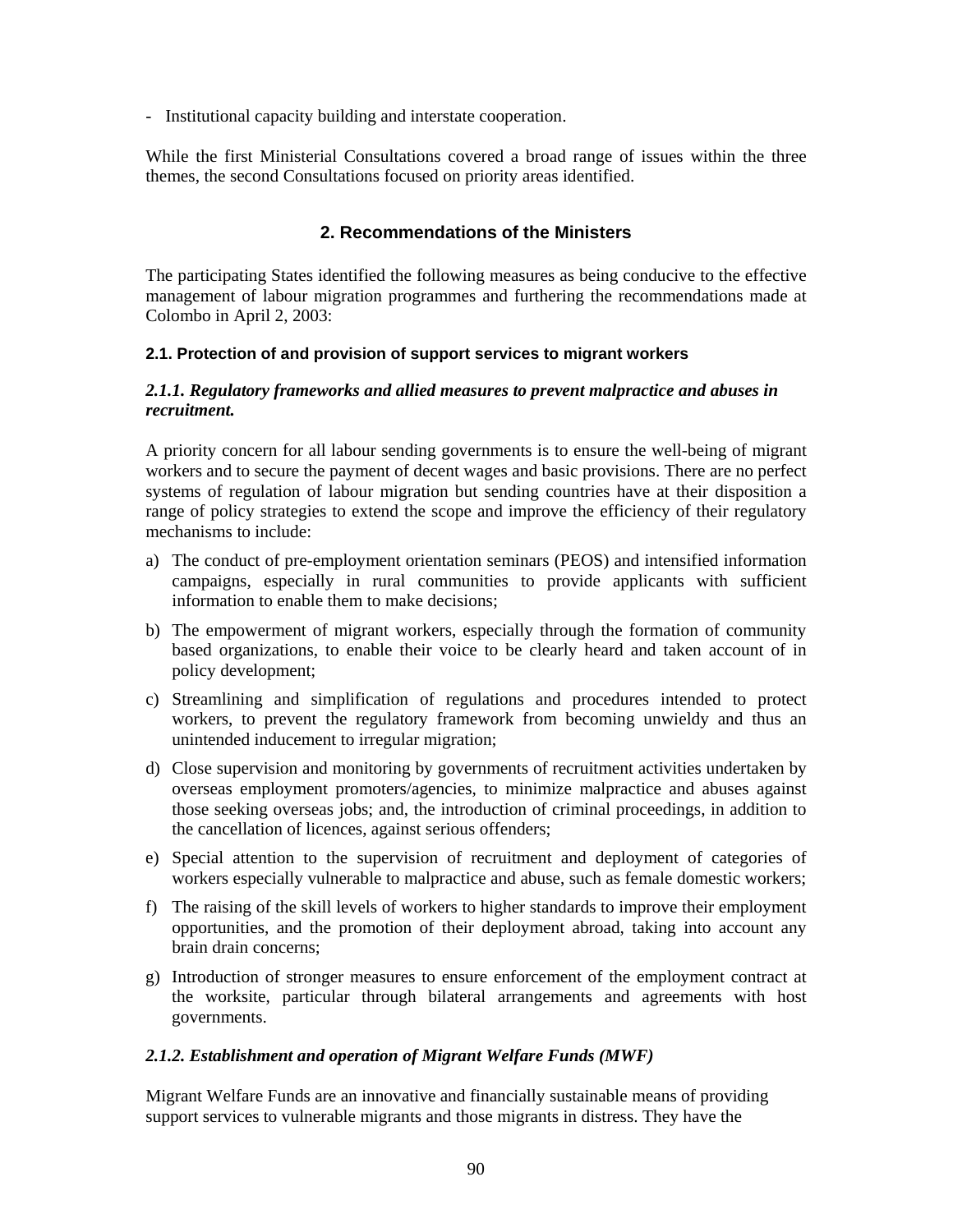- Institutional capacity building and interstate cooperation.

While the first Ministerial Consultations covered a broad range of issues within the three themes, the second Consultations focused on priority areas identified.

## 2. Recommendations of the Ministers

The participating States identified the following measures as being conducive to the effective management of labour migration programmes and furthering the recommendations made at Colombo in April 2, 2003:

### 2.1. Protection of and provision of support services to migrant workers

#### *2.1.1. Regulatory frameworks and allied measures to prevent malpractice and abuses in recruitment.*

A priority concern for all labour sending governments is to ensure the well-being of migrant workers and to secure the payment of decent wages and basic provisions. There are no perfect systems of regulation of labour migration but sending countries have at their disposition a range of policy strategies to extend the scope and improve the efficiency of their regulatory mechanisms to include:

a) The conduct of pre-employment orientation seminars (PEOS) and intensified information campaigns, especially in rural communities to provide applicants with sufficient information to enable them to make decisions;

b) The empowerment of migrant workers, especially through the formation of community based organizations, to enable their voice to be clearly heard and taken account of in policy development;

c) Streamlining and simplification of regulations and procedures intended to protect workers, to prevent the regulatory framework from becoming unwieldy and thus an unintended inducement to irregular migration;

d) Close supervision and monitoring by governments of recruitment activities undertaken by overseas employment promoters/agencies, to minimize malpractice and abuses against those seeking overseas jobs; and, the introduction of criminal proceedings, in addition to the cancellation of licences, against serious offenders;

e) Special attention to the supervision of recruitment and deployment of categories of workers especially vulnerable to malpractice and abuse, such as female domestic workers;

f) The raising of the skill levels of workers to higher standards to improve their employment opportunities, and the promotion of their deployment abroad, taking into account any brain drain concerns;

g) Introduction of stronger measures to ensure enforcement of the employment contract at the worksite, particular through bilateral arrangements and agreements with host governments.

#### *2.1.2. Establishment and operation of Migrant Welfare Funds (MWF)*

Migrant Welfare Funds are an innovative and financially sustainable means of providing support services to vulnerable migrants and those migrants in distress. They have the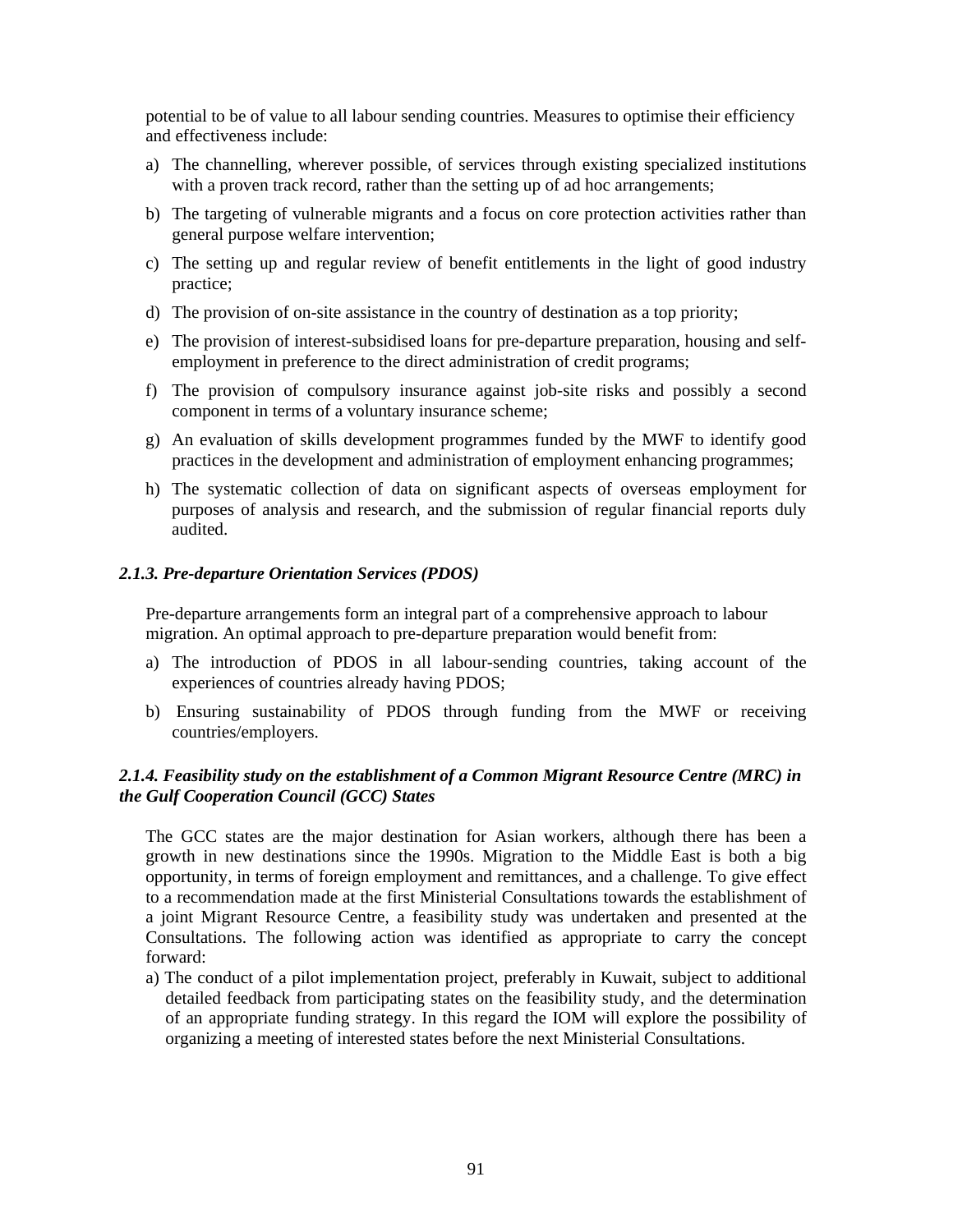potential to be of value to all labour sending countries. Measures to optimise their efficiency and effectiveness include:

a) The channelling, wherever possible, of services through existing specialized institutions with a proven track record, rather than the setting up of ad hoc arrangements;
b) The targeting of vulnerable migrants and a focus on core protection activities rather than general purpose welfare intervention;
c) The setting up and regular review of benefit entitlements in the light of good industry practice;
d) The provision of on-site assistance in the country of destination as a top priority;
e) The provision of interest-subsidised loans for pre-departure preparation, housing and self-employment in preference to the direct administration of credit programs;
f) The provision of compulsory insurance against job-site risks and possibly a second component in terms of a voluntary insurance scheme;
g) An evaluation of skills development programmes funded by the MWF to identify good practices in the development and administration of employment enhancing programmes;
h) The systematic collection of data on significant aspects of overseas employment for purposes of analysis and research, and the submission of regular financial reports duly audited.

### *2.1.3. Pre-departure Orientation Services (PDOS)*

Pre-departure arrangements form an integral part of a comprehensive approach to labour migration. An optimal approach to pre-departure preparation would benefit from:

a) The introduction of PDOS in all labour-sending countries, taking account of the experiences of countries already having PDOS;
b) Ensuring sustainability of PDOS through funding from the MWF or receiving countries/employers.

### *2.1.4. Feasibility study on the establishment of a Common Migrant Resource Centre (MRC) in the Gulf Cooperation Council (GCC) States*

The GCC states are the major destination for Asian workers, although there has been a growth in new destinations since the 1990s. Migration to the Middle East is both a big opportunity, in terms of foreign employment and remittances, and a challenge. To give effect to a recommendation made at the first Ministerial Consultations towards the establishment of a joint Migrant Resource Centre, a feasibility study was undertaken and presented at the Consultations. The following action was identified as appropriate to carry the concept forward:

a) The conduct of a pilot implementation project, preferably in Kuwait, subject to additional detailed feedback from participating states on the feasibility study, and the determination of an appropriate funding strategy. In this regard the IOM will explore the possibility of organizing a meeting of interested states before the next Ministerial Consultations.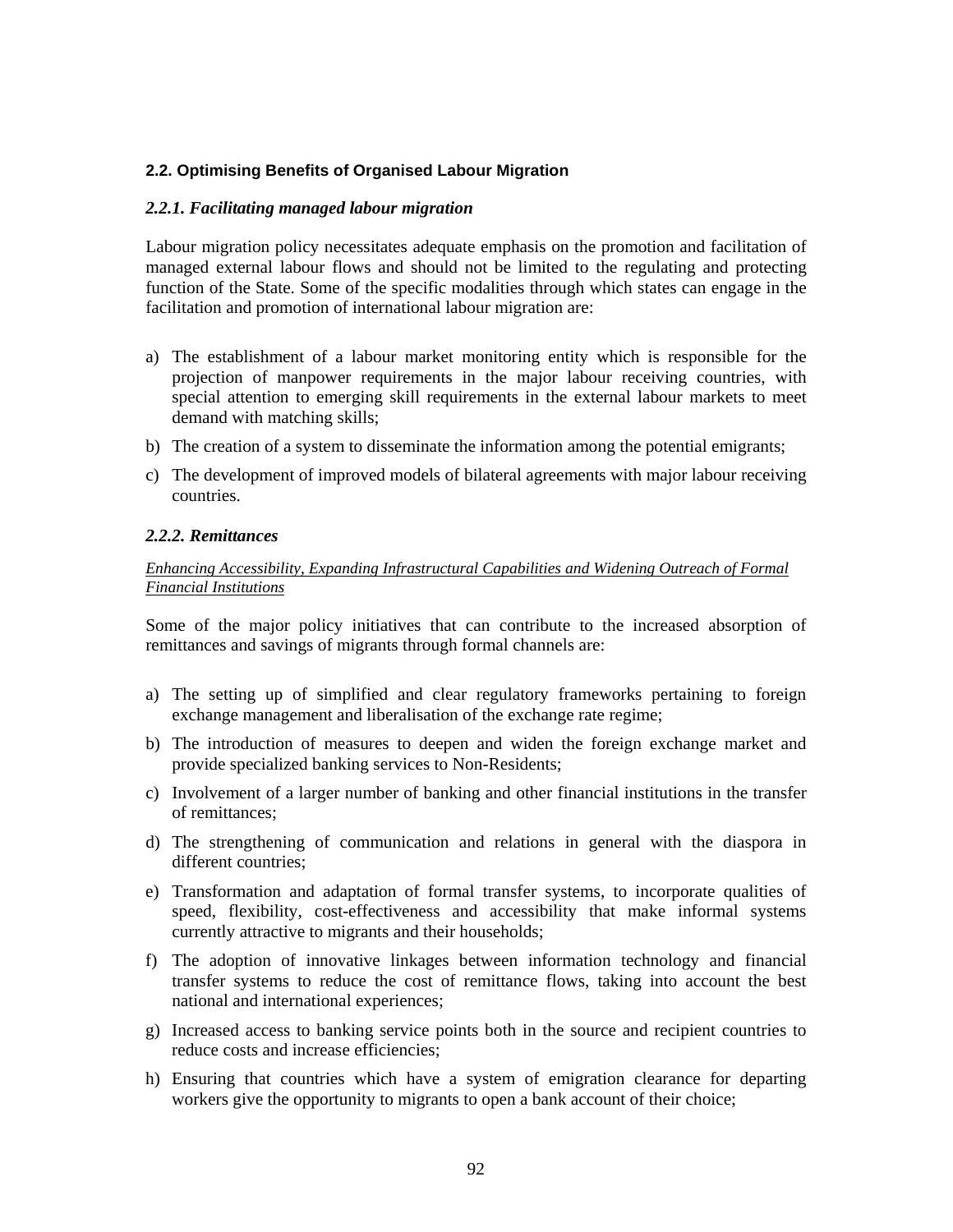## 2.2. Optimising Benefits of Organised Labour Migration

### *2.2.1. Facilitating managed labour migration*

Labour migration policy necessitates adequate emphasis on the promotion and facilitation of managed external labour flows and should not be limited to the regulating and protecting function of the State. Some of the specific modalities through which states can engage in the facilitation and promotion of international labour migration are:

a) The establishment of a labour market monitoring entity which is responsible for the projection of manpower requirements in the major labour receiving countries, with special attention to emerging skill requirements in the external labour markets to meet demand with matching skills;

b) The creation of a system to disseminate the information among the potential emigrants;

c) The development of improved models of bilateral agreements with major labour receiving countries.

### *2.2.2. Remittances*

*Enhancing Accessibility, Expanding Infrastructural Capabilities and Widening Outreach of Formal Financial Institutions*

Some of the major policy initiatives that can contribute to the increased absorption of remittances and savings of migrants through formal channels are:

a) The setting up of simplified and clear regulatory frameworks pertaining to foreign exchange management and liberalisation of the exchange rate regime;

b) The introduction of measures to deepen and widen the foreign exchange market and provide specialized banking services to Non-Residents;

c) Involvement of a larger number of banking and other financial institutions in the transfer of remittances;

d) The strengthening of communication and relations in general with the diaspora in different countries;

e) Transformation and adaptation of formal transfer systems, to incorporate qualities of speed, flexibility, cost-effectiveness and accessibility that make informal systems currently attractive to migrants and their households;

f) The adoption of innovative linkages between information technology and financial transfer systems to reduce the cost of remittance flows, taking into account the best national and international experiences;

g) Increased access to banking service points both in the source and recipient countries to reduce costs and increase efficiencies;

h) Ensuring that countries which have a system of emigration clearance for departing workers give the opportunity to migrants to open a bank account of their choice;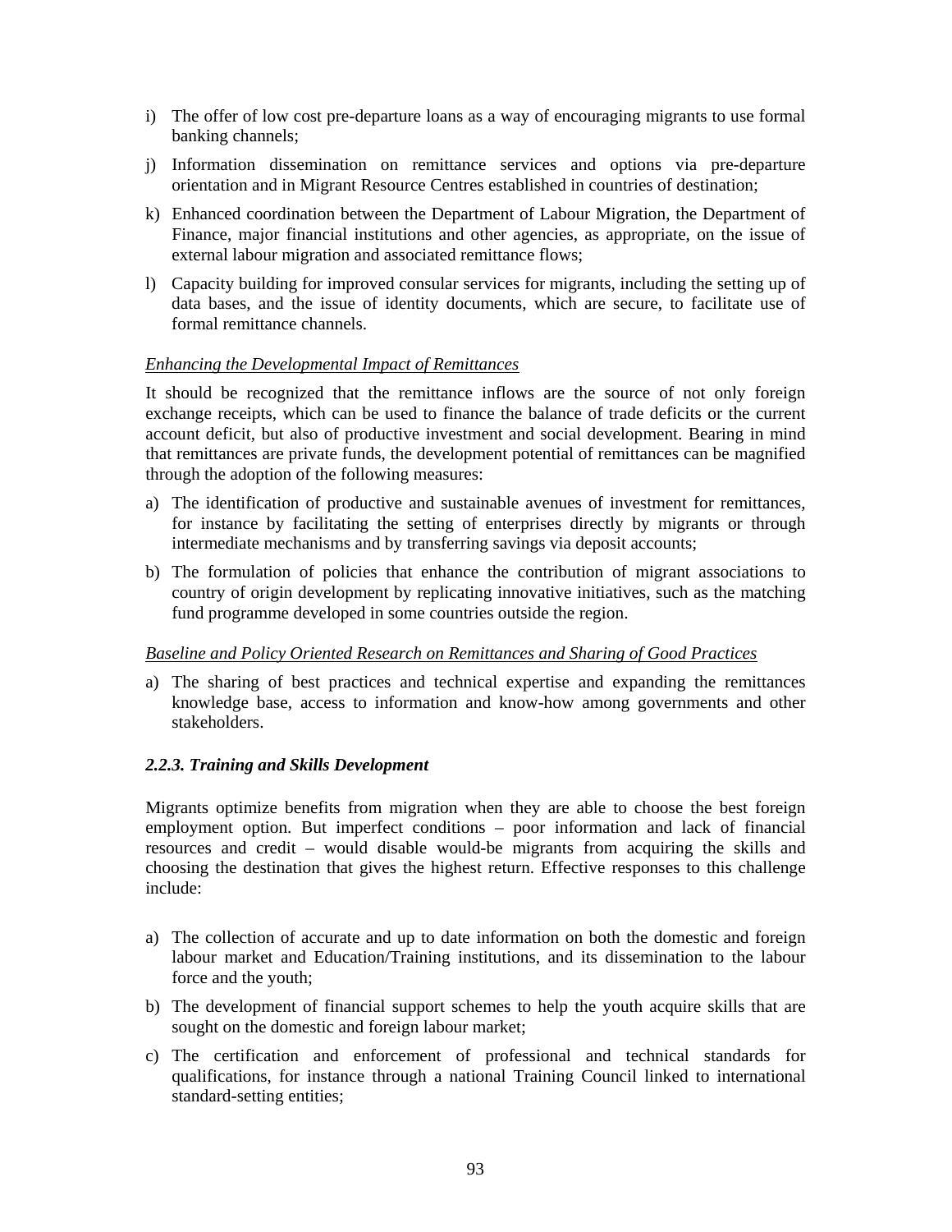i) The offer of low cost pre-departure loans as a way of encouraging migrants to use formal banking channels;

j) Information dissemination on remittance services and options via pre-departure orientation and in Migrant Resource Centres established in countries of destination;

k) Enhanced coordination between the Department of Labour Migration, the Department of Finance, major financial institutions and other agencies, as appropriate, on the issue of external labour migration and associated remittance flows;

l) Capacity building for improved consular services for migrants, including the setting up of data bases, and the issue of identity documents, which are secure, to facilitate use of formal remittance channels.

*Enhancing the Developmental Impact of Remittances*

It should be recognized that the remittance inflows are the source of not only foreign exchange receipts, which can be used to finance the balance of trade deficits or the current account deficit, but also of productive investment and social development. Bearing in mind that remittances are private funds, the development potential of remittances can be magnified through the adoption of the following measures:

a) The identification of productive and sustainable avenues of investment for remittances, for instance by facilitating the setting of enterprises directly by migrants or through intermediate mechanisms and by transferring savings via deposit accounts;

b) The formulation of policies that enhance the contribution of migrant associations to country of origin development by replicating innovative initiatives, such as the matching fund programme developed in some countries outside the region.

*Baseline and Policy Oriented Research on Remittances and Sharing of Good Practices*

a) The sharing of best practices and technical expertise and expanding the remittances knowledge base, access to information and know-how among governments and other stakeholders.

### *2.2.3. Training and Skills Development*

Migrants optimize benefits from migration when they are able to choose the best foreign employment option. But imperfect conditions – poor information and lack of financial resources and credit – would disable would-be migrants from acquiring the skills and choosing the destination that gives the highest return. Effective responses to this challenge include:

a) The collection of accurate and up to date information on both the domestic and foreign labour market and Education/Training institutions, and its dissemination to the labour force and the youth;

b) The development of financial support schemes to help the youth acquire skills that are sought on the domestic and foreign labour market;

c) The certification and enforcement of professional and technical standards for qualifications, for instance through a national Training Council linked to international standard-setting entities;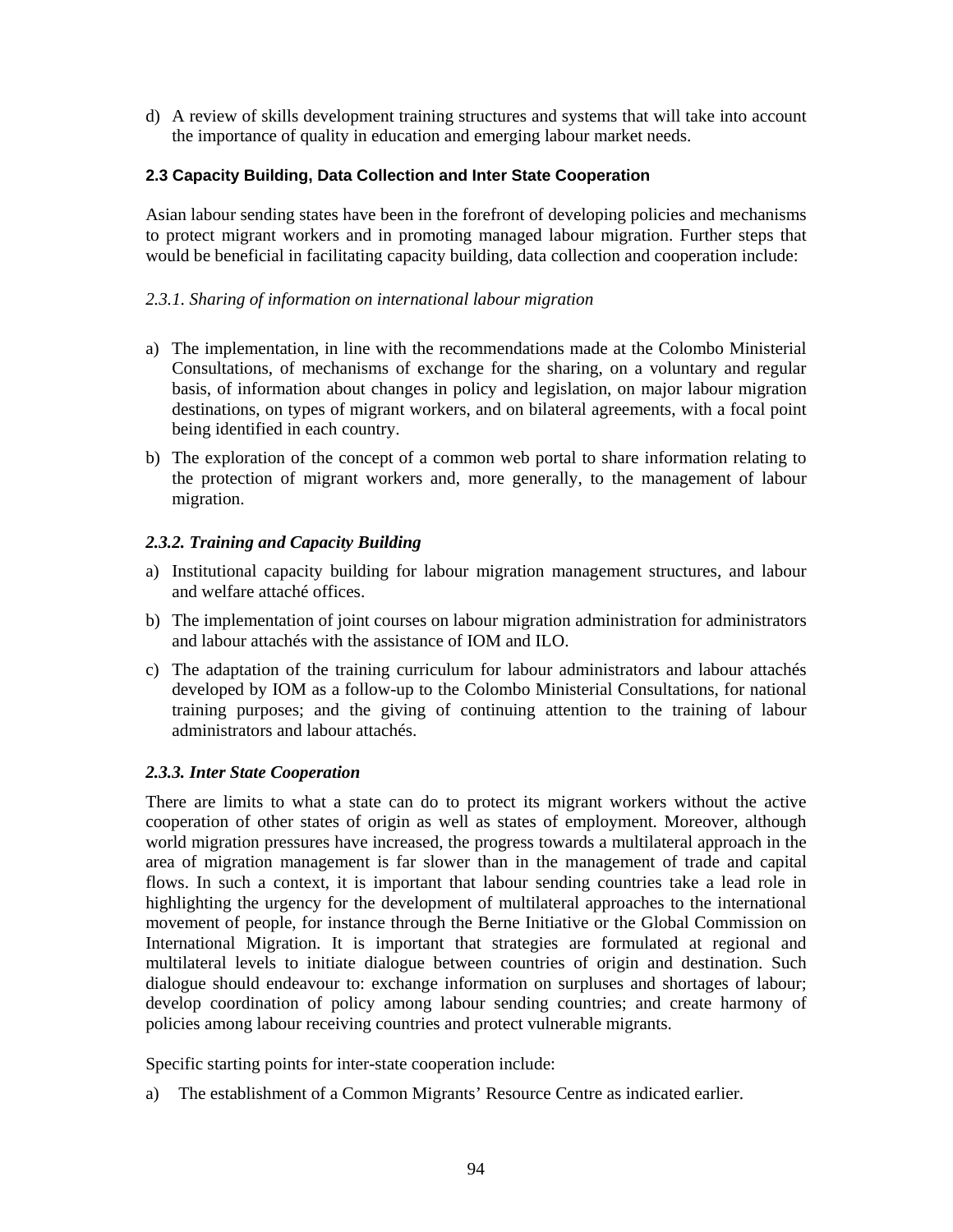d) A review of skills development training structures and systems that will take into account the importance of quality in education and emerging labour market needs.

### 2.3 Capacity Building, Data Collection and Inter State Cooperation

Asian labour sending states have been in the forefront of developing policies and mechanisms to protect migrant workers and in promoting managed labour migration. Further steps that would be beneficial in facilitating capacity building, data collection and cooperation include:

*2.3.1. Sharing of information on international labour migration*

a) The implementation, in line with the recommendations made at the Colombo Ministerial Consultations, of mechanisms of exchange for the sharing, on a voluntary and regular basis, of information about changes in policy and legislation, on major labour migration destinations, on types of migrant workers, and on bilateral agreements, with a focal point being identified in each country.

b) The exploration of the concept of a common web portal to share information relating to the protection of migrant workers and, more generally, to the management of labour migration.

***2.3.2. Training and Capacity Building***

a) Institutional capacity building for labour migration management structures, and labour and welfare attaché offices.

b) The implementation of joint courses on labour migration administration for administrators and labour attachés with the assistance of IOM and ILO.

c) The adaptation of the training curriculum for labour administrators and labour attachés developed by IOM as a follow-up to the Colombo Ministerial Consultations, for national training purposes; and the giving of continuing attention to the training of labour administrators and labour attachés.

***2.3.3. Inter State Cooperation***

There are limits to what a state can do to protect its migrant workers without the active cooperation of other states of origin as well as states of employment. Moreover, although world migration pressures have increased, the progress towards a multilateral approach in the area of migration management is far slower than in the management of trade and capital flows. In such a context, it is important that labour sending countries take a lead role in highlighting the urgency for the development of multilateral approaches to the international movement of people, for instance through the Berne Initiative or the Global Commission on International Migration. It is important that strategies are formulated at regional and multilateral levels to initiate dialogue between countries of origin and destination. Such dialogue should endeavour to: exchange information on surpluses and shortages of labour; develop coordination of policy among labour sending countries; and create harmony of policies among labour receiving countries and protect vulnerable migrants.

Specific starting points for inter-state cooperation include:

a) The establishment of a Common Migrants' Resource Centre as indicated earlier.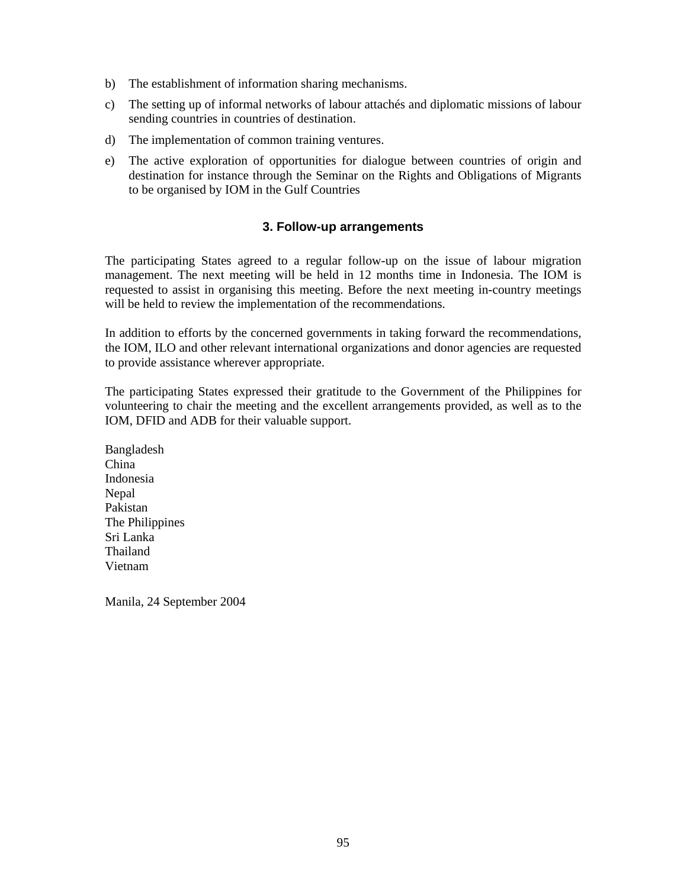b) The establishment of information sharing mechanisms.

c) The setting up of informal networks of labour attachés and diplomatic missions of labour sending countries in countries of destination.

d) The implementation of common training ventures.

e) The active exploration of opportunities for dialogue between countries of origin and destination for instance through the Seminar on the Rights and Obligations of Migrants to be organised by IOM in the Gulf Countries

### 3. Follow-up arrangements

The participating States agreed to a regular follow-up on the issue of labour migration management. The next meeting will be held in 12 months time in Indonesia. The IOM is requested to assist in organising this meeting. Before the next meeting in-country meetings will be held to review the implementation of the recommendations.

In addition to efforts by the concerned governments in taking forward the recommendations, the IOM, ILO and other relevant international organizations and donor agencies are requested to provide assistance wherever appropriate.

The participating States expressed their gratitude to the Government of the Philippines for volunteering to chair the meeting and the excellent arrangements provided, as well as to the IOM, DFID and ADB for their valuable support.

Bangladesh
China
Indonesia
Nepal
Pakistan
The Philippines
Sri Lanka
Thailand
Vietnam

Manila, 24 September 2004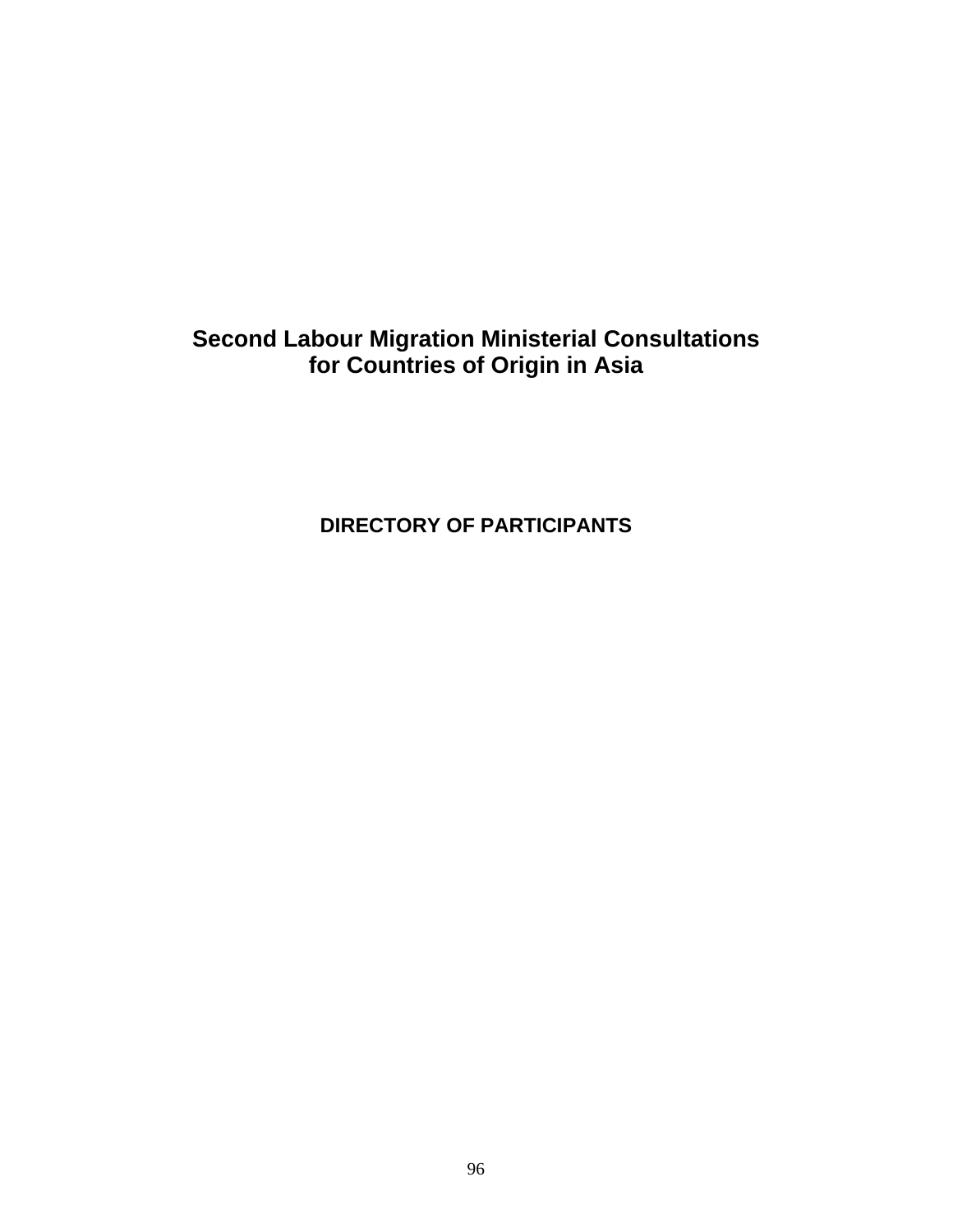# Second Labour Migration Ministerial Consultations for Countries of Origin in Asia

## DIRECTORY OF PARTICIPANTS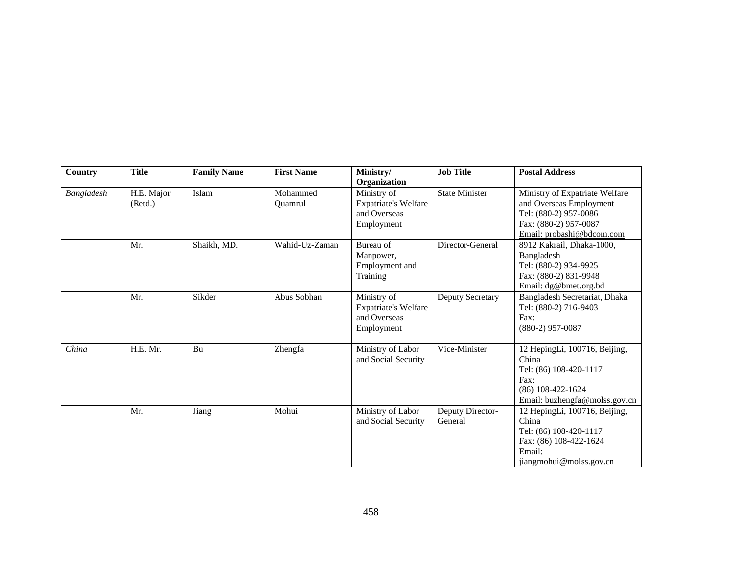| Country | Title | Family Name | First Name | Ministry/ Organization | Job Title | Postal Address |
|---|---|---|---|---|---|---|
| *Bangladesh* | H.E. Major (Retd.) | Islam | Mohammed Quamrul | Ministry of Expatriate's Welfare and Overseas Employment | State Minister | Ministry of Expatriate Welfare and Overseas Employment<br>Tel: (880-2) 957-0086<br>Fax: (880-2) 957-0087<br>Email: probashi@bdcom.com |
| | Mr. | Shaikh, MD. | Wahid-Uz-Zaman | Bureau of Manpower, Employment and Training | Director-General | 8912 Kakrail, Dhaka-1000, Bangladesh<br>Tel: (880-2) 934-9925<br>Fax: (880-2) 831-9948<br>Email: dg@bmet.org.bd |
| | Mr. | Sikder | Abus Sobhan | Ministry of Expatriate's Welfare and Overseas Employment | Deputy Secretary | Bangladesh Secretariat, Dhaka<br>Tel: (880-2) 716-9403<br>Fax:<br>(880-2) 957-0087 |
| *China* | H.E. Mr. | Bu | Zhengfa | Ministry of Labor and Social Security | Vice-Minister | 12 HepingLi, 100716, Beijing, China<br>Tel: (86) 108-420-1117<br>Fax:<br>(86) 108-422-1624<br>Email: buzhengfa@molss.gov.cn |
| | Mr. | Jiang | Mohui | Ministry of Labor and Social Security | Deputy Director-General | 12 HepingLi, 100716, Beijing, China<br>Tel: (86) 108-420-1117<br>Fax: (86) 108-422-1624<br>Email:<br>jiangmohui@molss.gov.cn |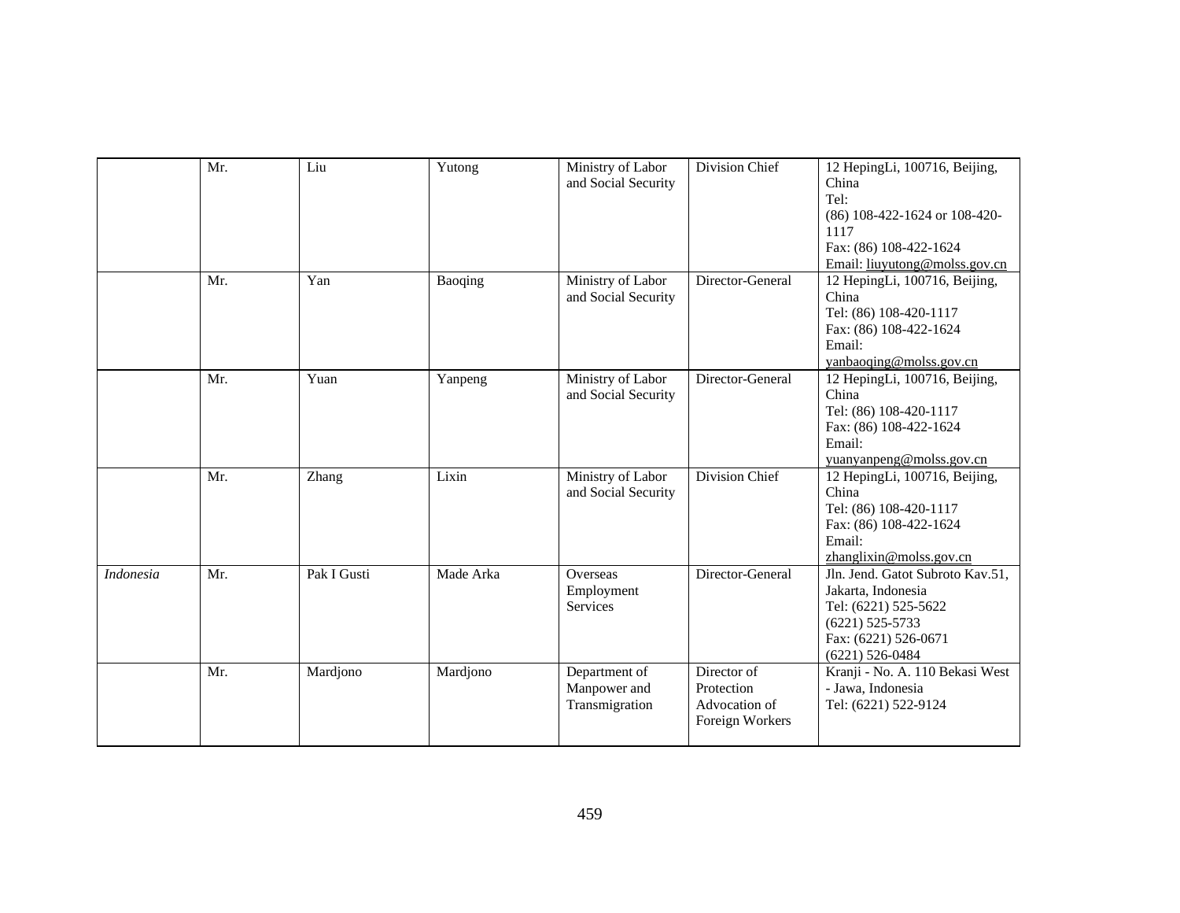| | | | | | | |
|---|---|---|---|---|---|---|
| | Mr. | Liu | Yutong | Ministry of Labor and Social Security | Division Chief | 12 HepingLi, 100716, Beijing, China<br>Tel:<br>(86) 108-422-1624 or 108-420-1117<br>Fax: (86) 108-422-1624<br>Email: liuyutong@molss.gov.cn |
| | Mr. | Yan | Baoqing | Ministry of Labor and Social Security | Director-General | 12 HepingLi, 100716, Beijing, China<br>Tel: (86) 108-420-1117<br>Fax: (86) 108-422-1624<br>Email:<br>yanbaoqing@molss.gov.cn |
| | Mr. | Yuan | Yanpeng | Ministry of Labor and Social Security | Director-General | 12 HepingLi, 100716, Beijing, China<br>Tel: (86) 108-420-1117<br>Fax: (86) 108-422-1624<br>Email:<br>yuanyanpeng@molss.gov.cn |
| | Mr. | Zhang | Lixin | Ministry of Labor and Social Security | Division Chief | 12 HepingLi, 100716, Beijing, China<br>Tel: (86) 108-420-1117<br>Fax: (86) 108-422-1624<br>Email:<br>zhanglixin@molss.gov.cn |
| *Indonesia* | Mr. | Pak I Gusti | Made Arka | Overseas Employment Services | Director-General | Jln. Jend. Gatot Subroto Kav.51, Jakarta, Indonesia<br>Tel: (6221) 525-5622<br>(6221) 525-5733<br>Fax: (6221) 526-0671<br>(6221) 526-0484 |
| | Mr. | Mardjono | Mardjono | Department of Manpower and Transmigration | Director of Protection Advocation of Foreign Workers | Kranji - No. A. 110 Bekasi West - Jawa, Indonesia<br>Tel: (6221) 522-9124 |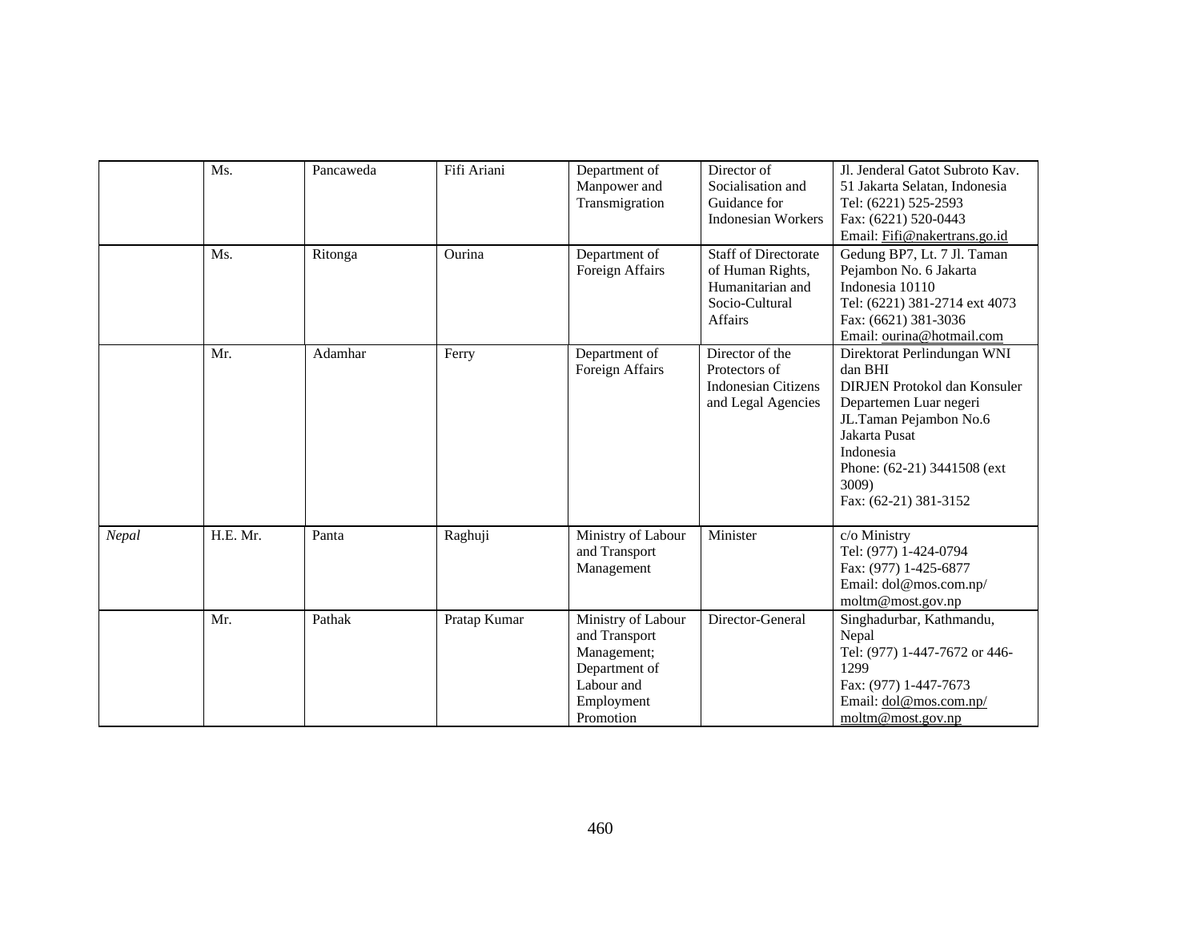| | | | | | | |
|---|---|---|---|---|---|---|
| | Ms. | Pancaweda | Fifi Ariani | Department of Manpower and Transmigration | Director of Socialisation and Guidance for Indonesian Workers | Jl. Jenderal Gatot Subroto Kav. 51 Jakarta Selatan, Indonesia<br>Tel: (6221) 525-2593<br>Fax: (6221) 520-0443<br>Email: Fifi@nakertrans.go.id |
| | Ms. | Ritonga | Ourina | Department of Foreign Affairs | Staff of Directorate of Human Rights, Humanitarian and Socio-Cultural Affairs | Gedung BP7, Lt. 7 Jl. Taman Pejambon No. 6 Jakarta Indonesia 10110<br>Tel: (6221) 381-2714 ext 4073<br>Fax: (6621) 381-3036<br>Email: ourina@hotmail.com |
| | Mr. | Adamhar | Ferry | Department of Foreign Affairs | Director of the Protectors of Indonesian Citizens and Legal Agencies | Direktorat Perlindungan WNI dan BHI<br>DIRJEN Protokol dan Konsuler<br>Departemen Luar negeri<br>JL.Taman Pejambon No.6<br>Jakarta Pusat<br>Indonesia<br>Phone: (62-21) 3441508 (ext 3009)<br>Fax: (62-21) 381-3152 |
| *Nepal* | H.E. Mr. | Panta | Raghuji | Ministry of Labour and Transport Management | Minister | c/o Ministry<br>Tel: (977) 1-424-0794<br>Fax: (977) 1-425-6877<br>Email: dol@mos.com.np/ moltm@most.gov.np |
| | Mr. | Pathak | Pratap Kumar | Ministry of Labour and Transport Management; Department of Labour and Employment Promotion | Director-General | Singhadurbar, Kathmandu, Nepal<br>Tel: (977) 1-447-7672 or 446-1299<br>Fax: (977) 1-447-7673<br>Email: dol@mos.com.np/ moltm@most.gov.np |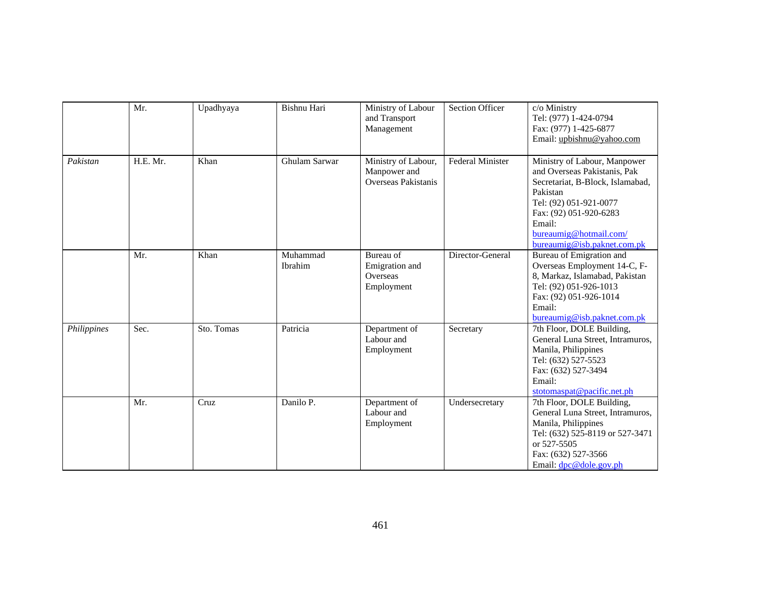| | | | | | | |
|---|---|---|---|---|---|---|
| | Mr. | Upadhyaya | Bishnu Hari | Ministry of Labour and Transport Management | Section Officer | c/o Ministry<br>Tel: (977) 1-424-0794<br>Fax: (977) 1-425-6877<br>Email: upbishnu@yahoo.com |
| *Pakistan* | H.E. Mr. | Khan | Ghulam Sarwar | Ministry of Labour, Manpower and Overseas Pakistanis | Federal Minister | Ministry of Labour, Manpower and Overseas Pakistanis, Pak Secretariat, B-Block, Islamabad, Pakistan<br>Tel: (92) 051-921-0077<br>Fax: (92) 051-920-6283<br>Email: bureaumig@hotmail.com/ bureaumig@isb.paknet.com.pk |
| | Mr. | Khan | Muhammad Ibrahim | Bureau of Emigration and Overseas Employment | Director-General | Bureau of Emigration and Overseas Employment 14-C, F-8, Markaz, Islamabad, Pakistan<br>Tel: (92) 051-926-1013<br>Fax: (92) 051-926-1014<br>Email: bureaumig@isb.paknet.com.pk |
| *Philippines* | Sec. | Sto. Tomas | Patricia | Department of Labour and Employment | Secretary | 7th Floor, DOLE Building, General Luna Street, Intramuros, Manila, Philippines<br>Tel: (632) 527-5523<br>Fax: (632) 527-3494<br>Email: stotomaspat@pacific.net.ph |
| | Mr. | Cruz | Danilo P. | Department of Labour and Employment | Undersecretary | 7th Floor, DOLE Building, General Luna Street, Intramuros, Manila, Philippines<br>Tel: (632) 525-8119 or 527-3471 or 527-5505<br>Fax: (632) 527-3566<br>Email: dpc@dole.gov.ph |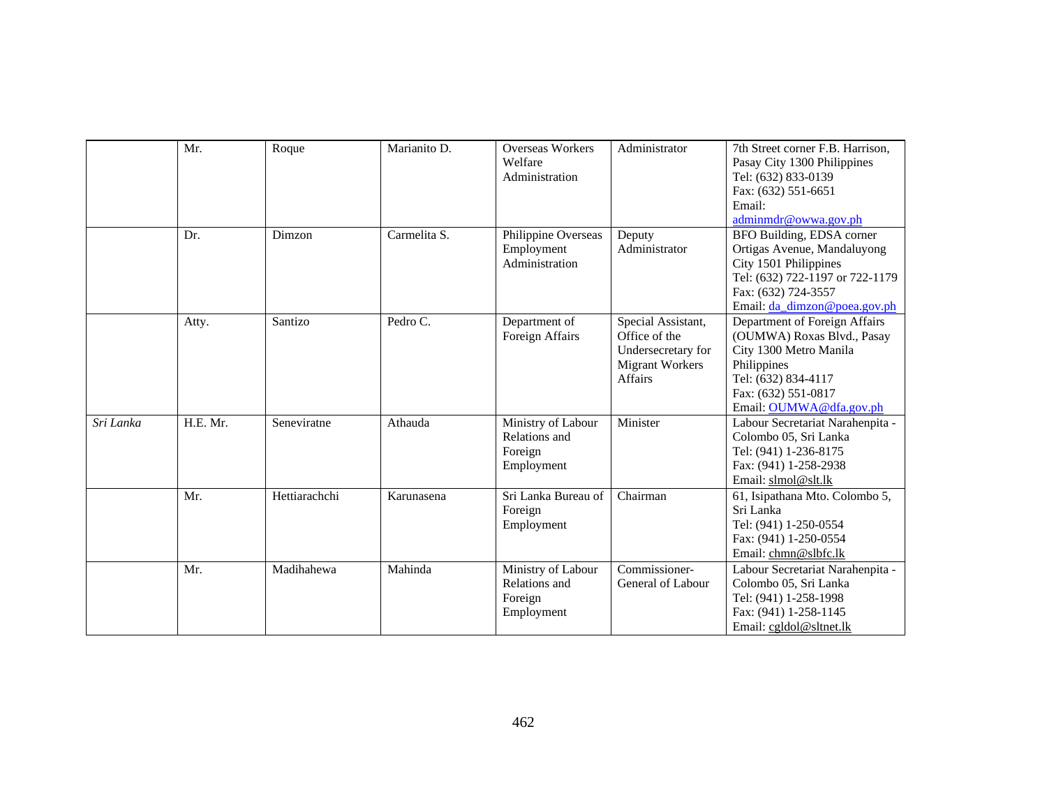| | | | | | | |
|---|---|---|---|---|---|---|
| | Mr. | Roque | Marianito D. | Overseas Workers Welfare Administration | Administrator | 7th Street corner F.B. Harrison, Pasay City 1300 Philippines<br>Tel: (632) 833-0139<br>Fax: (632) 551-6651<br>Email: adminmdr@owwa.gov.ph |
| | Dr. | Dimzon | Carmelita S. | Philippine Overseas Employment Administration | Deputy Administrator | BFO Building, EDSA corner Ortigas Avenue, Mandaluyong City 1501 Philippines<br>Tel: (632) 722-1197 or 722-1179<br>Fax: (632) 724-3557<br>Email: da_dimzon@poea.gov.ph |
| | Atty. | Santizo | Pedro C. | Department of Foreign Affairs | Special Assistant, Office of the Undersecretary for Migrant Workers Affairs | Department of Foreign Affairs (OUMWA) Roxas Blvd., Pasay City 1300 Metro Manila Philippines<br>Tel: (632) 834-4117<br>Fax: (632) 551-0817<br>Email: OUMWA@dfa.gov.ph |
| *Sri Lanka* | H.E. Mr. | Seneviratne | Athauda | Ministry of Labour Relations and Foreign Employment | Minister | Labour Secretariat Narahenpita - Colombo 05, Sri Lanka<br>Tel: (941) 1-236-8175<br>Fax: (941) 1-258-2938<br>Email: slmol@slt.lk |
| | Mr. | Hettiarachchi | Karunasena | Sri Lanka Bureau of Foreign Employment | Chairman | 61, Isipathana Mto. Colombo 5, Sri Lanka<br>Tel: (941) 1-250-0554<br>Fax: (941) 1-250-0554<br>Email: chmn@slbfc.lk |
| | Mr. | Madihahewa | Mahinda | Ministry of Labour Relations and Foreign Employment | Commissioner-General of Labour | Labour Secretariat Narahenpita - Colombo 05, Sri Lanka<br>Tel: (941) 1-258-1998<br>Fax: (941) 1-258-1145<br>Email: cgldol@sltnet.lk |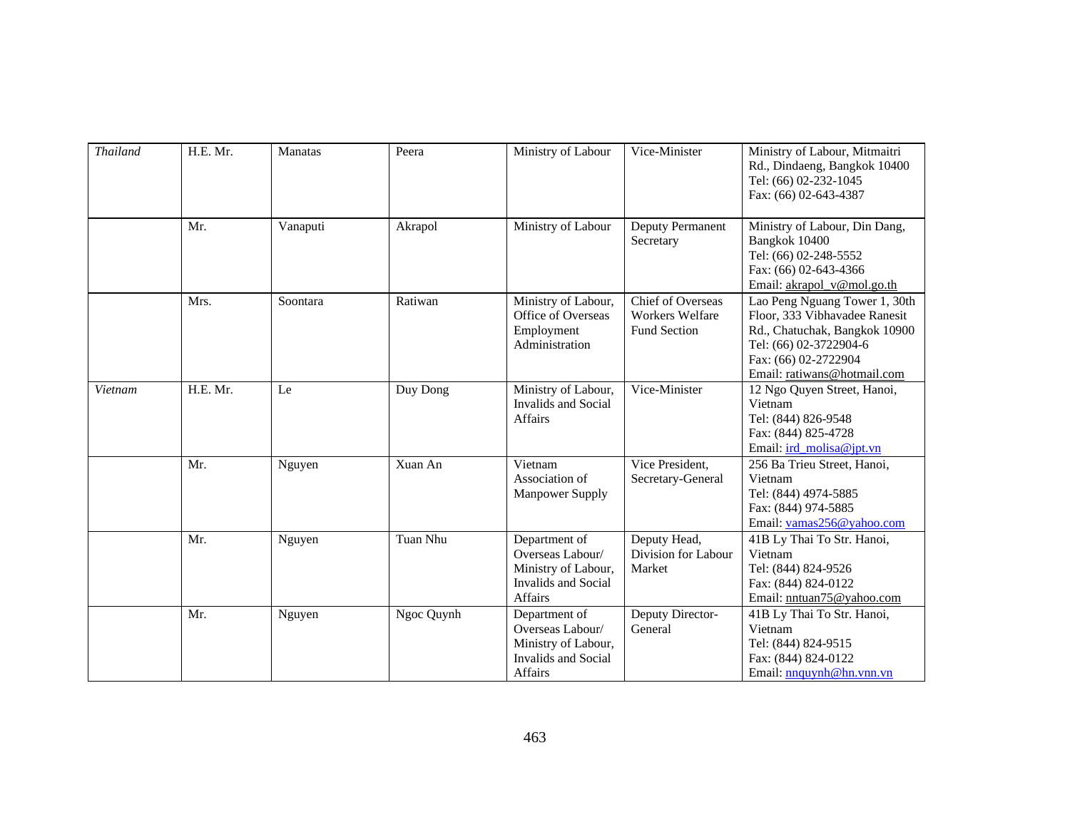| | | | | | | |
|---|---|---|---|---|---|---|
| *Thailand* | H.E. Mr. | Manatas | Peera | Ministry of Labour | Vice-Minister | Ministry of Labour, Mitmaitri Rd., Dindaeng, Bangkok 10400<br>Tel: (66) 02-232-1045<br>Fax: (66) 02-643-4387 |
| | Mr. | Vanaputi | Akrapol | Ministry of Labour | Deputy Permanent Secretary | Ministry of Labour, Din Dang, Bangkok 10400<br>Tel: (66) 02-248-5552<br>Fax: (66) 02-643-4366<br>Email: akrapol_v@mol.go.th |
| | Mrs. | Soontara | Ratiwan | Ministry of Labour, Office of Overseas Employment Administration | Chief of Overseas Workers Welfare Fund Section | Lao Peng Nguang Tower 1, 30th Floor, 333 Vibhavadee Ranesit Rd., Chatuchak, Bangkok 10900<br>Tel: (66) 02-3722904-6<br>Fax: (66) 02-2722904<br>Email: ratiwans@hotmail.com |
| *Vietnam* | H.E. Mr. | Le | Duy Dong | Ministry of Labour, Invalids and Social Affairs | Vice-Minister | 12 Ngo Quyen Street, Hanoi, Vietnam<br>Tel: (844) 826-9548<br>Fax: (844) 825-4728<br>Email: ird_molisa@jpt.vn |
| | Mr. | Nguyen | Xuan An | Vietnam Association of Manpower Supply | Vice President, Secretary-General | 256 Ba Trieu Street, Hanoi, Vietnam<br>Tel: (844) 4974-5885<br>Fax: (844) 974-5885<br>Email: vamas256@yahoo.com |
| | Mr. | Nguyen | Tuan Nhu | Department of Overseas Labour/ Ministry of Labour, Invalids and Social Affairs | Deputy Head, Division for Labour Market | 41B Ly Thai To Str. Hanoi, Vietnam<br>Tel: (844) 824-9526<br>Fax: (844) 824-0122<br>Email: nntuan75@yahoo.com |
| | Mr. | Nguyen | Ngoc Quynh | Department of Overseas Labour/ Ministry of Labour, Invalids and Social Affairs | Deputy Director-General | 41B Ly Thai To Str. Hanoi, Vietnam<br>Tel: (844) 824-9515<br>Fax: (844) 824-0122<br>Email: nnquynh@hn.vnn.vn |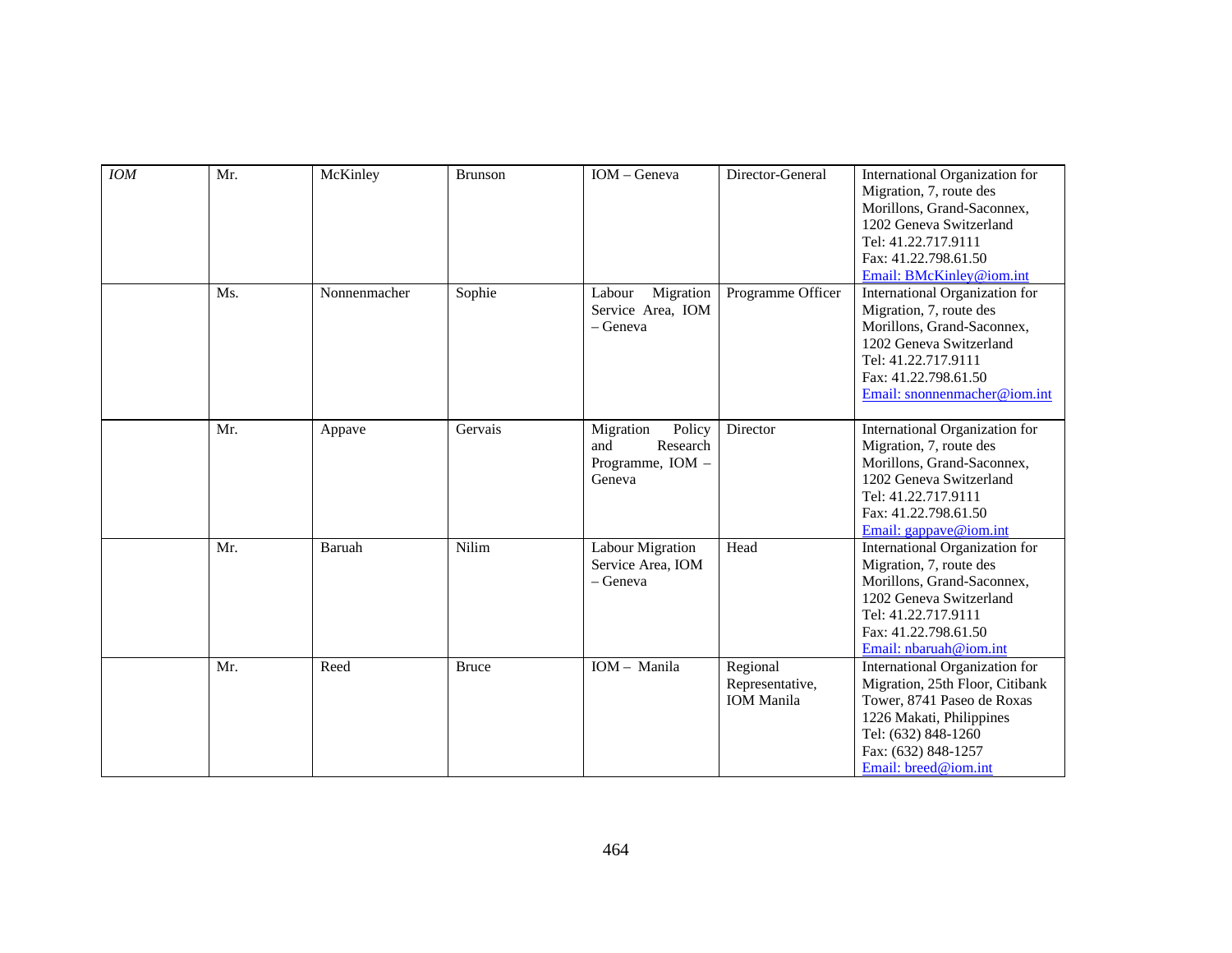| *IOM* | Mr. | McKinley | Brunson | IOM – Geneva | Director-General | International Organization for Migration, 7, route des Morillons, Grand-Saconnex, 1202 Geneva Switzerland Tel: 41.22.717.9111 Fax: 41.22.798.61.50 Email: BMcKinley@iom.int |
|---|---|---|---|---|---|---|
| | Ms. | Nonnenmacher | Sophie | Labour Migration Service Area, IOM – Geneva | Programme Officer | International Organization for Migration, 7, route des Morillons, Grand-Saconnex, 1202 Geneva Switzerland Tel: 41.22.717.9111 Fax: 41.22.798.61.50 Email: snonnenmacher@iom.int |
| | Mr. | Appave | Gervais | Migration Policy and Research Programme, IOM – Geneva | Director | International Organization for Migration, 7, route des Morillons, Grand-Saconnex, 1202 Geneva Switzerland Tel: 41.22.717.9111 Fax: 41.22.798.61.50 Email: gappave@iom.int |
| | Mr. | Baruah | Nilim | Labour Migration Service Area, IOM – Geneva | Head | International Organization for Migration, 7, route des Morillons, Grand-Saconnex, 1202 Geneva Switzerland Tel: 41.22.717.9111 Fax: 41.22.798.61.50 Email: nbaruah@iom.int |
| | Mr. | Reed | Bruce | IOM – Manila | Regional Representative, IOM Manila | International Organization for Migration, 25th Floor, Citibank Tower, 8741 Paseo de Roxas 1226 Makati, Philippines Tel: (632) 848-1260 Fax: (632) 848-1257 Email: breed@iom.int |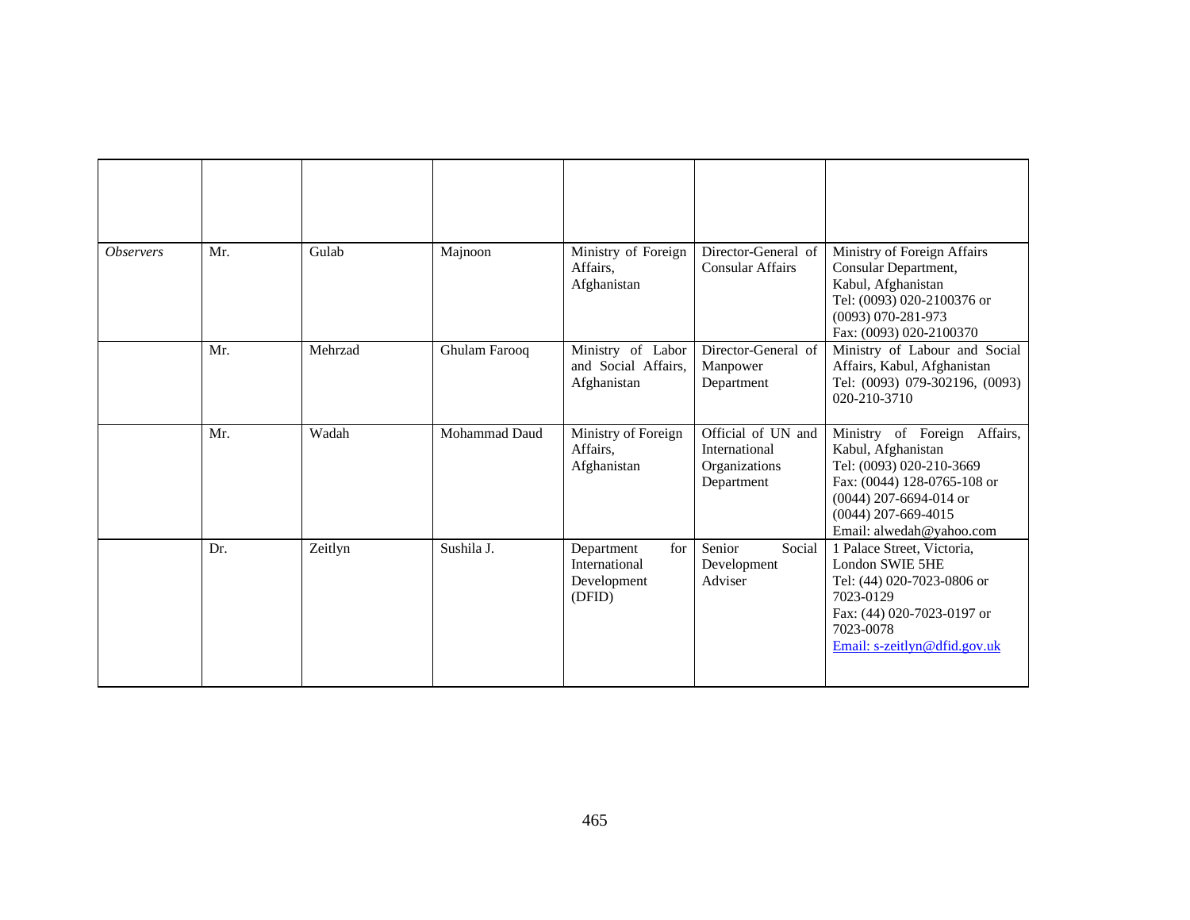| | | | | | | |
|---|---|---|---|---|---|---|
| *Observers* | Mr. | Gulab | Majnoon | Ministry of Foreign Affairs, Afghanistan | Director-General of Consular Affairs | Ministry of Foreign Affairs Consular Department, Kabul, Afghanistan<br>Tel: (0093) 020-2100376 or (0093) 070-281-973<br>Fax: (0093) 020-2100370 |
| | Mr. | Mehrzad | Ghulam Farooq | Ministry of Labor and Social Affairs, Afghanistan | Director-General of Manpower Department | Ministry of Labour and Social Affairs, Kabul, Afghanistan<br>Tel: (0093) 079-302196, (0093) 020-210-3710 |
| | Mr. | Wadah | Mohammad Daud | Ministry of Foreign Affairs, Afghanistan | Official of UN and International Organizations Department | Ministry of Foreign Affairs, Kabul, Afghanistan<br>Tel: (0093) 020-210-3669<br>Fax: (0044) 128-0765-108 or (0044) 207-6694-014 or (0044) 207-669-4015<br>Email: alwedah@yahoo.com |
| | Dr. | Zeitlyn | Sushila J. | Department for International Development (DFID) | Senior Social Development Adviser | 1 Palace Street, Victoria, London SWIE 5HE<br>Tel: (44) 020-7023-0806 or 7023-0129<br>Fax: (44) 020-7023-0197 or 7023-0078<br>Email: s-zeitlyn@dfid.gov.uk |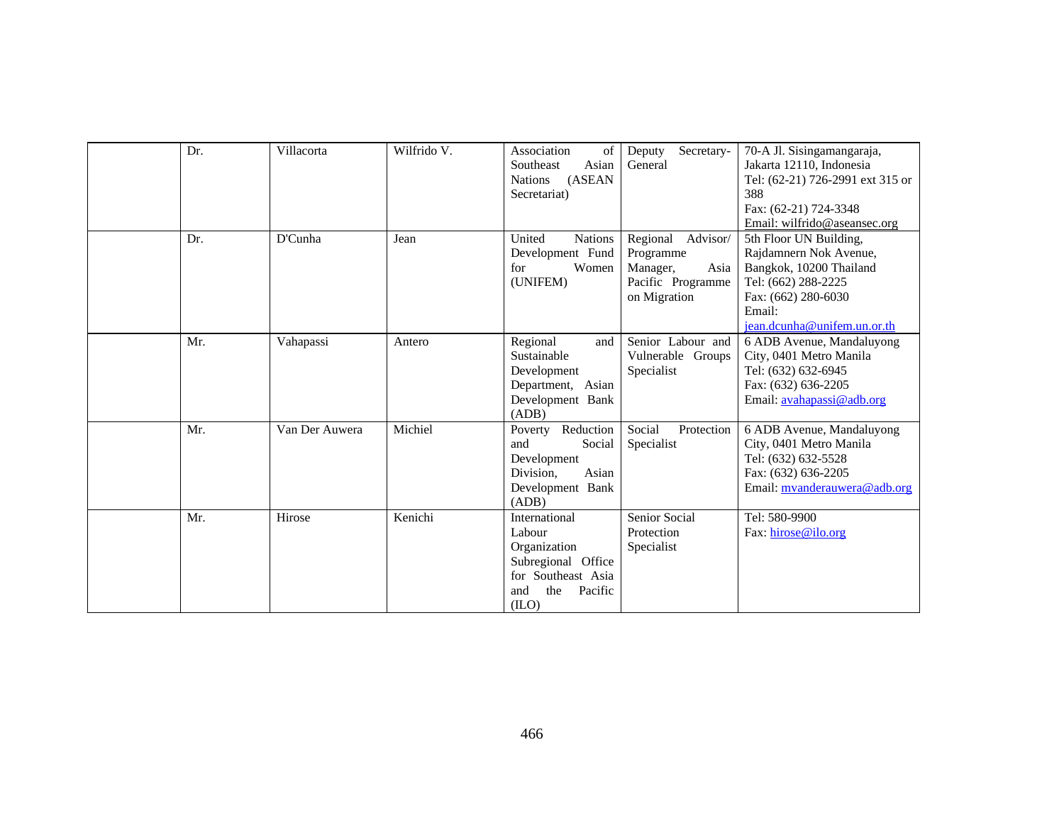| | Dr. | Villacorta | Wilfrido V. | Association of Southeast Asian Nations (ASEAN Secretariat) | Deputy Secretary-General | 70-A Jl. Sisingamangaraja, Jakarta 12110, Indonesia<br>Tel: (62-21) 726-2991 ext 315 or 388<br>Fax: (62-21) 724-3348<br>Email: wilfrido@aseansec.org |
|---|---|---|---|---|---|---|
| | Dr. | D'Cunha | Jean | United Nations Development Fund for Women (UNIFEM) | Regional Advisor/ Programme Manager, Asia Pacific Programme on Migration | 5th Floor UN Building, Rajdamnern Nok Avenue, Bangkok, 10200 Thailand<br>Tel: (662) 288-2225<br>Fax: (662) 280-6030<br>Email: jean.dcunha@unifem.un.or.th |
| | Mr. | Vahapassi | Antero | Regional and Sustainable Development Department, Asian Development Bank (ADB) | Senior Labour and Vulnerable Groups Specialist | 6 ADB Avenue, Mandaluyong City, 0401 Metro Manila<br>Tel: (632) 632-6945<br>Fax: (632) 636-2205<br>Email: avahapassi@adb.org |
| | Mr. | Van Der Auwera | Michiel | Poverty Reduction and Social Development Division, Asian Development Bank (ADB) | Social Protection Specialist | 6 ADB Avenue, Mandaluyong City, 0401 Metro Manila<br>Tel: (632) 632-5528<br>Fax: (632) 636-2205<br>Email: mvanderauwera@adb.org |
| | Mr. | Hirose | Kenichi | International Labour Organization Subregional Office for Southeast Asia and the Pacific (ILO) | Senior Social Protection Specialist | Tel: 580-9900<br>Fax: hirose@ilo.org |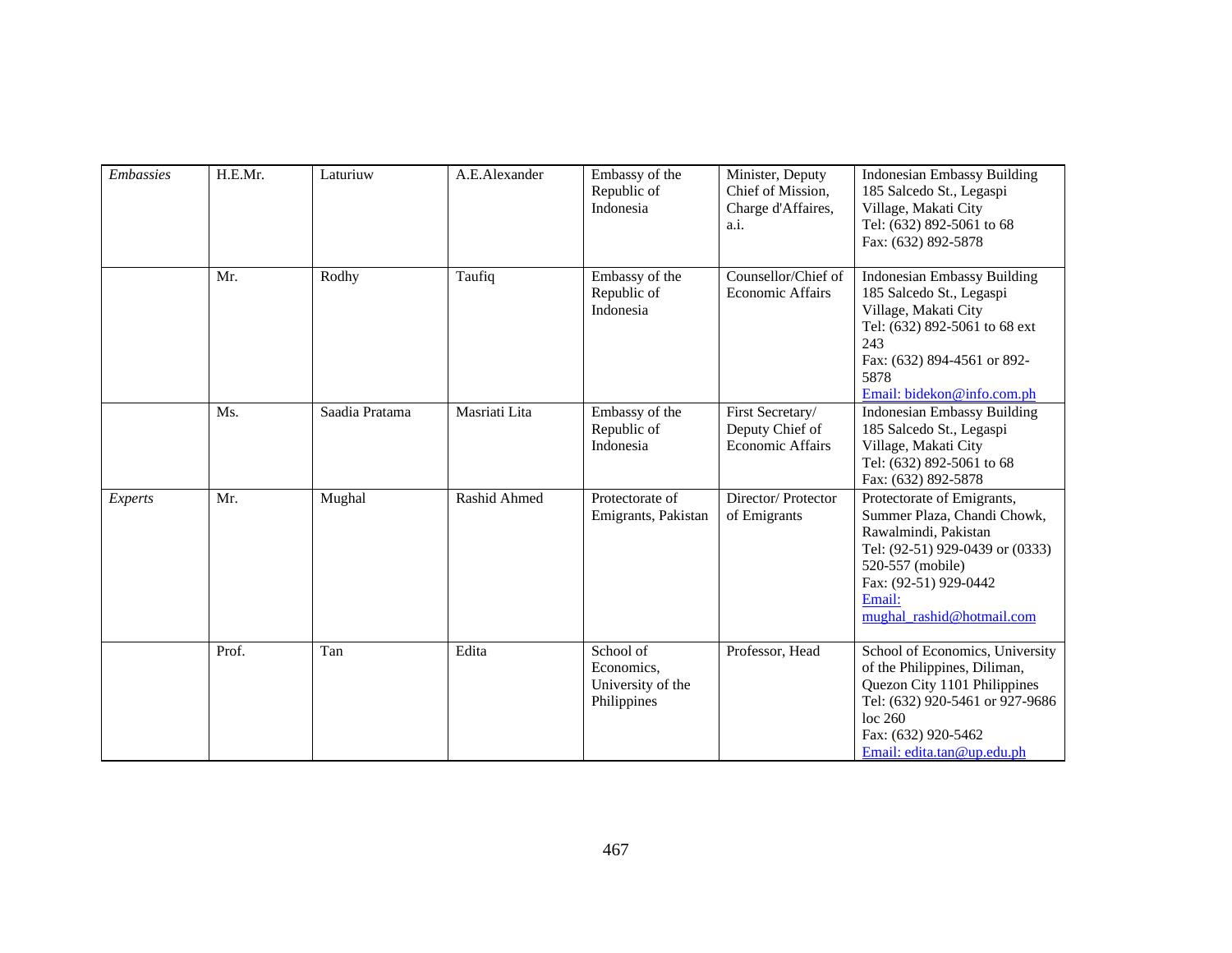| *Embassies* | H.E.Mr. | Laturiuw | A.E.Alexander | Embassy of the Republic of Indonesia | Minister, Deputy Chief of Mission, Charge d'Affaires, a.i. | Indonesian Embassy Building 185 Salcedo St., Legaspi Village, Makati City Tel: (632) 892-5061 to 68 Fax: (632) 892-5878 |
|---|---|---|---|---|---|---|
| | Mr. | Rodhy | Taufiq | Embassy of the Republic of Indonesia | Counsellor/Chief of Economic Affairs | Indonesian Embassy Building 185 Salcedo St., Legaspi Village, Makati City Tel: (632) 892-5061 to 68 ext 243 Fax: (632) 894-4561 or 892-5878 Email: bidekon@info.com.ph |
| | Ms. | Saadia Pratama | Masriati Lita | Embassy of the Republic of Indonesia | First Secretary/ Deputy Chief of Economic Affairs | Indonesian Embassy Building 185 Salcedo St., Legaspi Village, Makati City Tel: (632) 892-5061 to 68 Fax: (632) 892-5878 |
| *Experts* | Mr. | Mughal | Rashid Ahmed | Protectorate of Emigrants, Pakistan | Director/ Protector of Emigrants | Protectorate of Emigrants, Summer Plaza, Chandi Chowk, Rawalmindi, Pakistan Tel: (92-51) 929-0439 or (0333) 520-557 (mobile) Fax: (92-51) 929-0442 Email: mughal_rashid@hotmail.com |
| | Prof. | Tan | Edita | School of Economics, University of the Philippines | Professor, Head | School of Economics, University of the Philippines, Diliman, Quezon City 1101 Philippines Tel: (632) 920-5461 or 927-9686 loc 260 Fax: (632) 920-5462 Email: edita.tan@up.edu.ph |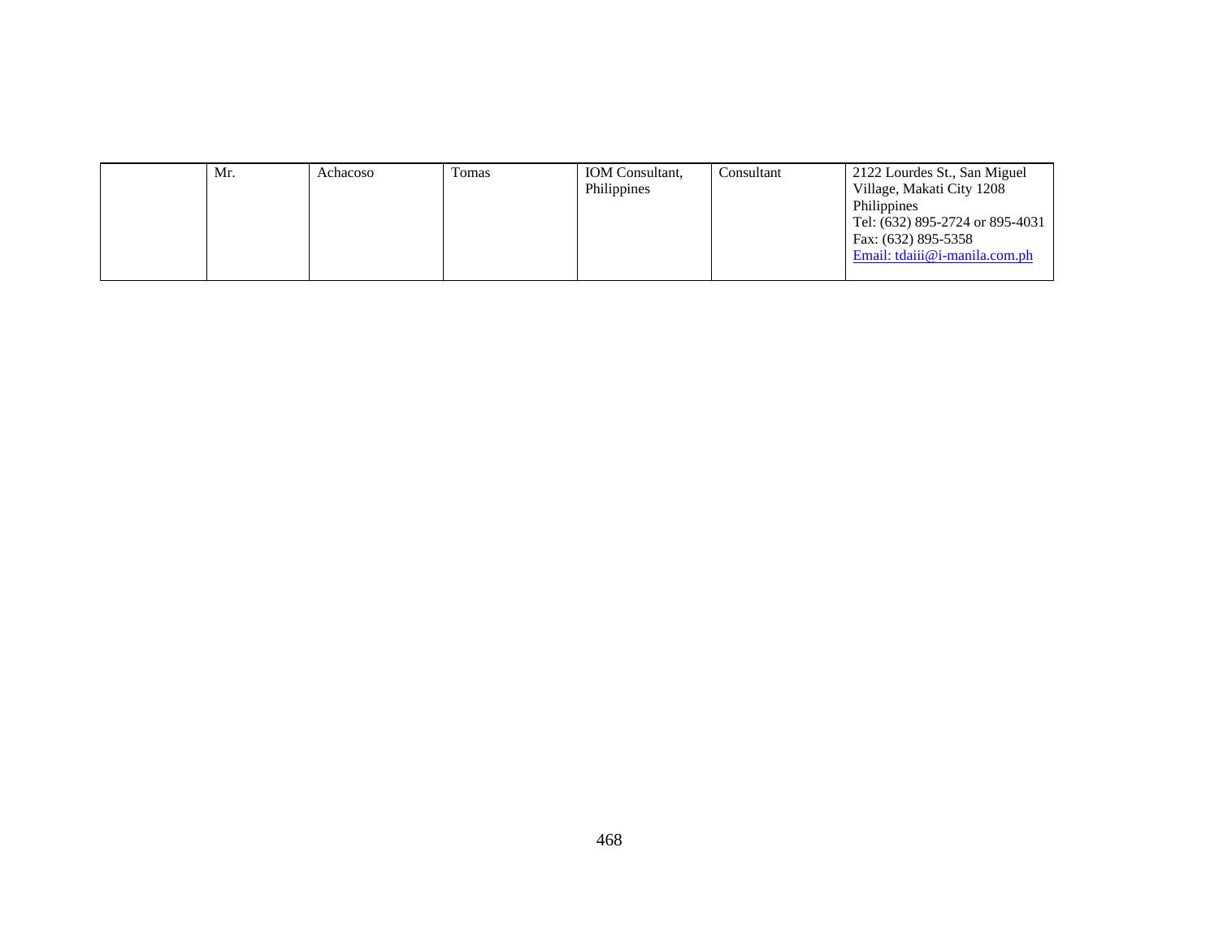| | | | | | | |
|---|---|---|---|---|---|---|
| | Mr. | Achacoso | Tomas | IOM Consultant, Philippines | Consultant | 2122 Lourdes St., San Miguel Village, Makati City 1208 Philippines<br>Tel: (632) 895-2724 or 895-4031<br>Fax: (632) 895-5358<br>Email: tdaiii@i-manila.com.ph |